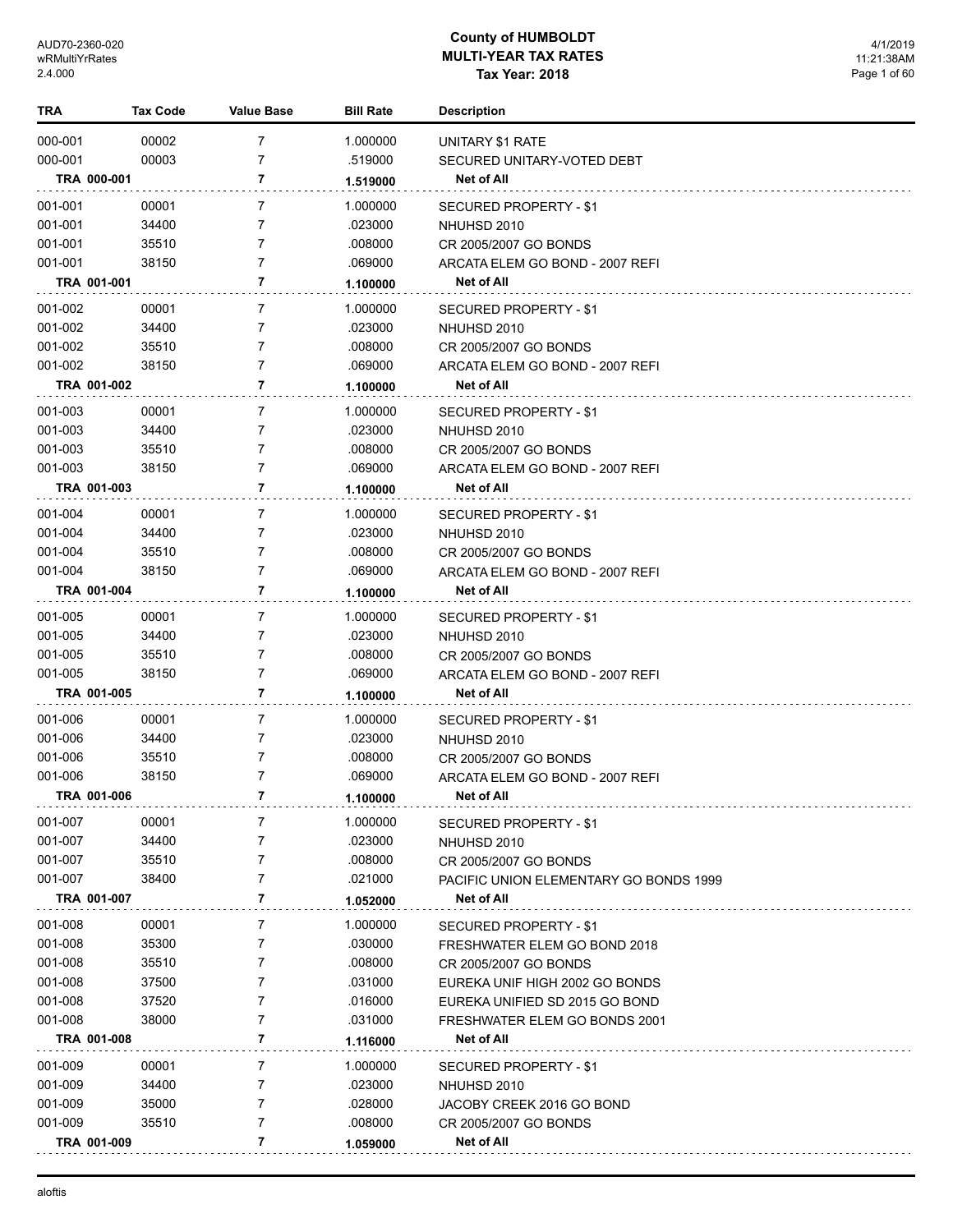# County of HUMBOLDT
## MULTI-YEAR TAX RATES
### Tax Year: 2018

| TRA | Tax Code | Value Base | Bill Rate | Description |
|---|---|---|---|---|
| 000-001 | 00002 | 7 | 1.000000 | UNITARY $1 RATE |
| 000-001 | 00003 | 7 | .519000 | SECURED UNITARY-VOTED DEBT |
| **TRA 000-001** | | **7** | **1.519000** | **Net of All** |
| 001-001 | 00001 | 7 | 1.000000 | SECURED PROPERTY - $1 |
| 001-001 | 34400 | 7 | .023000 | NHUHSD 2010 |
| 001-001 | 35510 | 7 | .008000 | CR 2005/2007 GO BONDS |
| 001-001 | 38150 | 7 | .069000 | ARCATA ELEM GO BOND - 2007 REFI |
| **TRA 001-001** | | **7** | **1.100000** | **Net of All** |
| 001-002 | 00001 | 7 | 1.000000 | SECURED PROPERTY - $1 |
| 001-002 | 34400 | 7 | .023000 | NHUHSD 2010 |
| 001-002 | 35510 | 7 | .008000 | CR 2005/2007 GO BONDS |
| 001-002 | 38150 | 7 | .069000 | ARCATA ELEM GO BOND - 2007 REFI |
| **TRA 001-002** | | **7** | **1.100000** | **Net of All** |
| 001-003 | 00001 | 7 | 1.000000 | SECURED PROPERTY - $1 |
| 001-003 | 34400 | 7 | .023000 | NHUHSD 2010 |
| 001-003 | 35510 | 7 | .008000 | CR 2005/2007 GO BONDS |
| 001-003 | 38150 | 7 | .069000 | ARCATA ELEM GO BOND - 2007 REFI |
| **TRA 001-003** | | **7** | **1.100000** | **Net of All** |
| 001-004 | 00001 | 7 | 1.000000 | SECURED PROPERTY - $1 |
| 001-004 | 34400 | 7 | .023000 | NHUHSD 2010 |
| 001-004 | 35510 | 7 | .008000 | CR 2005/2007 GO BONDS |
| 001-004 | 38150 | 7 | .069000 | ARCATA ELEM GO BOND - 2007 REFI |
| **TRA 001-004** | | **7** | **1.100000** | **Net of All** |
| 001-005 | 00001 | 7 | 1.000000 | SECURED PROPERTY - $1 |
| 001-005 | 34400 | 7 | .023000 | NHUHSD 2010 |
| 001-005 | 35510 | 7 | .008000 | CR 2005/2007 GO BONDS |
| 001-005 | 38150 | 7 | .069000 | ARCATA ELEM GO BOND - 2007 REFI |
| **TRA 001-005** | | **7** | **1.100000** | **Net of All** |
| 001-006 | 00001 | 7 | 1.000000 | SECURED PROPERTY - $1 |
| 001-006 | 34400 | 7 | .023000 | NHUHSD 2010 |
| 001-006 | 35510 | 7 | .008000 | CR 2005/2007 GO BONDS |
| 001-006 | 38150 | 7 | .069000 | ARCATA ELEM GO BOND - 2007 REFI |
| **TRA 001-006** | | **7** | **1.100000** | **Net of All** |
| 001-007 | 00001 | 7 | 1.000000 | SECURED PROPERTY - $1 |
| 001-007 | 34400 | 7 | .023000 | NHUHSD 2010 |
| 001-007 | 35510 | 7 | .008000 | CR 2005/2007 GO BONDS |
| 001-007 | 38400 | 7 | .021000 | PACIFIC UNION ELEMENTARY GO BONDS 1999 |
| **TRA 001-007** | | **7** | **1.052000** | **Net of All** |
| 001-008 | 00001 | 7 | 1.000000 | SECURED PROPERTY - $1 |
| 001-008 | 35300 | 7 | .030000 | FRESHWATER ELEM GO BOND 2018 |
| 001-008 | 35510 | 7 | .008000 | CR 2005/2007 GO BONDS |
| 001-008 | 37500 | 7 | .031000 | EUREKA UNIF HIGH 2002 GO BONDS |
| 001-008 | 37520 | 7 | .016000 | EUREKA UNIFIED SD 2015 GO BOND |
| 001-008 | 38000 | 7 | .031000 | FRESHWATER ELEM GO BONDS 2001 |
| **TRA 001-008** | | **7** | **1.116000** | **Net of All** |
| 001-009 | 00001 | 7 | 1.000000 | SECURED PROPERTY - $1 |
| 001-009 | 34400 | 7 | .023000 | NHUHSD 2010 |
| 001-009 | 35000 | 7 | .028000 | JACOBY CREEK 2016 GO BOND |
| 001-009 | 35510 | 7 | .008000 | CR 2005/2007 GO BONDS |
| **TRA 001-009** | | **7** | **1.059000** | **Net of All** |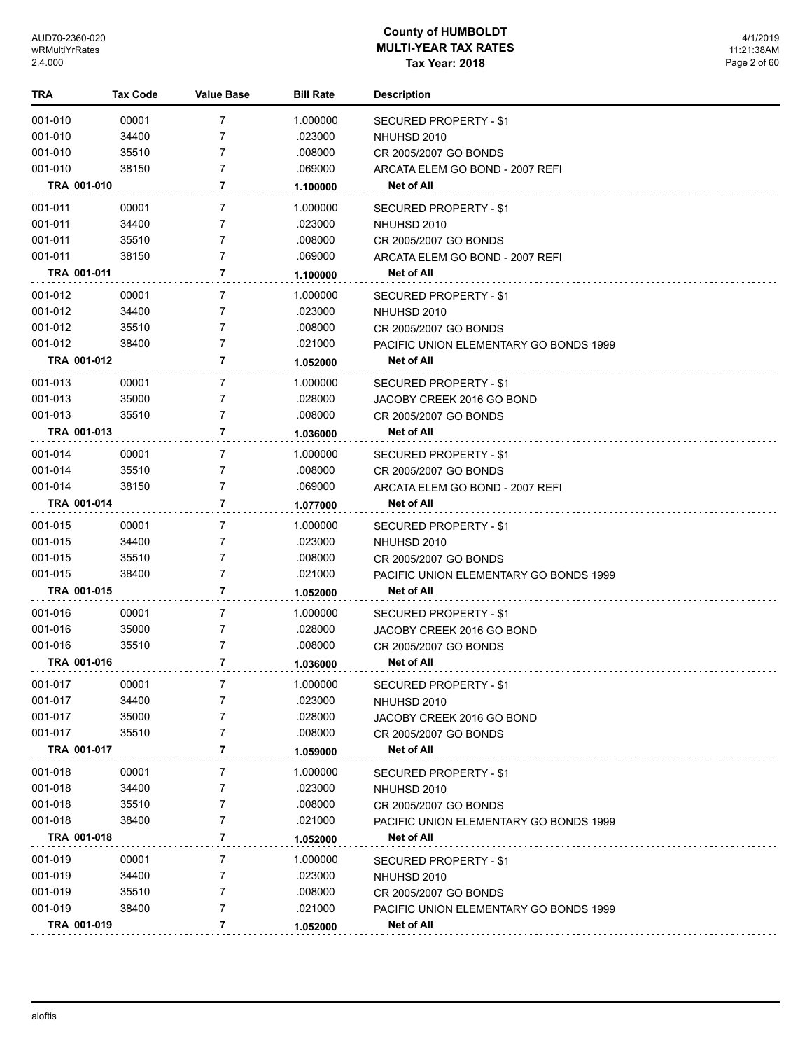# County of HUMBOLDT
## MULTI-YEAR TAX RATES
### Tax Year: 2018

| TRA | Tax Code | Value Base | Bill Rate | Description |
|---|---|---|---|---|
| 001-010 | 00001 | 7 | 1.000000 | SECURED PROPERTY - $1 |
| 001-010 | 34400 | 7 | .023000 | NHUHSD 2010 |
| 001-010 | 35510 | 7 | .008000 | CR 2005/2007 GO BONDS |
| 001-010 | 38150 | 7 | .069000 | ARCATA ELEM GO BOND - 2007 REFI |
| **TRA 001-010** | | **7** | **1.100000** | **Net of All** |
| 001-011 | 00001 | 7 | 1.000000 | SECURED PROPERTY - $1 |
| 001-011 | 34400 | 7 | .023000 | NHUHSD 2010 |
| 001-011 | 35510 | 7 | .008000 | CR 2005/2007 GO BONDS |
| 001-011 | 38150 | 7 | .069000 | ARCATA ELEM GO BOND - 2007 REFI |
| **TRA 001-011** | | **7** | **1.100000** | **Net of All** |
| 001-012 | 00001 | 7 | 1.000000 | SECURED PROPERTY - $1 |
| 001-012 | 34400 | 7 | .023000 | NHUHSD 2010 |
| 001-012 | 35510 | 7 | .008000 | CR 2005/2007 GO BONDS |
| 001-012 | 38400 | 7 | .021000 | PACIFIC UNION ELEMENTARY GO BONDS 1999 |
| **TRA 001-012** | | **7** | **1.052000** | **Net of All** |
| 001-013 | 00001 | 7 | 1.000000 | SECURED PROPERTY - $1 |
| 001-013 | 35000 | 7 | .028000 | JACOBY CREEK 2016 GO BOND |
| 001-013 | 35510 | 7 | .008000 | CR 2005/2007 GO BONDS |
| **TRA 001-013** | | **7** | **1.036000** | **Net of All** |
| 001-014 | 00001 | 7 | 1.000000 | SECURED PROPERTY - $1 |
| 001-014 | 35510 | 7 | .008000 | CR 2005/2007 GO BONDS |
| 001-014 | 38150 | 7 | .069000 | ARCATA ELEM GO BOND - 2007 REFI |
| **TRA 001-014** | | **7** | **1.077000** | **Net of All** |
| 001-015 | 00001 | 7 | 1.000000 | SECURED PROPERTY - $1 |
| 001-015 | 34400 | 7 | .023000 | NHUHSD 2010 |
| 001-015 | 35510 | 7 | .008000 | CR 2005/2007 GO BONDS |
| 001-015 | 38400 | 7 | .021000 | PACIFIC UNION ELEMENTARY GO BONDS 1999 |
| **TRA 001-015** | | **7** | **1.052000** | **Net of All** |
| 001-016 | 00001 | 7 | 1.000000 | SECURED PROPERTY - $1 |
| 001-016 | 35000 | 7 | .028000 | JACOBY CREEK 2016 GO BOND |
| 001-016 | 35510 | 7 | .008000 | CR 2005/2007 GO BONDS |
| **TRA 001-016** | | **7** | **1.036000** | **Net of All** |
| 001-017 | 00001 | 7 | 1.000000 | SECURED PROPERTY - $1 |
| 001-017 | 34400 | 7 | .023000 | NHUHSD 2010 |
| 001-017 | 35000 | 7 | .028000 | JACOBY CREEK 2016 GO BOND |
| 001-017 | 35510 | 7 | .008000 | CR 2005/2007 GO BONDS |
| **TRA 001-017** | | **7** | **1.059000** | **Net of All** |
| 001-018 | 00001 | 7 | 1.000000 | SECURED PROPERTY - $1 |
| 001-018 | 34400 | 7 | .023000 | NHUHSD 2010 |
| 001-018 | 35510 | 7 | .008000 | CR 2005/2007 GO BONDS |
| 001-018 | 38400 | 7 | .021000 | PACIFIC UNION ELEMENTARY GO BONDS 1999 |
| **TRA 001-018** | | **7** | **1.052000** | **Net of All** |
| 001-019 | 00001 | 7 | 1.000000 | SECURED PROPERTY - $1 |
| 001-019 | 34400 | 7 | .023000 | NHUHSD 2010 |
| 001-019 | 35510 | 7 | .008000 | CR 2005/2007 GO BONDS |
| 001-019 | 38400 | 7 | .021000 | PACIFIC UNION ELEMENTARY GO BONDS 1999 |
| **TRA 001-019** | | **7** | **1.052000** | **Net of All** |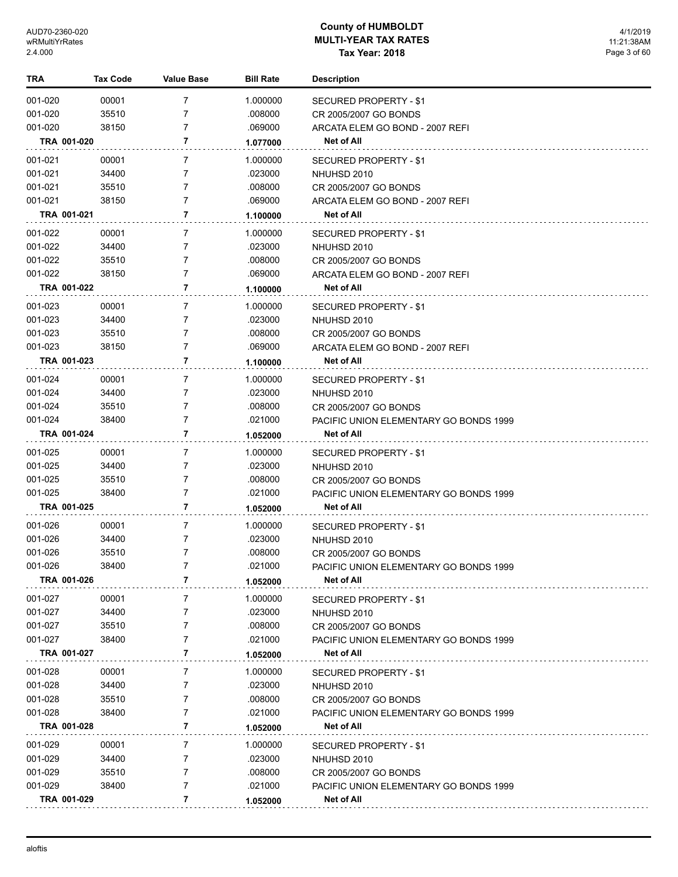| TRA | Tax Code | Value Base | Bill Rate | Description |
|---|---|---|---|---|
| 001-020 | 00001 | 7 | 1.000000 | SECURED PROPERTY - $1 |
| 001-020 | 35510 | 7 | .008000 | CR 2005/2007 GO BONDS |
| 001-020 | 38150 | 7 | .069000 | ARCATA ELEM GO BOND - 2007 REFI |
| **TRA 001-020** | | **7** | **1.077000** | **Net of All** |
| 001-021 | 00001 | 7 | 1.000000 | SECURED PROPERTY - $1 |
| 001-021 | 34400 | 7 | .023000 | NHUHSD 2010 |
| 001-021 | 35510 | 7 | .008000 | CR 2005/2007 GO BONDS |
| 001-021 | 38150 | 7 | .069000 | ARCATA ELEM GO BOND - 2007 REFI |
| **TRA 001-021** | | **7** | **1.100000** | **Net of All** |
| 001-022 | 00001 | 7 | 1.000000 | SECURED PROPERTY - $1 |
| 001-022 | 34400 | 7 | .023000 | NHUHSD 2010 |
| 001-022 | 35510 | 7 | .008000 | CR 2005/2007 GO BONDS |
| 001-022 | 38150 | 7 | .069000 | ARCATA ELEM GO BOND - 2007 REFI |
| **TRA 001-022** | | **7** | **1.100000** | **Net of All** |
| 001-023 | 00001 | 7 | 1.000000 | SECURED PROPERTY - $1 |
| 001-023 | 34400 | 7 | .023000 | NHUHSD 2010 |
| 001-023 | 35510 | 7 | .008000 | CR 2005/2007 GO BONDS |
| 001-023 | 38150 | 7 | .069000 | ARCATA ELEM GO BOND - 2007 REFI |
| **TRA 001-023** | | **7** | **1.100000** | **Net of All** |
| 001-024 | 00001 | 7 | 1.000000 | SECURED PROPERTY - $1 |
| 001-024 | 34400 | 7 | .023000 | NHUHSD 2010 |
| 001-024 | 35510 | 7 | .008000 | CR 2005/2007 GO BONDS |
| 001-024 | 38400 | 7 | .021000 | PACIFIC UNION ELEMENTARY GO BONDS 1999 |
| **TRA 001-024** | | **7** | **1.052000** | **Net of All** |
| 001-025 | 00001 | 7 | 1.000000 | SECURED PROPERTY - $1 |
| 001-025 | 34400 | 7 | .023000 | NHUHSD 2010 |
| 001-025 | 35510 | 7 | .008000 | CR 2005/2007 GO BONDS |
| 001-025 | 38400 | 7 | .021000 | PACIFIC UNION ELEMENTARY GO BONDS 1999 |
| **TRA 001-025** | | **7** | **1.052000** | **Net of All** |
| 001-026 | 00001 | 7 | 1.000000 | SECURED PROPERTY - $1 |
| 001-026 | 34400 | 7 | .023000 | NHUHSD 2010 |
| 001-026 | 35510 | 7 | .008000 | CR 2005/2007 GO BONDS |
| 001-026 | 38400 | 7 | .021000 | PACIFIC UNION ELEMENTARY GO BONDS 1999 |
| **TRA 001-026** | | **7** | **1.052000** | **Net of All** |
| 001-027 | 00001 | 7 | 1.000000 | SECURED PROPERTY - $1 |
| 001-027 | 34400 | 7 | .023000 | NHUHSD 2010 |
| 001-027 | 35510 | 7 | .008000 | CR 2005/2007 GO BONDS |
| 001-027 | 38400 | 7 | .021000 | PACIFIC UNION ELEMENTARY GO BONDS 1999 |
| **TRA 001-027** | | **7** | **1.052000** | **Net of All** |
| 001-028 | 00001 | 7 | 1.000000 | SECURED PROPERTY - $1 |
| 001-028 | 34400 | 7 | .023000 | NHUHSD 2010 |
| 001-028 | 35510 | 7 | .008000 | CR 2005/2007 GO BONDS |
| 001-028 | 38400 | 7 | .021000 | PACIFIC UNION ELEMENTARY GO BONDS 1999 |
| **TRA 001-028** | | **7** | **1.052000** | **Net of All** |
| 001-029 | 00001 | 7 | 1.000000 | SECURED PROPERTY - $1 |
| 001-029 | 34400 | 7 | .023000 | NHUHSD 2010 |
| 001-029 | 35510 | 7 | .008000 | CR 2005/2007 GO BONDS |
| 001-029 | 38400 | 7 | .021000 | PACIFIC UNION ELEMENTARY GO BONDS 1999 |
| **TRA 001-029** | | **7** | **1.052000** | **Net of All** |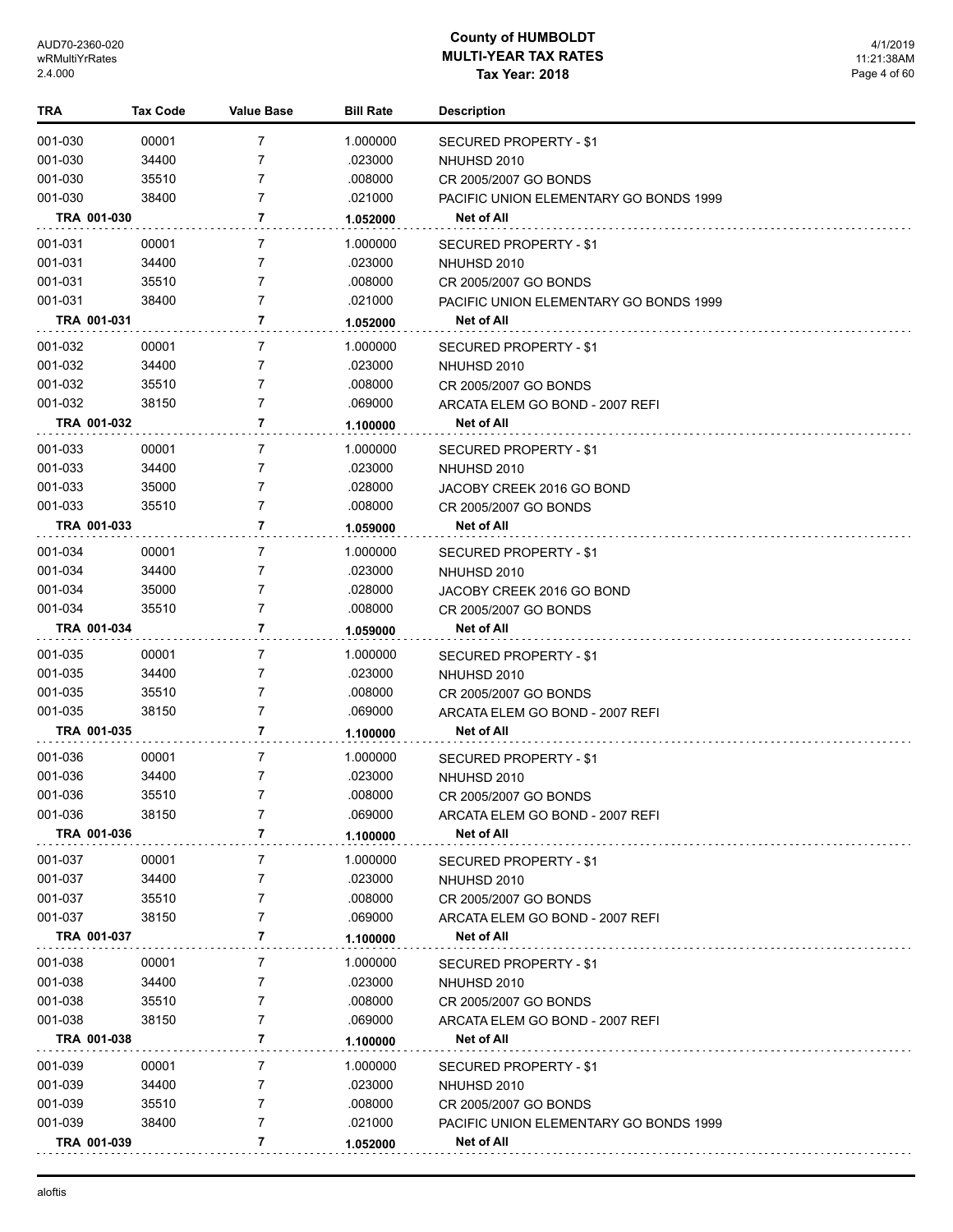# County of HUMBOLDT
## MULTI-YEAR TAX RATES
### Tax Year: 2018

| TRA | Tax Code | Value Base | Bill Rate | Description |
|---|---|---|---|---|
| 001-030 | 00001 | 7 | 1.000000 | SECURED PROPERTY - $1 |
| 001-030 | 34400 | 7 | .023000 | NHUHSD 2010 |
| 001-030 | 35510 | 7 | .008000 | CR 2005/2007 GO BONDS |
| 001-030 | 38400 | 7 | .021000 | PACIFIC UNION ELEMENTARY GO BONDS 1999 |
| **TRA 001-030** | | **7** | **1.052000** | **Net of All** |
| 001-031 | 00001 | 7 | 1.000000 | SECURED PROPERTY - $1 |
| 001-031 | 34400 | 7 | .023000 | NHUHSD 2010 |
| 001-031 | 35510 | 7 | .008000 | CR 2005/2007 GO BONDS |
| 001-031 | 38400 | 7 | .021000 | PACIFIC UNION ELEMENTARY GO BONDS 1999 |
| **TRA 001-031** | | **7** | **1.052000** | **Net of All** |
| 001-032 | 00001 | 7 | 1.000000 | SECURED PROPERTY - $1 |
| 001-032 | 34400 | 7 | .023000 | NHUHSD 2010 |
| 001-032 | 35510 | 7 | .008000 | CR 2005/2007 GO BONDS |
| 001-032 | 38150 | 7 | .069000 | ARCATA ELEM GO BOND - 2007 REFI |
| **TRA 001-032** | | **7** | **1.100000** | **Net of All** |
| 001-033 | 00001 | 7 | 1.000000 | SECURED PROPERTY - $1 |
| 001-033 | 34400 | 7 | .023000 | NHUHSD 2010 |
| 001-033 | 35000 | 7 | .028000 | JACOBY CREEK 2016 GO BOND |
| 001-033 | 35510 | 7 | .008000 | CR 2005/2007 GO BONDS |
| **TRA 001-033** | | **7** | **1.059000** | **Net of All** |
| 001-034 | 00001 | 7 | 1.000000 | SECURED PROPERTY - $1 |
| 001-034 | 34400 | 7 | .023000 | NHUHSD 2010 |
| 001-034 | 35000 | 7 | .028000 | JACOBY CREEK 2016 GO BOND |
| 001-034 | 35510 | 7 | .008000 | CR 2005/2007 GO BONDS |
| **TRA 001-034** | | **7** | **1.059000** | **Net of All** |
| 001-035 | 00001 | 7 | 1.000000 | SECURED PROPERTY - $1 |
| 001-035 | 34400 | 7 | .023000 | NHUHSD 2010 |
| 001-035 | 35510 | 7 | .008000 | CR 2005/2007 GO BONDS |
| 001-035 | 38150 | 7 | .069000 | ARCATA ELEM GO BOND - 2007 REFI |
| **TRA 001-035** | | **7** | **1.100000** | **Net of All** |
| 001-036 | 00001 | 7 | 1.000000 | SECURED PROPERTY - $1 |
| 001-036 | 34400 | 7 | .023000 | NHUHSD 2010 |
| 001-036 | 35510 | 7 | .008000 | CR 2005/2007 GO BONDS |
| 001-036 | 38150 | 7 | .069000 | ARCATA ELEM GO BOND - 2007 REFI |
| **TRA 001-036** | | **7** | **1.100000** | **Net of All** |
| 001-037 | 00001 | 7 | 1.000000 | SECURED PROPERTY - $1 |
| 001-037 | 34400 | 7 | .023000 | NHUHSD 2010 |
| 001-037 | 35510 | 7 | .008000 | CR 2005/2007 GO BONDS |
| 001-037 | 38150 | 7 | .069000 | ARCATA ELEM GO BOND - 2007 REFI |
| **TRA 001-037** | | **7** | **1.100000** | **Net of All** |
| 001-038 | 00001 | 7 | 1.000000 | SECURED PROPERTY - $1 |
| 001-038 | 34400 | 7 | .023000 | NHUHSD 2010 |
| 001-038 | 35510 | 7 | .008000 | CR 2005/2007 GO BONDS |
| 001-038 | 38150 | 7 | .069000 | ARCATA ELEM GO BOND - 2007 REFI |
| **TRA 001-038** | | **7** | **1.100000** | **Net of All** |
| 001-039 | 00001 | 7 | 1.000000 | SECURED PROPERTY - $1 |
| 001-039 | 34400 | 7 | .023000 | NHUHSD 2010 |
| 001-039 | 35510 | 7 | .008000 | CR 2005/2007 GO BONDS |
| 001-039 | 38400 | 7 | .021000 | PACIFIC UNION ELEMENTARY GO BONDS 1999 |
| **TRA 001-039** | | **7** | **1.052000** | **Net of All** |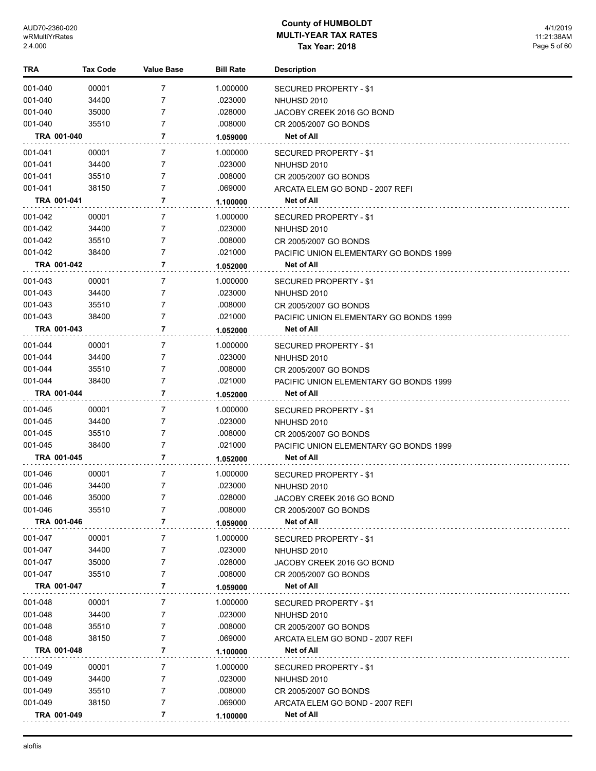# County of HUMBOLDT
## MULTI-YEAR TAX RATES
### Tax Year: 2018

| TRA | Tax Code | Value Base | Bill Rate | Description |
|---|---|---|---|---|
| 001-040 | 00001 | 7 | 1.000000 | SECURED PROPERTY - $1 |
| 001-040 | 34400 | 7 | .023000 | NHUHSD 2010 |
| 001-040 | 35000 | 7 | .028000 | JACOBY CREEK 2016 GO BOND |
| 001-040 | 35510 | 7 | .008000 | CR 2005/2007 GO BONDS |
| **TRA 001-040** | | **7** | **1.059000** | **Net of All** |
| 001-041 | 00001 | 7 | 1.000000 | SECURED PROPERTY - $1 |
| 001-041 | 34400 | 7 | .023000 | NHUHSD 2010 |
| 001-041 | 35510 | 7 | .008000 | CR 2005/2007 GO BONDS |
| 001-041 | 38150 | 7 | .069000 | ARCATA ELEM GO BOND - 2007 REFI |
| **TRA 001-041** | | **7** | **1.100000** | **Net of All** |
| 001-042 | 00001 | 7 | 1.000000 | SECURED PROPERTY - $1 |
| 001-042 | 34400 | 7 | .023000 | NHUHSD 2010 |
| 001-042 | 35510 | 7 | .008000 | CR 2005/2007 GO BONDS |
| 001-042 | 38400 | 7 | .021000 | PACIFIC UNION ELEMENTARY GO BONDS 1999 |
| **TRA 001-042** | | **7** | **1.052000** | **Net of All** |
| 001-043 | 00001 | 7 | 1.000000 | SECURED PROPERTY - $1 |
| 001-043 | 34400 | 7 | .023000 | NHUHSD 2010 |
| 001-043 | 35510 | 7 | .008000 | CR 2005/2007 GO BONDS |
| 001-043 | 38400 | 7 | .021000 | PACIFIC UNION ELEMENTARY GO BONDS 1999 |
| **TRA 001-043** | | **7** | **1.052000** | **Net of All** |
| 001-044 | 00001 | 7 | 1.000000 | SECURED PROPERTY - $1 |
| 001-044 | 34400 | 7 | .023000 | NHUHSD 2010 |
| 001-044 | 35510 | 7 | .008000 | CR 2005/2007 GO BONDS |
| 001-044 | 38400 | 7 | .021000 | PACIFIC UNION ELEMENTARY GO BONDS 1999 |
| **TRA 001-044** | | **7** | **1.052000** | **Net of All** |
| 001-045 | 00001 | 7 | 1.000000 | SECURED PROPERTY - $1 |
| 001-045 | 34400 | 7 | .023000 | NHUHSD 2010 |
| 001-045 | 35510 | 7 | .008000 | CR 2005/2007 GO BONDS |
| 001-045 | 38400 | 7 | .021000 | PACIFIC UNION ELEMENTARY GO BONDS 1999 |
| **TRA 001-045** | | **7** | **1.052000** | **Net of All** |
| 001-046 | 00001 | 7 | 1.000000 | SECURED PROPERTY - $1 |
| 001-046 | 34400 | 7 | .023000 | NHUHSD 2010 |
| 001-046 | 35000 | 7 | .028000 | JACOBY CREEK 2016 GO BOND |
| 001-046 | 35510 | 7 | .008000 | CR 2005/2007 GO BONDS |
| **TRA 001-046** | | **7** | **1.059000** | **Net of All** |
| 001-047 | 00001 | 7 | 1.000000 | SECURED PROPERTY - $1 |
| 001-047 | 34400 | 7 | .023000 | NHUHSD 2010 |
| 001-047 | 35000 | 7 | .028000 | JACOBY CREEK 2016 GO BOND |
| 001-047 | 35510 | 7 | .008000 | CR 2005/2007 GO BONDS |
| **TRA 001-047** | | **7** | **1.059000** | **Net of All** |
| 001-048 | 00001 | 7 | 1.000000 | SECURED PROPERTY - $1 |
| 001-048 | 34400 | 7 | .023000 | NHUHSD 2010 |
| 001-048 | 35510 | 7 | .008000 | CR 2005/2007 GO BONDS |
| 001-048 | 38150 | 7 | .069000 | ARCATA ELEM GO BOND - 2007 REFI |
| **TRA 001-048** | | **7** | **1.100000** | **Net of All** |
| 001-049 | 00001 | 7 | 1.000000 | SECURED PROPERTY - $1 |
| 001-049 | 34400 | 7 | .023000 | NHUHSD 2010 |
| 001-049 | 35510 | 7 | .008000 | CR 2005/2007 GO BONDS |
| 001-049 | 38150 | 7 | .069000 | ARCATA ELEM GO BOND - 2007 REFI |
| **TRA 001-049** | | **7** | **1.100000** | **Net of All** |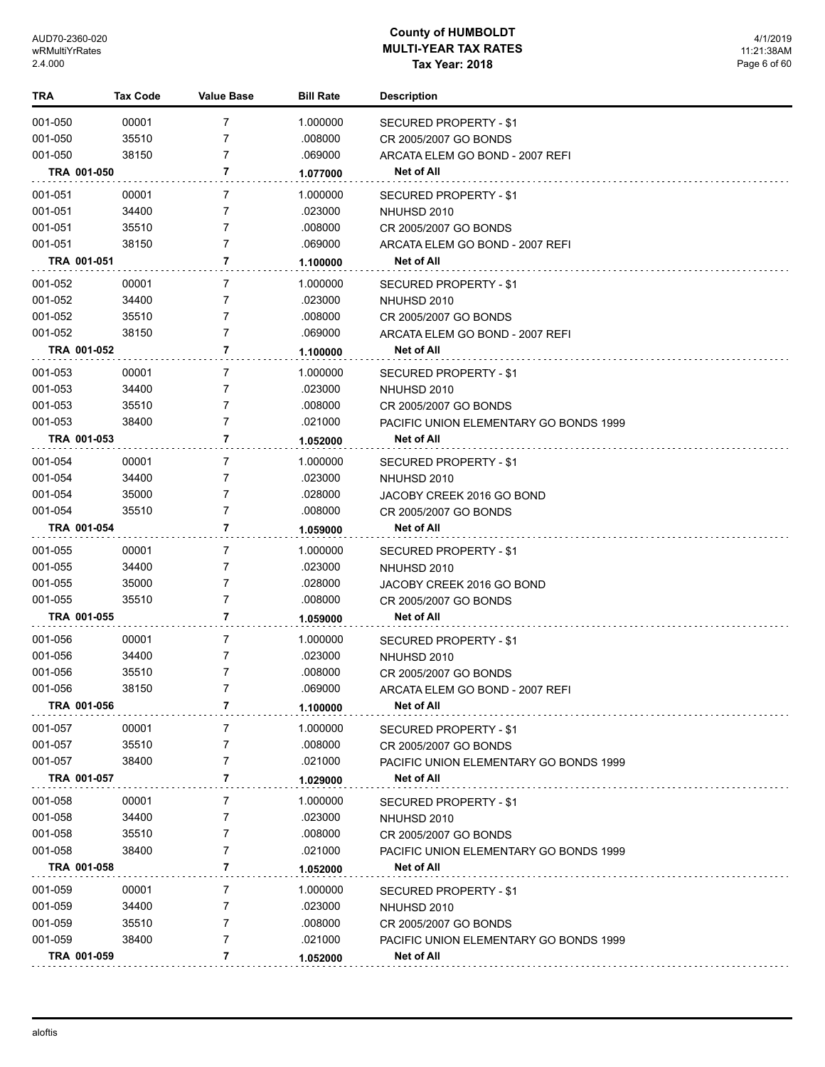# County of HUMBOLDT
## MULTI-YEAR TAX RATES
### Tax Year: 2018

| TRA | Tax Code | Value Base | Bill Rate | Description |
|---|---|---|---|---|
| 001-050 | 00001 | 7 | 1.000000 | SECURED PROPERTY - $1 |
| 001-050 | 35510 | 7 | .008000 | CR 2005/2007 GO BONDS |
| 001-050 | 38150 | 7 | .069000 | ARCATA ELEM GO BOND - 2007 REFI |
| **TRA 001-050** | | **7** | **1.077000** | **Net of All** |
| 001-051 | 00001 | 7 | 1.000000 | SECURED PROPERTY - $1 |
| 001-051 | 34400 | 7 | .023000 | NHUHSD 2010 |
| 001-051 | 35510 | 7 | .008000 | CR 2005/2007 GO BONDS |
| 001-051 | 38150 | 7 | .069000 | ARCATA ELEM GO BOND - 2007 REFI |
| **TRA 001-051** | | **7** | **1.100000** | **Net of All** |
| 001-052 | 00001 | 7 | 1.000000 | SECURED PROPERTY - $1 |
| 001-052 | 34400 | 7 | .023000 | NHUHSD 2010 |
| 001-052 | 35510 | 7 | .008000 | CR 2005/2007 GO BONDS |
| 001-052 | 38150 | 7 | .069000 | ARCATA ELEM GO BOND - 2007 REFI |
| **TRA 001-052** | | **7** | **1.100000** | **Net of All** |
| 001-053 | 00001 | 7 | 1.000000 | SECURED PROPERTY - $1 |
| 001-053 | 34400 | 7 | .023000 | NHUHSD 2010 |
| 001-053 | 35510 | 7 | .008000 | CR 2005/2007 GO BONDS |
| 001-053 | 38400 | 7 | .021000 | PACIFIC UNION ELEMENTARY GO BONDS 1999 |
| **TRA 001-053** | | **7** | **1.052000** | **Net of All** |
| 001-054 | 00001 | 7 | 1.000000 | SECURED PROPERTY - $1 |
| 001-054 | 34400 | 7 | .023000 | NHUHSD 2010 |
| 001-054 | 35000 | 7 | .028000 | JACOBY CREEK 2016 GO BOND |
| 001-054 | 35510 | 7 | .008000 | CR 2005/2007 GO BONDS |
| **TRA 001-054** | | **7** | **1.059000** | **Net of All** |
| 001-055 | 00001 | 7 | 1.000000 | SECURED PROPERTY - $1 |
| 001-055 | 34400 | 7 | .023000 | NHUHSD 2010 |
| 001-055 | 35000 | 7 | .028000 | JACOBY CREEK 2016 GO BOND |
| 001-055 | 35510 | 7 | .008000 | CR 2005/2007 GO BONDS |
| **TRA 001-055** | | **7** | **1.059000** | **Net of All** |
| 001-056 | 00001 | 7 | 1.000000 | SECURED PROPERTY - $1 |
| 001-056 | 34400 | 7 | .023000 | NHUHSD 2010 |
| 001-056 | 35510 | 7 | .008000 | CR 2005/2007 GO BONDS |
| 001-056 | 38150 | 7 | .069000 | ARCATA ELEM GO BOND - 2007 REFI |
| **TRA 001-056** | | **7** | **1.100000** | **Net of All** |
| 001-057 | 00001 | 7 | 1.000000 | SECURED PROPERTY - $1 |
| 001-057 | 35510 | 7 | .008000 | CR 2005/2007 GO BONDS |
| 001-057 | 38400 | 7 | .021000 | PACIFIC UNION ELEMENTARY GO BONDS 1999 |
| **TRA 001-057** | | **7** | **1.029000** | **Net of All** |
| 001-058 | 00001 | 7 | 1.000000 | SECURED PROPERTY - $1 |
| 001-058 | 34400 | 7 | .023000 | NHUHSD 2010 |
| 001-058 | 35510 | 7 | .008000 | CR 2005/2007 GO BONDS |
| 001-058 | 38400 | 7 | .021000 | PACIFIC UNION ELEMENTARY GO BONDS 1999 |
| **TRA 001-058** | | **7** | **1.052000** | **Net of All** |
| 001-059 | 00001 | 7 | 1.000000 | SECURED PROPERTY - $1 |
| 001-059 | 34400 | 7 | .023000 | NHUHSD 2010 |
| 001-059 | 35510 | 7 | .008000 | CR 2005/2007 GO BONDS |
| 001-059 | 38400 | 7 | .021000 | PACIFIC UNION ELEMENTARY GO BONDS 1999 |
| **TRA 001-059** | | **7** | **1.052000** | **Net of All** |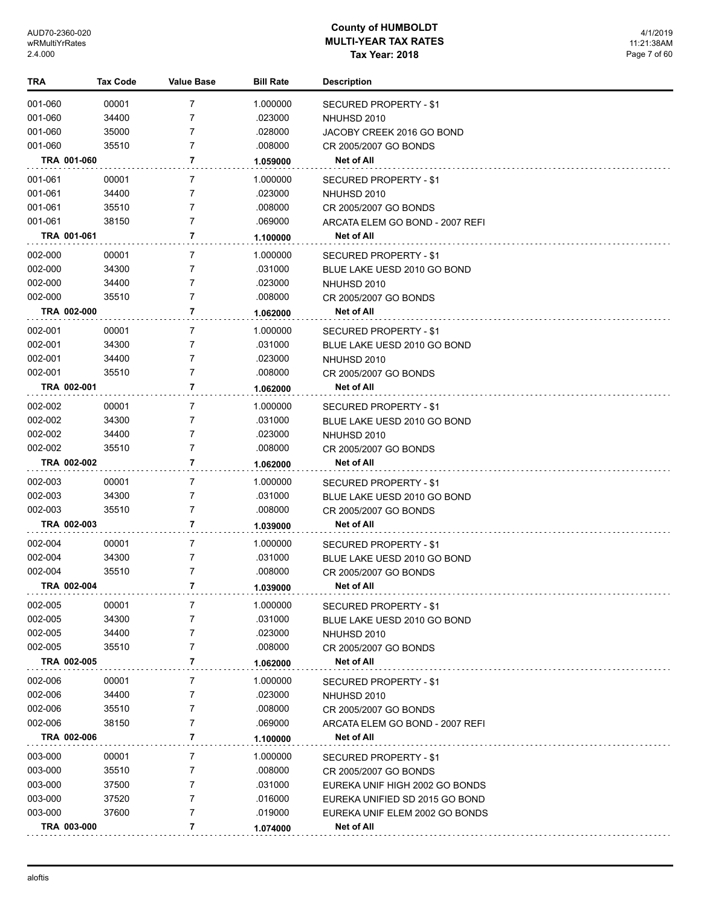# County of HUMBOLDT
## MULTI-YEAR TAX RATES
### Tax Year: 2018

| TRA | Tax Code | Value Base | Bill Rate | Description |
|---|---|---|---|---|
| 001-060 | 00001 | 7 | 1.000000 | SECURED PROPERTY - $1 |
| 001-060 | 34400 | 7 | .023000 | NHUHSD 2010 |
| 001-060 | 35000 | 7 | .028000 | JACOBY CREEK 2016 GO BOND |
| 001-060 | 35510 | 7 | .008000 | CR 2005/2007 GO BONDS |
| **TRA 001-060** | | **7** | **1.059000** | **Net of All** |
| 001-061 | 00001 | 7 | 1.000000 | SECURED PROPERTY - $1 |
| 001-061 | 34400 | 7 | .023000 | NHUHSD 2010 |
| 001-061 | 35510 | 7 | .008000 | CR 2005/2007 GO BONDS |
| 001-061 | 38150 | 7 | .069000 | ARCATA ELEM GO BOND - 2007 REFI |
| **TRA 001-061** | | **7** | **1.100000** | **Net of All** |
| 002-000 | 00001 | 7 | 1.000000 | SECURED PROPERTY - $1 |
| 002-000 | 34300 | 7 | .031000 | BLUE LAKE UESD 2010 GO BOND |
| 002-000 | 34400 | 7 | .023000 | NHUHSD 2010 |
| 002-000 | 35510 | 7 | .008000 | CR 2005/2007 GO BONDS |
| **TRA 002-000** | | **7** | **1.062000** | **Net of All** |
| 002-001 | 00001 | 7 | 1.000000 | SECURED PROPERTY - $1 |
| 002-001 | 34300 | 7 | .031000 | BLUE LAKE UESD 2010 GO BOND |
| 002-001 | 34400 | 7 | .023000 | NHUHSD 2010 |
| 002-001 | 35510 | 7 | .008000 | CR 2005/2007 GO BONDS |
| **TRA 002-001** | | **7** | **1.062000** | **Net of All** |
| 002-002 | 00001 | 7 | 1.000000 | SECURED PROPERTY - $1 |
| 002-002 | 34300 | 7 | .031000 | BLUE LAKE UESD 2010 GO BOND |
| 002-002 | 34400 | 7 | .023000 | NHUHSD 2010 |
| 002-002 | 35510 | 7 | .008000 | CR 2005/2007 GO BONDS |
| **TRA 002-002** | | **7** | **1.062000** | **Net of All** |
| 002-003 | 00001 | 7 | 1.000000 | SECURED PROPERTY - $1 |
| 002-003 | 34300 | 7 | .031000 | BLUE LAKE UESD 2010 GO BOND |
| 002-003 | 35510 | 7 | .008000 | CR 2005/2007 GO BONDS |
| **TRA 002-003** | | **7** | **1.039000** | **Net of All** |
| 002-004 | 00001 | 7 | 1.000000 | SECURED PROPERTY - $1 |
| 002-004 | 34300 | 7 | .031000 | BLUE LAKE UESD 2010 GO BOND |
| 002-004 | 35510 | 7 | .008000 | CR 2005/2007 GO BONDS |
| **TRA 002-004** | | **7** | **1.039000** | **Net of All** |
| 002-005 | 00001 | 7 | 1.000000 | SECURED PROPERTY - $1 |
| 002-005 | 34300 | 7 | .031000 | BLUE LAKE UESD 2010 GO BOND |
| 002-005 | 34400 | 7 | .023000 | NHUHSD 2010 |
| 002-005 | 35510 | 7 | .008000 | CR 2005/2007 GO BONDS |
| **TRA 002-005** | | **7** | **1.062000** | **Net of All** |
| 002-006 | 00001 | 7 | 1.000000 | SECURED PROPERTY - $1 |
| 002-006 | 34400 | 7 | .023000 | NHUHSD 2010 |
| 002-006 | 35510 | 7 | .008000 | CR 2005/2007 GO BONDS |
| 002-006 | 38150 | 7 | .069000 | ARCATA ELEM GO BOND - 2007 REFI |
| **TRA 002-006** | | **7** | **1.100000** | **Net of All** |
| 003-000 | 00001 | 7 | 1.000000 | SECURED PROPERTY - $1 |
| 003-000 | 35510 | 7 | .008000 | CR 2005/2007 GO BONDS |
| 003-000 | 37500 | 7 | .031000 | EUREKA UNIF HIGH 2002 GO BONDS |
| 003-000 | 37520 | 7 | .016000 | EUREKA UNIFIED SD 2015 GO BOND |
| 003-000 | 37600 | 7 | .019000 | EUREKA UNIF ELEM 2002 GO BONDS |
| **TRA 003-000** | | **7** | **1.074000** | **Net of All** |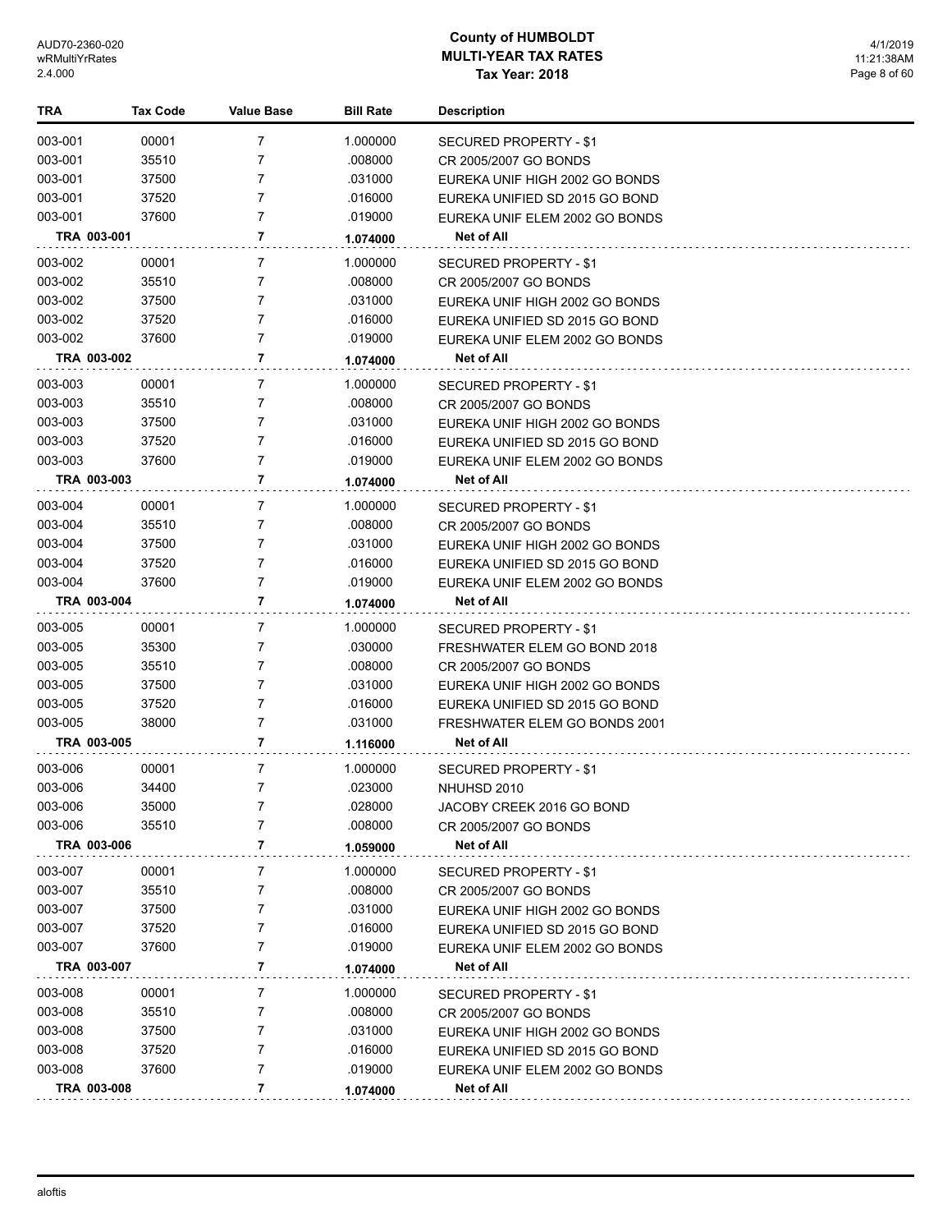# County of HUMBOLDT
## MULTI-YEAR TAX RATES
### Tax Year: 2018

| TRA | Tax Code | Value Base | Bill Rate | Description |
|---|---|---|---|---|
| 003-001 | 00001 | 7 | 1.000000 | SECURED PROPERTY - $1 |
| 003-001 | 35510 | 7 | .008000 | CR 2005/2007 GO BONDS |
| 003-001 | 37500 | 7 | .031000 | EUREKA UNIF HIGH 2002 GO BONDS |
| 003-001 | 37520 | 7 | .016000 | EUREKA UNIFIED SD 2015 GO BOND |
| 003-001 | 37600 | 7 | .019000 | EUREKA UNIF ELEM 2002 GO BONDS |
| **TRA 003-001** | | **7** | **1.074000** | **Net of All** |
| 003-002 | 00001 | 7 | 1.000000 | SECURED PROPERTY - $1 |
| 003-002 | 35510 | 7 | .008000 | CR 2005/2007 GO BONDS |
| 003-002 | 37500 | 7 | .031000 | EUREKA UNIF HIGH 2002 GO BONDS |
| 003-002 | 37520 | 7 | .016000 | EUREKA UNIFIED SD 2015 GO BOND |
| 003-002 | 37600 | 7 | .019000 | EUREKA UNIF ELEM 2002 GO BONDS |
| **TRA 003-002** | | **7** | **1.074000** | **Net of All** |
| 003-003 | 00001 | 7 | 1.000000 | SECURED PROPERTY - $1 |
| 003-003 | 35510 | 7 | .008000 | CR 2005/2007 GO BONDS |
| 003-003 | 37500 | 7 | .031000 | EUREKA UNIF HIGH 2002 GO BONDS |
| 003-003 | 37520 | 7 | .016000 | EUREKA UNIFIED SD 2015 GO BOND |
| 003-003 | 37600 | 7 | .019000 | EUREKA UNIF ELEM 2002 GO BONDS |
| **TRA 003-003** | | **7** | **1.074000** | **Net of All** |
| 003-004 | 00001 | 7 | 1.000000 | SECURED PROPERTY - $1 |
| 003-004 | 35510 | 7 | .008000 | CR 2005/2007 GO BONDS |
| 003-004 | 37500 | 7 | .031000 | EUREKA UNIF HIGH 2002 GO BONDS |
| 003-004 | 37520 | 7 | .016000 | EUREKA UNIFIED SD 2015 GO BOND |
| 003-004 | 37600 | 7 | .019000 | EUREKA UNIF ELEM 2002 GO BONDS |
| **TRA 003-004** | | **7** | **1.074000** | **Net of All** |
| 003-005 | 00001 | 7 | 1.000000 | SECURED PROPERTY - $1 |
| 003-005 | 35300 | 7 | .030000 | FRESHWATER ELEM GO BOND 2018 |
| 003-005 | 35510 | 7 | .008000 | CR 2005/2007 GO BONDS |
| 003-005 | 37500 | 7 | .031000 | EUREKA UNIF HIGH 2002 GO BONDS |
| 003-005 | 37520 | 7 | .016000 | EUREKA UNIFIED SD 2015 GO BOND |
| 003-005 | 38000 | 7 | .031000 | FRESHWATER ELEM GO BONDS 2001 |
| **TRA 003-005** | | **7** | **1.116000** | **Net of All** |
| 003-006 | 00001 | 7 | 1.000000 | SECURED PROPERTY - $1 |
| 003-006 | 34400 | 7 | .023000 | NHUHSD 2010 |
| 003-006 | 35000 | 7 | .028000 | JACOBY CREEK 2016 GO BOND |
| 003-006 | 35510 | 7 | .008000 | CR 2005/2007 GO BONDS |
| **TRA 003-006** | | **7** | **1.059000** | **Net of All** |
| 003-007 | 00001 | 7 | 1.000000 | SECURED PROPERTY - $1 |
| 003-007 | 35510 | 7 | .008000 | CR 2005/2007 GO BONDS |
| 003-007 | 37500 | 7 | .031000 | EUREKA UNIF HIGH 2002 GO BONDS |
| 003-007 | 37520 | 7 | .016000 | EUREKA UNIFIED SD 2015 GO BOND |
| 003-007 | 37600 | 7 | .019000 | EUREKA UNIF ELEM 2002 GO BONDS |
| **TRA 003-007** | | **7** | **1.074000** | **Net of All** |
| 003-008 | 00001 | 7 | 1.000000 | SECURED PROPERTY - $1 |
| 003-008 | 35510 | 7 | .008000 | CR 2005/2007 GO BONDS |
| 003-008 | 37500 | 7 | .031000 | EUREKA UNIF HIGH 2002 GO BONDS |
| 003-008 | 37520 | 7 | .016000 | EUREKA UNIFIED SD 2015 GO BOND |
| 003-008 | 37600 | 7 | .019000 | EUREKA UNIF ELEM 2002 GO BONDS |
| **TRA 003-008** | | **7** | **1.074000** | **Net of All** |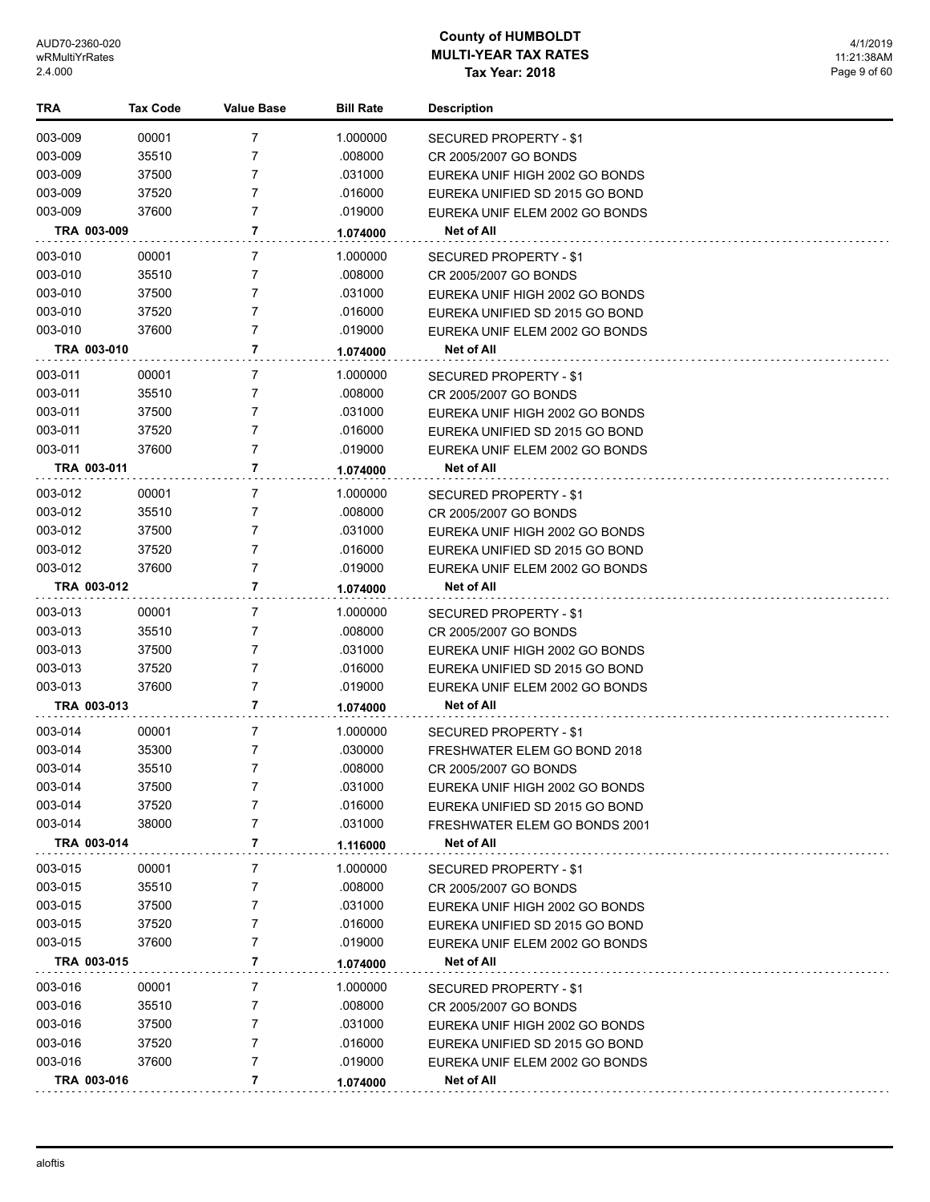# County of HUMBOLDT
## MULTI-YEAR TAX RATES
### Tax Year: 2018

| TRA | Tax Code | Value Base | Bill Rate | Description |
|---|---|---|---|---|
| 003-009 | 00001 | 7 | 1.000000 | SECURED PROPERTY - $1 |
| 003-009 | 35510 | 7 | .008000 | CR 2005/2007 GO BONDS |
| 003-009 | 37500 | 7 | .031000 | EUREKA UNIF HIGH 2002 GO BONDS |
| 003-009 | 37520 | 7 | .016000 | EUREKA UNIFIED SD 2015 GO BOND |
| 003-009 | 37600 | 7 | .019000 | EUREKA UNIF ELEM 2002 GO BONDS |
| **TRA 003-009** | | **7** | **1.074000** | **Net of All** |
| 003-010 | 00001 | 7 | 1.000000 | SECURED PROPERTY - $1 |
| 003-010 | 35510 | 7 | .008000 | CR 2005/2007 GO BONDS |
| 003-010 | 37500 | 7 | .031000 | EUREKA UNIF HIGH 2002 GO BONDS |
| 003-010 | 37520 | 7 | .016000 | EUREKA UNIFIED SD 2015 GO BOND |
| 003-010 | 37600 | 7 | .019000 | EUREKA UNIF ELEM 2002 GO BONDS |
| **TRA 003-010** | | **7** | **1.074000** | **Net of All** |
| 003-011 | 00001 | 7 | 1.000000 | SECURED PROPERTY - $1 |
| 003-011 | 35510 | 7 | .008000 | CR 2005/2007 GO BONDS |
| 003-011 | 37500 | 7 | .031000 | EUREKA UNIF HIGH 2002 GO BONDS |
| 003-011 | 37520 | 7 | .016000 | EUREKA UNIFIED SD 2015 GO BOND |
| 003-011 | 37600 | 7 | .019000 | EUREKA UNIF ELEM 2002 GO BONDS |
| **TRA 003-011** | | **7** | **1.074000** | **Net of All** |
| 003-012 | 00001 | 7 | 1.000000 | SECURED PROPERTY - $1 |
| 003-012 | 35510 | 7 | .008000 | CR 2005/2007 GO BONDS |
| 003-012 | 37500 | 7 | .031000 | EUREKA UNIF HIGH 2002 GO BONDS |
| 003-012 | 37520 | 7 | .016000 | EUREKA UNIFIED SD 2015 GO BOND |
| 003-012 | 37600 | 7 | .019000 | EUREKA UNIF ELEM 2002 GO BONDS |
| **TRA 003-012** | | **7** | **1.074000** | **Net of All** |
| 003-013 | 00001 | 7 | 1.000000 | SECURED PROPERTY - $1 |
| 003-013 | 35510 | 7 | .008000 | CR 2005/2007 GO BONDS |
| 003-013 | 37500 | 7 | .031000 | EUREKA UNIF HIGH 2002 GO BONDS |
| 003-013 | 37520 | 7 | .016000 | EUREKA UNIFIED SD 2015 GO BOND |
| 003-013 | 37600 | 7 | .019000 | EUREKA UNIF ELEM 2002 GO BONDS |
| **TRA 003-013** | | **7** | **1.074000** | **Net of All** |
| 003-014 | 00001 | 7 | 1.000000 | SECURED PROPERTY - $1 |
| 003-014 | 35300 | 7 | .030000 | FRESHWATER ELEM GO BOND 2018 |
| 003-014 | 35510 | 7 | .008000 | CR 2005/2007 GO BONDS |
| 003-014 | 37500 | 7 | .031000 | EUREKA UNIF HIGH 2002 GO BONDS |
| 003-014 | 37520 | 7 | .016000 | EUREKA UNIFIED SD 2015 GO BOND |
| 003-014 | 38000 | 7 | .031000 | FRESHWATER ELEM GO BONDS 2001 |
| **TRA 003-014** | | **7** | **1.116000** | **Net of All** |
| 003-015 | 00001 | 7 | 1.000000 | SECURED PROPERTY - $1 |
| 003-015 | 35510 | 7 | .008000 | CR 2005/2007 GO BONDS |
| 003-015 | 37500 | 7 | .031000 | EUREKA UNIF HIGH 2002 GO BONDS |
| 003-015 | 37520 | 7 | .016000 | EUREKA UNIFIED SD 2015 GO BOND |
| 003-015 | 37600 | 7 | .019000 | EUREKA UNIF ELEM 2002 GO BONDS |
| **TRA 003-015** | | **7** | **1.074000** | **Net of All** |
| 003-016 | 00001 | 7 | 1.000000 | SECURED PROPERTY - $1 |
| 003-016 | 35510 | 7 | .008000 | CR 2005/2007 GO BONDS |
| 003-016 | 37500 | 7 | .031000 | EUREKA UNIF HIGH 2002 GO BONDS |
| 003-016 | 37520 | 7 | .016000 | EUREKA UNIFIED SD 2015 GO BOND |
| 003-016 | 37600 | 7 | .019000 | EUREKA UNIF ELEM 2002 GO BONDS |
| **TRA 003-016** | | **7** | **1.074000** | **Net of All** |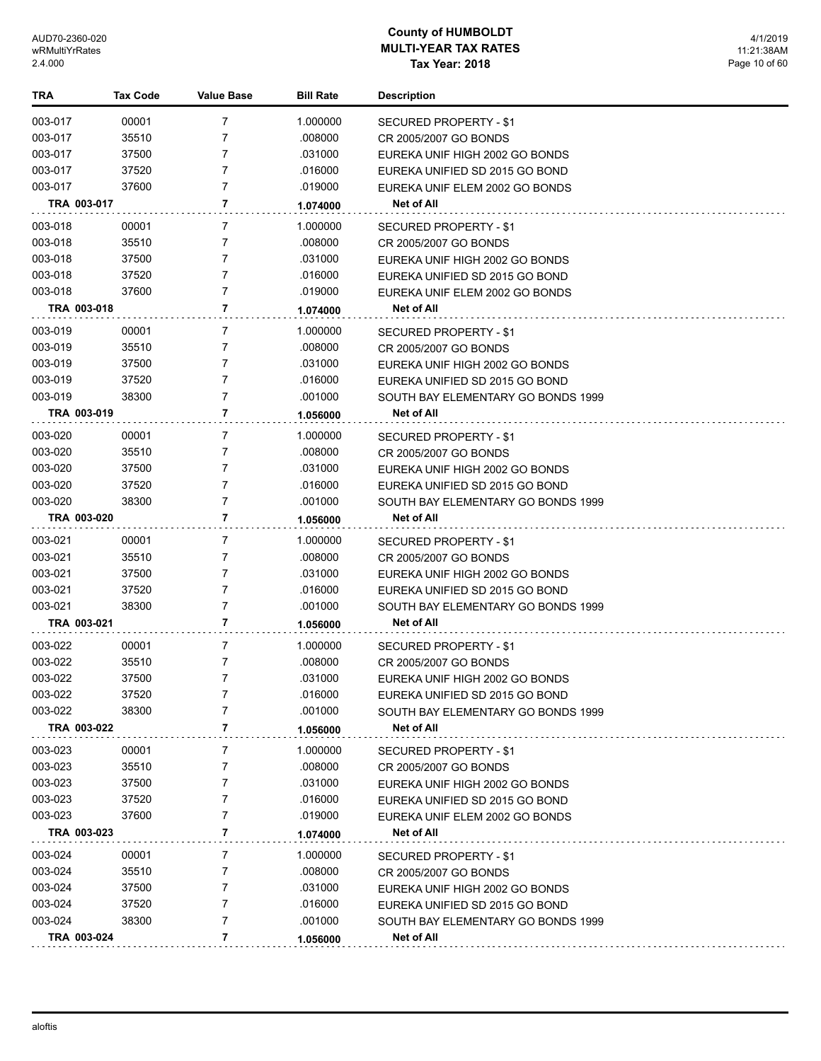# County of HUMBOLDT
## MULTI-YEAR TAX RATES
### Tax Year: 2018

| TRA | Tax Code | Value Base | Bill Rate | Description |
|---|---|---|---|---|
| 003-017 | 00001 | 7 | 1.000000 | SECURED PROPERTY - $1 |
| 003-017 | 35510 | 7 | .008000 | CR 2005/2007 GO BONDS |
| 003-017 | 37500 | 7 | .031000 | EUREKA UNIF HIGH 2002 GO BONDS |
| 003-017 | 37520 | 7 | .016000 | EUREKA UNIFIED SD 2015 GO BOND |
| 003-017 | 37600 | 7 | .019000 | EUREKA UNIF ELEM 2002 GO BONDS |
| **TRA 003-017** | | **7** | **1.074000** | **Net of All** |
| 003-018 | 00001 | 7 | 1.000000 | SECURED PROPERTY - $1 |
| 003-018 | 35510 | 7 | .008000 | CR 2005/2007 GO BONDS |
| 003-018 | 37500 | 7 | .031000 | EUREKA UNIF HIGH 2002 GO BONDS |
| 003-018 | 37520 | 7 | .016000 | EUREKA UNIFIED SD 2015 GO BOND |
| 003-018 | 37600 | 7 | .019000 | EUREKA UNIF ELEM 2002 GO BONDS |
| **TRA 003-018** | | **7** | **1.074000** | **Net of All** |
| 003-019 | 00001 | 7 | 1.000000 | SECURED PROPERTY - $1 |
| 003-019 | 35510 | 7 | .008000 | CR 2005/2007 GO BONDS |
| 003-019 | 37500 | 7 | .031000 | EUREKA UNIF HIGH 2002 GO BONDS |
| 003-019 | 37520 | 7 | .016000 | EUREKA UNIFIED SD 2015 GO BOND |
| 003-019 | 38300 | 7 | .001000 | SOUTH BAY ELEMENTARY GO BONDS 1999 |
| **TRA 003-019** | | **7** | **1.056000** | **Net of All** |
| 003-020 | 00001 | 7 | 1.000000 | SECURED PROPERTY - $1 |
| 003-020 | 35510 | 7 | .008000 | CR 2005/2007 GO BONDS |
| 003-020 | 37500 | 7 | .031000 | EUREKA UNIF HIGH 2002 GO BONDS |
| 003-020 | 37520 | 7 | .016000 | EUREKA UNIFIED SD 2015 GO BOND |
| 003-020 | 38300 | 7 | .001000 | SOUTH BAY ELEMENTARY GO BONDS 1999 |
| **TRA 003-020** | | **7** | **1.056000** | **Net of All** |
| 003-021 | 00001 | 7 | 1.000000 | SECURED PROPERTY - $1 |
| 003-021 | 35510 | 7 | .008000 | CR 2005/2007 GO BONDS |
| 003-021 | 37500 | 7 | .031000 | EUREKA UNIF HIGH 2002 GO BONDS |
| 003-021 | 37520 | 7 | .016000 | EUREKA UNIFIED SD 2015 GO BOND |
| 003-021 | 38300 | 7 | .001000 | SOUTH BAY ELEMENTARY GO BONDS 1999 |
| **TRA 003-021** | | **7** | **1.056000** | **Net of All** |
| 003-022 | 00001 | 7 | 1.000000 | SECURED PROPERTY - $1 |
| 003-022 | 35510 | 7 | .008000 | CR 2005/2007 GO BONDS |
| 003-022 | 37500 | 7 | .031000 | EUREKA UNIF HIGH 2002 GO BONDS |
| 003-022 | 37520 | 7 | .016000 | EUREKA UNIFIED SD 2015 GO BOND |
| 003-022 | 38300 | 7 | .001000 | SOUTH BAY ELEMENTARY GO BONDS 1999 |
| **TRA 003-022** | | **7** | **1.056000** | **Net of All** |
| 003-023 | 00001 | 7 | 1.000000 | SECURED PROPERTY - $1 |
| 003-023 | 35510 | 7 | .008000 | CR 2005/2007 GO BONDS |
| 003-023 | 37500 | 7 | .031000 | EUREKA UNIF HIGH 2002 GO BONDS |
| 003-023 | 37520 | 7 | .016000 | EUREKA UNIFIED SD 2015 GO BOND |
| 003-023 | 37600 | 7 | .019000 | EUREKA UNIF ELEM 2002 GO BONDS |
| **TRA 003-023** | | **7** | **1.074000** | **Net of All** |
| 003-024 | 00001 | 7 | 1.000000 | SECURED PROPERTY - $1 |
| 003-024 | 35510 | 7 | .008000 | CR 2005/2007 GO BONDS |
| 003-024 | 37500 | 7 | .031000 | EUREKA UNIF HIGH 2002 GO BONDS |
| 003-024 | 37520 | 7 | .016000 | EUREKA UNIFIED SD 2015 GO BOND |
| 003-024 | 38300 | 7 | .001000 | SOUTH BAY ELEMENTARY GO BONDS 1999 |
| **TRA 003-024** | | **7** | **1.056000** | **Net of All** |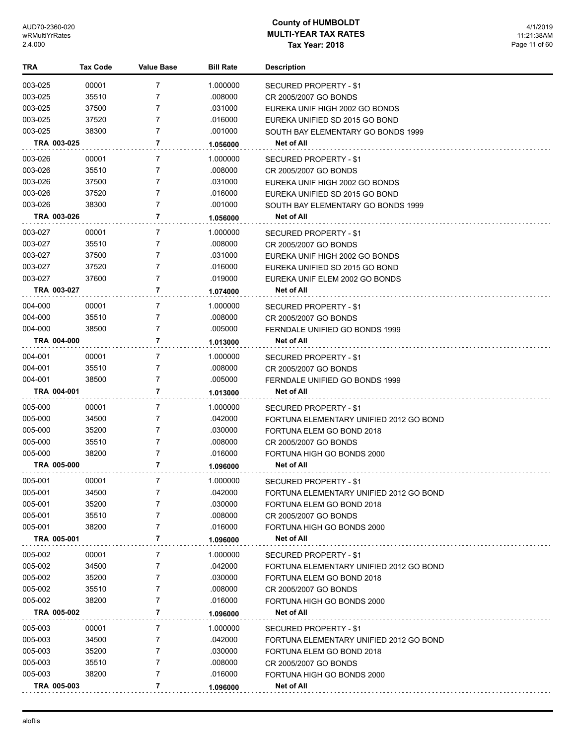| TRA | Tax Code | Value Base | Bill Rate | Description |
|---|---|---|---|---|
| 003-025 | 00001 | 7 | 1.000000 | SECURED PROPERTY - $1 |
| 003-025 | 35510 | 7 | .008000 | CR 2005/2007 GO BONDS |
| 003-025 | 37500 | 7 | .031000 | EUREKA UNIF HIGH 2002 GO BONDS |
| 003-025 | 37520 | 7 | .016000 | EUREKA UNIFIED SD 2015 GO BOND |
| 003-025 | 38300 | 7 | .001000 | SOUTH BAY ELEMENTARY GO BONDS 1999 |
| **TRA 003-025** | | **7** | **1.056000** | **Net of All** |
| 003-026 | 00001 | 7 | 1.000000 | SECURED PROPERTY - $1 |
| 003-026 | 35510 | 7 | .008000 | CR 2005/2007 GO BONDS |
| 003-026 | 37500 | 7 | .031000 | EUREKA UNIF HIGH 2002 GO BONDS |
| 003-026 | 37520 | 7 | .016000 | EUREKA UNIFIED SD 2015 GO BOND |
| 003-026 | 38300 | 7 | .001000 | SOUTH BAY ELEMENTARY GO BONDS 1999 |
| **TRA 003-026** | | **7** | **1.056000** | **Net of All** |
| 003-027 | 00001 | 7 | 1.000000 | SECURED PROPERTY - $1 |
| 003-027 | 35510 | 7 | .008000 | CR 2005/2007 GO BONDS |
| 003-027 | 37500 | 7 | .031000 | EUREKA UNIF HIGH 2002 GO BONDS |
| 003-027 | 37520 | 7 | .016000 | EUREKA UNIFIED SD 2015 GO BOND |
| 003-027 | 37600 | 7 | .019000 | EUREKA UNIF ELEM 2002 GO BONDS |
| **TRA 003-027** | | **7** | **1.074000** | **Net of All** |
| 004-000 | 00001 | 7 | 1.000000 | SECURED PROPERTY - $1 |
| 004-000 | 35510 | 7 | .008000 | CR 2005/2007 GO BONDS |
| 004-000 | 38500 | 7 | .005000 | FERNDALE UNIFIED GO BONDS 1999 |
| **TRA 004-000** | | **7** | **1.013000** | **Net of All** |
| 004-001 | 00001 | 7 | 1.000000 | SECURED PROPERTY - $1 |
| 004-001 | 35510 | 7 | .008000 | CR 2005/2007 GO BONDS |
| 004-001 | 38500 | 7 | .005000 | FERNDALE UNIFIED GO BONDS 1999 |
| **TRA 004-001** | | **7** | **1.013000** | **Net of All** |
| 005-000 | 00001 | 7 | 1.000000 | SECURED PROPERTY - $1 |
| 005-000 | 34500 | 7 | .042000 | FORTUNA ELEMENTARY UNIFIED 2012 GO BOND |
| 005-000 | 35200 | 7 | .030000 | FORTUNA ELEM GO BOND 2018 |
| 005-000 | 35510 | 7 | .008000 | CR 2005/2007 GO BONDS |
| 005-000 | 38200 | 7 | .016000 | FORTUNA HIGH GO BONDS 2000 |
| **TRA 005-000** | | **7** | **1.096000** | **Net of All** |
| 005-001 | 00001 | 7 | 1.000000 | SECURED PROPERTY - $1 |
| 005-001 | 34500 | 7 | .042000 | FORTUNA ELEMENTARY UNIFIED 2012 GO BOND |
| 005-001 | 35200 | 7 | .030000 | FORTUNA ELEM GO BOND 2018 |
| 005-001 | 35510 | 7 | .008000 | CR 2005/2007 GO BONDS |
| 005-001 | 38200 | 7 | .016000 | FORTUNA HIGH GO BONDS 2000 |
| **TRA 005-001** | | **7** | **1.096000** | **Net of All** |
| 005-002 | 00001 | 7 | 1.000000 | SECURED PROPERTY - $1 |
| 005-002 | 34500 | 7 | .042000 | FORTUNA ELEMENTARY UNIFIED 2012 GO BOND |
| 005-002 | 35200 | 7 | .030000 | FORTUNA ELEM GO BOND 2018 |
| 005-002 | 35510 | 7 | .008000 | CR 2005/2007 GO BONDS |
| 005-002 | 38200 | 7 | .016000 | FORTUNA HIGH GO BONDS 2000 |
| **TRA 005-002** | | **7** | **1.096000** | **Net of All** |
| 005-003 | 00001 | 7 | 1.000000 | SECURED PROPERTY - $1 |
| 005-003 | 34500 | 7 | .042000 | FORTUNA ELEMENTARY UNIFIED 2012 GO BOND |
| 005-003 | 35200 | 7 | .030000 | FORTUNA ELEM GO BOND 2018 |
| 005-003 | 35510 | 7 | .008000 | CR 2005/2007 GO BONDS |
| 005-003 | 38200 | 7 | .016000 | FORTUNA HIGH GO BONDS 2000 |
| **TRA 005-003** | | **7** | **1.096000** | **Net of All** |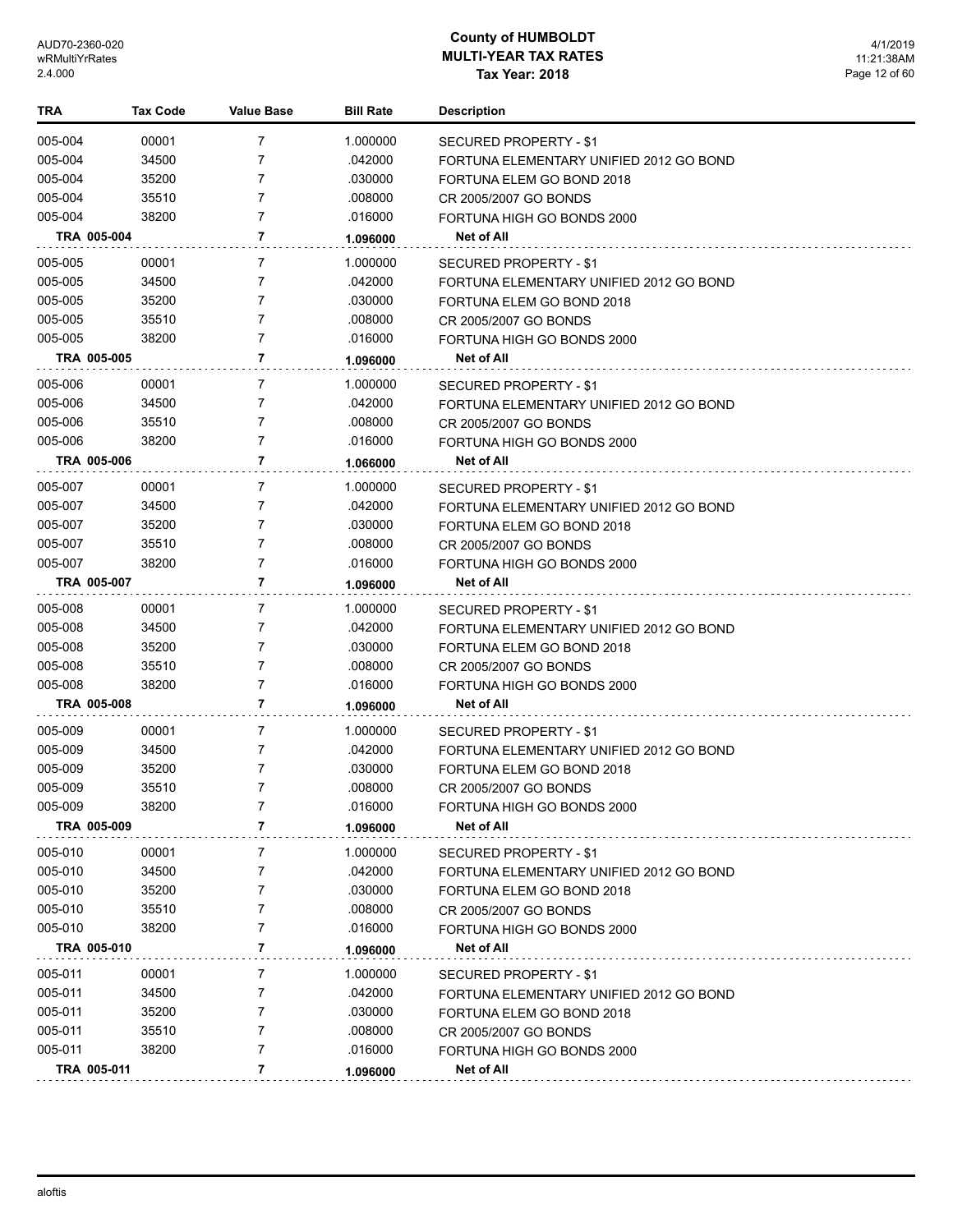# County of HUMBOLDT
## MULTI-YEAR TAX RATES
### Tax Year: 2018

| TRA | Tax Code | Value Base | Bill Rate | Description |
|---|---|---|---|---|
| 005-004 | 00001 | 7 | 1.000000 | SECURED PROPERTY - $1 |
| 005-004 | 34500 | 7 | .042000 | FORTUNA ELEMENTARY UNIFIED 2012 GO BOND |
| 005-004 | 35200 | 7 | .030000 | FORTUNA ELEM GO BOND 2018 |
| 005-004 | 35510 | 7 | .008000 | CR 2005/2007 GO BONDS |
| 005-004 | 38200 | 7 | .016000 | FORTUNA HIGH GO BONDS 2000 |
| **TRA 005-004** | | **7** | **1.096000** | **Net of All** |
| 005-005 | 00001 | 7 | 1.000000 | SECURED PROPERTY - $1 |
| 005-005 | 34500 | 7 | .042000 | FORTUNA ELEMENTARY UNIFIED 2012 GO BOND |
| 005-005 | 35200 | 7 | .030000 | FORTUNA ELEM GO BOND 2018 |
| 005-005 | 35510 | 7 | .008000 | CR 2005/2007 GO BONDS |
| 005-005 | 38200 | 7 | .016000 | FORTUNA HIGH GO BONDS 2000 |
| **TRA 005-005** | | **7** | **1.096000** | **Net of All** |
| 005-006 | 00001 | 7 | 1.000000 | SECURED PROPERTY - $1 |
| 005-006 | 34500 | 7 | .042000 | FORTUNA ELEMENTARY UNIFIED 2012 GO BOND |
| 005-006 | 35510 | 7 | .008000 | CR 2005/2007 GO BONDS |
| 005-006 | 38200 | 7 | .016000 | FORTUNA HIGH GO BONDS 2000 |
| **TRA 005-006** | | **7** | **1.066000** | **Net of All** |
| 005-007 | 00001 | 7 | 1.000000 | SECURED PROPERTY - $1 |
| 005-007 | 34500 | 7 | .042000 | FORTUNA ELEMENTARY UNIFIED 2012 GO BOND |
| 005-007 | 35200 | 7 | .030000 | FORTUNA ELEM GO BOND 2018 |
| 005-007 | 35510 | 7 | .008000 | CR 2005/2007 GO BONDS |
| 005-007 | 38200 | 7 | .016000 | FORTUNA HIGH GO BONDS 2000 |
| **TRA 005-007** | | **7** | **1.096000** | **Net of All** |
| 005-008 | 00001 | 7 | 1.000000 | SECURED PROPERTY - $1 |
| 005-008 | 34500 | 7 | .042000 | FORTUNA ELEMENTARY UNIFIED 2012 GO BOND |
| 005-008 | 35200 | 7 | .030000 | FORTUNA ELEM GO BOND 2018 |
| 005-008 | 35510 | 7 | .008000 | CR 2005/2007 GO BONDS |
| 005-008 | 38200 | 7 | .016000 | FORTUNA HIGH GO BONDS 2000 |
| **TRA 005-008** | | **7** | **1.096000** | **Net of All** |
| 005-009 | 00001 | 7 | 1.000000 | SECURED PROPERTY - $1 |
| 005-009 | 34500 | 7 | .042000 | FORTUNA ELEMENTARY UNIFIED 2012 GO BOND |
| 005-009 | 35200 | 7 | .030000 | FORTUNA ELEM GO BOND 2018 |
| 005-009 | 35510 | 7 | .008000 | CR 2005/2007 GO BONDS |
| 005-009 | 38200 | 7 | .016000 | FORTUNA HIGH GO BONDS 2000 |
| **TRA 005-009** | | **7** | **1.096000** | **Net of All** |
| 005-010 | 00001 | 7 | 1.000000 | SECURED PROPERTY - $1 |
| 005-010 | 34500 | 7 | .042000 | FORTUNA ELEMENTARY UNIFIED 2012 GO BOND |
| 005-010 | 35200 | 7 | .030000 | FORTUNA ELEM GO BOND 2018 |
| 005-010 | 35510 | 7 | .008000 | CR 2005/2007 GO BONDS |
| 005-010 | 38200 | 7 | .016000 | FORTUNA HIGH GO BONDS 2000 |
| **TRA 005-010** | | **7** | **1.096000** | **Net of All** |
| 005-011 | 00001 | 7 | 1.000000 | SECURED PROPERTY - $1 |
| 005-011 | 34500 | 7 | .042000 | FORTUNA ELEMENTARY UNIFIED 2012 GO BOND |
| 005-011 | 35200 | 7 | .030000 | FORTUNA ELEM GO BOND 2018 |
| 005-011 | 35510 | 7 | .008000 | CR 2005/2007 GO BONDS |
| 005-011 | 38200 | 7 | .016000 | FORTUNA HIGH GO BONDS 2000 |
| **TRA 005-011** | | **7** | **1.096000** | **Net of All** |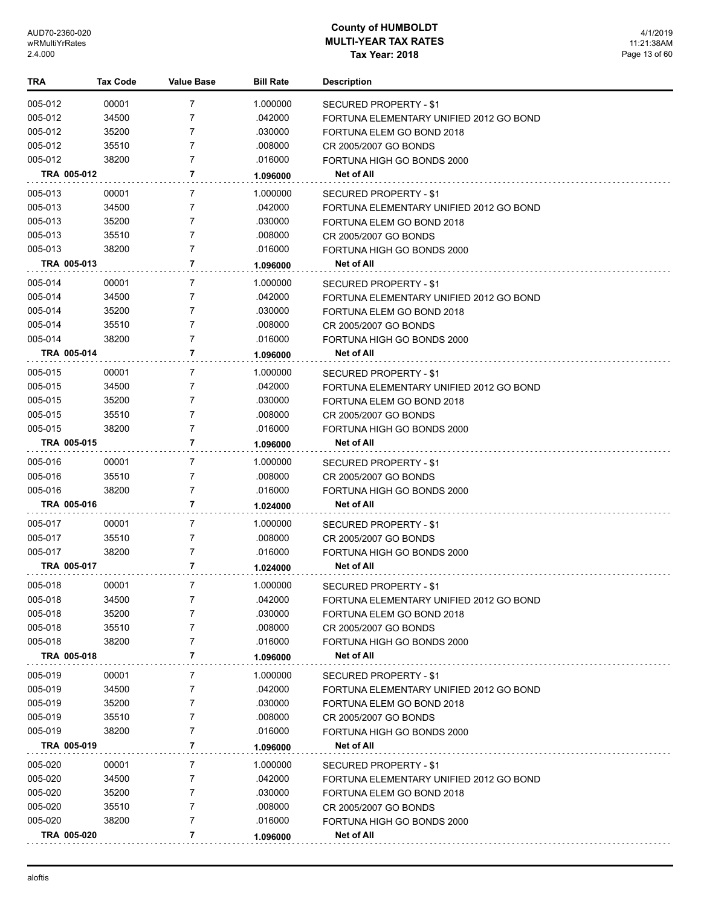# County of HUMBOLDT
## MULTI-YEAR TAX RATES
### Tax Year: 2018

| TRA | Tax Code | Value Base | Bill Rate | Description |
|---|---|---|---|---|
| 005-012 | 00001 | 7 | 1.000000 | SECURED PROPERTY - $1 |
| 005-012 | 34500 | 7 | .042000 | FORTUNA ELEMENTARY UNIFIED 2012 GO BOND |
| 005-012 | 35200 | 7 | .030000 | FORTUNA ELEM GO BOND 2018 |
| 005-012 | 35510 | 7 | .008000 | CR 2005/2007 GO BONDS |
| 005-012 | 38200 | 7 | .016000 | FORTUNA HIGH GO BONDS 2000 |
| **TRA 005-012** | | **7** | **1.096000** | **Net of All** |
| 005-013 | 00001 | 7 | 1.000000 | SECURED PROPERTY - $1 |
| 005-013 | 34500 | 7 | .042000 | FORTUNA ELEMENTARY UNIFIED 2012 GO BOND |
| 005-013 | 35200 | 7 | .030000 | FORTUNA ELEM GO BOND 2018 |
| 005-013 | 35510 | 7 | .008000 | CR 2005/2007 GO BONDS |
| 005-013 | 38200 | 7 | .016000 | FORTUNA HIGH GO BONDS 2000 |
| **TRA 005-013** | | **7** | **1.096000** | **Net of All** |
| 005-014 | 00001 | 7 | 1.000000 | SECURED PROPERTY - $1 |
| 005-014 | 34500 | 7 | .042000 | FORTUNA ELEMENTARY UNIFIED 2012 GO BOND |
| 005-014 | 35200 | 7 | .030000 | FORTUNA ELEM GO BOND 2018 |
| 005-014 | 35510 | 7 | .008000 | CR 2005/2007 GO BONDS |
| 005-014 | 38200 | 7 | .016000 | FORTUNA HIGH GO BONDS 2000 |
| **TRA 005-014** | | **7** | **1.096000** | **Net of All** |
| 005-015 | 00001 | 7 | 1.000000 | SECURED PROPERTY - $1 |
| 005-015 | 34500 | 7 | .042000 | FORTUNA ELEMENTARY UNIFIED 2012 GO BOND |
| 005-015 | 35200 | 7 | .030000 | FORTUNA ELEM GO BOND 2018 |
| 005-015 | 35510 | 7 | .008000 | CR 2005/2007 GO BONDS |
| 005-015 | 38200 | 7 | .016000 | FORTUNA HIGH GO BONDS 2000 |
| **TRA 005-015** | | **7** | **1.096000** | **Net of All** |
| 005-016 | 00001 | 7 | 1.000000 | SECURED PROPERTY - $1 |
| 005-016 | 35510 | 7 | .008000 | CR 2005/2007 GO BONDS |
| 005-016 | 38200 | 7 | .016000 | FORTUNA HIGH GO BONDS 2000 |
| **TRA 005-016** | | **7** | **1.024000** | **Net of All** |
| 005-017 | 00001 | 7 | 1.000000 | SECURED PROPERTY - $1 |
| 005-017 | 35510 | 7 | .008000 | CR 2005/2007 GO BONDS |
| 005-017 | 38200 | 7 | .016000 | FORTUNA HIGH GO BONDS 2000 |
| **TRA 005-017** | | **7** | **1.024000** | **Net of All** |
| 005-018 | 00001 | 7 | 1.000000 | SECURED PROPERTY - $1 |
| 005-018 | 34500 | 7 | .042000 | FORTUNA ELEMENTARY UNIFIED 2012 GO BOND |
| 005-018 | 35200 | 7 | .030000 | FORTUNA ELEM GO BOND 2018 |
| 005-018 | 35510 | 7 | .008000 | CR 2005/2007 GO BONDS |
| 005-018 | 38200 | 7 | .016000 | FORTUNA HIGH GO BONDS 2000 |
| **TRA 005-018** | | **7** | **1.096000** | **Net of All** |
| 005-019 | 00001 | 7 | 1.000000 | SECURED PROPERTY - $1 |
| 005-019 | 34500 | 7 | .042000 | FORTUNA ELEMENTARY UNIFIED 2012 GO BOND |
| 005-019 | 35200 | 7 | .030000 | FORTUNA ELEM GO BOND 2018 |
| 005-019 | 35510 | 7 | .008000 | CR 2005/2007 GO BONDS |
| 005-019 | 38200 | 7 | .016000 | FORTUNA HIGH GO BONDS 2000 |
| **TRA 005-019** | | **7** | **1.096000** | **Net of All** |
| 005-020 | 00001 | 7 | 1.000000 | SECURED PROPERTY - $1 |
| 005-020 | 34500 | 7 | .042000 | FORTUNA ELEMENTARY UNIFIED 2012 GO BOND |
| 005-020 | 35200 | 7 | .030000 | FORTUNA ELEM GO BOND 2018 |
| 005-020 | 35510 | 7 | .008000 | CR 2005/2007 GO BONDS |
| 005-020 | 38200 | 7 | .016000 | FORTUNA HIGH GO BONDS 2000 |
| **TRA 005-020** | | **7** | **1.096000** | **Net of All** |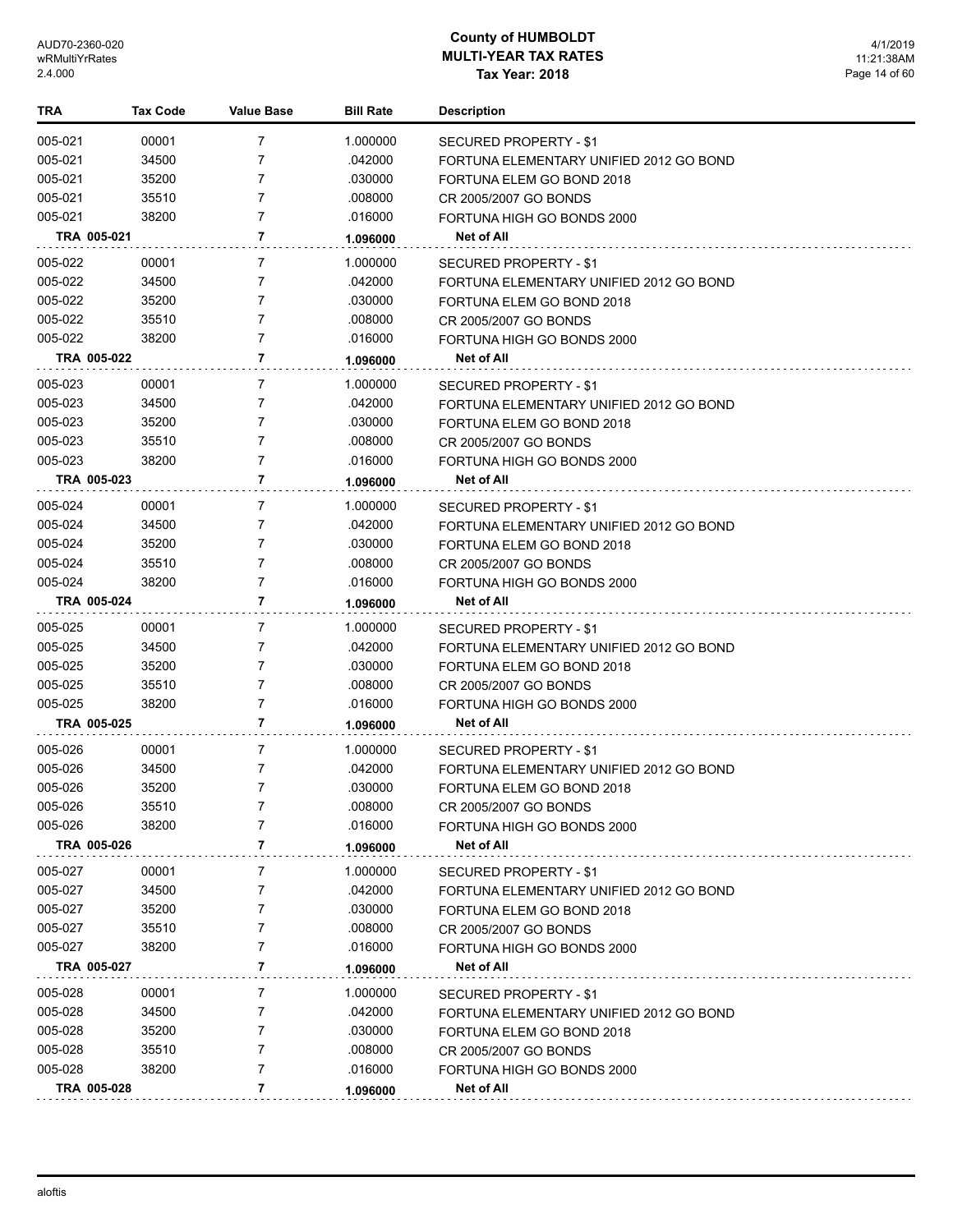| TRA | Tax Code | Value Base | Bill Rate | Description |
|---|---|---|---|---|
| 005-021 | 00001 | 7 | 1.000000 | SECURED PROPERTY - $1 |
| 005-021 | 34500 | 7 | .042000 | FORTUNA ELEMENTARY UNIFIED 2012 GO BOND |
| 005-021 | 35200 | 7 | .030000 | FORTUNA ELEM GO BOND 2018 |
| 005-021 | 35510 | 7 | .008000 | CR 2005/2007 GO BONDS |
| 005-021 | 38200 | 7 | .016000 | FORTUNA HIGH GO BONDS 2000 |
| **TRA 005-021** | | **7** | **1.096000** | **Net of All** |
| 005-022 | 00001 | 7 | 1.000000 | SECURED PROPERTY - $1 |
| 005-022 | 34500 | 7 | .042000 | FORTUNA ELEMENTARY UNIFIED 2012 GO BOND |
| 005-022 | 35200 | 7 | .030000 | FORTUNA ELEM GO BOND 2018 |
| 005-022 | 35510 | 7 | .008000 | CR 2005/2007 GO BONDS |
| 005-022 | 38200 | 7 | .016000 | FORTUNA HIGH GO BONDS 2000 |
| **TRA 005-022** | | **7** | **1.096000** | **Net of All** |
| 005-023 | 00001 | 7 | 1.000000 | SECURED PROPERTY - $1 |
| 005-023 | 34500 | 7 | .042000 | FORTUNA ELEMENTARY UNIFIED 2012 GO BOND |
| 005-023 | 35200 | 7 | .030000 | FORTUNA ELEM GO BOND 2018 |
| 005-023 | 35510 | 7 | .008000 | CR 2005/2007 GO BONDS |
| 005-023 | 38200 | 7 | .016000 | FORTUNA HIGH GO BONDS 2000 |
| **TRA 005-023** | | **7** | **1.096000** | **Net of All** |
| 005-024 | 00001 | 7 | 1.000000 | SECURED PROPERTY - $1 |
| 005-024 | 34500 | 7 | .042000 | FORTUNA ELEMENTARY UNIFIED 2012 GO BOND |
| 005-024 | 35200 | 7 | .030000 | FORTUNA ELEM GO BOND 2018 |
| 005-024 | 35510 | 7 | .008000 | CR 2005/2007 GO BONDS |
| 005-024 | 38200 | 7 | .016000 | FORTUNA HIGH GO BONDS 2000 |
| **TRA 005-024** | | **7** | **1.096000** | **Net of All** |
| 005-025 | 00001 | 7 | 1.000000 | SECURED PROPERTY - $1 |
| 005-025 | 34500 | 7 | .042000 | FORTUNA ELEMENTARY UNIFIED 2012 GO BOND |
| 005-025 | 35200 | 7 | .030000 | FORTUNA ELEM GO BOND 2018 |
| 005-025 | 35510 | 7 | .008000 | CR 2005/2007 GO BONDS |
| 005-025 | 38200 | 7 | .016000 | FORTUNA HIGH GO BONDS 2000 |
| **TRA 005-025** | | **7** | **1.096000** | **Net of All** |
| 005-026 | 00001 | 7 | 1.000000 | SECURED PROPERTY - $1 |
| 005-026 | 34500 | 7 | .042000 | FORTUNA ELEMENTARY UNIFIED 2012 GO BOND |
| 005-026 | 35200 | 7 | .030000 | FORTUNA ELEM GO BOND 2018 |
| 005-026 | 35510 | 7 | .008000 | CR 2005/2007 GO BONDS |
| 005-026 | 38200 | 7 | .016000 | FORTUNA HIGH GO BONDS 2000 |
| **TRA 005-026** | | **7** | **1.096000** | **Net of All** |
| 005-027 | 00001 | 7 | 1.000000 | SECURED PROPERTY - $1 |
| 005-027 | 34500 | 7 | .042000 | FORTUNA ELEMENTARY UNIFIED 2012 GO BOND |
| 005-027 | 35200 | 7 | .030000 | FORTUNA ELEM GO BOND 2018 |
| 005-027 | 35510 | 7 | .008000 | CR 2005/2007 GO BONDS |
| 005-027 | 38200 | 7 | .016000 | FORTUNA HIGH GO BONDS 2000 |
| **TRA 005-027** | | **7** | **1.096000** | **Net of All** |
| 005-028 | 00001 | 7 | 1.000000 | SECURED PROPERTY - $1 |
| 005-028 | 34500 | 7 | .042000 | FORTUNA ELEMENTARY UNIFIED 2012 GO BOND |
| 005-028 | 35200 | 7 | .030000 | FORTUNA ELEM GO BOND 2018 |
| 005-028 | 35510 | 7 | .008000 | CR 2005/2007 GO BONDS |
| 005-028 | 38200 | 7 | .016000 | FORTUNA HIGH GO BONDS 2000 |
| **TRA 005-028** | | **7** | **1.096000** | **Net of All** |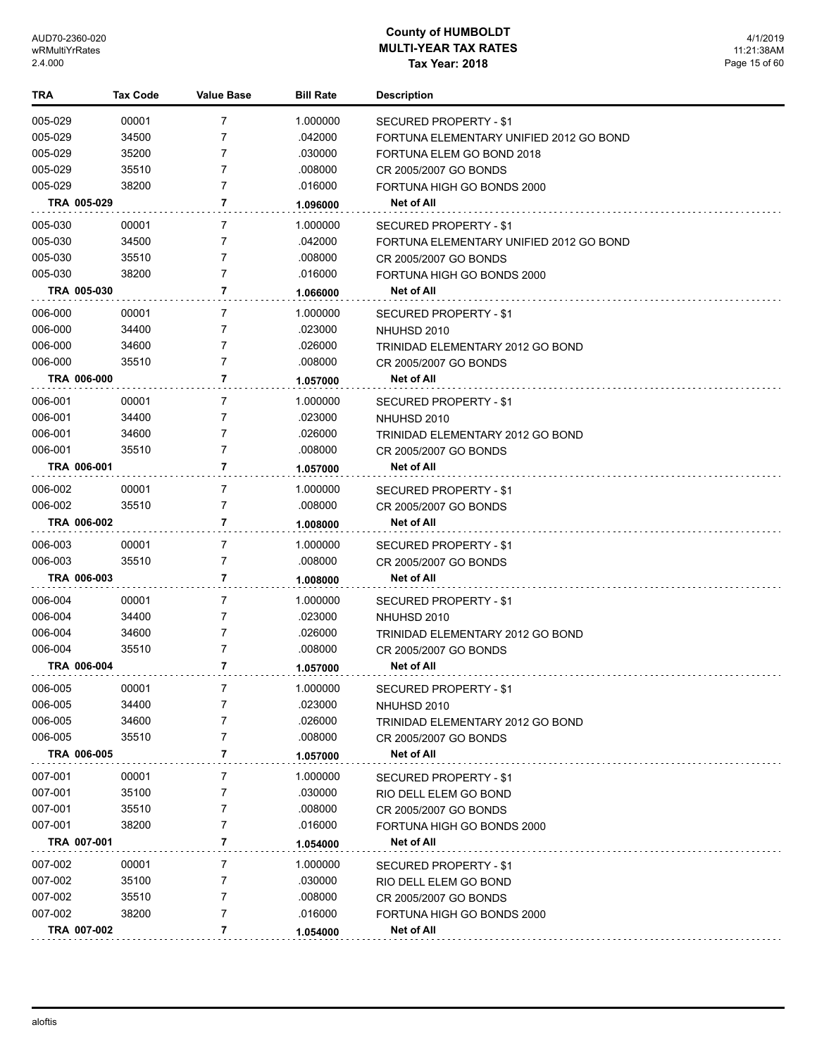# County of HUMBOLDT
## MULTI-YEAR TAX RATES
### Tax Year: 2018

| TRA | Tax Code | Value Base | Bill Rate | Description |
|---|---|---|---|---|
| 005-029 | 00001 | 7 | 1.000000 | SECURED PROPERTY - $1 |
| 005-029 | 34500 | 7 | .042000 | FORTUNA ELEMENTARY UNIFIED 2012 GO BOND |
| 005-029 | 35200 | 7 | .030000 | FORTUNA ELEM GO BOND 2018 |
| 005-029 | 35510 | 7 | .008000 | CR 2005/2007 GO BONDS |
| 005-029 | 38200 | 7 | .016000 | FORTUNA HIGH GO BONDS 2000 |
| **TRA 005-029** | | **7** | **1.096000** | **Net of All** |
| 005-030 | 00001 | 7 | 1.000000 | SECURED PROPERTY - $1 |
| 005-030 | 34500 | 7 | .042000 | FORTUNA ELEMENTARY UNIFIED 2012 GO BOND |
| 005-030 | 35510 | 7 | .008000 | CR 2005/2007 GO BONDS |
| 005-030 | 38200 | 7 | .016000 | FORTUNA HIGH GO BONDS 2000 |
| **TRA 005-030** | | **7** | **1.066000** | **Net of All** |
| 006-000 | 00001 | 7 | 1.000000 | SECURED PROPERTY - $1 |
| 006-000 | 34400 | 7 | .023000 | NHUHSD 2010 |
| 006-000 | 34600 | 7 | .026000 | TRINIDAD ELEMENTARY 2012 GO BOND |
| 006-000 | 35510 | 7 | .008000 | CR 2005/2007 GO BONDS |
| **TRA 006-000** | | **7** | **1.057000** | **Net of All** |
| 006-001 | 00001 | 7 | 1.000000 | SECURED PROPERTY - $1 |
| 006-001 | 34400 | 7 | .023000 | NHUHSD 2010 |
| 006-001 | 34600 | 7 | .026000 | TRINIDAD ELEMENTARY 2012 GO BOND |
| 006-001 | 35510 | 7 | .008000 | CR 2005/2007 GO BONDS |
| **TRA 006-001** | | **7** | **1.057000** | **Net of All** |
| 006-002 | 00001 | 7 | 1.000000 | SECURED PROPERTY - $1 |
| 006-002 | 35510 | 7 | .008000 | CR 2005/2007 GO BONDS |
| **TRA 006-002** | | **7** | **1.008000** | **Net of All** |
| 006-003 | 00001 | 7 | 1.000000 | SECURED PROPERTY - $1 |
| 006-003 | 35510 | 7 | .008000 | CR 2005/2007 GO BONDS |
| **TRA 006-003** | | **7** | **1.008000** | **Net of All** |
| 006-004 | 00001 | 7 | 1.000000 | SECURED PROPERTY - $1 |
| 006-004 | 34400 | 7 | .023000 | NHUHSD 2010 |
| 006-004 | 34600 | 7 | .026000 | TRINIDAD ELEMENTARY 2012 GO BOND |
| 006-004 | 35510 | 7 | .008000 | CR 2005/2007 GO BONDS |
| **TRA 006-004** | | **7** | **1.057000** | **Net of All** |
| 006-005 | 00001 | 7 | 1.000000 | SECURED PROPERTY - $1 |
| 006-005 | 34400 | 7 | .023000 | NHUHSD 2010 |
| 006-005 | 34600 | 7 | .026000 | TRINIDAD ELEMENTARY 2012 GO BOND |
| 006-005 | 35510 | 7 | .008000 | CR 2005/2007 GO BONDS |
| **TRA 006-005** | | **7** | **1.057000** | **Net of All** |
| 007-001 | 00001 | 7 | 1.000000 | SECURED PROPERTY - $1 |
| 007-001 | 35100 | 7 | .030000 | RIO DELL ELEM GO BOND |
| 007-001 | 35510 | 7 | .008000 | CR 2005/2007 GO BONDS |
| 007-001 | 38200 | 7 | .016000 | FORTUNA HIGH GO BONDS 2000 |
| **TRA 007-001** | | **7** | **1.054000** | **Net of All** |
| 007-002 | 00001 | 7 | 1.000000 | SECURED PROPERTY - $1 |
| 007-002 | 35100 | 7 | .030000 | RIO DELL ELEM GO BOND |
| 007-002 | 35510 | 7 | .008000 | CR 2005/2007 GO BONDS |
| 007-002 | 38200 | 7 | .016000 | FORTUNA HIGH GO BONDS 2000 |
| **TRA 007-002** | | **7** | **1.054000** | **Net of All** |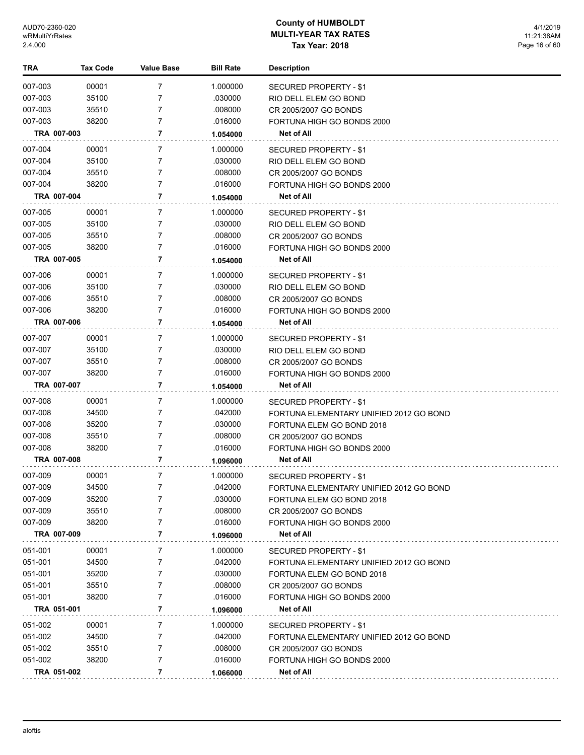# County of HUMBOLDT
## MULTI-YEAR TAX RATES
### Tax Year: 2018

| TRA | Tax Code | Value Base | Bill Rate | Description |
|---|---|---|---|---|
| 007-003 | 00001 | 7 | 1.000000 | SECURED PROPERTY - $1 |
| 007-003 | 35100 | 7 | .030000 | RIO DELL ELEM GO BOND |
| 007-003 | 35510 | 7 | .008000 | CR 2005/2007 GO BONDS |
| 007-003 | 38200 | 7 | .016000 | FORTUNA HIGH GO BONDS 2000 |
| **TRA 007-003** | | **7** | **1.054000** | **Net of All** |
| 007-004 | 00001 | 7 | 1.000000 | SECURED PROPERTY - $1 |
| 007-004 | 35100 | 7 | .030000 | RIO DELL ELEM GO BOND |
| 007-004 | 35510 | 7 | .008000 | CR 2005/2007 GO BONDS |
| 007-004 | 38200 | 7 | .016000 | FORTUNA HIGH GO BONDS 2000 |
| **TRA 007-004** | | **7** | **1.054000** | **Net of All** |
| 007-005 | 00001 | 7 | 1.000000 | SECURED PROPERTY - $1 |
| 007-005 | 35100 | 7 | .030000 | RIO DELL ELEM GO BOND |
| 007-005 | 35510 | 7 | .008000 | CR 2005/2007 GO BONDS |
| 007-005 | 38200 | 7 | .016000 | FORTUNA HIGH GO BONDS 2000 |
| **TRA 007-005** | | **7** | **1.054000** | **Net of All** |
| 007-006 | 00001 | 7 | 1.000000 | SECURED PROPERTY - $1 |
| 007-006 | 35100 | 7 | .030000 | RIO DELL ELEM GO BOND |
| 007-006 | 35510 | 7 | .008000 | CR 2005/2007 GO BONDS |
| 007-006 | 38200 | 7 | .016000 | FORTUNA HIGH GO BONDS 2000 |
| **TRA 007-006** | | **7** | **1.054000** | **Net of All** |
| 007-007 | 00001 | 7 | 1.000000 | SECURED PROPERTY - $1 |
| 007-007 | 35100 | 7 | .030000 | RIO DELL ELEM GO BOND |
| 007-007 | 35510 | 7 | .008000 | CR 2005/2007 GO BONDS |
| 007-007 | 38200 | 7 | .016000 | FORTUNA HIGH GO BONDS 2000 |
| **TRA 007-007** | | **7** | **1.054000** | **Net of All** |
| 007-008 | 00001 | 7 | 1.000000 | SECURED PROPERTY - $1 |
| 007-008 | 34500 | 7 | .042000 | FORTUNA ELEMENTARY UNIFIED 2012 GO BOND |
| 007-008 | 35200 | 7 | .030000 | FORTUNA ELEM GO BOND 2018 |
| 007-008 | 35510 | 7 | .008000 | CR 2005/2007 GO BONDS |
| 007-008 | 38200 | 7 | .016000 | FORTUNA HIGH GO BONDS 2000 |
| **TRA 007-008** | | **7** | **1.096000** | **Net of All** |
| 007-009 | 00001 | 7 | 1.000000 | SECURED PROPERTY - $1 |
| 007-009 | 34500 | 7 | .042000 | FORTUNA ELEMENTARY UNIFIED 2012 GO BOND |
| 007-009 | 35200 | 7 | .030000 | FORTUNA ELEM GO BOND 2018 |
| 007-009 | 35510 | 7 | .008000 | CR 2005/2007 GO BONDS |
| 007-009 | 38200 | 7 | .016000 | FORTUNA HIGH GO BONDS 2000 |
| **TRA 007-009** | | **7** | **1.096000** | **Net of All** |
| 051-001 | 00001 | 7 | 1.000000 | SECURED PROPERTY - $1 |
| 051-001 | 34500 | 7 | .042000 | FORTUNA ELEMENTARY UNIFIED 2012 GO BOND |
| 051-001 | 35200 | 7 | .030000 | FORTUNA ELEM GO BOND 2018 |
| 051-001 | 35510 | 7 | .008000 | CR 2005/2007 GO BONDS |
| 051-001 | 38200 | 7 | .016000 | FORTUNA HIGH GO BONDS 2000 |
| **TRA 051-001** | | **7** | **1.096000** | **Net of All** |
| 051-002 | 00001 | 7 | 1.000000 | SECURED PROPERTY - $1 |
| 051-002 | 34500 | 7 | .042000 | FORTUNA ELEMENTARY UNIFIED 2012 GO BOND |
| 051-002 | 35510 | 7 | .008000 | CR 2005/2007 GO BONDS |
| 051-002 | 38200 | 7 | .016000 | FORTUNA HIGH GO BONDS 2000 |
| **TRA 051-002** | | **7** | **1.066000** | **Net of All** |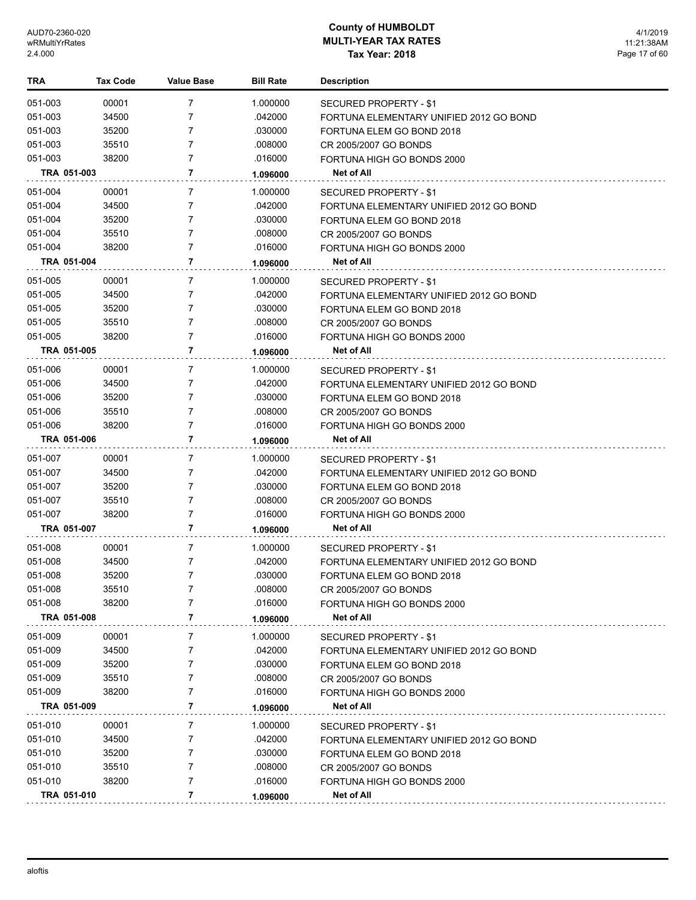# County of HUMBOLDT
## MULTI-YEAR TAX RATES
### Tax Year: 2018

| TRA | Tax Code | Value Base | Bill Rate | Description |
|---|---|---|---|---|
| 051-003 | 00001 | 7 | 1.000000 | SECURED PROPERTY - $1 |
| 051-003 | 34500 | 7 | .042000 | FORTUNA ELEMENTARY UNIFIED 2012 GO BOND |
| 051-003 | 35200 | 7 | .030000 | FORTUNA ELEM GO BOND 2018 |
| 051-003 | 35510 | 7 | .008000 | CR 2005/2007 GO BONDS |
| 051-003 | 38200 | 7 | .016000 | FORTUNA HIGH GO BONDS 2000 |
| **TRA 051-003** | | **7** | **1.096000** | **Net of All** |
| 051-004 | 00001 | 7 | 1.000000 | SECURED PROPERTY - $1 |
| 051-004 | 34500 | 7 | .042000 | FORTUNA ELEMENTARY UNIFIED 2012 GO BOND |
| 051-004 | 35200 | 7 | .030000 | FORTUNA ELEM GO BOND 2018 |
| 051-004 | 35510 | 7 | .008000 | CR 2005/2007 GO BONDS |
| 051-004 | 38200 | 7 | .016000 | FORTUNA HIGH GO BONDS 2000 |
| **TRA 051-004** | | **7** | **1.096000** | **Net of All** |
| 051-005 | 00001 | 7 | 1.000000 | SECURED PROPERTY - $1 |
| 051-005 | 34500 | 7 | .042000 | FORTUNA ELEMENTARY UNIFIED 2012 GO BOND |
| 051-005 | 35200 | 7 | .030000 | FORTUNA ELEM GO BOND 2018 |
| 051-005 | 35510 | 7 | .008000 | CR 2005/2007 GO BONDS |
| 051-005 | 38200 | 7 | .016000 | FORTUNA HIGH GO BONDS 2000 |
| **TRA 051-005** | | **7** | **1.096000** | **Net of All** |
| 051-006 | 00001 | 7 | 1.000000 | SECURED PROPERTY - $1 |
| 051-006 | 34500 | 7 | .042000 | FORTUNA ELEMENTARY UNIFIED 2012 GO BOND |
| 051-006 | 35200 | 7 | .030000 | FORTUNA ELEM GO BOND 2018 |
| 051-006 | 35510 | 7 | .008000 | CR 2005/2007 GO BONDS |
| 051-006 | 38200 | 7 | .016000 | FORTUNA HIGH GO BONDS 2000 |
| **TRA 051-006** | | **7** | **1.096000** | **Net of All** |
| 051-007 | 00001 | 7 | 1.000000 | SECURED PROPERTY - $1 |
| 051-007 | 34500 | 7 | .042000 | FORTUNA ELEMENTARY UNIFIED 2012 GO BOND |
| 051-007 | 35200 | 7 | .030000 | FORTUNA ELEM GO BOND 2018 |
| 051-007 | 35510 | 7 | .008000 | CR 2005/2007 GO BONDS |
| 051-007 | 38200 | 7 | .016000 | FORTUNA HIGH GO BONDS 2000 |
| **TRA 051-007** | | **7** | **1.096000** | **Net of All** |
| 051-008 | 00001 | 7 | 1.000000 | SECURED PROPERTY - $1 |
| 051-008 | 34500 | 7 | .042000 | FORTUNA ELEMENTARY UNIFIED 2012 GO BOND |
| 051-008 | 35200 | 7 | .030000 | FORTUNA ELEM GO BOND 2018 |
| 051-008 | 35510 | 7 | .008000 | CR 2005/2007 GO BONDS |
| 051-008 | 38200 | 7 | .016000 | FORTUNA HIGH GO BONDS 2000 |
| **TRA 051-008** | | **7** | **1.096000** | **Net of All** |
| 051-009 | 00001 | 7 | 1.000000 | SECURED PROPERTY - $1 |
| 051-009 | 34500 | 7 | .042000 | FORTUNA ELEMENTARY UNIFIED 2012 GO BOND |
| 051-009 | 35200 | 7 | .030000 | FORTUNA ELEM GO BOND 2018 |
| 051-009 | 35510 | 7 | .008000 | CR 2005/2007 GO BONDS |
| 051-009 | 38200 | 7 | .016000 | FORTUNA HIGH GO BONDS 2000 |
| **TRA 051-009** | | **7** | **1.096000** | **Net of All** |
| 051-010 | 00001 | 7 | 1.000000 | SECURED PROPERTY - $1 |
| 051-010 | 34500 | 7 | .042000 | FORTUNA ELEMENTARY UNIFIED 2012 GO BOND |
| 051-010 | 35200 | 7 | .030000 | FORTUNA ELEM GO BOND 2018 |
| 051-010 | 35510 | 7 | .008000 | CR 2005/2007 GO BONDS |
| 051-010 | 38200 | 7 | .016000 | FORTUNA HIGH GO BONDS 2000 |
| **TRA 051-010** | | **7** | **1.096000** | **Net of All** |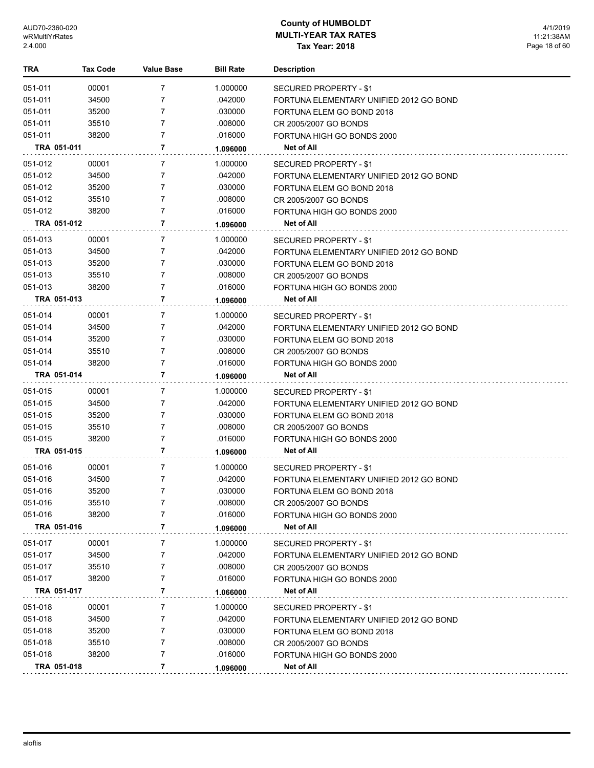# County of HUMBOLDT
## MULTI-YEAR TAX RATES
### Tax Year: 2018

| TRA | Tax Code | Value Base | Bill Rate | Description |
|---|---|---|---|---|
| 051-011 | 00001 | 7 | 1.000000 | SECURED PROPERTY - $1 |
| 051-011 | 34500 | 7 | .042000 | FORTUNA ELEMENTARY UNIFIED 2012 GO BOND |
| 051-011 | 35200 | 7 | .030000 | FORTUNA ELEM GO BOND 2018 |
| 051-011 | 35510 | 7 | .008000 | CR 2005/2007 GO BONDS |
| 051-011 | 38200 | 7 | .016000 | FORTUNA HIGH GO BONDS 2000 |
| **TRA 051-011** | | **7** | **1.096000** | **Net of All** |
| 051-012 | 00001 | 7 | 1.000000 | SECURED PROPERTY - $1 |
| 051-012 | 34500 | 7 | .042000 | FORTUNA ELEMENTARY UNIFIED 2012 GO BOND |
| 051-012 | 35200 | 7 | .030000 | FORTUNA ELEM GO BOND 2018 |
| 051-012 | 35510 | 7 | .008000 | CR 2005/2007 GO BONDS |
| 051-012 | 38200 | 7 | .016000 | FORTUNA HIGH GO BONDS 2000 |
| **TRA 051-012** | | **7** | **1.096000** | **Net of All** |
| 051-013 | 00001 | 7 | 1.000000 | SECURED PROPERTY - $1 |
| 051-013 | 34500 | 7 | .042000 | FORTUNA ELEMENTARY UNIFIED 2012 GO BOND |
| 051-013 | 35200 | 7 | .030000 | FORTUNA ELEM GO BOND 2018 |
| 051-013 | 35510 | 7 | .008000 | CR 2005/2007 GO BONDS |
| 051-013 | 38200 | 7 | .016000 | FORTUNA HIGH GO BONDS 2000 |
| **TRA 051-013** | | **7** | **1.096000** | **Net of All** |
| 051-014 | 00001 | 7 | 1.000000 | SECURED PROPERTY - $1 |
| 051-014 | 34500 | 7 | .042000 | FORTUNA ELEMENTARY UNIFIED 2012 GO BOND |
| 051-014 | 35200 | 7 | .030000 | FORTUNA ELEM GO BOND 2018 |
| 051-014 | 35510 | 7 | .008000 | CR 2005/2007 GO BONDS |
| 051-014 | 38200 | 7 | .016000 | FORTUNA HIGH GO BONDS 2000 |
| **TRA 051-014** | | **7** | **1.096000** | **Net of All** |
| 051-015 | 00001 | 7 | 1.000000 | SECURED PROPERTY - $1 |
| 051-015 | 34500 | 7 | .042000 | FORTUNA ELEMENTARY UNIFIED 2012 GO BOND |
| 051-015 | 35200 | 7 | .030000 | FORTUNA ELEM GO BOND 2018 |
| 051-015 | 35510 | 7 | .008000 | CR 2005/2007 GO BONDS |
| 051-015 | 38200 | 7 | .016000 | FORTUNA HIGH GO BONDS 2000 |
| **TRA 051-015** | | **7** | **1.096000** | **Net of All** |
| 051-016 | 00001 | 7 | 1.000000 | SECURED PROPERTY - $1 |
| 051-016 | 34500 | 7 | .042000 | FORTUNA ELEMENTARY UNIFIED 2012 GO BOND |
| 051-016 | 35200 | 7 | .030000 | FORTUNA ELEM GO BOND 2018 |
| 051-016 | 35510 | 7 | .008000 | CR 2005/2007 GO BONDS |
| 051-016 | 38200 | 7 | .016000 | FORTUNA HIGH GO BONDS 2000 |
| **TRA 051-016** | | **7** | **1.096000** | **Net of All** |
| 051-017 | 00001 | 7 | 1.000000 | SECURED PROPERTY - $1 |
| 051-017 | 34500 | 7 | .042000 | FORTUNA ELEMENTARY UNIFIED 2012 GO BOND |
| 051-017 | 35510 | 7 | .008000 | CR 2005/2007 GO BONDS |
| 051-017 | 38200 | 7 | .016000 | FORTUNA HIGH GO BONDS 2000 |
| **TRA 051-017** | | **7** | **1.066000** | **Net of All** |
| 051-018 | 00001 | 7 | 1.000000 | SECURED PROPERTY - $1 |
| 051-018 | 34500 | 7 | .042000 | FORTUNA ELEMENTARY UNIFIED 2012 GO BOND |
| 051-018 | 35200 | 7 | .030000 | FORTUNA ELEM GO BOND 2018 |
| 051-018 | 35510 | 7 | .008000 | CR 2005/2007 GO BONDS |
| 051-018 | 38200 | 7 | .016000 | FORTUNA HIGH GO BONDS 2000 |
| **TRA 051-018** | | **7** | **1.096000** | **Net of All** |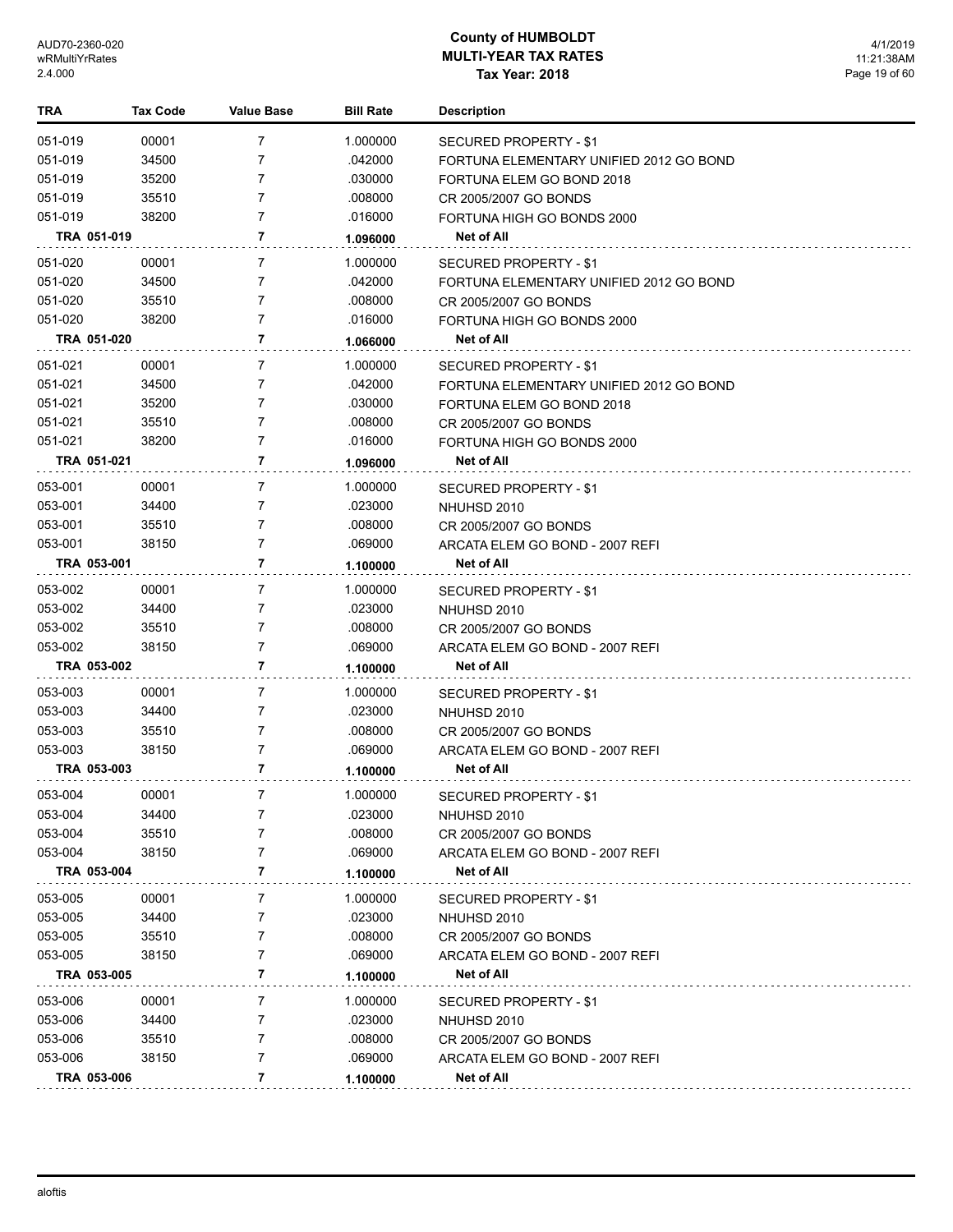# County of HUMBOLDT
## MULTI-YEAR TAX RATES
### Tax Year: 2018

| TRA | Tax Code | Value Base | Bill Rate | Description |
|---|---|---|---|---|
| 051-019 | 00001 | 7 | 1.000000 | SECURED PROPERTY - $1 |
| 051-019 | 34500 | 7 | .042000 | FORTUNA ELEMENTARY UNIFIED 2012 GO BOND |
| 051-019 | 35200 | 7 | .030000 | FORTUNA ELEM GO BOND 2018 |
| 051-019 | 35510 | 7 | .008000 | CR 2005/2007 GO BONDS |
| 051-019 | 38200 | 7 | .016000 | FORTUNA HIGH GO BONDS 2000 |
| **TRA 051-019** | | **7** | **1.096000** | **Net of All** |
| 051-020 | 00001 | 7 | 1.000000 | SECURED PROPERTY - $1 |
| 051-020 | 34500 | 7 | .042000 | FORTUNA ELEMENTARY UNIFIED 2012 GO BOND |
| 051-020 | 35510 | 7 | .008000 | CR 2005/2007 GO BONDS |
| 051-020 | 38200 | 7 | .016000 | FORTUNA HIGH GO BONDS 2000 |
| **TRA 051-020** | | **7** | **1.066000** | **Net of All** |
| 051-021 | 00001 | 7 | 1.000000 | SECURED PROPERTY - $1 |
| 051-021 | 34500 | 7 | .042000 | FORTUNA ELEMENTARY UNIFIED 2012 GO BOND |
| 051-021 | 35200 | 7 | .030000 | FORTUNA ELEM GO BOND 2018 |
| 051-021 | 35510 | 7 | .008000 | CR 2005/2007 GO BONDS |
| 051-021 | 38200 | 7 | .016000 | FORTUNA HIGH GO BONDS 2000 |
| **TRA 051-021** | | **7** | **1.096000** | **Net of All** |
| 053-001 | 00001 | 7 | 1.000000 | SECURED PROPERTY - $1 |
| 053-001 | 34400 | 7 | .023000 | NHUHSD 2010 |
| 053-001 | 35510 | 7 | .008000 | CR 2005/2007 GO BONDS |
| 053-001 | 38150 | 7 | .069000 | ARCATA ELEM GO BOND - 2007 REFI |
| **TRA 053-001** | | **7** | **1.100000** | **Net of All** |
| 053-002 | 00001 | 7 | 1.000000 | SECURED PROPERTY - $1 |
| 053-002 | 34400 | 7 | .023000 | NHUHSD 2010 |
| 053-002 | 35510 | 7 | .008000 | CR 2005/2007 GO BONDS |
| 053-002 | 38150 | 7 | .069000 | ARCATA ELEM GO BOND - 2007 REFI |
| **TRA 053-002** | | **7** | **1.100000** | **Net of All** |
| 053-003 | 00001 | 7 | 1.000000 | SECURED PROPERTY - $1 |
| 053-003 | 34400 | 7 | .023000 | NHUHSD 2010 |
| 053-003 | 35510 | 7 | .008000 | CR 2005/2007 GO BONDS |
| 053-003 | 38150 | 7 | .069000 | ARCATA ELEM GO BOND - 2007 REFI |
| **TRA 053-003** | | **7** | **1.100000** | **Net of All** |
| 053-004 | 00001 | 7 | 1.000000 | SECURED PROPERTY - $1 |
| 053-004 | 34400 | 7 | .023000 | NHUHSD 2010 |
| 053-004 | 35510 | 7 | .008000 | CR 2005/2007 GO BONDS |
| 053-004 | 38150 | 7 | .069000 | ARCATA ELEM GO BOND - 2007 REFI |
| **TRA 053-004** | | **7** | **1.100000** | **Net of All** |
| 053-005 | 00001 | 7 | 1.000000 | SECURED PROPERTY - $1 |
| 053-005 | 34400 | 7 | .023000 | NHUHSD 2010 |
| 053-005 | 35510 | 7 | .008000 | CR 2005/2007 GO BONDS |
| 053-005 | 38150 | 7 | .069000 | ARCATA ELEM GO BOND - 2007 REFI |
| **TRA 053-005** | | **7** | **1.100000** | **Net of All** |
| 053-006 | 00001 | 7 | 1.000000 | SECURED PROPERTY - $1 |
| 053-006 | 34400 | 7 | .023000 | NHUHSD 2010 |
| 053-006 | 35510 | 7 | .008000 | CR 2005/2007 GO BONDS |
| 053-006 | 38150 | 7 | .069000 | ARCATA ELEM GO BOND - 2007 REFI |
| **TRA 053-006** | | **7** | **1.100000** | **Net of All** |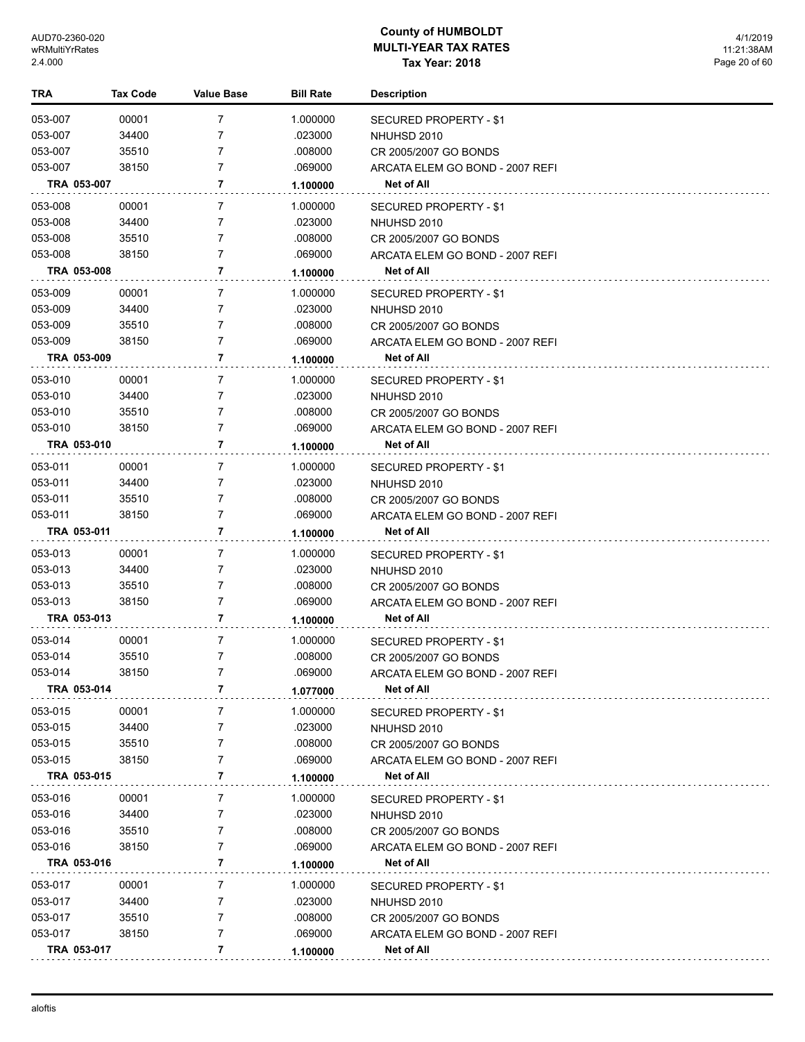# County of HUMBOLDT
## MULTI-YEAR TAX RATES
### Tax Year: 2018

| TRA | Tax Code | Value Base | Bill Rate | Description |
|---|---|---|---|---|
| 053-007 | 00001 | 7 | 1.000000 | SECURED PROPERTY - $1 |
| 053-007 | 34400 | 7 | .023000 | NHUHSD 2010 |
| 053-007 | 35510 | 7 | .008000 | CR 2005/2007 GO BONDS |
| 053-007 | 38150 | 7 | .069000 | ARCATA ELEM GO BOND - 2007 REFI |
| **TRA 053-007** | | **7** | **1.100000** | **Net of All** |
| 053-008 | 00001 | 7 | 1.000000 | SECURED PROPERTY - $1 |
| 053-008 | 34400 | 7 | .023000 | NHUHSD 2010 |
| 053-008 | 35510 | 7 | .008000 | CR 2005/2007 GO BONDS |
| 053-008 | 38150 | 7 | .069000 | ARCATA ELEM GO BOND - 2007 REFI |
| **TRA 053-008** | | **7** | **1.100000** | **Net of All** |
| 053-009 | 00001 | 7 | 1.000000 | SECURED PROPERTY - $1 |
| 053-009 | 34400 | 7 | .023000 | NHUHSD 2010 |
| 053-009 | 35510 | 7 | .008000 | CR 2005/2007 GO BONDS |
| 053-009 | 38150 | 7 | .069000 | ARCATA ELEM GO BOND - 2007 REFI |
| **TRA 053-009** | | **7** | **1.100000** | **Net of All** |
| 053-010 | 00001 | 7 | 1.000000 | SECURED PROPERTY - $1 |
| 053-010 | 34400 | 7 | .023000 | NHUHSD 2010 |
| 053-010 | 35510 | 7 | .008000 | CR 2005/2007 GO BONDS |
| 053-010 | 38150 | 7 | .069000 | ARCATA ELEM GO BOND - 2007 REFI |
| **TRA 053-010** | | **7** | **1.100000** | **Net of All** |
| 053-011 | 00001 | 7 | 1.000000 | SECURED PROPERTY - $1 |
| 053-011 | 34400 | 7 | .023000 | NHUHSD 2010 |
| 053-011 | 35510 | 7 | .008000 | CR 2005/2007 GO BONDS |
| 053-011 | 38150 | 7 | .069000 | ARCATA ELEM GO BOND - 2007 REFI |
| **TRA 053-011** | | **7** | **1.100000** | **Net of All** |
| 053-013 | 00001 | 7 | 1.000000 | SECURED PROPERTY - $1 |
| 053-013 | 34400 | 7 | .023000 | NHUHSD 2010 |
| 053-013 | 35510 | 7 | .008000 | CR 2005/2007 GO BONDS |
| 053-013 | 38150 | 7 | .069000 | ARCATA ELEM GO BOND - 2007 REFI |
| **TRA 053-013** | | **7** | **1.100000** | **Net of All** |
| 053-014 | 00001 | 7 | 1.000000 | SECURED PROPERTY - $1 |
| 053-014 | 35510 | 7 | .008000 | CR 2005/2007 GO BONDS |
| 053-014 | 38150 | 7 | .069000 | ARCATA ELEM GO BOND - 2007 REFI |
| **TRA 053-014** | | **7** | **1.077000** | **Net of All** |
| 053-015 | 00001 | 7 | 1.000000 | SECURED PROPERTY - $1 |
| 053-015 | 34400 | 7 | .023000 | NHUHSD 2010 |
| 053-015 | 35510 | 7 | .008000 | CR 2005/2007 GO BONDS |
| 053-015 | 38150 | 7 | .069000 | ARCATA ELEM GO BOND - 2007 REFI |
| **TRA 053-015** | | **7** | **1.100000** | **Net of All** |
| 053-016 | 00001 | 7 | 1.000000 | SECURED PROPERTY - $1 |
| 053-016 | 34400 | 7 | .023000 | NHUHSD 2010 |
| 053-016 | 35510 | 7 | .008000 | CR 2005/2007 GO BONDS |
| 053-016 | 38150 | 7 | .069000 | ARCATA ELEM GO BOND - 2007 REFI |
| **TRA 053-016** | | **7** | **1.100000** | **Net of All** |
| 053-017 | 00001 | 7 | 1.000000 | SECURED PROPERTY - $1 |
| 053-017 | 34400 | 7 | .023000 | NHUHSD 2010 |
| 053-017 | 35510 | 7 | .008000 | CR 2005/2007 GO BONDS |
| 053-017 | 38150 | 7 | .069000 | ARCATA ELEM GO BOND - 2007 REFI |
| **TRA 053-017** | | **7** | **1.100000** | **Net of All** |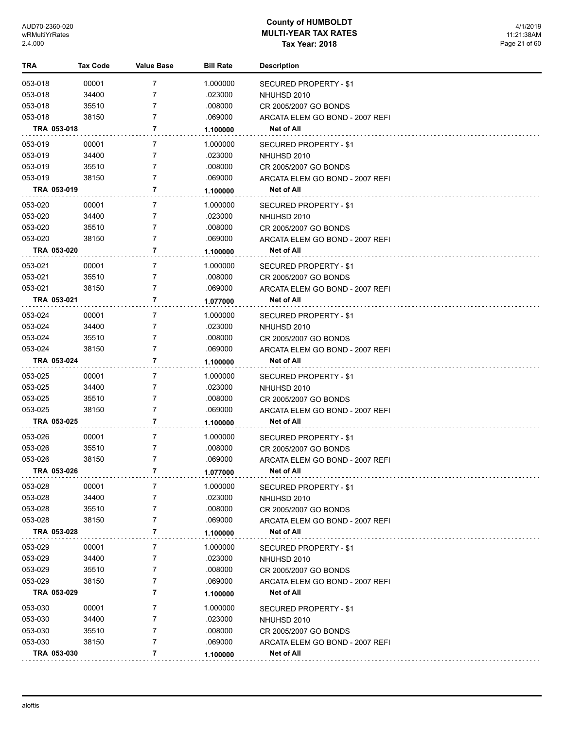# County of HUMBOLDT
## MULTI-YEAR TAX RATES
### Tax Year: 2018

| TRA | Tax Code | Value Base | Bill Rate | Description |
|---|---|---|---|---|
| 053-018 | 00001 | 7 | 1.000000 | SECURED PROPERTY - $1 |
| 053-018 | 34400 | 7 | .023000 | NHUHSD 2010 |
| 053-018 | 35510 | 7 | .008000 | CR 2005/2007 GO BONDS |
| 053-018 | 38150 | 7 | .069000 | ARCATA ELEM GO BOND - 2007 REFI |
| **TRA 053-018** | | **7** | **1.100000** | **Net of All** |
| 053-019 | 00001 | 7 | 1.000000 | SECURED PROPERTY - $1 |
| 053-019 | 34400 | 7 | .023000 | NHUHSD 2010 |
| 053-019 | 35510 | 7 | .008000 | CR 2005/2007 GO BONDS |
| 053-019 | 38150 | 7 | .069000 | ARCATA ELEM GO BOND - 2007 REFI |
| **TRA 053-019** | | **7** | **1.100000** | **Net of All** |
| 053-020 | 00001 | 7 | 1.000000 | SECURED PROPERTY - $1 |
| 053-020 | 34400 | 7 | .023000 | NHUHSD 2010 |
| 053-020 | 35510 | 7 | .008000 | CR 2005/2007 GO BONDS |
| 053-020 | 38150 | 7 | .069000 | ARCATA ELEM GO BOND - 2007 REFI |
| **TRA 053-020** | | **7** | **1.100000** | **Net of All** |
| 053-021 | 00001 | 7 | 1.000000 | SECURED PROPERTY - $1 |
| 053-021 | 35510 | 7 | .008000 | CR 2005/2007 GO BONDS |
| 053-021 | 38150 | 7 | .069000 | ARCATA ELEM GO BOND - 2007 REFI |
| **TRA 053-021** | | **7** | **1.077000** | **Net of All** |
| 053-024 | 00001 | 7 | 1.000000 | SECURED PROPERTY - $1 |
| 053-024 | 34400 | 7 | .023000 | NHUHSD 2010 |
| 053-024 | 35510 | 7 | .008000 | CR 2005/2007 GO BONDS |
| 053-024 | 38150 | 7 | .069000 | ARCATA ELEM GO BOND - 2007 REFI |
| **TRA 053-024** | | **7** | **1.100000** | **Net of All** |
| 053-025 | 00001 | 7 | 1.000000 | SECURED PROPERTY - $1 |
| 053-025 | 34400 | 7 | .023000 | NHUHSD 2010 |
| 053-025 | 35510 | 7 | .008000 | CR 2005/2007 GO BONDS |
| 053-025 | 38150 | 7 | .069000 | ARCATA ELEM GO BOND - 2007 REFI |
| **TRA 053-025** | | **7** | **1.100000** | **Net of All** |
| 053-026 | 00001 | 7 | 1.000000 | SECURED PROPERTY - $1 |
| 053-026 | 35510 | 7 | .008000 | CR 2005/2007 GO BONDS |
| 053-026 | 38150 | 7 | .069000 | ARCATA ELEM GO BOND - 2007 REFI |
| **TRA 053-026** | | **7** | **1.077000** | **Net of All** |
| 053-028 | 00001 | 7 | 1.000000 | SECURED PROPERTY - $1 |
| 053-028 | 34400 | 7 | .023000 | NHUHSD 2010 |
| 053-028 | 35510 | 7 | .008000 | CR 2005/2007 GO BONDS |
| 053-028 | 38150 | 7 | .069000 | ARCATA ELEM GO BOND - 2007 REFI |
| **TRA 053-028** | | **7** | **1.100000** | **Net of All** |
| 053-029 | 00001 | 7 | 1.000000 | SECURED PROPERTY - $1 |
| 053-029 | 34400 | 7 | .023000 | NHUHSD 2010 |
| 053-029 | 35510 | 7 | .008000 | CR 2005/2007 GO BONDS |
| 053-029 | 38150 | 7 | .069000 | ARCATA ELEM GO BOND - 2007 REFI |
| **TRA 053-029** | | **7** | **1.100000** | **Net of All** |
| 053-030 | 00001 | 7 | 1.000000 | SECURED PROPERTY - $1 |
| 053-030 | 34400 | 7 | .023000 | NHUHSD 2010 |
| 053-030 | 35510 | 7 | .008000 | CR 2005/2007 GO BONDS |
| 053-030 | 38150 | 7 | .069000 | ARCATA ELEM GO BOND - 2007 REFI |
| **TRA 053-030** | | **7** | **1.100000** | **Net of All** |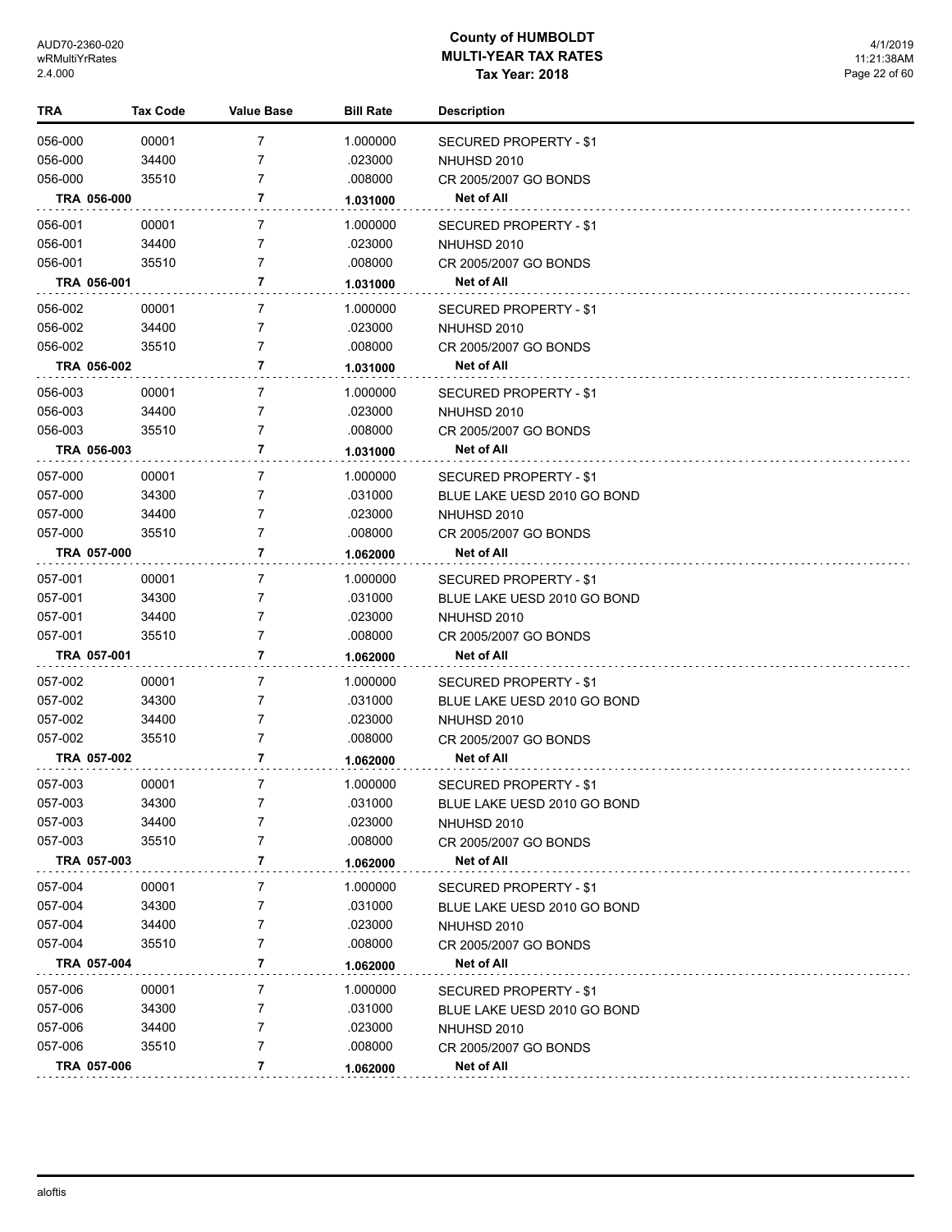# County of HUMBOLDT
## MULTI-YEAR TAX RATES
### Tax Year: 2018

| TRA | Tax Code | Value Base | Bill Rate | Description |
|---|---|---|---|---|
| 056-000 | 00001 | 7 | 1.000000 | SECURED PROPERTY - $1 |
| 056-000 | 34400 | 7 | .023000 | NHUHSD 2010 |
| 056-000 | 35510 | 7 | .008000 | CR 2005/2007 GO BONDS |
| **TRA 056-000** | | **7** | **1.031000** | **Net of All** |
| 056-001 | 00001 | 7 | 1.000000 | SECURED PROPERTY - $1 |
| 056-001 | 34400 | 7 | .023000 | NHUHSD 2010 |
| 056-001 | 35510 | 7 | .008000 | CR 2005/2007 GO BONDS |
| **TRA 056-001** | | **7** | **1.031000** | **Net of All** |
| 056-002 | 00001 | 7 | 1.000000 | SECURED PROPERTY - $1 |
| 056-002 | 34400 | 7 | .023000 | NHUHSD 2010 |
| 056-002 | 35510 | 7 | .008000 | CR 2005/2007 GO BONDS |
| **TRA 056-002** | | **7** | **1.031000** | **Net of All** |
| 056-003 | 00001 | 7 | 1.000000 | SECURED PROPERTY - $1 |
| 056-003 | 34400 | 7 | .023000 | NHUHSD 2010 |
| 056-003 | 35510 | 7 | .008000 | CR 2005/2007 GO BONDS |
| **TRA 056-003** | | **7** | **1.031000** | **Net of All** |
| 057-000 | 00001 | 7 | 1.000000 | SECURED PROPERTY - $1 |
| 057-000 | 34300 | 7 | .031000 | BLUE LAKE UESD 2010 GO BOND |
| 057-000 | 34400 | 7 | .023000 | NHUHSD 2010 |
| 057-000 | 35510 | 7 | .008000 | CR 2005/2007 GO BONDS |
| **TRA 057-000** | | **7** | **1.062000** | **Net of All** |
| 057-001 | 00001 | 7 | 1.000000 | SECURED PROPERTY - $1 |
| 057-001 | 34300 | 7 | .031000 | BLUE LAKE UESD 2010 GO BOND |
| 057-001 | 34400 | 7 | .023000 | NHUHSD 2010 |
| 057-001 | 35510 | 7 | .008000 | CR 2005/2007 GO BONDS |
| **TRA 057-001** | | **7** | **1.062000** | **Net of All** |
| 057-002 | 00001 | 7 | 1.000000 | SECURED PROPERTY - $1 |
| 057-002 | 34300 | 7 | .031000 | BLUE LAKE UESD 2010 GO BOND |
| 057-002 | 34400 | 7 | .023000 | NHUHSD 2010 |
| 057-002 | 35510 | 7 | .008000 | CR 2005/2007 GO BONDS |
| **TRA 057-002** | | **7** | **1.062000** | **Net of All** |
| 057-003 | 00001 | 7 | 1.000000 | SECURED PROPERTY - $1 |
| 057-003 | 34300 | 7 | .031000 | BLUE LAKE UESD 2010 GO BOND |
| 057-003 | 34400 | 7 | .023000 | NHUHSD 2010 |
| 057-003 | 35510 | 7 | .008000 | CR 2005/2007 GO BONDS |
| **TRA 057-003** | | **7** | **1.062000** | **Net of All** |
| 057-004 | 00001 | 7 | 1.000000 | SECURED PROPERTY - $1 |
| 057-004 | 34300 | 7 | .031000 | BLUE LAKE UESD 2010 GO BOND |
| 057-004 | 34400 | 7 | .023000 | NHUHSD 2010 |
| 057-004 | 35510 | 7 | .008000 | CR 2005/2007 GO BONDS |
| **TRA 057-004** | | **7** | **1.062000** | **Net of All** |
| 057-006 | 00001 | 7 | 1.000000 | SECURED PROPERTY - $1 |
| 057-006 | 34300 | 7 | .031000 | BLUE LAKE UESD 2010 GO BOND |
| 057-006 | 34400 | 7 | .023000 | NHUHSD 2010 |
| 057-006 | 35510 | 7 | .008000 | CR 2005/2007 GO BONDS |
| **TRA 057-006** | | **7** | **1.062000** | **Net of All** |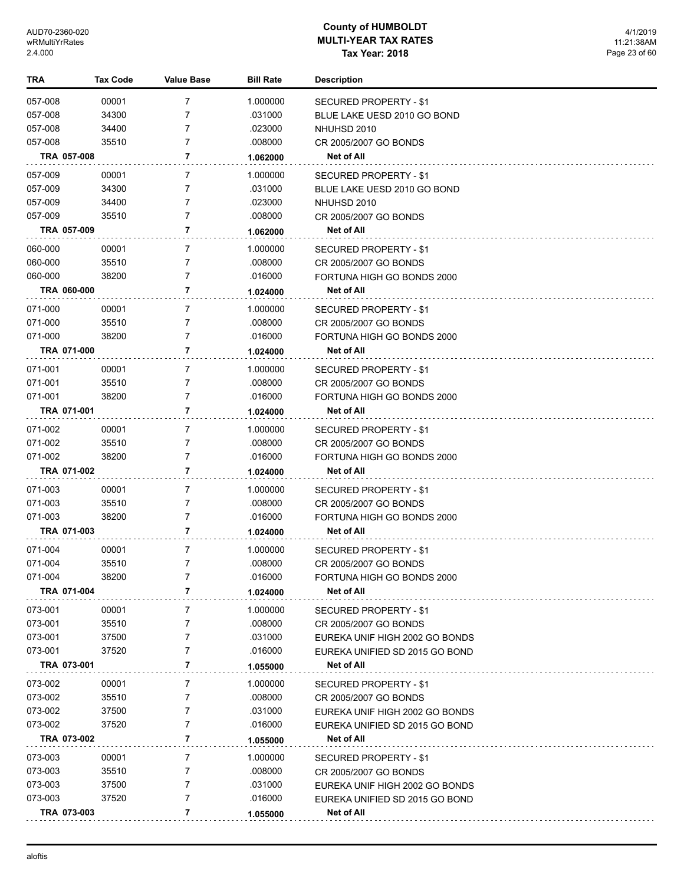# County of HUMBOLDT
## MULTI-YEAR TAX RATES
### Tax Year: 2018

| TRA | Tax Code | Value Base | Bill Rate | Description |
|---|---|---|---|---|
| 057-008 | 00001 | 7 | 1.000000 | SECURED PROPERTY - $1 |
| 057-008 | 34300 | 7 | .031000 | BLUE LAKE UESD 2010 GO BOND |
| 057-008 | 34400 | 7 | .023000 | NHUHSD 2010 |
| 057-008 | 35510 | 7 | .008000 | CR 2005/2007 GO BONDS |
| **TRA 057-008** | | **7** | **1.062000** | **Net of All** |
| 057-009 | 00001 | 7 | 1.000000 | SECURED PROPERTY - $1 |
| 057-009 | 34300 | 7 | .031000 | BLUE LAKE UESD 2010 GO BOND |
| 057-009 | 34400 | 7 | .023000 | NHUHSD 2010 |
| 057-009 | 35510 | 7 | .008000 | CR 2005/2007 GO BONDS |
| **TRA 057-009** | | **7** | **1.062000** | **Net of All** |
| 060-000 | 00001 | 7 | 1.000000 | SECURED PROPERTY - $1 |
| 060-000 | 35510 | 7 | .008000 | CR 2005/2007 GO BONDS |
| 060-000 | 38200 | 7 | .016000 | FORTUNA HIGH GO BONDS 2000 |
| **TRA 060-000** | | **7** | **1.024000** | **Net of All** |
| 071-000 | 00001 | 7 | 1.000000 | SECURED PROPERTY - $1 |
| 071-000 | 35510 | 7 | .008000 | CR 2005/2007 GO BONDS |
| 071-000 | 38200 | 7 | .016000 | FORTUNA HIGH GO BONDS 2000 |
| **TRA 071-000** | | **7** | **1.024000** | **Net of All** |
| 071-001 | 00001 | 7 | 1.000000 | SECURED PROPERTY - $1 |
| 071-001 | 35510 | 7 | .008000 | CR 2005/2007 GO BONDS |
| 071-001 | 38200 | 7 | .016000 | FORTUNA HIGH GO BONDS 2000 |
| **TRA 071-001** | | **7** | **1.024000** | **Net of All** |
| 071-002 | 00001 | 7 | 1.000000 | SECURED PROPERTY - $1 |
| 071-002 | 35510 | 7 | .008000 | CR 2005/2007 GO BONDS |
| 071-002 | 38200 | 7 | .016000 | FORTUNA HIGH GO BONDS 2000 |
| **TRA 071-002** | | **7** | **1.024000** | **Net of All** |
| 071-003 | 00001 | 7 | 1.000000 | SECURED PROPERTY - $1 |
| 071-003 | 35510 | 7 | .008000 | CR 2005/2007 GO BONDS |
| 071-003 | 38200 | 7 | .016000 | FORTUNA HIGH GO BONDS 2000 |
| **TRA 071-003** | | **7** | **1.024000** | **Net of All** |
| 071-004 | 00001 | 7 | 1.000000 | SECURED PROPERTY - $1 |
| 071-004 | 35510 | 7 | .008000 | CR 2005/2007 GO BONDS |
| 071-004 | 38200 | 7 | .016000 | FORTUNA HIGH GO BONDS 2000 |
| **TRA 071-004** | | **7** | **1.024000** | **Net of All** |
| 073-001 | 00001 | 7 | 1.000000 | SECURED PROPERTY - $1 |
| 073-001 | 35510 | 7 | .008000 | CR 2005/2007 GO BONDS |
| 073-001 | 37500 | 7 | .031000 | EUREKA UNIF HIGH 2002 GO BONDS |
| 073-001 | 37520 | 7 | .016000 | EUREKA UNIFIED SD 2015 GO BOND |
| **TRA 073-001** | | **7** | **1.055000** | **Net of All** |
| 073-002 | 00001 | 7 | 1.000000 | SECURED PROPERTY - $1 |
| 073-002 | 35510 | 7 | .008000 | CR 2005/2007 GO BONDS |
| 073-002 | 37500 | 7 | .031000 | EUREKA UNIF HIGH 2002 GO BONDS |
| 073-002 | 37520 | 7 | .016000 | EUREKA UNIFIED SD 2015 GO BOND |
| **TRA 073-002** | | **7** | **1.055000** | **Net of All** |
| 073-003 | 00001 | 7 | 1.000000 | SECURED PROPERTY - $1 |
| 073-003 | 35510 | 7 | .008000 | CR 2005/2007 GO BONDS |
| 073-003 | 37500 | 7 | .031000 | EUREKA UNIF HIGH 2002 GO BONDS |
| 073-003 | 37520 | 7 | .016000 | EUREKA UNIFIED SD 2015 GO BOND |
| **TRA 073-003** | | **7** | **1.055000** | **Net of All** |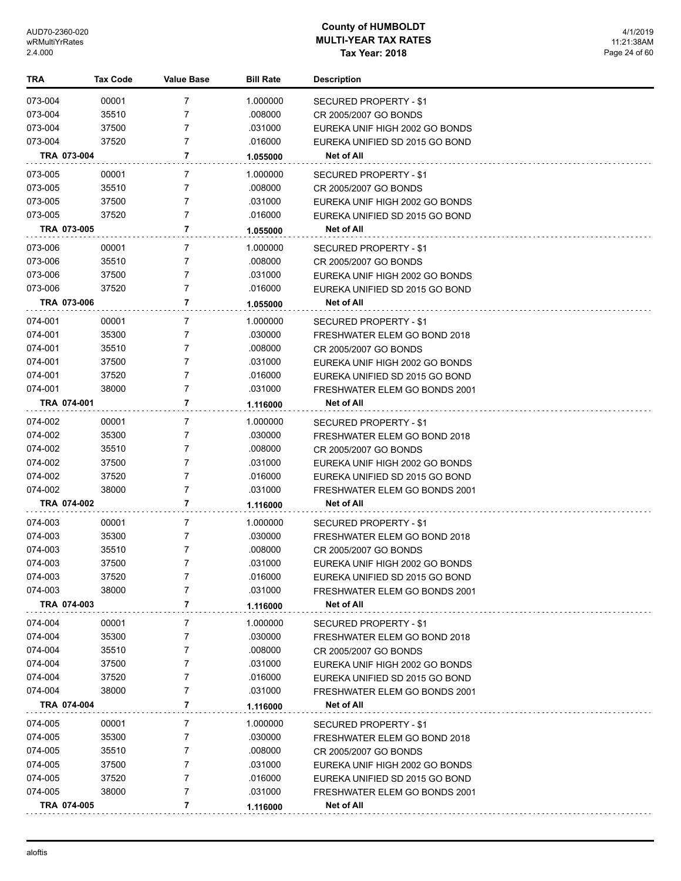# County of HUMBOLDT
## MULTI-YEAR TAX RATES
### Tax Year: 2018

| TRA | Tax Code | Value Base | Bill Rate | Description |
|---|---|---|---|---|
| 073-004 | 00001 | 7 | 1.000000 | SECURED PROPERTY - $1 |
| 073-004 | 35510 | 7 | .008000 | CR 2005/2007 GO BONDS |
| 073-004 | 37500 | 7 | .031000 | EUREKA UNIF HIGH 2002 GO BONDS |
| 073-004 | 37520 | 7 | .016000 | EUREKA UNIFIED SD 2015 GO BOND |
| **TRA 073-004** | | **7** | **1.055000** | **Net of All** |
| 073-005 | 00001 | 7 | 1.000000 | SECURED PROPERTY - $1 |
| 073-005 | 35510 | 7 | .008000 | CR 2005/2007 GO BONDS |
| 073-005 | 37500 | 7 | .031000 | EUREKA UNIF HIGH 2002 GO BONDS |
| 073-005 | 37520 | 7 | .016000 | EUREKA UNIFIED SD 2015 GO BOND |
| **TRA 073-005** | | **7** | **1.055000** | **Net of All** |
| 073-006 | 00001 | 7 | 1.000000 | SECURED PROPERTY - $1 |
| 073-006 | 35510 | 7 | .008000 | CR 2005/2007 GO BONDS |
| 073-006 | 37500 | 7 | .031000 | EUREKA UNIF HIGH 2002 GO BONDS |
| 073-006 | 37520 | 7 | .016000 | EUREKA UNIFIED SD 2015 GO BOND |
| **TRA 073-006** | | **7** | **1.055000** | **Net of All** |
| 074-001 | 00001 | 7 | 1.000000 | SECURED PROPERTY - $1 |
| 074-001 | 35300 | 7 | .030000 | FRESHWATER ELEM GO BOND 2018 |
| 074-001 | 35510 | 7 | .008000 | CR 2005/2007 GO BONDS |
| 074-001 | 37500 | 7 | .031000 | EUREKA UNIF HIGH 2002 GO BONDS |
| 074-001 | 37520 | 7 | .016000 | EUREKA UNIFIED SD 2015 GO BOND |
| 074-001 | 38000 | 7 | .031000 | FRESHWATER ELEM GO BONDS 2001 |
| **TRA 074-001** | | **7** | **1.116000** | **Net of All** |
| 074-002 | 00001 | 7 | 1.000000 | SECURED PROPERTY - $1 |
| 074-002 | 35300 | 7 | .030000 | FRESHWATER ELEM GO BOND 2018 |
| 074-002 | 35510 | 7 | .008000 | CR 2005/2007 GO BONDS |
| 074-002 | 37500 | 7 | .031000 | EUREKA UNIF HIGH 2002 GO BONDS |
| 074-002 | 37520 | 7 | .016000 | EUREKA UNIFIED SD 2015 GO BOND |
| 074-002 | 38000 | 7 | .031000 | FRESHWATER ELEM GO BONDS 2001 |
| **TRA 074-002** | | **7** | **1.116000** | **Net of All** |
| 074-003 | 00001 | 7 | 1.000000 | SECURED PROPERTY - $1 |
| 074-003 | 35300 | 7 | .030000 | FRESHWATER ELEM GO BOND 2018 |
| 074-003 | 35510 | 7 | .008000 | CR 2005/2007 GO BONDS |
| 074-003 | 37500 | 7 | .031000 | EUREKA UNIF HIGH 2002 GO BONDS |
| 074-003 | 37520 | 7 | .016000 | EUREKA UNIFIED SD 2015 GO BOND |
| 074-003 | 38000 | 7 | .031000 | FRESHWATER ELEM GO BONDS 2001 |
| **TRA 074-003** | | **7** | **1.116000** | **Net of All** |
| 074-004 | 00001 | 7 | 1.000000 | SECURED PROPERTY - $1 |
| 074-004 | 35300 | 7 | .030000 | FRESHWATER ELEM GO BOND 2018 |
| 074-004 | 35510 | 7 | .008000 | CR 2005/2007 GO BONDS |
| 074-004 | 37500 | 7 | .031000 | EUREKA UNIF HIGH 2002 GO BONDS |
| 074-004 | 37520 | 7 | .016000 | EUREKA UNIFIED SD 2015 GO BOND |
| 074-004 | 38000 | 7 | .031000 | FRESHWATER ELEM GO BONDS 2001 |
| **TRA 074-004** | | **7** | **1.116000** | **Net of All** |
| 074-005 | 00001 | 7 | 1.000000 | SECURED PROPERTY - $1 |
| 074-005 | 35300 | 7 | .030000 | FRESHWATER ELEM GO BOND 2018 |
| 074-005 | 35510 | 7 | .008000 | CR 2005/2007 GO BONDS |
| 074-005 | 37500 | 7 | .031000 | EUREKA UNIF HIGH 2002 GO BONDS |
| 074-005 | 37520 | 7 | .016000 | EUREKA UNIFIED SD 2015 GO BOND |
| 074-005 | 38000 | 7 | .031000 | FRESHWATER ELEM GO BONDS 2001 |
| **TRA 074-005** | | **7** | **1.116000** | **Net of All** |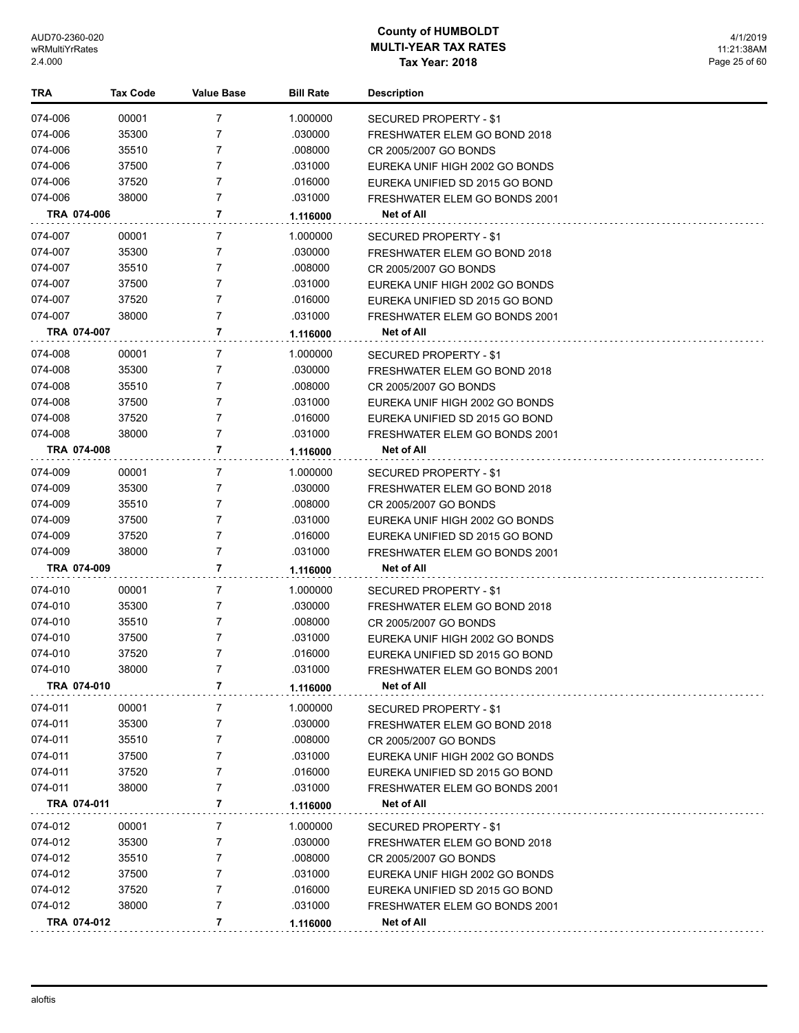# County of HUMBOLDT
## MULTI-YEAR TAX RATES
### Tax Year: 2018

| TRA | Tax Code | Value Base | Bill Rate | Description |
|---|---|---|---|---|
| 074-006 | 00001 | 7 | 1.000000 | SECURED PROPERTY - $1 |
| 074-006 | 35300 | 7 | .030000 | FRESHWATER ELEM GO BOND 2018 |
| 074-006 | 35510 | 7 | .008000 | CR 2005/2007 GO BONDS |
| 074-006 | 37500 | 7 | .031000 | EUREKA UNIF HIGH 2002 GO BONDS |
| 074-006 | 37520 | 7 | .016000 | EUREKA UNIFIED SD 2015 GO BOND |
| 074-006 | 38000 | 7 | .031000 | FRESHWATER ELEM GO BONDS 2001 |
| **TRA 074-006** | | **7** | **1.116000** | **Net of All** |
| 074-007 | 00001 | 7 | 1.000000 | SECURED PROPERTY - $1 |
| 074-007 | 35300 | 7 | .030000 | FRESHWATER ELEM GO BOND 2018 |
| 074-007 | 35510 | 7 | .008000 | CR 2005/2007 GO BONDS |
| 074-007 | 37500 | 7 | .031000 | EUREKA UNIF HIGH 2002 GO BONDS |
| 074-007 | 37520 | 7 | .016000 | EUREKA UNIFIED SD 2015 GO BOND |
| 074-007 | 38000 | 7 | .031000 | FRESHWATER ELEM GO BONDS 2001 |
| **TRA 074-007** | | **7** | **1.116000** | **Net of All** |
| 074-008 | 00001 | 7 | 1.000000 | SECURED PROPERTY - $1 |
| 074-008 | 35300 | 7 | .030000 | FRESHWATER ELEM GO BOND 2018 |
| 074-008 | 35510 | 7 | .008000 | CR 2005/2007 GO BONDS |
| 074-008 | 37500 | 7 | .031000 | EUREKA UNIF HIGH 2002 GO BONDS |
| 074-008 | 37520 | 7 | .016000 | EUREKA UNIFIED SD 2015 GO BOND |
| 074-008 | 38000 | 7 | .031000 | FRESHWATER ELEM GO BONDS 2001 |
| **TRA 074-008** | | **7** | **1.116000** | **Net of All** |
| 074-009 | 00001 | 7 | 1.000000 | SECURED PROPERTY - $1 |
| 074-009 | 35300 | 7 | .030000 | FRESHWATER ELEM GO BOND 2018 |
| 074-009 | 35510 | 7 | .008000 | CR 2005/2007 GO BONDS |
| 074-009 | 37500 | 7 | .031000 | EUREKA UNIF HIGH 2002 GO BONDS |
| 074-009 | 37520 | 7 | .016000 | EUREKA UNIFIED SD 2015 GO BOND |
| 074-009 | 38000 | 7 | .031000 | FRESHWATER ELEM GO BONDS 2001 |
| **TRA 074-009** | | **7** | **1.116000** | **Net of All** |
| 074-010 | 00001 | 7 | 1.000000 | SECURED PROPERTY - $1 |
| 074-010 | 35300 | 7 | .030000 | FRESHWATER ELEM GO BOND 2018 |
| 074-010 | 35510 | 7 | .008000 | CR 2005/2007 GO BONDS |
| 074-010 | 37500 | 7 | .031000 | EUREKA UNIF HIGH 2002 GO BONDS |
| 074-010 | 37520 | 7 | .016000 | EUREKA UNIFIED SD 2015 GO BOND |
| 074-010 | 38000 | 7 | .031000 | FRESHWATER ELEM GO BONDS 2001 |
| **TRA 074-010** | | **7** | **1.116000** | **Net of All** |
| 074-011 | 00001 | 7 | 1.000000 | SECURED PROPERTY - $1 |
| 074-011 | 35300 | 7 | .030000 | FRESHWATER ELEM GO BOND 2018 |
| 074-011 | 35510 | 7 | .008000 | CR 2005/2007 GO BONDS |
| 074-011 | 37500 | 7 | .031000 | EUREKA UNIF HIGH 2002 GO BONDS |
| 074-011 | 37520 | 7 | .016000 | EUREKA UNIFIED SD 2015 GO BOND |
| 074-011 | 38000 | 7 | .031000 | FRESHWATER ELEM GO BONDS 2001 |
| **TRA 074-011** | | **7** | **1.116000** | **Net of All** |
| 074-012 | 00001 | 7 | 1.000000 | SECURED PROPERTY - $1 |
| 074-012 | 35300 | 7 | .030000 | FRESHWATER ELEM GO BOND 2018 |
| 074-012 | 35510 | 7 | .008000 | CR 2005/2007 GO BONDS |
| 074-012 | 37500 | 7 | .031000 | EUREKA UNIF HIGH 2002 GO BONDS |
| 074-012 | 37520 | 7 | .016000 | EUREKA UNIFIED SD 2015 GO BOND |
| 074-012 | 38000 | 7 | .031000 | FRESHWATER ELEM GO BONDS 2001 |
| **TRA 074-012** | | **7** | **1.116000** | **Net of All** |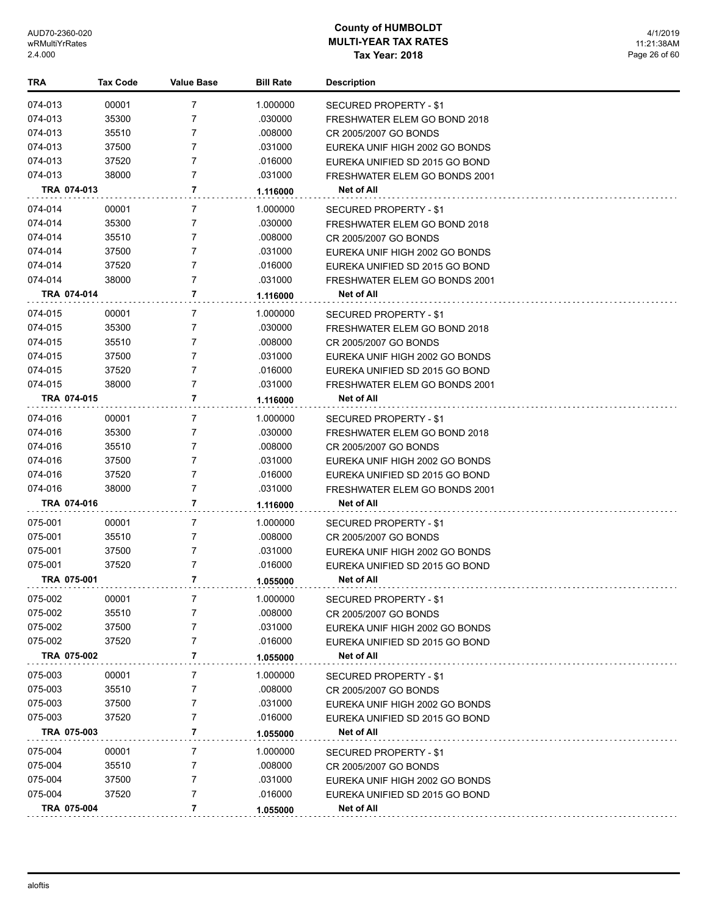# County of HUMBOLDT
## MULTI-YEAR TAX RATES
### Tax Year: 2018

| TRA | Tax Code | Value Base | Bill Rate | Description |
|---|---|---|---|---|
| 074-013 | 00001 | 7 | 1.000000 | SECURED PROPERTY - $1 |
| 074-013 | 35300 | 7 | .030000 | FRESHWATER ELEM GO BOND 2018 |
| 074-013 | 35510 | 7 | .008000 | CR 2005/2007 GO BONDS |
| 074-013 | 37500 | 7 | .031000 | EUREKA UNIF HIGH 2002 GO BONDS |
| 074-013 | 37520 | 7 | .016000 | EUREKA UNIFIED SD 2015 GO BOND |
| 074-013 | 38000 | 7 | .031000 | FRESHWATER ELEM GO BONDS 2001 |
| **TRA 074-013** | | **7** | **1.116000** | **Net of All** |
| 074-014 | 00001 | 7 | 1.000000 | SECURED PROPERTY - $1 |
| 074-014 | 35300 | 7 | .030000 | FRESHWATER ELEM GO BOND 2018 |
| 074-014 | 35510 | 7 | .008000 | CR 2005/2007 GO BONDS |
| 074-014 | 37500 | 7 | .031000 | EUREKA UNIF HIGH 2002 GO BONDS |
| 074-014 | 37520 | 7 | .016000 | EUREKA UNIFIED SD 2015 GO BOND |
| 074-014 | 38000 | 7 | .031000 | FRESHWATER ELEM GO BONDS 2001 |
| **TRA 074-014** | | **7** | **1.116000** | **Net of All** |
| 074-015 | 00001 | 7 | 1.000000 | SECURED PROPERTY - $1 |
| 074-015 | 35300 | 7 | .030000 | FRESHWATER ELEM GO BOND 2018 |
| 074-015 | 35510 | 7 | .008000 | CR 2005/2007 GO BONDS |
| 074-015 | 37500 | 7 | .031000 | EUREKA UNIF HIGH 2002 GO BONDS |
| 074-015 | 37520 | 7 | .016000 | EUREKA UNIFIED SD 2015 GO BOND |
| 074-015 | 38000 | 7 | .031000 | FRESHWATER ELEM GO BONDS 2001 |
| **TRA 074-015** | | **7** | **1.116000** | **Net of All** |
| 074-016 | 00001 | 7 | 1.000000 | SECURED PROPERTY - $1 |
| 074-016 | 35300 | 7 | .030000 | FRESHWATER ELEM GO BOND 2018 |
| 074-016 | 35510 | 7 | .008000 | CR 2005/2007 GO BONDS |
| 074-016 | 37500 | 7 | .031000 | EUREKA UNIF HIGH 2002 GO BONDS |
| 074-016 | 37520 | 7 | .016000 | EUREKA UNIFIED SD 2015 GO BOND |
| 074-016 | 38000 | 7 | .031000 | FRESHWATER ELEM GO BONDS 2001 |
| **TRA 074-016** | | **7** | **1.116000** | **Net of All** |
| 075-001 | 00001 | 7 | 1.000000 | SECURED PROPERTY - $1 |
| 075-001 | 35510 | 7 | .008000 | CR 2005/2007 GO BONDS |
| 075-001 | 37500 | 7 | .031000 | EUREKA UNIF HIGH 2002 GO BONDS |
| 075-001 | 37520 | 7 | .016000 | EUREKA UNIFIED SD 2015 GO BOND |
| **TRA 075-001** | | **7** | **1.055000** | **Net of All** |
| 075-002 | 00001 | 7 | 1.000000 | SECURED PROPERTY - $1 |
| 075-002 | 35510 | 7 | .008000 | CR 2005/2007 GO BONDS |
| 075-002 | 37500 | 7 | .031000 | EUREKA UNIF HIGH 2002 GO BONDS |
| 075-002 | 37520 | 7 | .016000 | EUREKA UNIFIED SD 2015 GO BOND |
| **TRA 075-002** | | **7** | **1.055000** | **Net of All** |
| 075-003 | 00001 | 7 | 1.000000 | SECURED PROPERTY - $1 |
| 075-003 | 35510 | 7 | .008000 | CR 2005/2007 GO BONDS |
| 075-003 | 37500 | 7 | .031000 | EUREKA UNIF HIGH 2002 GO BONDS |
| 075-003 | 37520 | 7 | .016000 | EUREKA UNIFIED SD 2015 GO BOND |
| **TRA 075-003** | | **7** | **1.055000** | **Net of All** |
| 075-004 | 00001 | 7 | 1.000000 | SECURED PROPERTY - $1 |
| 075-004 | 35510 | 7 | .008000 | CR 2005/2007 GO BONDS |
| 075-004 | 37500 | 7 | .031000 | EUREKA UNIF HIGH 2002 GO BONDS |
| 075-004 | 37520 | 7 | .016000 | EUREKA UNIFIED SD 2015 GO BOND |
| **TRA 075-004** | | **7** | **1.055000** | **Net of All** |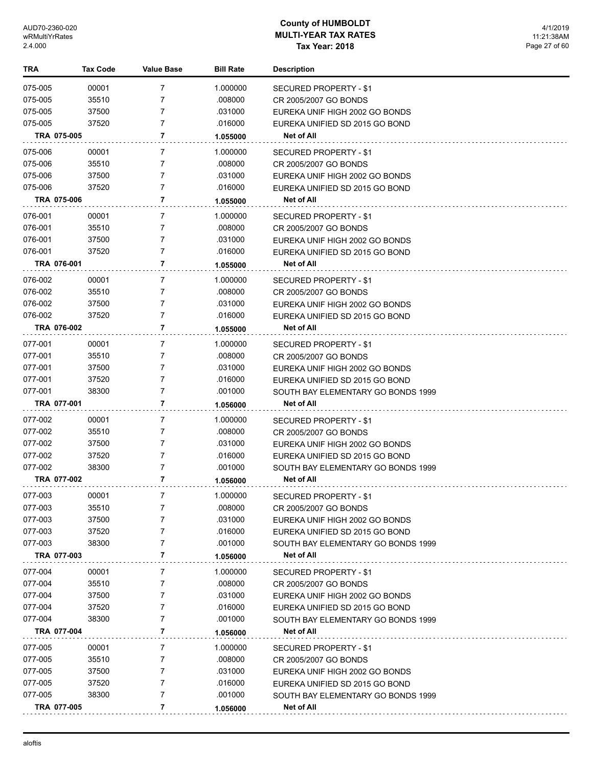# County of HUMBOLDT
## MULTI-YEAR TAX RATES
### Tax Year: 2018

| TRA | Tax Code | Value Base | Bill Rate | Description |
|---|---|---|---|---|
| 075-005 | 00001 | 7 | 1.000000 | SECURED PROPERTY - $1 |
| 075-005 | 35510 | 7 | .008000 | CR 2005/2007 GO BONDS |
| 075-005 | 37500 | 7 | .031000 | EUREKA UNIF HIGH 2002 GO BONDS |
| 075-005 | 37520 | 7 | .016000 | EUREKA UNIFIED SD 2015 GO BOND |
| **TRA 075-005** | | **7** | **1.055000** | **Net of All** |
| 075-006 | 00001 | 7 | 1.000000 | SECURED PROPERTY - $1 |
| 075-006 | 35510 | 7 | .008000 | CR 2005/2007 GO BONDS |
| 075-006 | 37500 | 7 | .031000 | EUREKA UNIF HIGH 2002 GO BONDS |
| 075-006 | 37520 | 7 | .016000 | EUREKA UNIFIED SD 2015 GO BOND |
| **TRA 075-006** | | **7** | **1.055000** | **Net of All** |
| 076-001 | 00001 | 7 | 1.000000 | SECURED PROPERTY - $1 |
| 076-001 | 35510 | 7 | .008000 | CR 2005/2007 GO BONDS |
| 076-001 | 37500 | 7 | .031000 | EUREKA UNIF HIGH 2002 GO BONDS |
| 076-001 | 37520 | 7 | .016000 | EUREKA UNIFIED SD 2015 GO BOND |
| **TRA 076-001** | | **7** | **1.055000** | **Net of All** |
| 076-002 | 00001 | 7 | 1.000000 | SECURED PROPERTY - $1 |
| 076-002 | 35510 | 7 | .008000 | CR 2005/2007 GO BONDS |
| 076-002 | 37500 | 7 | .031000 | EUREKA UNIF HIGH 2002 GO BONDS |
| 076-002 | 37520 | 7 | .016000 | EUREKA UNIFIED SD 2015 GO BOND |
| **TRA 076-002** | | **7** | **1.055000** | **Net of All** |
| 077-001 | 00001 | 7 | 1.000000 | SECURED PROPERTY - $1 |
| 077-001 | 35510 | 7 | .008000 | CR 2005/2007 GO BONDS |
| 077-001 | 37500 | 7 | .031000 | EUREKA UNIF HIGH 2002 GO BONDS |
| 077-001 | 37520 | 7 | .016000 | EUREKA UNIFIED SD 2015 GO BOND |
| 077-001 | 38300 | 7 | .001000 | SOUTH BAY ELEMENTARY GO BONDS 1999 |
| **TRA 077-001** | | **7** | **1.056000** | **Net of All** |
| 077-002 | 00001 | 7 | 1.000000 | SECURED PROPERTY - $1 |
| 077-002 | 35510 | 7 | .008000 | CR 2005/2007 GO BONDS |
| 077-002 | 37500 | 7 | .031000 | EUREKA UNIF HIGH 2002 GO BONDS |
| 077-002 | 37520 | 7 | .016000 | EUREKA UNIFIED SD 2015 GO BOND |
| 077-002 | 38300 | 7 | .001000 | SOUTH BAY ELEMENTARY GO BONDS 1999 |
| **TRA 077-002** | | **7** | **1.056000** | **Net of All** |
| 077-003 | 00001 | 7 | 1.000000 | SECURED PROPERTY - $1 |
| 077-003 | 35510 | 7 | .008000 | CR 2005/2007 GO BONDS |
| 077-003 | 37500 | 7 | .031000 | EUREKA UNIF HIGH 2002 GO BONDS |
| 077-003 | 37520 | 7 | .016000 | EUREKA UNIFIED SD 2015 GO BOND |
| 077-003 | 38300 | 7 | .001000 | SOUTH BAY ELEMENTARY GO BONDS 1999 |
| **TRA 077-003** | | **7** | **1.056000** | **Net of All** |
| 077-004 | 00001 | 7 | 1.000000 | SECURED PROPERTY - $1 |
| 077-004 | 35510 | 7 | .008000 | CR 2005/2007 GO BONDS |
| 077-004 | 37500 | 7 | .031000 | EUREKA UNIF HIGH 2002 GO BONDS |
| 077-004 | 37520 | 7 | .016000 | EUREKA UNIFIED SD 2015 GO BOND |
| 077-004 | 38300 | 7 | .001000 | SOUTH BAY ELEMENTARY GO BONDS 1999 |
| **TRA 077-004** | | **7** | **1.056000** | **Net of All** |
| 077-005 | 00001 | 7 | 1.000000 | SECURED PROPERTY - $1 |
| 077-005 | 35510 | 7 | .008000 | CR 2005/2007 GO BONDS |
| 077-005 | 37500 | 7 | .031000 | EUREKA UNIF HIGH 2002 GO BONDS |
| 077-005 | 37520 | 7 | .016000 | EUREKA UNIFIED SD 2015 GO BOND |
| 077-005 | 38300 | 7 | .001000 | SOUTH BAY ELEMENTARY GO BONDS 1999 |
| **TRA 077-005** | | **7** | **1.056000** | **Net of All** |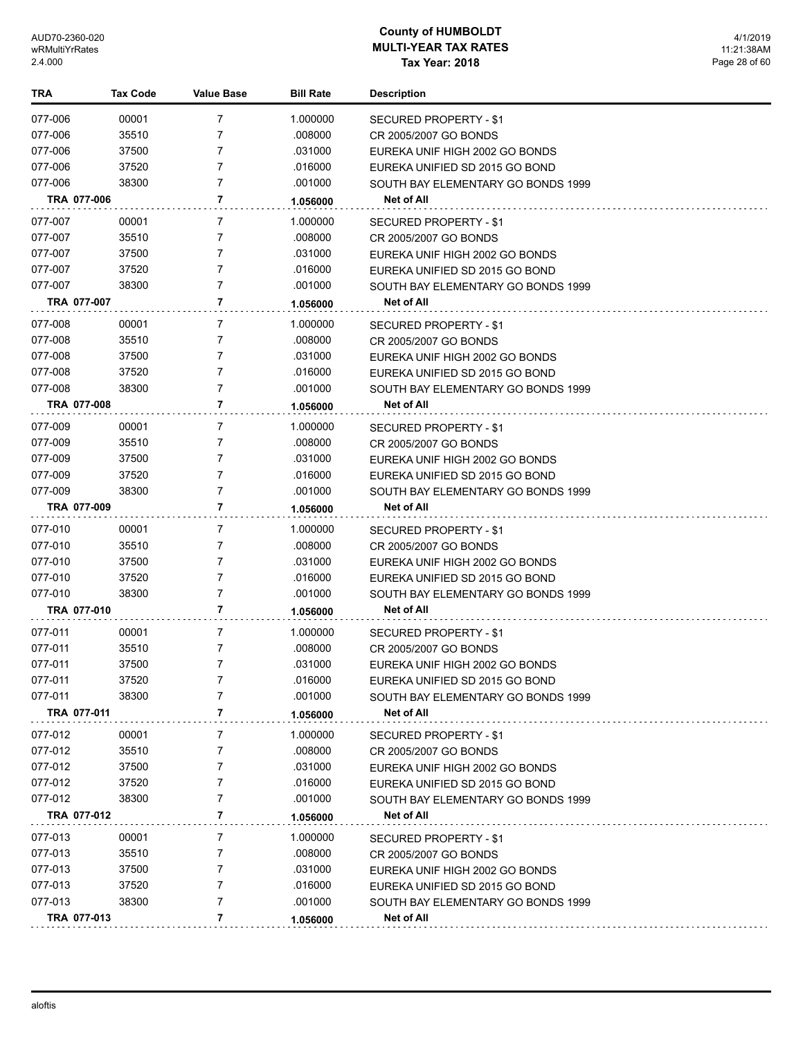# County of HUMBOLDT
## MULTI-YEAR TAX RATES
### Tax Year: 2018

| TRA | Tax Code | Value Base | Bill Rate | Description |
|---|---|---|---|---|
| 077-006 | 00001 | 7 | 1.000000 | SECURED PROPERTY - $1 |
| 077-006 | 35510 | 7 | .008000 | CR 2005/2007 GO BONDS |
| 077-006 | 37500 | 7 | .031000 | EUREKA UNIF HIGH 2002 GO BONDS |
| 077-006 | 37520 | 7 | .016000 | EUREKA UNIFIED SD 2015 GO BOND |
| 077-006 | 38300 | 7 | .001000 | SOUTH BAY ELEMENTARY GO BONDS 1999 |
| **TRA 077-006** | | **7** | **1.056000** | **Net of All** |
| 077-007 | 00001 | 7 | 1.000000 | SECURED PROPERTY - $1 |
| 077-007 | 35510 | 7 | .008000 | CR 2005/2007 GO BONDS |
| 077-007 | 37500 | 7 | .031000 | EUREKA UNIF HIGH 2002 GO BONDS |
| 077-007 | 37520 | 7 | .016000 | EUREKA UNIFIED SD 2015 GO BOND |
| 077-007 | 38300 | 7 | .001000 | SOUTH BAY ELEMENTARY GO BONDS 1999 |
| **TRA 077-007** | | **7** | **1.056000** | **Net of All** |
| 077-008 | 00001 | 7 | 1.000000 | SECURED PROPERTY - $1 |
| 077-008 | 35510 | 7 | .008000 | CR 2005/2007 GO BONDS |
| 077-008 | 37500 | 7 | .031000 | EUREKA UNIF HIGH 2002 GO BONDS |
| 077-008 | 37520 | 7 | .016000 | EUREKA UNIFIED SD 2015 GO BOND |
| 077-008 | 38300 | 7 | .001000 | SOUTH BAY ELEMENTARY GO BONDS 1999 |
| **TRA 077-008** | | **7** | **1.056000** | **Net of All** |
| 077-009 | 00001 | 7 | 1.000000 | SECURED PROPERTY - $1 |
| 077-009 | 35510 | 7 | .008000 | CR 2005/2007 GO BONDS |
| 077-009 | 37500 | 7 | .031000 | EUREKA UNIF HIGH 2002 GO BONDS |
| 077-009 | 37520 | 7 | .016000 | EUREKA UNIFIED SD 2015 GO BOND |
| 077-009 | 38300 | 7 | .001000 | SOUTH BAY ELEMENTARY GO BONDS 1999 |
| **TRA 077-009** | | **7** | **1.056000** | **Net of All** |
| 077-010 | 00001 | 7 | 1.000000 | SECURED PROPERTY - $1 |
| 077-010 | 35510 | 7 | .008000 | CR 2005/2007 GO BONDS |
| 077-010 | 37500 | 7 | .031000 | EUREKA UNIF HIGH 2002 GO BONDS |
| 077-010 | 37520 | 7 | .016000 | EUREKA UNIFIED SD 2015 GO BOND |
| 077-010 | 38300 | 7 | .001000 | SOUTH BAY ELEMENTARY GO BONDS 1999 |
| **TRA 077-010** | | **7** | **1.056000** | **Net of All** |
| 077-011 | 00001 | 7 | 1.000000 | SECURED PROPERTY - $1 |
| 077-011 | 35510 | 7 | .008000 | CR 2005/2007 GO BONDS |
| 077-011 | 37500 | 7 | .031000 | EUREKA UNIF HIGH 2002 GO BONDS |
| 077-011 | 37520 | 7 | .016000 | EUREKA UNIFIED SD 2015 GO BOND |
| 077-011 | 38300 | 7 | .001000 | SOUTH BAY ELEMENTARY GO BONDS 1999 |
| **TRA 077-011** | | **7** | **1.056000** | **Net of All** |
| 077-012 | 00001 | 7 | 1.000000 | SECURED PROPERTY - $1 |
| 077-012 | 35510 | 7 | .008000 | CR 2005/2007 GO BONDS |
| 077-012 | 37500 | 7 | .031000 | EUREKA UNIF HIGH 2002 GO BONDS |
| 077-012 | 37520 | 7 | .016000 | EUREKA UNIFIED SD 2015 GO BOND |
| 077-012 | 38300 | 7 | .001000 | SOUTH BAY ELEMENTARY GO BONDS 1999 |
| **TRA 077-012** | | **7** | **1.056000** | **Net of All** |
| 077-013 | 00001 | 7 | 1.000000 | SECURED PROPERTY - $1 |
| 077-013 | 35510 | 7 | .008000 | CR 2005/2007 GO BONDS |
| 077-013 | 37500 | 7 | .031000 | EUREKA UNIF HIGH 2002 GO BONDS |
| 077-013 | 37520 | 7 | .016000 | EUREKA UNIFIED SD 2015 GO BOND |
| 077-013 | 38300 | 7 | .001000 | SOUTH BAY ELEMENTARY GO BONDS 1999 |
| **TRA 077-013** | | **7** | **1.056000** | **Net of All** |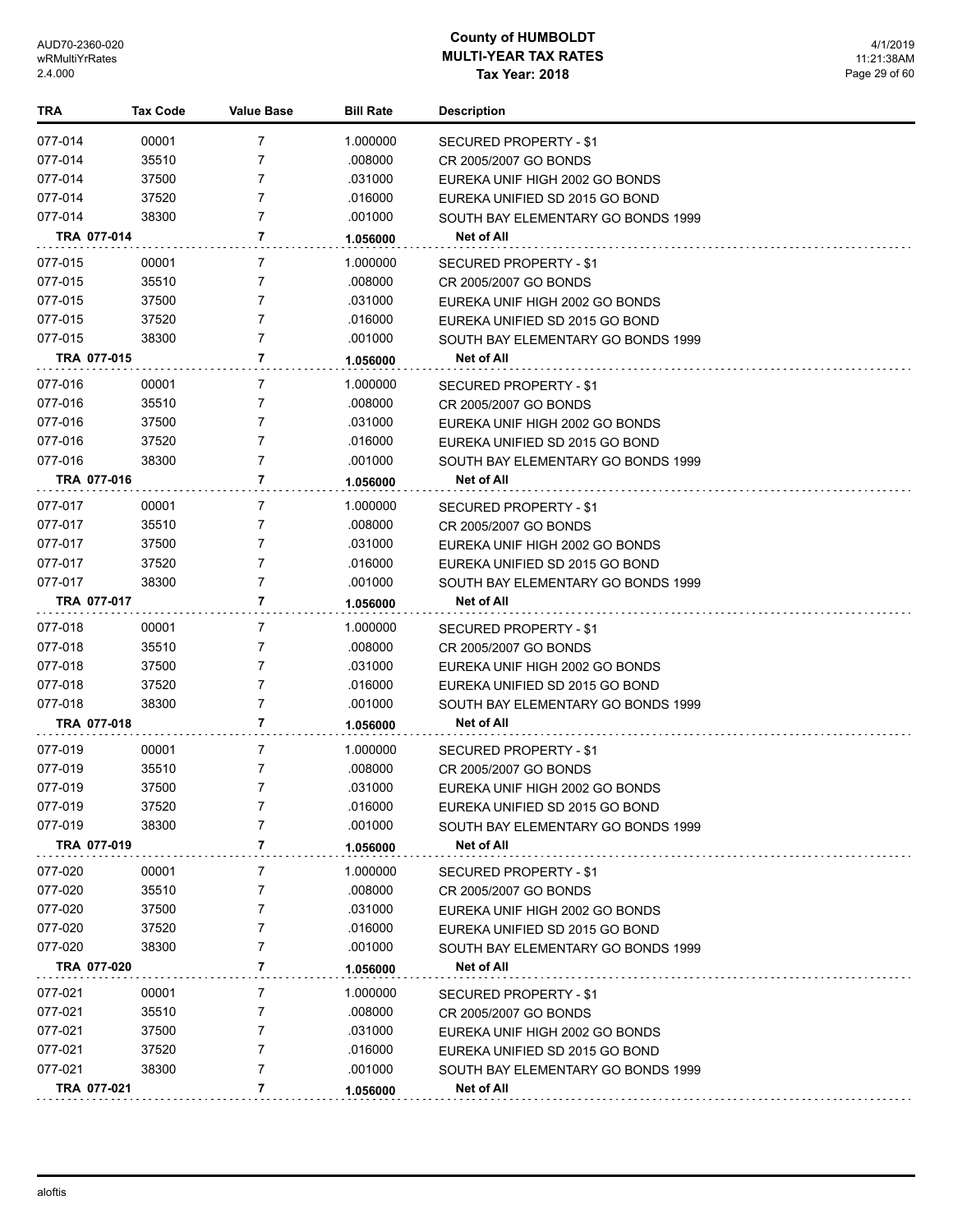# County of HUMBOLDT
## MULTI-YEAR TAX RATES
### Tax Year: 2018

| TRA | Tax Code | Value Base | Bill Rate | Description |
|---|---|---|---|---|
| 077-014 | 00001 | 7 | 1.000000 | SECURED PROPERTY - $1 |
| 077-014 | 35510 | 7 | .008000 | CR 2005/2007 GO BONDS |
| 077-014 | 37500 | 7 | .031000 | EUREKA UNIF HIGH 2002 GO BONDS |
| 077-014 | 37520 | 7 | .016000 | EUREKA UNIFIED SD 2015 GO BOND |
| 077-014 | 38300 | 7 | .001000 | SOUTH BAY ELEMENTARY GO BONDS 1999 |
| **TRA 077-014** | | **7** | **1.056000** | **Net of All** |
| 077-015 | 00001 | 7 | 1.000000 | SECURED PROPERTY - $1 |
| 077-015 | 35510 | 7 | .008000 | CR 2005/2007 GO BONDS |
| 077-015 | 37500 | 7 | .031000 | EUREKA UNIF HIGH 2002 GO BONDS |
| 077-015 | 37520 | 7 | .016000 | EUREKA UNIFIED SD 2015 GO BOND |
| 077-015 | 38300 | 7 | .001000 | SOUTH BAY ELEMENTARY GO BONDS 1999 |
| **TRA 077-015** | | **7** | **1.056000** | **Net of All** |
| 077-016 | 00001 | 7 | 1.000000 | SECURED PROPERTY - $1 |
| 077-016 | 35510 | 7 | .008000 | CR 2005/2007 GO BONDS |
| 077-016 | 37500 | 7 | .031000 | EUREKA UNIF HIGH 2002 GO BONDS |
| 077-016 | 37520 | 7 | .016000 | EUREKA UNIFIED SD 2015 GO BOND |
| 077-016 | 38300 | 7 | .001000 | SOUTH BAY ELEMENTARY GO BONDS 1999 |
| **TRA 077-016** | | **7** | **1.056000** | **Net of All** |
| 077-017 | 00001 | 7 | 1.000000 | SECURED PROPERTY - $1 |
| 077-017 | 35510 | 7 | .008000 | CR 2005/2007 GO BONDS |
| 077-017 | 37500 | 7 | .031000 | EUREKA UNIF HIGH 2002 GO BONDS |
| 077-017 | 37520 | 7 | .016000 | EUREKA UNIFIED SD 2015 GO BOND |
| 077-017 | 38300 | 7 | .001000 | SOUTH BAY ELEMENTARY GO BONDS 1999 |
| **TRA 077-017** | | **7** | **1.056000** | **Net of All** |
| 077-018 | 00001 | 7 | 1.000000 | SECURED PROPERTY - $1 |
| 077-018 | 35510 | 7 | .008000 | CR 2005/2007 GO BONDS |
| 077-018 | 37500 | 7 | .031000 | EUREKA UNIF HIGH 2002 GO BONDS |
| 077-018 | 37520 | 7 | .016000 | EUREKA UNIFIED SD 2015 GO BOND |
| 077-018 | 38300 | 7 | .001000 | SOUTH BAY ELEMENTARY GO BONDS 1999 |
| **TRA 077-018** | | **7** | **1.056000** | **Net of All** |
| 077-019 | 00001 | 7 | 1.000000 | SECURED PROPERTY - $1 |
| 077-019 | 35510 | 7 | .008000 | CR 2005/2007 GO BONDS |
| 077-019 | 37500 | 7 | .031000 | EUREKA UNIF HIGH 2002 GO BONDS |
| 077-019 | 37520 | 7 | .016000 | EUREKA UNIFIED SD 2015 GO BOND |
| 077-019 | 38300 | 7 | .001000 | SOUTH BAY ELEMENTARY GO BONDS 1999 |
| **TRA 077-019** | | **7** | **1.056000** | **Net of All** |
| 077-020 | 00001 | 7 | 1.000000 | SECURED PROPERTY - $1 |
| 077-020 | 35510 | 7 | .008000 | CR 2005/2007 GO BONDS |
| 077-020 | 37500 | 7 | .031000 | EUREKA UNIF HIGH 2002 GO BONDS |
| 077-020 | 37520 | 7 | .016000 | EUREKA UNIFIED SD 2015 GO BOND |
| 077-020 | 38300 | 7 | .001000 | SOUTH BAY ELEMENTARY GO BONDS 1999 |
| **TRA 077-020** | | **7** | **1.056000** | **Net of All** |
| 077-021 | 00001 | 7 | 1.000000 | SECURED PROPERTY - $1 |
| 077-021 | 35510 | 7 | .008000 | CR 2005/2007 GO BONDS |
| 077-021 | 37500 | 7 | .031000 | EUREKA UNIF HIGH 2002 GO BONDS |
| 077-021 | 37520 | 7 | .016000 | EUREKA UNIFIED SD 2015 GO BOND |
| 077-021 | 38300 | 7 | .001000 | SOUTH BAY ELEMENTARY GO BONDS 1999 |
| **TRA 077-021** | | **7** | **1.056000** | **Net of All** |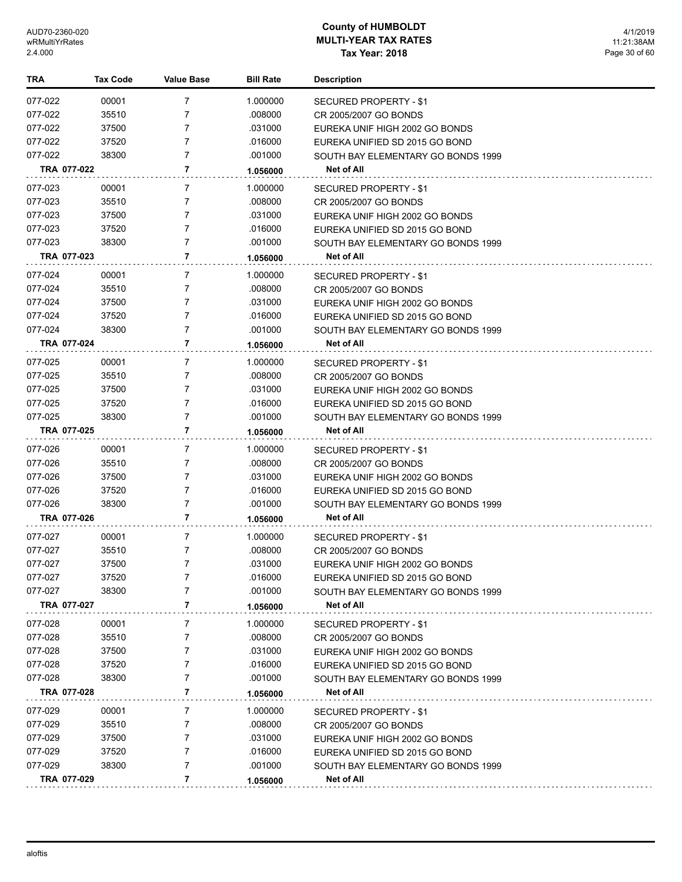# County of HUMBOLDT
## MULTI-YEAR TAX RATES
### Tax Year: 2018

| TRA | Tax Code | Value Base | Bill Rate | Description |
|---|---|---|---|---|
| 077-022 | 00001 | 7 | 1.000000 | SECURED PROPERTY - $1 |
| 077-022 | 35510 | 7 | .008000 | CR 2005/2007 GO BONDS |
| 077-022 | 37500 | 7 | .031000 | EUREKA UNIF HIGH 2002 GO BONDS |
| 077-022 | 37520 | 7 | .016000 | EUREKA UNIFIED SD 2015 GO BOND |
| 077-022 | 38300 | 7 | .001000 | SOUTH BAY ELEMENTARY GO BONDS 1999 |
| **TRA 077-022** | | **7** | **1.056000** | **Net of All** |
| 077-023 | 00001 | 7 | 1.000000 | SECURED PROPERTY - $1 |
| 077-023 | 35510 | 7 | .008000 | CR 2005/2007 GO BONDS |
| 077-023 | 37500 | 7 | .031000 | EUREKA UNIF HIGH 2002 GO BONDS |
| 077-023 | 37520 | 7 | .016000 | EUREKA UNIFIED SD 2015 GO BOND |
| 077-023 | 38300 | 7 | .001000 | SOUTH BAY ELEMENTARY GO BONDS 1999 |
| **TRA 077-023** | | **7** | **1.056000** | **Net of All** |
| 077-024 | 00001 | 7 | 1.000000 | SECURED PROPERTY - $1 |
| 077-024 | 35510 | 7 | .008000 | CR 2005/2007 GO BONDS |
| 077-024 | 37500 | 7 | .031000 | EUREKA UNIF HIGH 2002 GO BONDS |
| 077-024 | 37520 | 7 | .016000 | EUREKA UNIFIED SD 2015 GO BOND |
| 077-024 | 38300 | 7 | .001000 | SOUTH BAY ELEMENTARY GO BONDS 1999 |
| **TRA 077-024** | | **7** | **1.056000** | **Net of All** |
| 077-025 | 00001 | 7 | 1.000000 | SECURED PROPERTY - $1 |
| 077-025 | 35510 | 7 | .008000 | CR 2005/2007 GO BONDS |
| 077-025 | 37500 | 7 | .031000 | EUREKA UNIF HIGH 2002 GO BONDS |
| 077-025 | 37520 | 7 | .016000 | EUREKA UNIFIED SD 2015 GO BOND |
| 077-025 | 38300 | 7 | .001000 | SOUTH BAY ELEMENTARY GO BONDS 1999 |
| **TRA 077-025** | | **7** | **1.056000** | **Net of All** |
| 077-026 | 00001 | 7 | 1.000000 | SECURED PROPERTY - $1 |
| 077-026 | 35510 | 7 | .008000 | CR 2005/2007 GO BONDS |
| 077-026 | 37500 | 7 | .031000 | EUREKA UNIF HIGH 2002 GO BONDS |
| 077-026 | 37520 | 7 | .016000 | EUREKA UNIFIED SD 2015 GO BOND |
| 077-026 | 38300 | 7 | .001000 | SOUTH BAY ELEMENTARY GO BONDS 1999 |
| **TRA 077-026** | | **7** | **1.056000** | **Net of All** |
| 077-027 | 00001 | 7 | 1.000000 | SECURED PROPERTY - $1 |
| 077-027 | 35510 | 7 | .008000 | CR 2005/2007 GO BONDS |
| 077-027 | 37500 | 7 | .031000 | EUREKA UNIF HIGH 2002 GO BONDS |
| 077-027 | 37520 | 7 | .016000 | EUREKA UNIFIED SD 2015 GO BOND |
| 077-027 | 38300 | 7 | .001000 | SOUTH BAY ELEMENTARY GO BONDS 1999 |
| **TRA 077-027** | | **7** | **1.056000** | **Net of All** |
| 077-028 | 00001 | 7 | 1.000000 | SECURED PROPERTY - $1 |
| 077-028 | 35510 | 7 | .008000 | CR 2005/2007 GO BONDS |
| 077-028 | 37500 | 7 | .031000 | EUREKA UNIF HIGH 2002 GO BONDS |
| 077-028 | 37520 | 7 | .016000 | EUREKA UNIFIED SD 2015 GO BOND |
| 077-028 | 38300 | 7 | .001000 | SOUTH BAY ELEMENTARY GO BONDS 1999 |
| **TRA 077-028** | | **7** | **1.056000** | **Net of All** |
| 077-029 | 00001 | 7 | 1.000000 | SECURED PROPERTY - $1 |
| 077-029 | 35510 | 7 | .008000 | CR 2005/2007 GO BONDS |
| 077-029 | 37500 | 7 | .031000 | EUREKA UNIF HIGH 2002 GO BONDS |
| 077-029 | 37520 | 7 | .016000 | EUREKA UNIFIED SD 2015 GO BOND |
| 077-029 | 38300 | 7 | .001000 | SOUTH BAY ELEMENTARY GO BONDS 1999 |
| **TRA 077-029** | | **7** | **1.056000** | **Net of All** |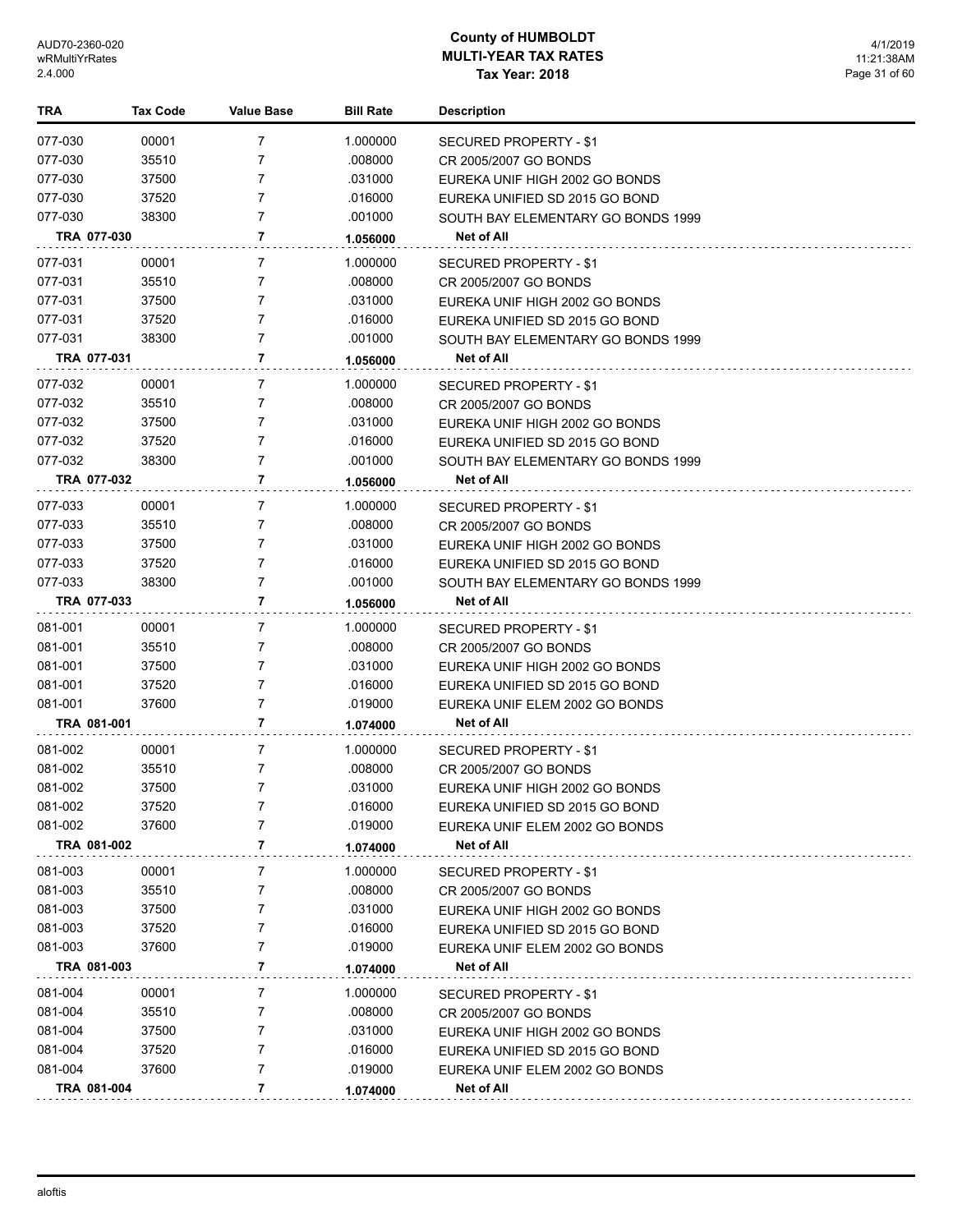# County of HUMBOLDT
## MULTI-YEAR TAX RATES
### Tax Year: 2018

| TRA | Tax Code | Value Base | Bill Rate | Description |
|---|---|---|---|---|
| 077-030 | 00001 | 7 | 1.000000 | SECURED PROPERTY - $1 |
| 077-030 | 35510 | 7 | .008000 | CR 2005/2007 GO BONDS |
| 077-030 | 37500 | 7 | .031000 | EUREKA UNIF HIGH 2002 GO BONDS |
| 077-030 | 37520 | 7 | .016000 | EUREKA UNIFIED SD 2015 GO BOND |
| 077-030 | 38300 | 7 | .001000 | SOUTH BAY ELEMENTARY GO BONDS 1999 |
| **TRA 077-030** | | **7** | **1.056000** | **Net of All** |
| 077-031 | 00001 | 7 | 1.000000 | SECURED PROPERTY - $1 |
| 077-031 | 35510 | 7 | .008000 | CR 2005/2007 GO BONDS |
| 077-031 | 37500 | 7 | .031000 | EUREKA UNIF HIGH 2002 GO BONDS |
| 077-031 | 37520 | 7 | .016000 | EUREKA UNIFIED SD 2015 GO BOND |
| 077-031 | 38300 | 7 | .001000 | SOUTH BAY ELEMENTARY GO BONDS 1999 |
| **TRA 077-031** | | **7** | **1.056000** | **Net of All** |
| 077-032 | 00001 | 7 | 1.000000 | SECURED PROPERTY - $1 |
| 077-032 | 35510 | 7 | .008000 | CR 2005/2007 GO BONDS |
| 077-032 | 37500 | 7 | .031000 | EUREKA UNIF HIGH 2002 GO BONDS |
| 077-032 | 37520 | 7 | .016000 | EUREKA UNIFIED SD 2015 GO BOND |
| 077-032 | 38300 | 7 | .001000 | SOUTH BAY ELEMENTARY GO BONDS 1999 |
| **TRA 077-032** | | **7** | **1.056000** | **Net of All** |
| 077-033 | 00001 | 7 | 1.000000 | SECURED PROPERTY - $1 |
| 077-033 | 35510 | 7 | .008000 | CR 2005/2007 GO BONDS |
| 077-033 | 37500 | 7 | .031000 | EUREKA UNIF HIGH 2002 GO BONDS |
| 077-033 | 37520 | 7 | .016000 | EUREKA UNIFIED SD 2015 GO BOND |
| 077-033 | 38300 | 7 | .001000 | SOUTH BAY ELEMENTARY GO BONDS 1999 |
| **TRA 077-033** | | **7** | **1.056000** | **Net of All** |
| 081-001 | 00001 | 7 | 1.000000 | SECURED PROPERTY - $1 |
| 081-001 | 35510 | 7 | .008000 | CR 2005/2007 GO BONDS |
| 081-001 | 37500 | 7 | .031000 | EUREKA UNIF HIGH 2002 GO BONDS |
| 081-001 | 37520 | 7 | .016000 | EUREKA UNIFIED SD 2015 GO BOND |
| 081-001 | 37600 | 7 | .019000 | EUREKA UNIF ELEM 2002 GO BONDS |
| **TRA 081-001** | | **7** | **1.074000** | **Net of All** |
| 081-002 | 00001 | 7 | 1.000000 | SECURED PROPERTY - $1 |
| 081-002 | 35510 | 7 | .008000 | CR 2005/2007 GO BONDS |
| 081-002 | 37500 | 7 | .031000 | EUREKA UNIF HIGH 2002 GO BONDS |
| 081-002 | 37520 | 7 | .016000 | EUREKA UNIFIED SD 2015 GO BOND |
| 081-002 | 37600 | 7 | .019000 | EUREKA UNIF ELEM 2002 GO BONDS |
| **TRA 081-002** | | **7** | **1.074000** | **Net of All** |
| 081-003 | 00001 | 7 | 1.000000 | SECURED PROPERTY - $1 |
| 081-003 | 35510 | 7 | .008000 | CR 2005/2007 GO BONDS |
| 081-003 | 37500 | 7 | .031000 | EUREKA UNIF HIGH 2002 GO BONDS |
| 081-003 | 37520 | 7 | .016000 | EUREKA UNIFIED SD 2015 GO BOND |
| 081-003 | 37600 | 7 | .019000 | EUREKA UNIF ELEM 2002 GO BONDS |
| **TRA 081-003** | | **7** | **1.074000** | **Net of All** |
| 081-004 | 00001 | 7 | 1.000000 | SECURED PROPERTY - $1 |
| 081-004 | 35510 | 7 | .008000 | CR 2005/2007 GO BONDS |
| 081-004 | 37500 | 7 | .031000 | EUREKA UNIF HIGH 2002 GO BONDS |
| 081-004 | 37520 | 7 | .016000 | EUREKA UNIFIED SD 2015 GO BOND |
| 081-004 | 37600 | 7 | .019000 | EUREKA UNIF ELEM 2002 GO BONDS |
| **TRA 081-004** | | **7** | **1.074000** | **Net of All** |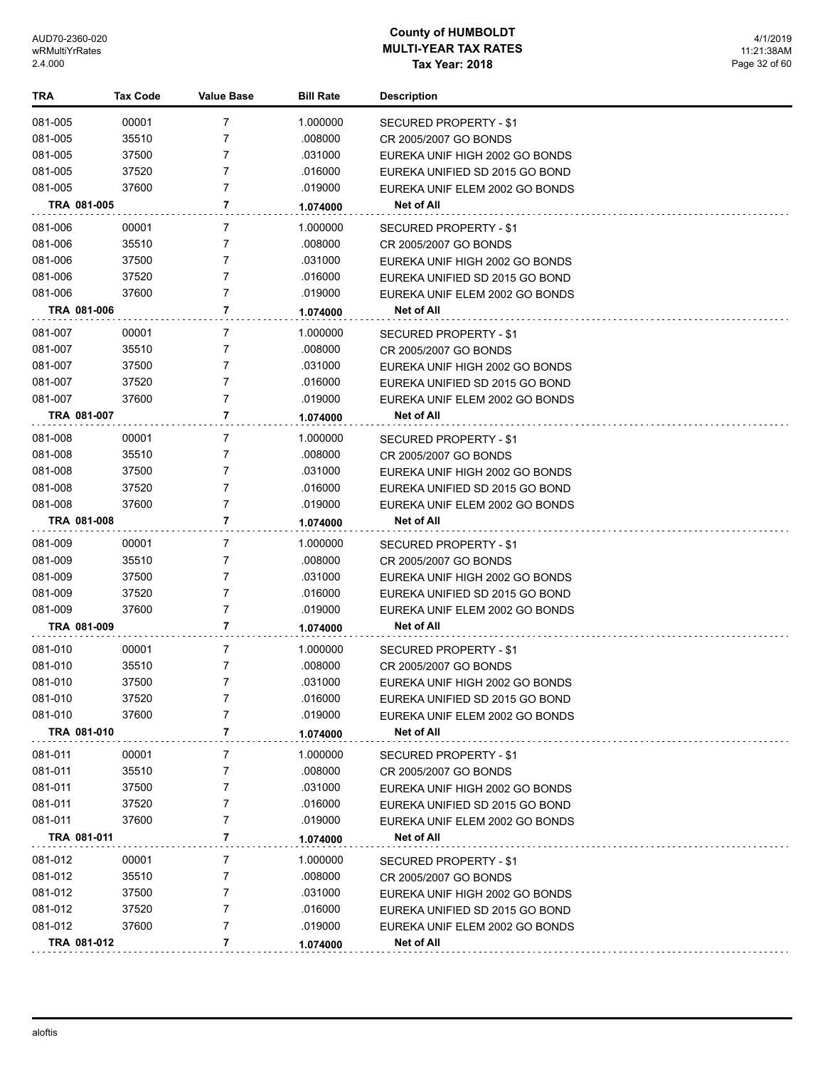# County of HUMBOLDT
## MULTI-YEAR TAX RATES
### Tax Year: 2018

| TRA | Tax Code | Value Base | Bill Rate | Description |
|---|---|---|---|---|
| 081-005 | 00001 | 7 | 1.000000 | SECURED PROPERTY - $1 |
| 081-005 | 35510 | 7 | .008000 | CR 2005/2007 GO BONDS |
| 081-005 | 37500 | 7 | .031000 | EUREKA UNIF HIGH 2002 GO BONDS |
| 081-005 | 37520 | 7 | .016000 | EUREKA UNIFIED SD 2015 GO BOND |
| 081-005 | 37600 | 7 | .019000 | EUREKA UNIF ELEM 2002 GO BONDS |
| **TRA 081-005** | | **7** | **1.074000** | **Net of All** |
| 081-006 | 00001 | 7 | 1.000000 | SECURED PROPERTY - $1 |
| 081-006 | 35510 | 7 | .008000 | CR 2005/2007 GO BONDS |
| 081-006 | 37500 | 7 | .031000 | EUREKA UNIF HIGH 2002 GO BONDS |
| 081-006 | 37520 | 7 | .016000 | EUREKA UNIFIED SD 2015 GO BOND |
| 081-006 | 37600 | 7 | .019000 | EUREKA UNIF ELEM 2002 GO BONDS |
| **TRA 081-006** | | **7** | **1.074000** | **Net of All** |
| 081-007 | 00001 | 7 | 1.000000 | SECURED PROPERTY - $1 |
| 081-007 | 35510 | 7 | .008000 | CR 2005/2007 GO BONDS |
| 081-007 | 37500 | 7 | .031000 | EUREKA UNIF HIGH 2002 GO BONDS |
| 081-007 | 37520 | 7 | .016000 | EUREKA UNIFIED SD 2015 GO BOND |
| 081-007 | 37600 | 7 | .019000 | EUREKA UNIF ELEM 2002 GO BONDS |
| **TRA 081-007** | | **7** | **1.074000** | **Net of All** |
| 081-008 | 00001 | 7 | 1.000000 | SECURED PROPERTY - $1 |
| 081-008 | 35510 | 7 | .008000 | CR 2005/2007 GO BONDS |
| 081-008 | 37500 | 7 | .031000 | EUREKA UNIF HIGH 2002 GO BONDS |
| 081-008 | 37520 | 7 | .016000 | EUREKA UNIFIED SD 2015 GO BOND |
| 081-008 | 37600 | 7 | .019000 | EUREKA UNIF ELEM 2002 GO BONDS |
| **TRA 081-008** | | **7** | **1.074000** | **Net of All** |
| 081-009 | 00001 | 7 | 1.000000 | SECURED PROPERTY - $1 |
| 081-009 | 35510 | 7 | .008000 | CR 2005/2007 GO BONDS |
| 081-009 | 37500 | 7 | .031000 | EUREKA UNIF HIGH 2002 GO BONDS |
| 081-009 | 37520 | 7 | .016000 | EUREKA UNIFIED SD 2015 GO BOND |
| 081-009 | 37600 | 7 | .019000 | EUREKA UNIF ELEM 2002 GO BONDS |
| **TRA 081-009** | | **7** | **1.074000** | **Net of All** |
| 081-010 | 00001 | 7 | 1.000000 | SECURED PROPERTY - $1 |
| 081-010 | 35510 | 7 | .008000 | CR 2005/2007 GO BONDS |
| 081-010 | 37500 | 7 | .031000 | EUREKA UNIF HIGH 2002 GO BONDS |
| 081-010 | 37520 | 7 | .016000 | EUREKA UNIFIED SD 2015 GO BOND |
| 081-010 | 37600 | 7 | .019000 | EUREKA UNIF ELEM 2002 GO BONDS |
| **TRA 081-010** | | **7** | **1.074000** | **Net of All** |
| 081-011 | 00001 | 7 | 1.000000 | SECURED PROPERTY - $1 |
| 081-011 | 35510 | 7 | .008000 | CR 2005/2007 GO BONDS |
| 081-011 | 37500 | 7 | .031000 | EUREKA UNIF HIGH 2002 GO BONDS |
| 081-011 | 37520 | 7 | .016000 | EUREKA UNIFIED SD 2015 GO BOND |
| 081-011 | 37600 | 7 | .019000 | EUREKA UNIF ELEM 2002 GO BONDS |
| **TRA 081-011** | | **7** | **1.074000** | **Net of All** |
| 081-012 | 00001 | 7 | 1.000000 | SECURED PROPERTY - $1 |
| 081-012 | 35510 | 7 | .008000 | CR 2005/2007 GO BONDS |
| 081-012 | 37500 | 7 | .031000 | EUREKA UNIF HIGH 2002 GO BONDS |
| 081-012 | 37520 | 7 | .016000 | EUREKA UNIFIED SD 2015 GO BOND |
| 081-012 | 37600 | 7 | .019000 | EUREKA UNIF ELEM 2002 GO BONDS |
| **TRA 081-012** | | **7** | **1.074000** | **Net of All** |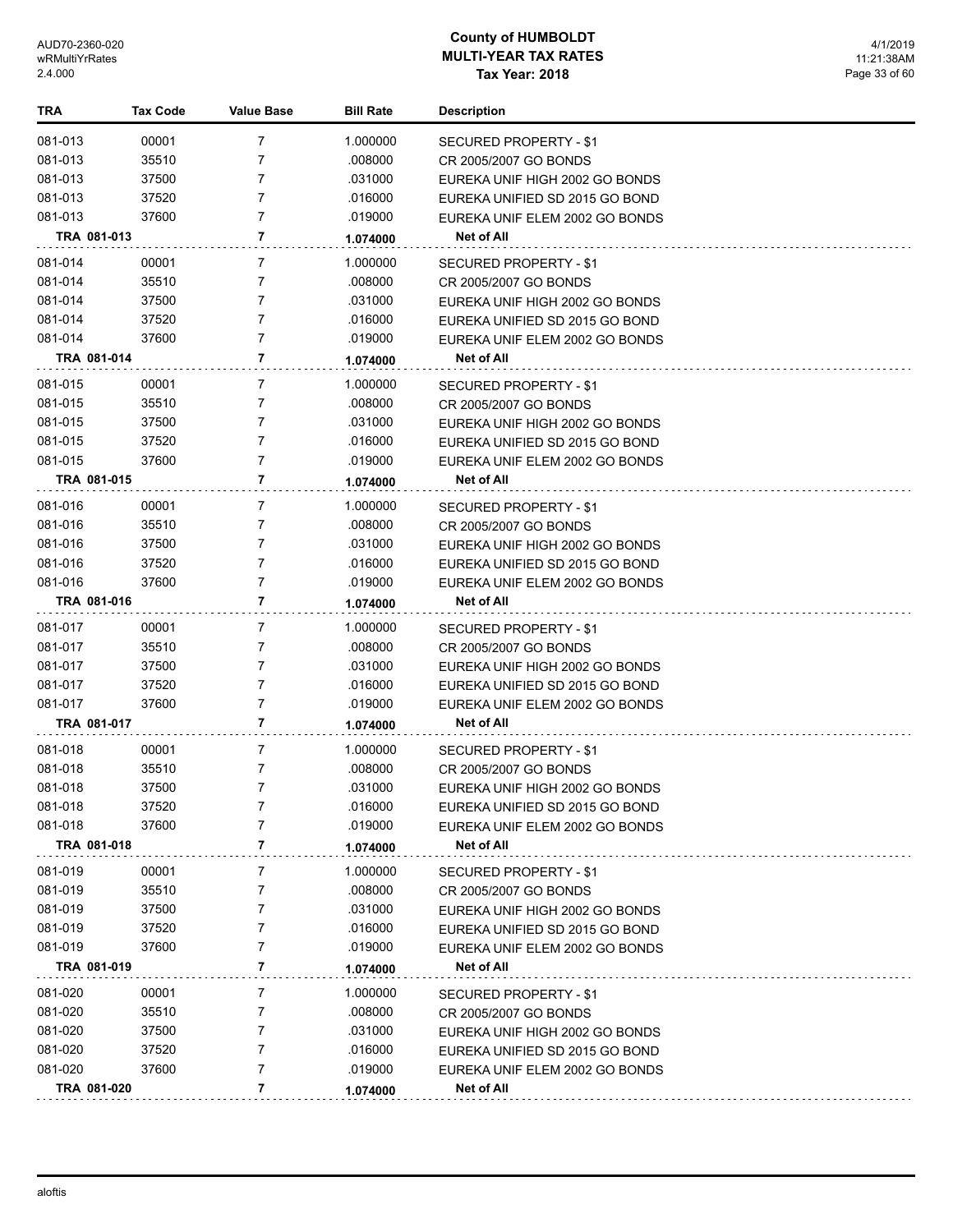## County of HUMBOLDT
## MULTI-YEAR TAX RATES
## Tax Year: 2018

| TRA | Tax Code | Value Base | Bill Rate | Description |
|---|---|---|---|---|
| 081-013 | 00001 | 7 | 1.000000 | SECURED PROPERTY - $1 |
| 081-013 | 35510 | 7 | .008000 | CR 2005/2007 GO BONDS |
| 081-013 | 37500 | 7 | .031000 | EUREKA UNIF HIGH 2002 GO BONDS |
| 081-013 | 37520 | 7 | .016000 | EUREKA UNIFIED SD 2015 GO BOND |
| 081-013 | 37600 | 7 | .019000 | EUREKA UNIF ELEM 2002 GO BONDS |
| **TRA 081-013** | | **7** | **1.074000** | **Net of All** |
| 081-014 | 00001 | 7 | 1.000000 | SECURED PROPERTY - $1 |
| 081-014 | 35510 | 7 | .008000 | CR 2005/2007 GO BONDS |
| 081-014 | 37500 | 7 | .031000 | EUREKA UNIF HIGH 2002 GO BONDS |
| 081-014 | 37520 | 7 | .016000 | EUREKA UNIFIED SD 2015 GO BOND |
| 081-014 | 37600 | 7 | .019000 | EUREKA UNIF ELEM 2002 GO BONDS |
| **TRA 081-014** | | **7** | **1.074000** | **Net of All** |
| 081-015 | 00001 | 7 | 1.000000 | SECURED PROPERTY - $1 |
| 081-015 | 35510 | 7 | .008000 | CR 2005/2007 GO BONDS |
| 081-015 | 37500 | 7 | .031000 | EUREKA UNIF HIGH 2002 GO BONDS |
| 081-015 | 37520 | 7 | .016000 | EUREKA UNIFIED SD 2015 GO BOND |
| 081-015 | 37600 | 7 | .019000 | EUREKA UNIF ELEM 2002 GO BONDS |
| **TRA 081-015** | | **7** | **1.074000** | **Net of All** |
| 081-016 | 00001 | 7 | 1.000000 | SECURED PROPERTY - $1 |
| 081-016 | 35510 | 7 | .008000 | CR 2005/2007 GO BONDS |
| 081-016 | 37500 | 7 | .031000 | EUREKA UNIF HIGH 2002 GO BONDS |
| 081-016 | 37520 | 7 | .016000 | EUREKA UNIFIED SD 2015 GO BOND |
| 081-016 | 37600 | 7 | .019000 | EUREKA UNIF ELEM 2002 GO BONDS |
| **TRA 081-016** | | **7** | **1.074000** | **Net of All** |
| 081-017 | 00001 | 7 | 1.000000 | SECURED PROPERTY - $1 |
| 081-017 | 35510 | 7 | .008000 | CR 2005/2007 GO BONDS |
| 081-017 | 37500 | 7 | .031000 | EUREKA UNIF HIGH 2002 GO BONDS |
| 081-017 | 37520 | 7 | .016000 | EUREKA UNIFIED SD 2015 GO BOND |
| 081-017 | 37600 | 7 | .019000 | EUREKA UNIF ELEM 2002 GO BONDS |
| **TRA 081-017** | | **7** | **1.074000** | **Net of All** |
| 081-018 | 00001 | 7 | 1.000000 | SECURED PROPERTY - $1 |
| 081-018 | 35510 | 7 | .008000 | CR 2005/2007 GO BONDS |
| 081-018 | 37500 | 7 | .031000 | EUREKA UNIF HIGH 2002 GO BONDS |
| 081-018 | 37520 | 7 | .016000 | EUREKA UNIFIED SD 2015 GO BOND |
| 081-018 | 37600 | 7 | .019000 | EUREKA UNIF ELEM 2002 GO BONDS |
| **TRA 081-018** | | **7** | **1.074000** | **Net of All** |
| 081-019 | 00001 | 7 | 1.000000 | SECURED PROPERTY - $1 |
| 081-019 | 35510 | 7 | .008000 | CR 2005/2007 GO BONDS |
| 081-019 | 37500 | 7 | .031000 | EUREKA UNIF HIGH 2002 GO BONDS |
| 081-019 | 37520 | 7 | .016000 | EUREKA UNIFIED SD 2015 GO BOND |
| 081-019 | 37600 | 7 | .019000 | EUREKA UNIF ELEM 2002 GO BONDS |
| **TRA 081-019** | | **7** | **1.074000** | **Net of All** |
| 081-020 | 00001 | 7 | 1.000000 | SECURED PROPERTY - $1 |
| 081-020 | 35510 | 7 | .008000 | CR 2005/2007 GO BONDS |
| 081-020 | 37500 | 7 | .031000 | EUREKA UNIF HIGH 2002 GO BONDS |
| 081-020 | 37520 | 7 | .016000 | EUREKA UNIFIED SD 2015 GO BOND |
| 081-020 | 37600 | 7 | .019000 | EUREKA UNIF ELEM 2002 GO BONDS |
| **TRA 081-020** | | **7** | **1.074000** | **Net of All** |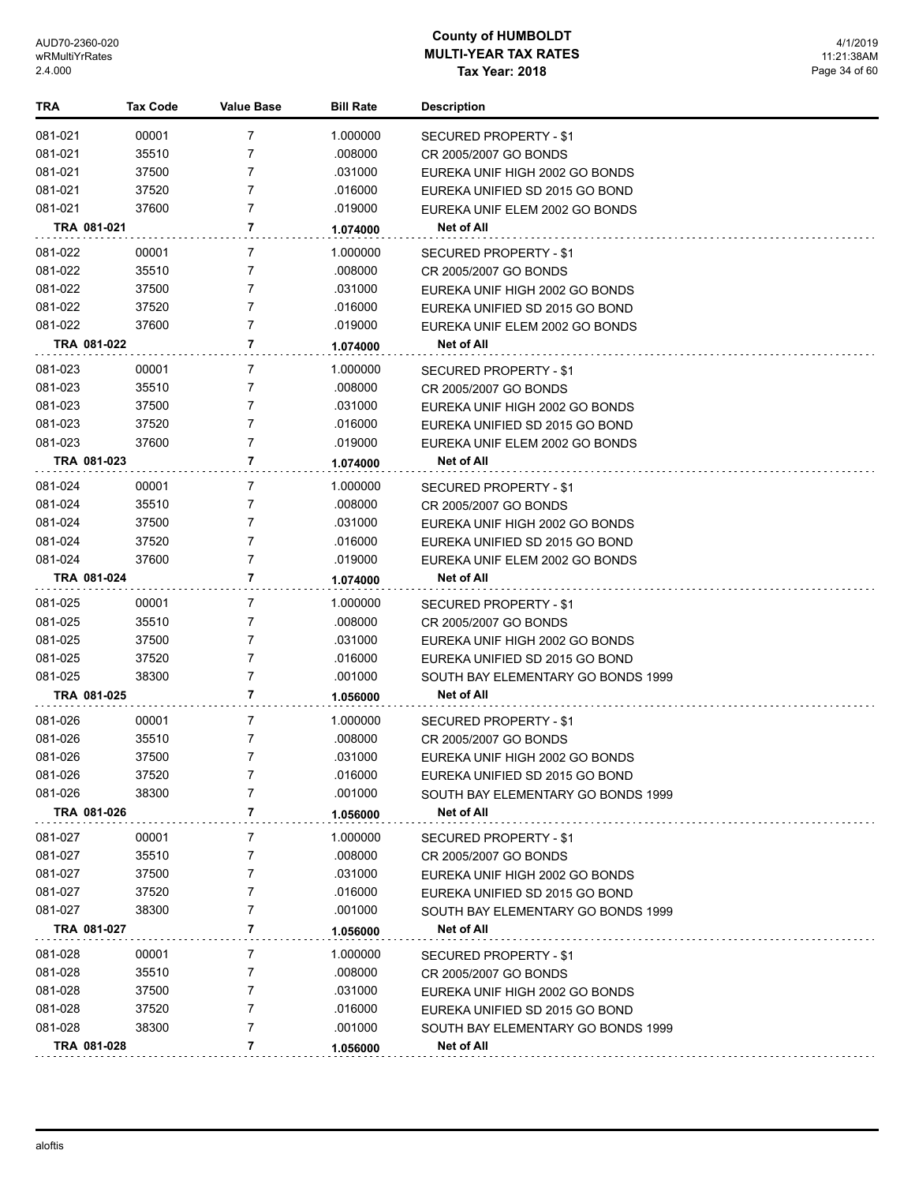# County of HUMBOLDT
## MULTI-YEAR TAX RATES
### Tax Year: 2018

| TRA | Tax Code | Value Base | Bill Rate | Description |
|---|---|---|---|---|
| 081-021 | 00001 | 7 | 1.000000 | SECURED PROPERTY - $1 |
| 081-021 | 35510 | 7 | .008000 | CR 2005/2007 GO BONDS |
| 081-021 | 37500 | 7 | .031000 | EUREKA UNIF HIGH 2002 GO BONDS |
| 081-021 | 37520 | 7 | .016000 | EUREKA UNIFIED SD 2015 GO BOND |
| 081-021 | 37600 | 7 | .019000 | EUREKA UNIF ELEM 2002 GO BONDS |
| **TRA 081-021** | | **7** | **1.074000** | **Net of All** |
| 081-022 | 00001 | 7 | 1.000000 | SECURED PROPERTY - $1 |
| 081-022 | 35510 | 7 | .008000 | CR 2005/2007 GO BONDS |
| 081-022 | 37500 | 7 | .031000 | EUREKA UNIF HIGH 2002 GO BONDS |
| 081-022 | 37520 | 7 | .016000 | EUREKA UNIFIED SD 2015 GO BOND |
| 081-022 | 37600 | 7 | .019000 | EUREKA UNIF ELEM 2002 GO BONDS |
| **TRA 081-022** | | **7** | **1.074000** | **Net of All** |
| 081-023 | 00001 | 7 | 1.000000 | SECURED PROPERTY - $1 |
| 081-023 | 35510 | 7 | .008000 | CR 2005/2007 GO BONDS |
| 081-023 | 37500 | 7 | .031000 | EUREKA UNIF HIGH 2002 GO BONDS |
| 081-023 | 37520 | 7 | .016000 | EUREKA UNIFIED SD 2015 GO BOND |
| 081-023 | 37600 | 7 | .019000 | EUREKA UNIF ELEM 2002 GO BONDS |
| **TRA 081-023** | | **7** | **1.074000** | **Net of All** |
| 081-024 | 00001 | 7 | 1.000000 | SECURED PROPERTY - $1 |
| 081-024 | 35510 | 7 | .008000 | CR 2005/2007 GO BONDS |
| 081-024 | 37500 | 7 | .031000 | EUREKA UNIF HIGH 2002 GO BONDS |
| 081-024 | 37520 | 7 | .016000 | EUREKA UNIFIED SD 2015 GO BOND |
| 081-024 | 37600 | 7 | .019000 | EUREKA UNIF ELEM 2002 GO BONDS |
| **TRA 081-024** | | **7** | **1.074000** | **Net of All** |
| 081-025 | 00001 | 7 | 1.000000 | SECURED PROPERTY - $1 |
| 081-025 | 35510 | 7 | .008000 | CR 2005/2007 GO BONDS |
| 081-025 | 37500 | 7 | .031000 | EUREKA UNIF HIGH 2002 GO BONDS |
| 081-025 | 37520 | 7 | .016000 | EUREKA UNIFIED SD 2015 GO BOND |
| 081-025 | 38300 | 7 | .001000 | SOUTH BAY ELEMENTARY GO BONDS 1999 |
| **TRA 081-025** | | **7** | **1.056000** | **Net of All** |
| 081-026 | 00001 | 7 | 1.000000 | SECURED PROPERTY - $1 |
| 081-026 | 35510 | 7 | .008000 | CR 2005/2007 GO BONDS |
| 081-026 | 37500 | 7 | .031000 | EUREKA UNIF HIGH 2002 GO BONDS |
| 081-026 | 37520 | 7 | .016000 | EUREKA UNIFIED SD 2015 GO BOND |
| 081-026 | 38300 | 7 | .001000 | SOUTH BAY ELEMENTARY GO BONDS 1999 |
| **TRA 081-026** | | **7** | **1.056000** | **Net of All** |
| 081-027 | 00001 | 7 | 1.000000 | SECURED PROPERTY - $1 |
| 081-027 | 35510 | 7 | .008000 | CR 2005/2007 GO BONDS |
| 081-027 | 37500 | 7 | .031000 | EUREKA UNIF HIGH 2002 GO BONDS |
| 081-027 | 37520 | 7 | .016000 | EUREKA UNIFIED SD 2015 GO BOND |
| 081-027 | 38300 | 7 | .001000 | SOUTH BAY ELEMENTARY GO BONDS 1999 |
| **TRA 081-027** | | **7** | **1.056000** | **Net of All** |
| 081-028 | 00001 | 7 | 1.000000 | SECURED PROPERTY - $1 |
| 081-028 | 35510 | 7 | .008000 | CR 2005/2007 GO BONDS |
| 081-028 | 37500 | 7 | .031000 | EUREKA UNIF HIGH 2002 GO BONDS |
| 081-028 | 37520 | 7 | .016000 | EUREKA UNIFIED SD 2015 GO BOND |
| 081-028 | 38300 | 7 | .001000 | SOUTH BAY ELEMENTARY GO BONDS 1999 |
| **TRA 081-028** | | **7** | **1.056000** | **Net of All** |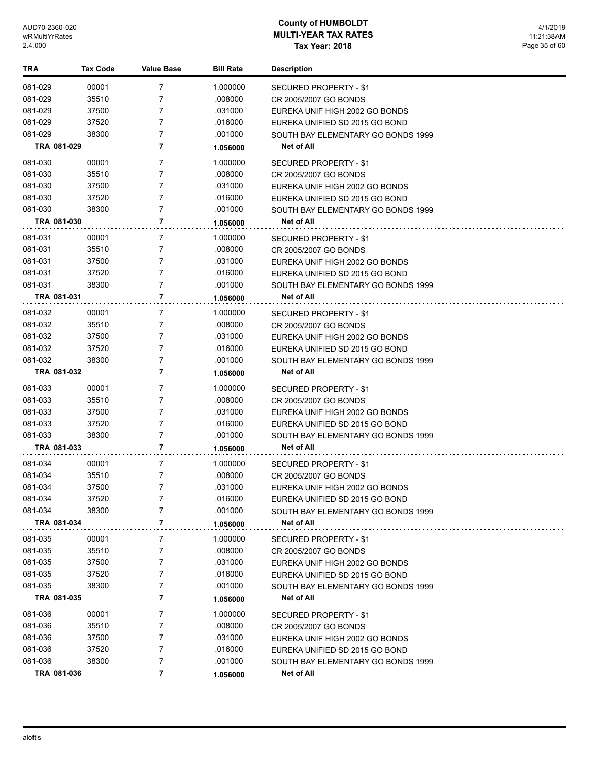# County of HUMBOLDT
## MULTI-YEAR TAX RATES
### Tax Year: 2018

| TRA | Tax Code | Value Base | Bill Rate | Description |
|---|---|---|---|---|
| 081-029 | 00001 | 7 | 1.000000 | SECURED PROPERTY - $1 |
| 081-029 | 35510 | 7 | .008000 | CR 2005/2007 GO BONDS |
| 081-029 | 37500 | 7 | .031000 | EUREKA UNIF HIGH 2002 GO BONDS |
| 081-029 | 37520 | 7 | .016000 | EUREKA UNIFIED SD 2015 GO BOND |
| 081-029 | 38300 | 7 | .001000 | SOUTH BAY ELEMENTARY GO BONDS 1999 |
| **TRA 081-029** | | **7** | **1.056000** | **Net of All** |
| 081-030 | 00001 | 7 | 1.000000 | SECURED PROPERTY - $1 |
| 081-030 | 35510 | 7 | .008000 | CR 2005/2007 GO BONDS |
| 081-030 | 37500 | 7 | .031000 | EUREKA UNIF HIGH 2002 GO BONDS |
| 081-030 | 37520 | 7 | .016000 | EUREKA UNIFIED SD 2015 GO BOND |
| 081-030 | 38300 | 7 | .001000 | SOUTH BAY ELEMENTARY GO BONDS 1999 |
| **TRA 081-030** | | **7** | **1.056000** | **Net of All** |
| 081-031 | 00001 | 7 | 1.000000 | SECURED PROPERTY - $1 |
| 081-031 | 35510 | 7 | .008000 | CR 2005/2007 GO BONDS |
| 081-031 | 37500 | 7 | .031000 | EUREKA UNIF HIGH 2002 GO BONDS |
| 081-031 | 37520 | 7 | .016000 | EUREKA UNIFIED SD 2015 GO BOND |
| 081-031 | 38300 | 7 | .001000 | SOUTH BAY ELEMENTARY GO BONDS 1999 |
| **TRA 081-031** | | **7** | **1.056000** | **Net of All** |
| 081-032 | 00001 | 7 | 1.000000 | SECURED PROPERTY - $1 |
| 081-032 | 35510 | 7 | .008000 | CR 2005/2007 GO BONDS |
| 081-032 | 37500 | 7 | .031000 | EUREKA UNIF HIGH 2002 GO BONDS |
| 081-032 | 37520 | 7 | .016000 | EUREKA UNIFIED SD 2015 GO BOND |
| 081-032 | 38300 | 7 | .001000 | SOUTH BAY ELEMENTARY GO BONDS 1999 |
| **TRA 081-032** | | **7** | **1.056000** | **Net of All** |
| 081-033 | 00001 | 7 | 1.000000 | SECURED PROPERTY - $1 |
| 081-033 | 35510 | 7 | .008000 | CR 2005/2007 GO BONDS |
| 081-033 | 37500 | 7 | .031000 | EUREKA UNIF HIGH 2002 GO BONDS |
| 081-033 | 37520 | 7 | .016000 | EUREKA UNIFIED SD 2015 GO BOND |
| 081-033 | 38300 | 7 | .001000 | SOUTH BAY ELEMENTARY GO BONDS 1999 |
| **TRA 081-033** | | **7** | **1.056000** | **Net of All** |
| 081-034 | 00001 | 7 | 1.000000 | SECURED PROPERTY - $1 |
| 081-034 | 35510 | 7 | .008000 | CR 2005/2007 GO BONDS |
| 081-034 | 37500 | 7 | .031000 | EUREKA UNIF HIGH 2002 GO BONDS |
| 081-034 | 37520 | 7 | .016000 | EUREKA UNIFIED SD 2015 GO BOND |
| 081-034 | 38300 | 7 | .001000 | SOUTH BAY ELEMENTARY GO BONDS 1999 |
| **TRA 081-034** | | **7** | **1.056000** | **Net of All** |
| 081-035 | 00001 | 7 | 1.000000 | SECURED PROPERTY - $1 |
| 081-035 | 35510 | 7 | .008000 | CR 2005/2007 GO BONDS |
| 081-035 | 37500 | 7 | .031000 | EUREKA UNIF HIGH 2002 GO BONDS |
| 081-035 | 37520 | 7 | .016000 | EUREKA UNIFIED SD 2015 GO BOND |
| 081-035 | 38300 | 7 | .001000 | SOUTH BAY ELEMENTARY GO BONDS 1999 |
| **TRA 081-035** | | **7** | **1.056000** | **Net of All** |
| 081-036 | 00001 | 7 | 1.000000 | SECURED PROPERTY - $1 |
| 081-036 | 35510 | 7 | .008000 | CR 2005/2007 GO BONDS |
| 081-036 | 37500 | 7 | .031000 | EUREKA UNIF HIGH 2002 GO BONDS |
| 081-036 | 37520 | 7 | .016000 | EUREKA UNIFIED SD 2015 GO BOND |
| 081-036 | 38300 | 7 | .001000 | SOUTH BAY ELEMENTARY GO BONDS 1999 |
| **TRA 081-036** | | **7** | **1.056000** | **Net of All** |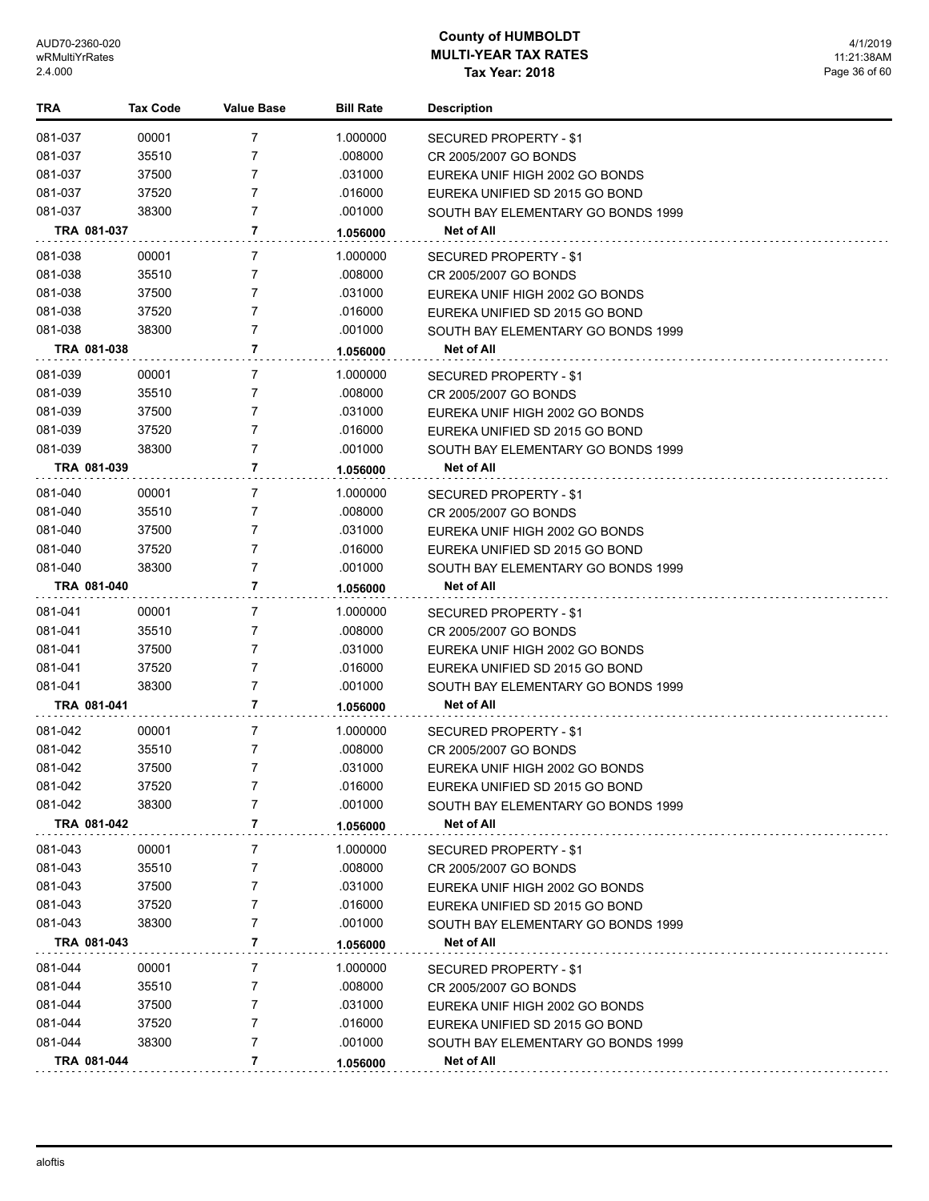# County of HUMBOLDT
## MULTI-YEAR TAX RATES
### Tax Year: 2018

| TRA | Tax Code | Value Base | Bill Rate | Description |
|---|---|---|---|---|
| 081-037 | 00001 | 7 | 1.000000 | SECURED PROPERTY - $1 |
| 081-037 | 35510 | 7 | .008000 | CR 2005/2007 GO BONDS |
| 081-037 | 37500 | 7 | .031000 | EUREKA UNIF HIGH 2002 GO BONDS |
| 081-037 | 37520 | 7 | .016000 | EUREKA UNIFIED SD 2015 GO BOND |
| 081-037 | 38300 | 7 | .001000 | SOUTH BAY ELEMENTARY GO BONDS 1999 |
| **TRA 081-037** | | **7** | **1.056000** | **Net of All** |
| 081-038 | 00001 | 7 | 1.000000 | SECURED PROPERTY - $1 |
| 081-038 | 35510 | 7 | .008000 | CR 2005/2007 GO BONDS |
| 081-038 | 37500 | 7 | .031000 | EUREKA UNIF HIGH 2002 GO BONDS |
| 081-038 | 37520 | 7 | .016000 | EUREKA UNIFIED SD 2015 GO BOND |
| 081-038 | 38300 | 7 | .001000 | SOUTH BAY ELEMENTARY GO BONDS 1999 |
| **TRA 081-038** | | **7** | **1.056000** | **Net of All** |
| 081-039 | 00001 | 7 | 1.000000 | SECURED PROPERTY - $1 |
| 081-039 | 35510 | 7 | .008000 | CR 2005/2007 GO BONDS |
| 081-039 | 37500 | 7 | .031000 | EUREKA UNIF HIGH 2002 GO BONDS |
| 081-039 | 37520 | 7 | .016000 | EUREKA UNIFIED SD 2015 GO BOND |
| 081-039 | 38300 | 7 | .001000 | SOUTH BAY ELEMENTARY GO BONDS 1999 |
| **TRA 081-039** | | **7** | **1.056000** | **Net of All** |
| 081-040 | 00001 | 7 | 1.000000 | SECURED PROPERTY - $1 |
| 081-040 | 35510 | 7 | .008000 | CR 2005/2007 GO BONDS |
| 081-040 | 37500 | 7 | .031000 | EUREKA UNIF HIGH 2002 GO BONDS |
| 081-040 | 37520 | 7 | .016000 | EUREKA UNIFIED SD 2015 GO BOND |
| 081-040 | 38300 | 7 | .001000 | SOUTH BAY ELEMENTARY GO BONDS 1999 |
| **TRA 081-040** | | **7** | **1.056000** | **Net of All** |
| 081-041 | 00001 | 7 | 1.000000 | SECURED PROPERTY - $1 |
| 081-041 | 35510 | 7 | .008000 | CR 2005/2007 GO BONDS |
| 081-041 | 37500 | 7 | .031000 | EUREKA UNIF HIGH 2002 GO BONDS |
| 081-041 | 37520 | 7 | .016000 | EUREKA UNIFIED SD 2015 GO BOND |
| 081-041 | 38300 | 7 | .001000 | SOUTH BAY ELEMENTARY GO BONDS 1999 |
| **TRA 081-041** | | **7** | **1.056000** | **Net of All** |
| 081-042 | 00001 | 7 | 1.000000 | SECURED PROPERTY - $1 |
| 081-042 | 35510 | 7 | .008000 | CR 2005/2007 GO BONDS |
| 081-042 | 37500 | 7 | .031000 | EUREKA UNIF HIGH 2002 GO BONDS |
| 081-042 | 37520 | 7 | .016000 | EUREKA UNIFIED SD 2015 GO BOND |
| 081-042 | 38300 | 7 | .001000 | SOUTH BAY ELEMENTARY GO BONDS 1999 |
| **TRA 081-042** | | **7** | **1.056000** | **Net of All** |
| 081-043 | 00001 | 7 | 1.000000 | SECURED PROPERTY - $1 |
| 081-043 | 35510 | 7 | .008000 | CR 2005/2007 GO BONDS |
| 081-043 | 37500 | 7 | .031000 | EUREKA UNIF HIGH 2002 GO BONDS |
| 081-043 | 37520 | 7 | .016000 | EUREKA UNIFIED SD 2015 GO BOND |
| 081-043 | 38300 | 7 | .001000 | SOUTH BAY ELEMENTARY GO BONDS 1999 |
| **TRA 081-043** | | **7** | **1.056000** | **Net of All** |
| 081-044 | 00001 | 7 | 1.000000 | SECURED PROPERTY - $1 |
| 081-044 | 35510 | 7 | .008000 | CR 2005/2007 GO BONDS |
| 081-044 | 37500 | 7 | .031000 | EUREKA UNIF HIGH 2002 GO BONDS |
| 081-044 | 37520 | 7 | .016000 | EUREKA UNIFIED SD 2015 GO BOND |
| 081-044 | 38300 | 7 | .001000 | SOUTH BAY ELEMENTARY GO BONDS 1999 |
| **TRA 081-044** | | **7** | **1.056000** | **Net of All** |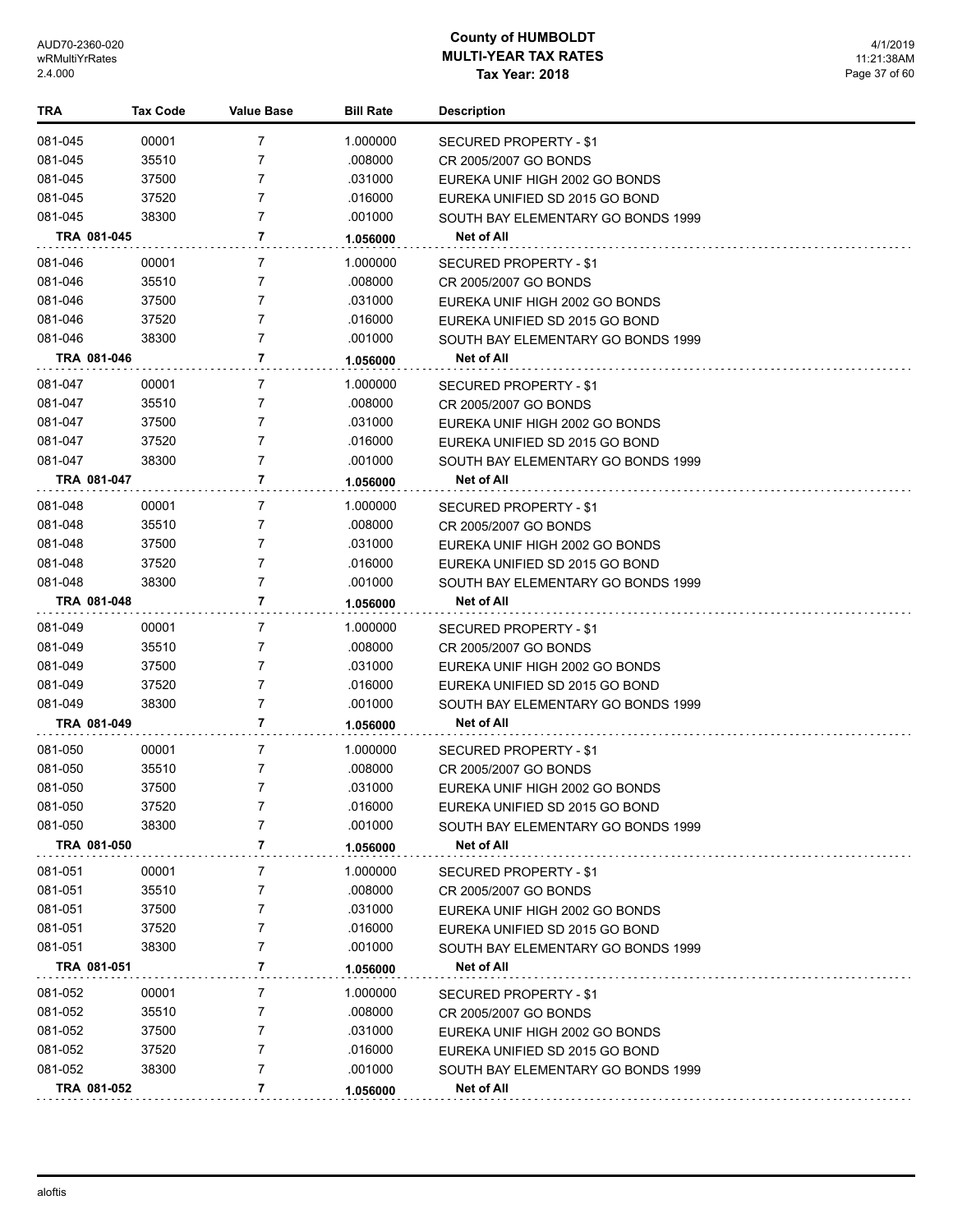# County of HUMBOLDT
## MULTI-YEAR TAX RATES
### Tax Year: 2018

| TRA | Tax Code | Value Base | Bill Rate | Description |
|---|---|---|---|---|
| 081-045 | 00001 | 7 | 1.000000 | SECURED PROPERTY - $1 |
| 081-045 | 35510 | 7 | .008000 | CR 2005/2007 GO BONDS |
| 081-045 | 37500 | 7 | .031000 | EUREKA UNIF HIGH 2002 GO BONDS |
| 081-045 | 37520 | 7 | .016000 | EUREKA UNIFIED SD 2015 GO BOND |
| 081-045 | 38300 | 7 | .001000 | SOUTH BAY ELEMENTARY GO BONDS 1999 |
| **TRA 081-045** | | **7** | **1.056000** | **Net of All** |
| 081-046 | 00001 | 7 | 1.000000 | SECURED PROPERTY - $1 |
| 081-046 | 35510 | 7 | .008000 | CR 2005/2007 GO BONDS |
| 081-046 | 37500 | 7 | .031000 | EUREKA UNIF HIGH 2002 GO BONDS |
| 081-046 | 37520 | 7 | .016000 | EUREKA UNIFIED SD 2015 GO BOND |
| 081-046 | 38300 | 7 | .001000 | SOUTH BAY ELEMENTARY GO BONDS 1999 |
| **TRA 081-046** | | **7** | **1.056000** | **Net of All** |
| 081-047 | 00001 | 7 | 1.000000 | SECURED PROPERTY - $1 |
| 081-047 | 35510 | 7 | .008000 | CR 2005/2007 GO BONDS |
| 081-047 | 37500 | 7 | .031000 | EUREKA UNIF HIGH 2002 GO BONDS |
| 081-047 | 37520 | 7 | .016000 | EUREKA UNIFIED SD 2015 GO BOND |
| 081-047 | 38300 | 7 | .001000 | SOUTH BAY ELEMENTARY GO BONDS 1999 |
| **TRA 081-047** | | **7** | **1.056000** | **Net of All** |
| 081-048 | 00001 | 7 | 1.000000 | SECURED PROPERTY - $1 |
| 081-048 | 35510 | 7 | .008000 | CR 2005/2007 GO BONDS |
| 081-048 | 37500 | 7 | .031000 | EUREKA UNIF HIGH 2002 GO BONDS |
| 081-048 | 37520 | 7 | .016000 | EUREKA UNIFIED SD 2015 GO BOND |
| 081-048 | 38300 | 7 | .001000 | SOUTH BAY ELEMENTARY GO BONDS 1999 |
| **TRA 081-048** | | **7** | **1.056000** | **Net of All** |
| 081-049 | 00001 | 7 | 1.000000 | SECURED PROPERTY - $1 |
| 081-049 | 35510 | 7 | .008000 | CR 2005/2007 GO BONDS |
| 081-049 | 37500 | 7 | .031000 | EUREKA UNIF HIGH 2002 GO BONDS |
| 081-049 | 37520 | 7 | .016000 | EUREKA UNIFIED SD 2015 GO BOND |
| 081-049 | 38300 | 7 | .001000 | SOUTH BAY ELEMENTARY GO BONDS 1999 |
| **TRA 081-049** | | **7** | **1.056000** | **Net of All** |
| 081-050 | 00001 | 7 | 1.000000 | SECURED PROPERTY - $1 |
| 081-050 | 35510 | 7 | .008000 | CR 2005/2007 GO BONDS |
| 081-050 | 37500 | 7 | .031000 | EUREKA UNIF HIGH 2002 GO BONDS |
| 081-050 | 37520 | 7 | .016000 | EUREKA UNIFIED SD 2015 GO BOND |
| 081-050 | 38300 | 7 | .001000 | SOUTH BAY ELEMENTARY GO BONDS 1999 |
| **TRA 081-050** | | **7** | **1.056000** | **Net of All** |
| 081-051 | 00001 | 7 | 1.000000 | SECURED PROPERTY - $1 |
| 081-051 | 35510 | 7 | .008000 | CR 2005/2007 GO BONDS |
| 081-051 | 37500 | 7 | .031000 | EUREKA UNIF HIGH 2002 GO BONDS |
| 081-051 | 37520 | 7 | .016000 | EUREKA UNIFIED SD 2015 GO BOND |
| 081-051 | 38300 | 7 | .001000 | SOUTH BAY ELEMENTARY GO BONDS 1999 |
| **TRA 081-051** | | **7** | **1.056000** | **Net of All** |
| 081-052 | 00001 | 7 | 1.000000 | SECURED PROPERTY - $1 |
| 081-052 | 35510 | 7 | .008000 | CR 2005/2007 GO BONDS |
| 081-052 | 37500 | 7 | .031000 | EUREKA UNIF HIGH 2002 GO BONDS |
| 081-052 | 37520 | 7 | .016000 | EUREKA UNIFIED SD 2015 GO BOND |
| 081-052 | 38300 | 7 | .001000 | SOUTH BAY ELEMENTARY GO BONDS 1999 |
| **TRA 081-052** | | **7** | **1.056000** | **Net of All** |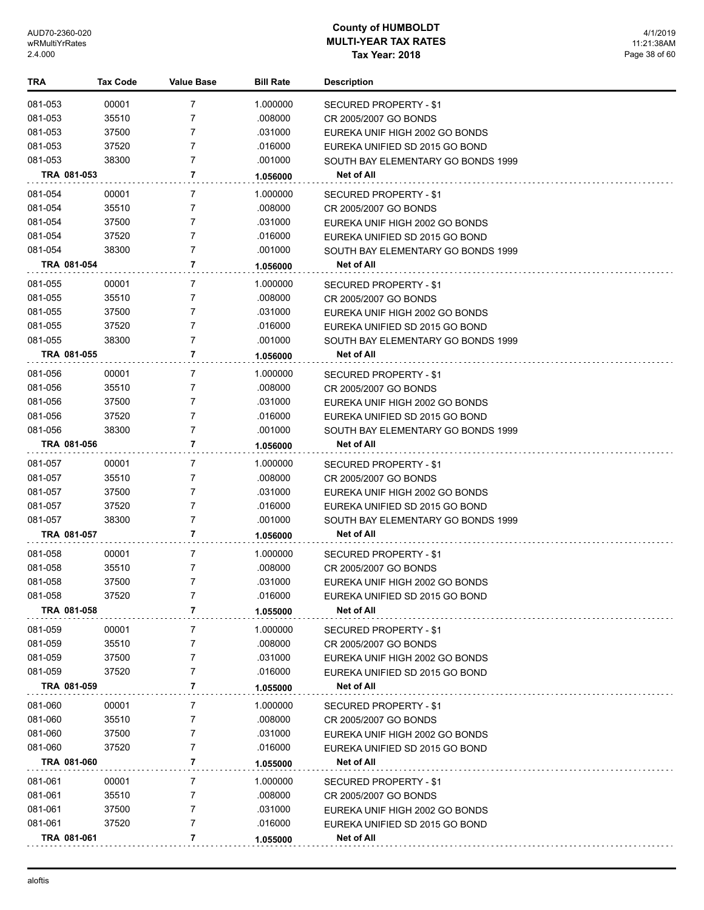# County of HUMBOLDT
## MULTI-YEAR TAX RATES
### Tax Year: 2018

| TRA | Tax Code | Value Base | Bill Rate | Description |
|---|---|---|---|---|
| 081-053 | 00001 | 7 | 1.000000 | SECURED PROPERTY - $1 |
| 081-053 | 35510 | 7 | .008000 | CR 2005/2007 GO BONDS |
| 081-053 | 37500 | 7 | .031000 | EUREKA UNIF HIGH 2002 GO BONDS |
| 081-053 | 37520 | 7 | .016000 | EUREKA UNIFIED SD 2015 GO BOND |
| 081-053 | 38300 | 7 | .001000 | SOUTH BAY ELEMENTARY GO BONDS 1999 |
| **TRA 081-053** | | **7** | **1.056000** | **Net of All** |
| 081-054 | 00001 | 7 | 1.000000 | SECURED PROPERTY - $1 |
| 081-054 | 35510 | 7 | .008000 | CR 2005/2007 GO BONDS |
| 081-054 | 37500 | 7 | .031000 | EUREKA UNIF HIGH 2002 GO BONDS |
| 081-054 | 37520 | 7 | .016000 | EUREKA UNIFIED SD 2015 GO BOND |
| 081-054 | 38300 | 7 | .001000 | SOUTH BAY ELEMENTARY GO BONDS 1999 |
| **TRA 081-054** | | **7** | **1.056000** | **Net of All** |
| 081-055 | 00001 | 7 | 1.000000 | SECURED PROPERTY - $1 |
| 081-055 | 35510 | 7 | .008000 | CR 2005/2007 GO BONDS |
| 081-055 | 37500 | 7 | .031000 | EUREKA UNIF HIGH 2002 GO BONDS |
| 081-055 | 37520 | 7 | .016000 | EUREKA UNIFIED SD 2015 GO BOND |
| 081-055 | 38300 | 7 | .001000 | SOUTH BAY ELEMENTARY GO BONDS 1999 |
| **TRA 081-055** | | **7** | **1.056000** | **Net of All** |
| 081-056 | 00001 | 7 | 1.000000 | SECURED PROPERTY - $1 |
| 081-056 | 35510 | 7 | .008000 | CR 2005/2007 GO BONDS |
| 081-056 | 37500 | 7 | .031000 | EUREKA UNIF HIGH 2002 GO BONDS |
| 081-056 | 37520 | 7 | .016000 | EUREKA UNIFIED SD 2015 GO BOND |
| 081-056 | 38300 | 7 | .001000 | SOUTH BAY ELEMENTARY GO BONDS 1999 |
| **TRA 081-056** | | **7** | **1.056000** | **Net of All** |
| 081-057 | 00001 | 7 | 1.000000 | SECURED PROPERTY - $1 |
| 081-057 | 35510 | 7 | .008000 | CR 2005/2007 GO BONDS |
| 081-057 | 37500 | 7 | .031000 | EUREKA UNIF HIGH 2002 GO BONDS |
| 081-057 | 37520 | 7 | .016000 | EUREKA UNIFIED SD 2015 GO BOND |
| 081-057 | 38300 | 7 | .001000 | SOUTH BAY ELEMENTARY GO BONDS 1999 |
| **TRA 081-057** | | **7** | **1.056000** | **Net of All** |
| 081-058 | 00001 | 7 | 1.000000 | SECURED PROPERTY - $1 |
| 081-058 | 35510 | 7 | .008000 | CR 2005/2007 GO BONDS |
| 081-058 | 37500 | 7 | .031000 | EUREKA UNIF HIGH 2002 GO BONDS |
| 081-058 | 37520 | 7 | .016000 | EUREKA UNIFIED SD 2015 GO BOND |
| **TRA 081-058** | | **7** | **1.055000** | **Net of All** |
| 081-059 | 00001 | 7 | 1.000000 | SECURED PROPERTY - $1 |
| 081-059 | 35510 | 7 | .008000 | CR 2005/2007 GO BONDS |
| 081-059 | 37500 | 7 | .031000 | EUREKA UNIF HIGH 2002 GO BONDS |
| 081-059 | 37520 | 7 | .016000 | EUREKA UNIFIED SD 2015 GO BOND |
| **TRA 081-059** | | **7** | **1.055000** | **Net of All** |
| 081-060 | 00001 | 7 | 1.000000 | SECURED PROPERTY - $1 |
| 081-060 | 35510 | 7 | .008000 | CR 2005/2007 GO BONDS |
| 081-060 | 37500 | 7 | .031000 | EUREKA UNIF HIGH 2002 GO BONDS |
| 081-060 | 37520 | 7 | .016000 | EUREKA UNIFIED SD 2015 GO BOND |
| **TRA 081-060** | | **7** | **1.055000** | **Net of All** |
| 081-061 | 00001 | 7 | 1.000000 | SECURED PROPERTY - $1 |
| 081-061 | 35510 | 7 | .008000 | CR 2005/2007 GO BONDS |
| 081-061 | 37500 | 7 | .031000 | EUREKA UNIF HIGH 2002 GO BONDS |
| 081-061 | 37520 | 7 | .016000 | EUREKA UNIFIED SD 2015 GO BOND |
| **TRA 081-061** | | **7** | **1.055000** | **Net of All** |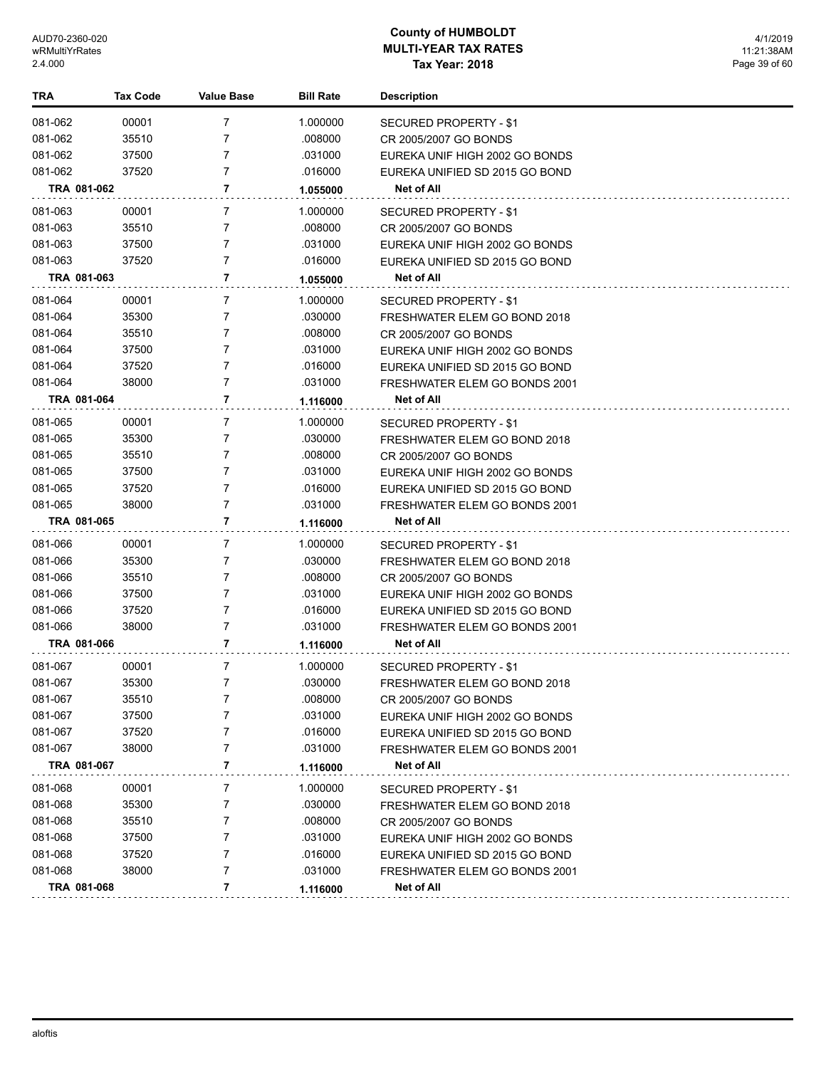# County of HUMBOLDT
## MULTI-YEAR TAX RATES
### Tax Year: 2018

| TRA | Tax Code | Value Base | Bill Rate | Description |
|---|---|---|---|---|
| 081-062 | 00001 | 7 | 1.000000 | SECURED PROPERTY - $1 |
| 081-062 | 35510 | 7 | .008000 | CR 2005/2007 GO BONDS |
| 081-062 | 37500 | 7 | .031000 | EUREKA UNIF HIGH 2002 GO BONDS |
| 081-062 | 37520 | 7 | .016000 | EUREKA UNIFIED SD 2015 GO BOND |
| **TRA 081-062** | | **7** | **1.055000** | **Net of All** |
| 081-063 | 00001 | 7 | 1.000000 | SECURED PROPERTY - $1 |
| 081-063 | 35510 | 7 | .008000 | CR 2005/2007 GO BONDS |
| 081-063 | 37500 | 7 | .031000 | EUREKA UNIF HIGH 2002 GO BONDS |
| 081-063 | 37520 | 7 | .016000 | EUREKA UNIFIED SD 2015 GO BOND |
| **TRA 081-063** | | **7** | **1.055000** | **Net of All** |
| 081-064 | 00001 | 7 | 1.000000 | SECURED PROPERTY - $1 |
| 081-064 | 35300 | 7 | .030000 | FRESHWATER ELEM GO BOND 2018 |
| 081-064 | 35510 | 7 | .008000 | CR 2005/2007 GO BONDS |
| 081-064 | 37500 | 7 | .031000 | EUREKA UNIF HIGH 2002 GO BONDS |
| 081-064 | 37520 | 7 | .016000 | EUREKA UNIFIED SD 2015 GO BOND |
| 081-064 | 38000 | 7 | .031000 | FRESHWATER ELEM GO BONDS 2001 |
| **TRA 081-064** | | **7** | **1.116000** | **Net of All** |
| 081-065 | 00001 | 7 | 1.000000 | SECURED PROPERTY - $1 |
| 081-065 | 35300 | 7 | .030000 | FRESHWATER ELEM GO BOND 2018 |
| 081-065 | 35510 | 7 | .008000 | CR 2005/2007 GO BONDS |
| 081-065 | 37500 | 7 | .031000 | EUREKA UNIF HIGH 2002 GO BONDS |
| 081-065 | 37520 | 7 | .016000 | EUREKA UNIFIED SD 2015 GO BOND |
| 081-065 | 38000 | 7 | .031000 | FRESHWATER ELEM GO BONDS 2001 |
| **TRA 081-065** | | **7** | **1.116000** | **Net of All** |
| 081-066 | 00001 | 7 | 1.000000 | SECURED PROPERTY - $1 |
| 081-066 | 35300 | 7 | .030000 | FRESHWATER ELEM GO BOND 2018 |
| 081-066 | 35510 | 7 | .008000 | CR 2005/2007 GO BONDS |
| 081-066 | 37500 | 7 | .031000 | EUREKA UNIF HIGH 2002 GO BONDS |
| 081-066 | 37520 | 7 | .016000 | EUREKA UNIFIED SD 2015 GO BOND |
| 081-066 | 38000 | 7 | .031000 | FRESHWATER ELEM GO BONDS 2001 |
| **TRA 081-066** | | **7** | **1.116000** | **Net of All** |
| 081-067 | 00001 | 7 | 1.000000 | SECURED PROPERTY - $1 |
| 081-067 | 35300 | 7 | .030000 | FRESHWATER ELEM GO BOND 2018 |
| 081-067 | 35510 | 7 | .008000 | CR 2005/2007 GO BONDS |
| 081-067 | 37500 | 7 | .031000 | EUREKA UNIF HIGH 2002 GO BONDS |
| 081-067 | 37520 | 7 | .016000 | EUREKA UNIFIED SD 2015 GO BOND |
| 081-067 | 38000 | 7 | .031000 | FRESHWATER ELEM GO BONDS 2001 |
| **TRA 081-067** | | **7** | **1.116000** | **Net of All** |
| 081-068 | 00001 | 7 | 1.000000 | SECURED PROPERTY - $1 |
| 081-068 | 35300 | 7 | .030000 | FRESHWATER ELEM GO BOND 2018 |
| 081-068 | 35510 | 7 | .008000 | CR 2005/2007 GO BONDS |
| 081-068 | 37500 | 7 | .031000 | EUREKA UNIF HIGH 2002 GO BONDS |
| 081-068 | 37520 | 7 | .016000 | EUREKA UNIFIED SD 2015 GO BOND |
| 081-068 | 38000 | 7 | .031000 | FRESHWATER ELEM GO BONDS 2001 |
| **TRA 081-068** | | **7** | **1.116000** | **Net of All** |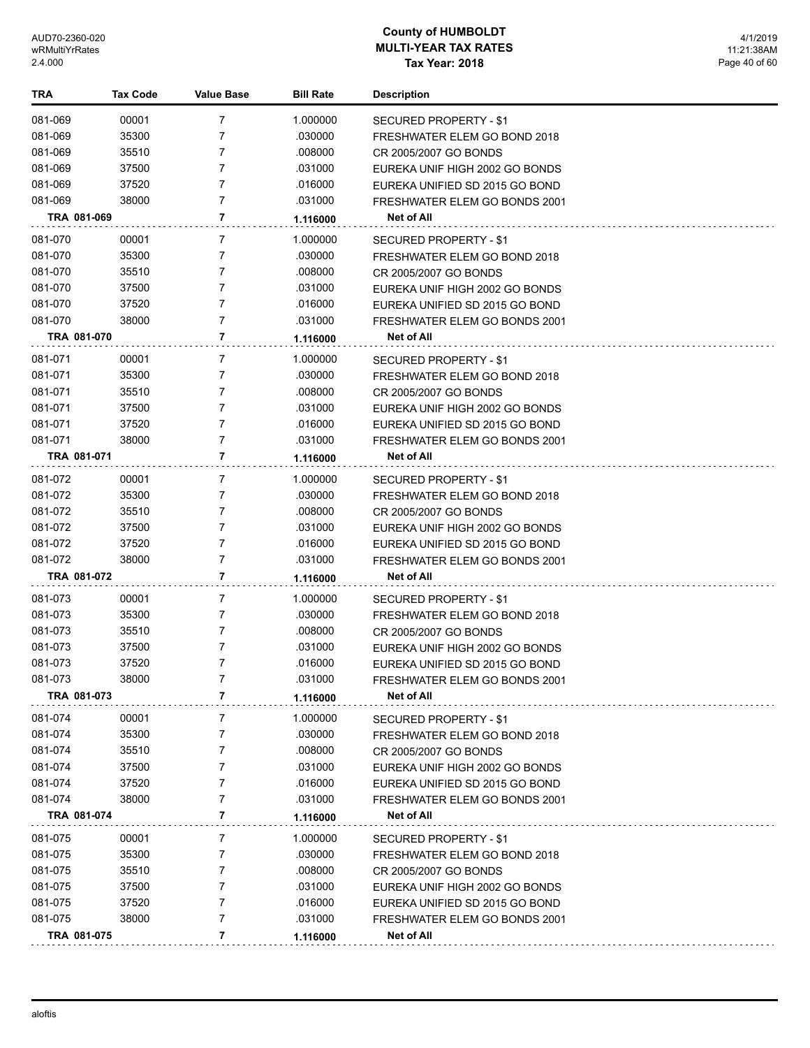# County of HUMBOLDT
# MULTI-YEAR TAX RATES
## Tax Year: 2018

| TRA | Tax Code | Value Base | Bill Rate | Description |
|---|---|---|---|---|
| 081-069 | 00001 | 7 | 1.000000 | SECURED PROPERTY - $1 |
| 081-069 | 35300 | 7 | .030000 | FRESHWATER ELEM GO BOND 2018 |
| 081-069 | 35510 | 7 | .008000 | CR 2005/2007 GO BONDS |
| 081-069 | 37500 | 7 | .031000 | EUREKA UNIF HIGH 2002 GO BONDS |
| 081-069 | 37520 | 7 | .016000 | EUREKA UNIFIED SD 2015 GO BOND |
| 081-069 | 38000 | 7 | .031000 | FRESHWATER ELEM GO BONDS 2001 |
| **TRA 081-069** | | **7** | **1.116000** | **Net of All** |
| 081-070 | 00001 | 7 | 1.000000 | SECURED PROPERTY - $1 |
| 081-070 | 35300 | 7 | .030000 | FRESHWATER ELEM GO BOND 2018 |
| 081-070 | 35510 | 7 | .008000 | CR 2005/2007 GO BONDS |
| 081-070 | 37500 | 7 | .031000 | EUREKA UNIF HIGH 2002 GO BONDS |
| 081-070 | 37520 | 7 | .016000 | EUREKA UNIFIED SD 2015 GO BOND |
| 081-070 | 38000 | 7 | .031000 | FRESHWATER ELEM GO BONDS 2001 |
| **TRA 081-070** | | **7** | **1.116000** | **Net of All** |
| 081-071 | 00001 | 7 | 1.000000 | SECURED PROPERTY - $1 |
| 081-071 | 35300 | 7 | .030000 | FRESHWATER ELEM GO BOND 2018 |
| 081-071 | 35510 | 7 | .008000 | CR 2005/2007 GO BONDS |
| 081-071 | 37500 | 7 | .031000 | EUREKA UNIF HIGH 2002 GO BONDS |
| 081-071 | 37520 | 7 | .016000 | EUREKA UNIFIED SD 2015 GO BOND |
| 081-071 | 38000 | 7 | .031000 | FRESHWATER ELEM GO BONDS 2001 |
| **TRA 081-071** | | **7** | **1.116000** | **Net of All** |
| 081-072 | 00001 | 7 | 1.000000 | SECURED PROPERTY - $1 |
| 081-072 | 35300 | 7 | .030000 | FRESHWATER ELEM GO BOND 2018 |
| 081-072 | 35510 | 7 | .008000 | CR 2005/2007 GO BONDS |
| 081-072 | 37500 | 7 | .031000 | EUREKA UNIF HIGH 2002 GO BONDS |
| 081-072 | 37520 | 7 | .016000 | EUREKA UNIFIED SD 2015 GO BOND |
| 081-072 | 38000 | 7 | .031000 | FRESHWATER ELEM GO BONDS 2001 |
| **TRA 081-072** | | **7** | **1.116000** | **Net of All** |
| 081-073 | 00001 | 7 | 1.000000 | SECURED PROPERTY - $1 |
| 081-073 | 35300 | 7 | .030000 | FRESHWATER ELEM GO BOND 2018 |
| 081-073 | 35510 | 7 | .008000 | CR 2005/2007 GO BONDS |
| 081-073 | 37500 | 7 | .031000 | EUREKA UNIF HIGH 2002 GO BONDS |
| 081-073 | 37520 | 7 | .016000 | EUREKA UNIFIED SD 2015 GO BOND |
| 081-073 | 38000 | 7 | .031000 | FRESHWATER ELEM GO BONDS 2001 |
| **TRA 081-073** | | **7** | **1.116000** | **Net of All** |
| 081-074 | 00001 | 7 | 1.000000 | SECURED PROPERTY - $1 |
| 081-074 | 35300 | 7 | .030000 | FRESHWATER ELEM GO BOND 2018 |
| 081-074 | 35510 | 7 | .008000 | CR 2005/2007 GO BONDS |
| 081-074 | 37500 | 7 | .031000 | EUREKA UNIF HIGH 2002 GO BONDS |
| 081-074 | 37520 | 7 | .016000 | EUREKA UNIFIED SD 2015 GO BOND |
| 081-074 | 38000 | 7 | .031000 | FRESHWATER ELEM GO BONDS 2001 |
| **TRA 081-074** | | **7** | **1.116000** | **Net of All** |
| 081-075 | 00001 | 7 | 1.000000 | SECURED PROPERTY - $1 |
| 081-075 | 35300 | 7 | .030000 | FRESHWATER ELEM GO BOND 2018 |
| 081-075 | 35510 | 7 | .008000 | CR 2005/2007 GO BONDS |
| 081-075 | 37500 | 7 | .031000 | EUREKA UNIF HIGH 2002 GO BONDS |
| 081-075 | 37520 | 7 | .016000 | EUREKA UNIFIED SD 2015 GO BOND |
| 081-075 | 38000 | 7 | .031000 | FRESHWATER ELEM GO BONDS 2001 |
| **TRA 081-075** | | **7** | **1.116000** | **Net of All** |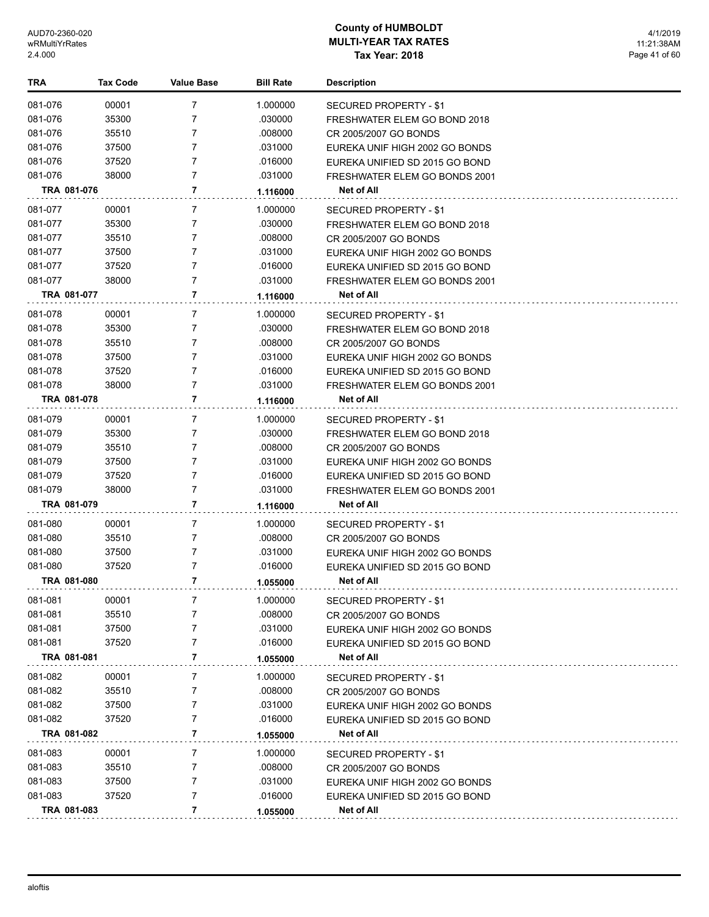# County of HUMBOLDT
## MULTI-YEAR TAX RATES
### Tax Year: 2018

| TRA | Tax Code | Value Base | Bill Rate | Description |
|---|---|---|---|---|
| 081-076 | 00001 | 7 | 1.000000 | SECURED PROPERTY - $1 |
| 081-076 | 35300 | 7 | .030000 | FRESHWATER ELEM GO BOND 2018 |
| 081-076 | 35510 | 7 | .008000 | CR 2005/2007 GO BONDS |
| 081-076 | 37500 | 7 | .031000 | EUREKA UNIF HIGH 2002 GO BONDS |
| 081-076 | 37520 | 7 | .016000 | EUREKA UNIFIED SD 2015 GO BOND |
| 081-076 | 38000 | 7 | .031000 | FRESHWATER ELEM GO BONDS 2001 |
| **TRA 081-076** | | **7** | **1.116000** | **Net of All** |
| 081-077 | 00001 | 7 | 1.000000 | SECURED PROPERTY - $1 |
| 081-077 | 35300 | 7 | .030000 | FRESHWATER ELEM GO BOND 2018 |
| 081-077 | 35510 | 7 | .008000 | CR 2005/2007 GO BONDS |
| 081-077 | 37500 | 7 | .031000 | EUREKA UNIF HIGH 2002 GO BONDS |
| 081-077 | 37520 | 7 | .016000 | EUREKA UNIFIED SD 2015 GO BOND |
| 081-077 | 38000 | 7 | .031000 | FRESHWATER ELEM GO BONDS 2001 |
| **TRA 081-077** | | **7** | **1.116000** | **Net of All** |
| 081-078 | 00001 | 7 | 1.000000 | SECURED PROPERTY - $1 |
| 081-078 | 35300 | 7 | .030000 | FRESHWATER ELEM GO BOND 2018 |
| 081-078 | 35510 | 7 | .008000 | CR 2005/2007 GO BONDS |
| 081-078 | 37500 | 7 | .031000 | EUREKA UNIF HIGH 2002 GO BONDS |
| 081-078 | 37520 | 7 | .016000 | EUREKA UNIFIED SD 2015 GO BOND |
| 081-078 | 38000 | 7 | .031000 | FRESHWATER ELEM GO BONDS 2001 |
| **TRA 081-078** | | **7** | **1.116000** | **Net of All** |
| 081-079 | 00001 | 7 | 1.000000 | SECURED PROPERTY - $1 |
| 081-079 | 35300 | 7 | .030000 | FRESHWATER ELEM GO BOND 2018 |
| 081-079 | 35510 | 7 | .008000 | CR 2005/2007 GO BONDS |
| 081-079 | 37500 | 7 | .031000 | EUREKA UNIF HIGH 2002 GO BONDS |
| 081-079 | 37520 | 7 | .016000 | EUREKA UNIFIED SD 2015 GO BOND |
| 081-079 | 38000 | 7 | .031000 | FRESHWATER ELEM GO BONDS 2001 |
| **TRA 081-079** | | **7** | **1.116000** | **Net of All** |
| 081-080 | 00001 | 7 | 1.000000 | SECURED PROPERTY - $1 |
| 081-080 | 35510 | 7 | .008000 | CR 2005/2007 GO BONDS |
| 081-080 | 37500 | 7 | .031000 | EUREKA UNIF HIGH 2002 GO BONDS |
| 081-080 | 37520 | 7 | .016000 | EUREKA UNIFIED SD 2015 GO BOND |
| **TRA 081-080** | | **7** | **1.055000** | **Net of All** |
| 081-081 | 00001 | 7 | 1.000000 | SECURED PROPERTY - $1 |
| 081-081 | 35510 | 7 | .008000 | CR 2005/2007 GO BONDS |
| 081-081 | 37500 | 7 | .031000 | EUREKA UNIF HIGH 2002 GO BONDS |
| 081-081 | 37520 | 7 | .016000 | EUREKA UNIFIED SD 2015 GO BOND |
| **TRA 081-081** | | **7** | **1.055000** | **Net of All** |
| 081-082 | 00001 | 7 | 1.000000 | SECURED PROPERTY - $1 |
| 081-082 | 35510 | 7 | .008000 | CR 2005/2007 GO BONDS |
| 081-082 | 37500 | 7 | .031000 | EUREKA UNIF HIGH 2002 GO BONDS |
| 081-082 | 37520 | 7 | .016000 | EUREKA UNIFIED SD 2015 GO BOND |
| **TRA 081-082** | | **7** | **1.055000** | **Net of All** |
| 081-083 | 00001 | 7 | 1.000000 | SECURED PROPERTY - $1 |
| 081-083 | 35510 | 7 | .008000 | CR 2005/2007 GO BONDS |
| 081-083 | 37500 | 7 | .031000 | EUREKA UNIF HIGH 2002 GO BONDS |
| 081-083 | 37520 | 7 | .016000 | EUREKA UNIFIED SD 2015 GO BOND |
| **TRA 081-083** | | **7** | **1.055000** | **Net of All** |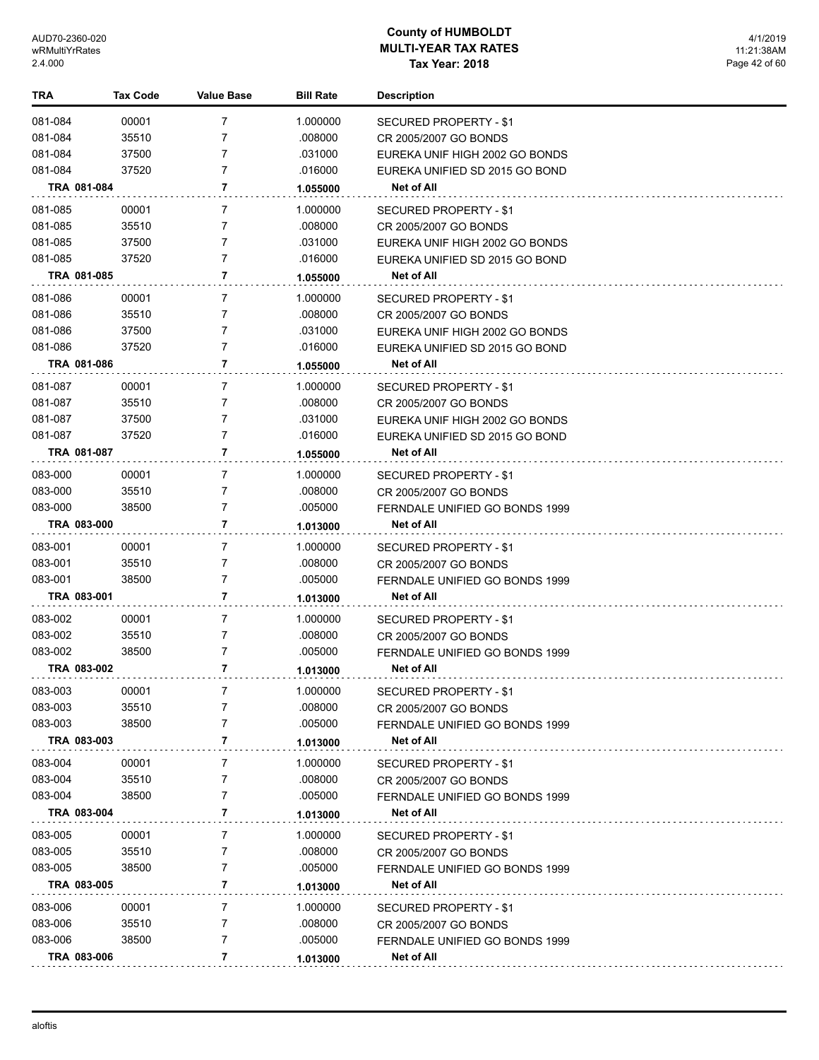# County of HUMBOLDT
## MULTI-YEAR TAX RATES
### Tax Year: 2018

| TRA | Tax Code | Value Base | Bill Rate | Description |
|---|---|---|---|---|
| 081-084 | 00001 | 7 | 1.000000 | SECURED PROPERTY - $1 |
| 081-084 | 35510 | 7 | .008000 | CR 2005/2007 GO BONDS |
| 081-084 | 37500 | 7 | .031000 | EUREKA UNIF HIGH 2002 GO BONDS |
| 081-084 | 37520 | 7 | .016000 | EUREKA UNIFIED SD 2015 GO BOND |
| **TRA 081-084** | | **7** | **1.055000** | **Net of All** |
| 081-085 | 00001 | 7 | 1.000000 | SECURED PROPERTY - $1 |
| 081-085 | 35510 | 7 | .008000 | CR 2005/2007 GO BONDS |
| 081-085 | 37500 | 7 | .031000 | EUREKA UNIF HIGH 2002 GO BONDS |
| 081-085 | 37520 | 7 | .016000 | EUREKA UNIFIED SD 2015 GO BOND |
| **TRA 081-085** | | **7** | **1.055000** | **Net of All** |
| 081-086 | 00001 | 7 | 1.000000 | SECURED PROPERTY - $1 |
| 081-086 | 35510 | 7 | .008000 | CR 2005/2007 GO BONDS |
| 081-086 | 37500 | 7 | .031000 | EUREKA UNIF HIGH 2002 GO BONDS |
| 081-086 | 37520 | 7 | .016000 | EUREKA UNIFIED SD 2015 GO BOND |
| **TRA 081-086** | | **7** | **1.055000** | **Net of All** |
| 081-087 | 00001 | 7 | 1.000000 | SECURED PROPERTY - $1 |
| 081-087 | 35510 | 7 | .008000 | CR 2005/2007 GO BONDS |
| 081-087 | 37500 | 7 | .031000 | EUREKA UNIF HIGH 2002 GO BONDS |
| 081-087 | 37520 | 7 | .016000 | EUREKA UNIFIED SD 2015 GO BOND |
| **TRA 081-087** | | **7** | **1.055000** | **Net of All** |
| 083-000 | 00001 | 7 | 1.000000 | SECURED PROPERTY - $1 |
| 083-000 | 35510 | 7 | .008000 | CR 2005/2007 GO BONDS |
| 083-000 | 38500 | 7 | .005000 | FERNDALE UNIFIED GO BONDS 1999 |
| **TRA 083-000** | | **7** | **1.013000** | **Net of All** |
| 083-001 | 00001 | 7 | 1.000000 | SECURED PROPERTY - $1 |
| 083-001 | 35510 | 7 | .008000 | CR 2005/2007 GO BONDS |
| 083-001 | 38500 | 7 | .005000 | FERNDALE UNIFIED GO BONDS 1999 |
| **TRA 083-001** | | **7** | **1.013000** | **Net of All** |
| 083-002 | 00001 | 7 | 1.000000 | SECURED PROPERTY - $1 |
| 083-002 | 35510 | 7 | .008000 | CR 2005/2007 GO BONDS |
| 083-002 | 38500 | 7 | .005000 | FERNDALE UNIFIED GO BONDS 1999 |
| **TRA 083-002** | | **7** | **1.013000** | **Net of All** |
| 083-003 | 00001 | 7 | 1.000000 | SECURED PROPERTY - $1 |
| 083-003 | 35510 | 7 | .008000 | CR 2005/2007 GO BONDS |
| 083-003 | 38500 | 7 | .005000 | FERNDALE UNIFIED GO BONDS 1999 |
| **TRA 083-003** | | **7** | **1.013000** | **Net of All** |
| 083-004 | 00001 | 7 | 1.000000 | SECURED PROPERTY - $1 |
| 083-004 | 35510 | 7 | .008000 | CR 2005/2007 GO BONDS |
| 083-004 | 38500 | 7 | .005000 | FERNDALE UNIFIED GO BONDS 1999 |
| **TRA 083-004** | | **7** | **1.013000** | **Net of All** |
| 083-005 | 00001 | 7 | 1.000000 | SECURED PROPERTY - $1 |
| 083-005 | 35510 | 7 | .008000 | CR 2005/2007 GO BONDS |
| 083-005 | 38500 | 7 | .005000 | FERNDALE UNIFIED GO BONDS 1999 |
| **TRA 083-005** | | **7** | **1.013000** | **Net of All** |
| 083-006 | 00001 | 7 | 1.000000 | SECURED PROPERTY - $1 |
| 083-006 | 35510 | 7 | .008000 | CR 2005/2007 GO BONDS |
| 083-006 | 38500 | 7 | .005000 | FERNDALE UNIFIED GO BONDS 1999 |
| **TRA 083-006** | | **7** | **1.013000** | **Net of All** |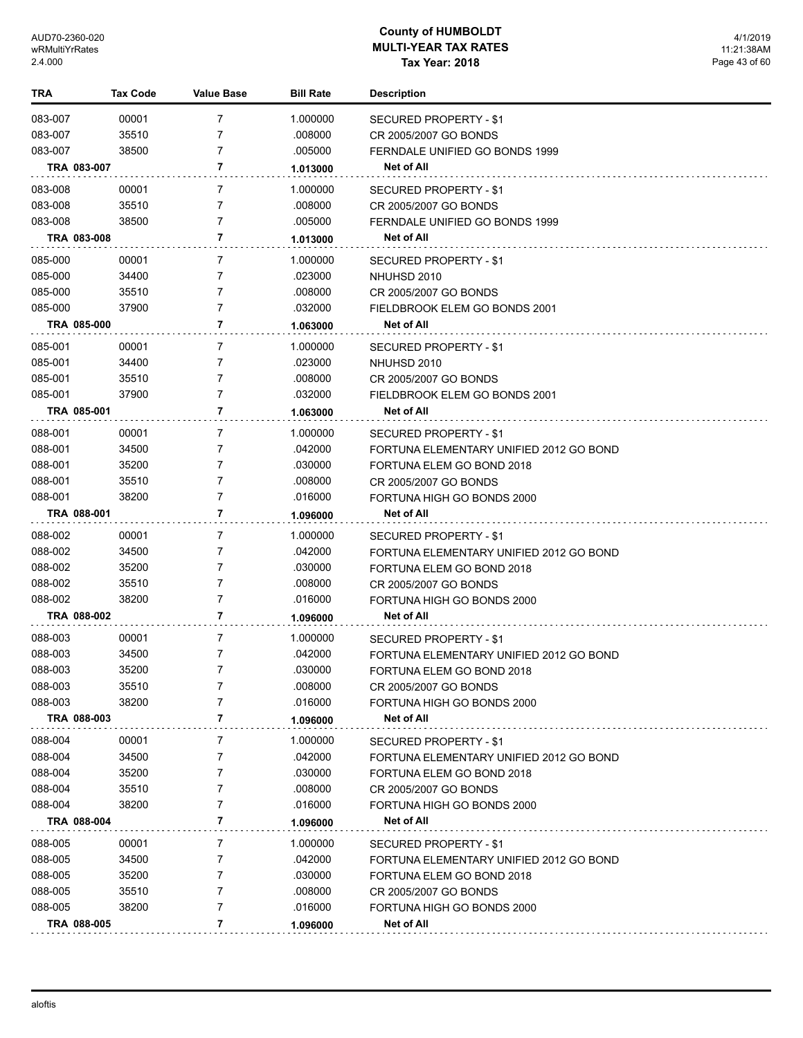# County of HUMBOLDT
## MULTI-YEAR TAX RATES
### Tax Year: 2018

| TRA | Tax Code | Value Base | Bill Rate | Description |
|---|---|---|---|---|
| 083-007 | 00001 | 7 | 1.000000 | SECURED PROPERTY - $1 |
| 083-007 | 35510 | 7 | .008000 | CR 2005/2007 GO BONDS |
| 083-007 | 38500 | 7 | .005000 | FERNDALE UNIFIED GO BONDS 1999 |
| **TRA 083-007** | | **7** | **1.013000** | **Net of All** |
| 083-008 | 00001 | 7 | 1.000000 | SECURED PROPERTY - $1 |
| 083-008 | 35510 | 7 | .008000 | CR 2005/2007 GO BONDS |
| 083-008 | 38500 | 7 | .005000 | FERNDALE UNIFIED GO BONDS 1999 |
| **TRA 083-008** | | **7** | **1.013000** | **Net of All** |
| 085-000 | 00001 | 7 | 1.000000 | SECURED PROPERTY - $1 |
| 085-000 | 34400 | 7 | .023000 | NHUHSD 2010 |
| 085-000 | 35510 | 7 | .008000 | CR 2005/2007 GO BONDS |
| 085-000 | 37900 | 7 | .032000 | FIELDBROOK ELEM GO BONDS 2001 |
| **TRA 085-000** | | **7** | **1.063000** | **Net of All** |
| 085-001 | 00001 | 7 | 1.000000 | SECURED PROPERTY - $1 |
| 085-001 | 34400 | 7 | .023000 | NHUHSD 2010 |
| 085-001 | 35510 | 7 | .008000 | CR 2005/2007 GO BONDS |
| 085-001 | 37900 | 7 | .032000 | FIELDBROOK ELEM GO BONDS 2001 |
| **TRA 085-001** | | **7** | **1.063000** | **Net of All** |
| 088-001 | 00001 | 7 | 1.000000 | SECURED PROPERTY - $1 |
| 088-001 | 34500 | 7 | .042000 | FORTUNA ELEMENTARY UNIFIED 2012 GO BOND |
| 088-001 | 35200 | 7 | .030000 | FORTUNA ELEM GO BOND 2018 |
| 088-001 | 35510 | 7 | .008000 | CR 2005/2007 GO BONDS |
| 088-001 | 38200 | 7 | .016000 | FORTUNA HIGH GO BONDS 2000 |
| **TRA 088-001** | | **7** | **1.096000** | **Net of All** |
| 088-002 | 00001 | 7 | 1.000000 | SECURED PROPERTY - $1 |
| 088-002 | 34500 | 7 | .042000 | FORTUNA ELEMENTARY UNIFIED 2012 GO BOND |
| 088-002 | 35200 | 7 | .030000 | FORTUNA ELEM GO BOND 2018 |
| 088-002 | 35510 | 7 | .008000 | CR 2005/2007 GO BONDS |
| 088-002 | 38200 | 7 | .016000 | FORTUNA HIGH GO BONDS 2000 |
| **TRA 088-002** | | **7** | **1.096000** | **Net of All** |
| 088-003 | 00001 | 7 | 1.000000 | SECURED PROPERTY - $1 |
| 088-003 | 34500 | 7 | .042000 | FORTUNA ELEMENTARY UNIFIED 2012 GO BOND |
| 088-003 | 35200 | 7 | .030000 | FORTUNA ELEM GO BOND 2018 |
| 088-003 | 35510 | 7 | .008000 | CR 2005/2007 GO BONDS |
| 088-003 | 38200 | 7 | .016000 | FORTUNA HIGH GO BONDS 2000 |
| **TRA 088-003** | | **7** | **1.096000** | **Net of All** |
| 088-004 | 00001 | 7 | 1.000000 | SECURED PROPERTY - $1 |
| 088-004 | 34500 | 7 | .042000 | FORTUNA ELEMENTARY UNIFIED 2012 GO BOND |
| 088-004 | 35200 | 7 | .030000 | FORTUNA ELEM GO BOND 2018 |
| 088-004 | 35510 | 7 | .008000 | CR 2005/2007 GO BONDS |
| 088-004 | 38200 | 7 | .016000 | FORTUNA HIGH GO BONDS 2000 |
| **TRA 088-004** | | **7** | **1.096000** | **Net of All** |
| 088-005 | 00001 | 7 | 1.000000 | SECURED PROPERTY - $1 |
| 088-005 | 34500 | 7 | .042000 | FORTUNA ELEMENTARY UNIFIED 2012 GO BOND |
| 088-005 | 35200 | 7 | .030000 | FORTUNA ELEM GO BOND 2018 |
| 088-005 | 35510 | 7 | .008000 | CR 2005/2007 GO BONDS |
| 088-005 | 38200 | 7 | .016000 | FORTUNA HIGH GO BONDS 2000 |
| **TRA 088-005** | | **7** | **1.096000** | **Net of All** |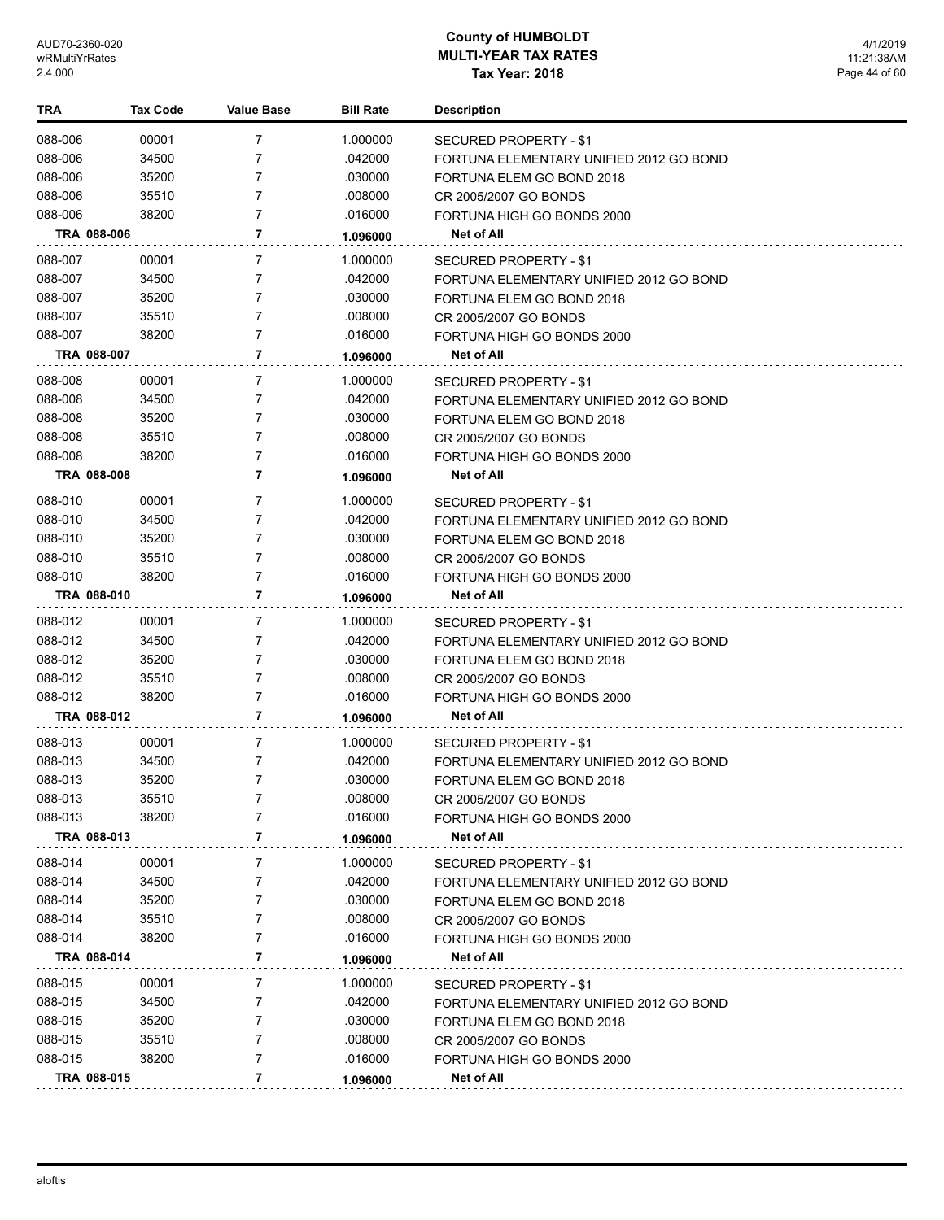# County of HUMBOLDT
## MULTI-YEAR TAX RATES
### Tax Year: 2018

| TRA | Tax Code | Value Base | Bill Rate | Description |
|---|---|---|---|---|
| 088-006 | 00001 | 7 | 1.000000 | SECURED PROPERTY - $1 |
| 088-006 | 34500 | 7 | .042000 | FORTUNA ELEMENTARY UNIFIED 2012 GO BOND |
| 088-006 | 35200 | 7 | .030000 | FORTUNA ELEM GO BOND 2018 |
| 088-006 | 35510 | 7 | .008000 | CR 2005/2007 GO BONDS |
| 088-006 | 38200 | 7 | .016000 | FORTUNA HIGH GO BONDS 2000 |
| **TRA 088-006** | | **7** | **1.096000** | **Net of All** |
| 088-007 | 00001 | 7 | 1.000000 | SECURED PROPERTY - $1 |
| 088-007 | 34500 | 7 | .042000 | FORTUNA ELEMENTARY UNIFIED 2012 GO BOND |
| 088-007 | 35200 | 7 | .030000 | FORTUNA ELEM GO BOND 2018 |
| 088-007 | 35510 | 7 | .008000 | CR 2005/2007 GO BONDS |
| 088-007 | 38200 | 7 | .016000 | FORTUNA HIGH GO BONDS 2000 |
| **TRA 088-007** | | **7** | **1.096000** | **Net of All** |
| 088-008 | 00001 | 7 | 1.000000 | SECURED PROPERTY - $1 |
| 088-008 | 34500 | 7 | .042000 | FORTUNA ELEMENTARY UNIFIED 2012 GO BOND |
| 088-008 | 35200 | 7 | .030000 | FORTUNA ELEM GO BOND 2018 |
| 088-008 | 35510 | 7 | .008000 | CR 2005/2007 GO BONDS |
| 088-008 | 38200 | 7 | .016000 | FORTUNA HIGH GO BONDS 2000 |
| **TRA 088-008** | | **7** | **1.096000** | **Net of All** |
| 088-010 | 00001 | 7 | 1.000000 | SECURED PROPERTY - $1 |
| 088-010 | 34500 | 7 | .042000 | FORTUNA ELEMENTARY UNIFIED 2012 GO BOND |
| 088-010 | 35200 | 7 | .030000 | FORTUNA ELEM GO BOND 2018 |
| 088-010 | 35510 | 7 | .008000 | CR 2005/2007 GO BONDS |
| 088-010 | 38200 | 7 | .016000 | FORTUNA HIGH GO BONDS 2000 |
| **TRA 088-010** | | **7** | **1.096000** | **Net of All** |
| 088-012 | 00001 | 7 | 1.000000 | SECURED PROPERTY - $1 |
| 088-012 | 34500 | 7 | .042000 | FORTUNA ELEMENTARY UNIFIED 2012 GO BOND |
| 088-012 | 35200 | 7 | .030000 | FORTUNA ELEM GO BOND 2018 |
| 088-012 | 35510 | 7 | .008000 | CR 2005/2007 GO BONDS |
| 088-012 | 38200 | 7 | .016000 | FORTUNA HIGH GO BONDS 2000 |
| **TRA 088-012** | | **7** | **1.096000** | **Net of All** |
| 088-013 | 00001 | 7 | 1.000000 | SECURED PROPERTY - $1 |
| 088-013 | 34500 | 7 | .042000 | FORTUNA ELEMENTARY UNIFIED 2012 GO BOND |
| 088-013 | 35200 | 7 | .030000 | FORTUNA ELEM GO BOND 2018 |
| 088-013 | 35510 | 7 | .008000 | CR 2005/2007 GO BONDS |
| 088-013 | 38200 | 7 | .016000 | FORTUNA HIGH GO BONDS 2000 |
| **TRA 088-013** | | **7** | **1.096000** | **Net of All** |
| 088-014 | 00001 | 7 | 1.000000 | SECURED PROPERTY - $1 |
| 088-014 | 34500 | 7 | .042000 | FORTUNA ELEMENTARY UNIFIED 2012 GO BOND |
| 088-014 | 35200 | 7 | .030000 | FORTUNA ELEM GO BOND 2018 |
| 088-014 | 35510 | 7 | .008000 | CR 2005/2007 GO BONDS |
| 088-014 | 38200 | 7 | .016000 | FORTUNA HIGH GO BONDS 2000 |
| **TRA 088-014** | | **7** | **1.096000** | **Net of All** |
| 088-015 | 00001 | 7 | 1.000000 | SECURED PROPERTY - $1 |
| 088-015 | 34500 | 7 | .042000 | FORTUNA ELEMENTARY UNIFIED 2012 GO BOND |
| 088-015 | 35200 | 7 | .030000 | FORTUNA ELEM GO BOND 2018 |
| 088-015 | 35510 | 7 | .008000 | CR 2005/2007 GO BONDS |
| 088-015 | 38200 | 7 | .016000 | FORTUNA HIGH GO BONDS 2000 |
| **TRA 088-015** | | **7** | **1.096000** | **Net of All** |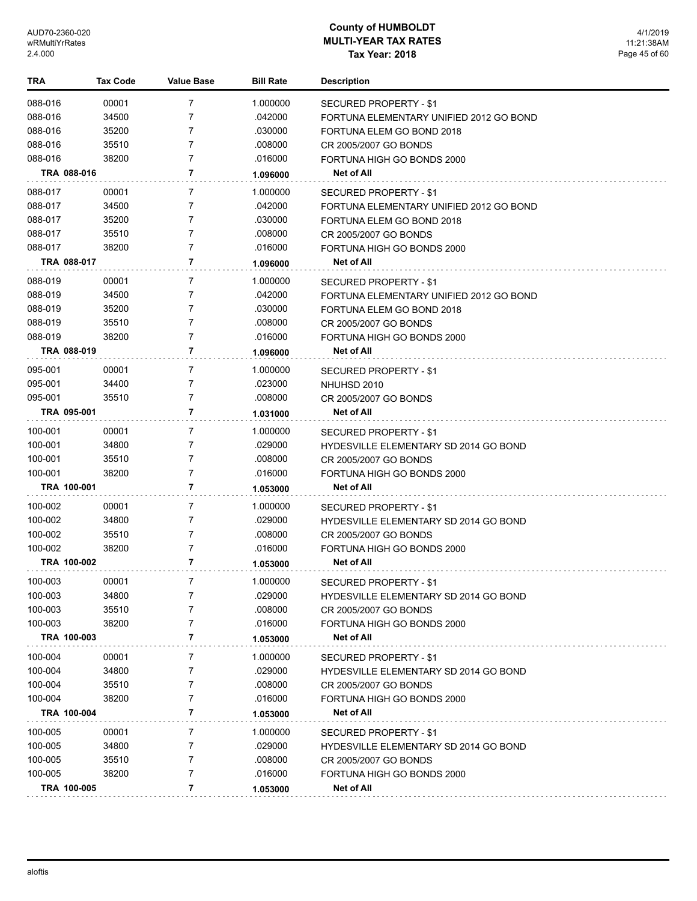| TRA | Tax Code | Value Base | Bill Rate | Description |
|---|---|---|---|---|
| 088-016 | 00001 | 7 | 1.000000 | SECURED PROPERTY - $1 |
| 088-016 | 34500 | 7 | .042000 | FORTUNA ELEMENTARY UNIFIED 2012 GO BOND |
| 088-016 | 35200 | 7 | .030000 | FORTUNA ELEM GO BOND 2018 |
| 088-016 | 35510 | 7 | .008000 | CR 2005/2007 GO BONDS |
| 088-016 | 38200 | 7 | .016000 | FORTUNA HIGH GO BONDS 2000 |
| **TRA 088-016** | | **7** | **1.096000** | **Net of All** |
| 088-017 | 00001 | 7 | 1.000000 | SECURED PROPERTY - $1 |
| 088-017 | 34500 | 7 | .042000 | FORTUNA ELEMENTARY UNIFIED 2012 GO BOND |
| 088-017 | 35200 | 7 | .030000 | FORTUNA ELEM GO BOND 2018 |
| 088-017 | 35510 | 7 | .008000 | CR 2005/2007 GO BONDS |
| 088-017 | 38200 | 7 | .016000 | FORTUNA HIGH GO BONDS 2000 |
| **TRA 088-017** | | **7** | **1.096000** | **Net of All** |
| 088-019 | 00001 | 7 | 1.000000 | SECURED PROPERTY - $1 |
| 088-019 | 34500 | 7 | .042000 | FORTUNA ELEMENTARY UNIFIED 2012 GO BOND |
| 088-019 | 35200 | 7 | .030000 | FORTUNA ELEM GO BOND 2018 |
| 088-019 | 35510 | 7 | .008000 | CR 2005/2007 GO BONDS |
| 088-019 | 38200 | 7 | .016000 | FORTUNA HIGH GO BONDS 2000 |
| **TRA 088-019** | | **7** | **1.096000** | **Net of All** |
| 095-001 | 00001 | 7 | 1.000000 | SECURED PROPERTY - $1 |
| 095-001 | 34400 | 7 | .023000 | NHUHSD 2010 |
| 095-001 | 35510 | 7 | .008000 | CR 2005/2007 GO BONDS |
| **TRA 095-001** | | **7** | **1.031000** | **Net of All** |
| 100-001 | 00001 | 7 | 1.000000 | SECURED PROPERTY - $1 |
| 100-001 | 34800 | 7 | .029000 | HYDESVILLE ELEMENTARY SD 2014 GO BOND |
| 100-001 | 35510 | 7 | .008000 | CR 2005/2007 GO BONDS |
| 100-001 | 38200 | 7 | .016000 | FORTUNA HIGH GO BONDS 2000 |
| **TRA 100-001** | | **7** | **1.053000** | **Net of All** |
| 100-002 | 00001 | 7 | 1.000000 | SECURED PROPERTY - $1 |
| 100-002 | 34800 | 7 | .029000 | HYDESVILLE ELEMENTARY SD 2014 GO BOND |
| 100-002 | 35510 | 7 | .008000 | CR 2005/2007 GO BONDS |
| 100-002 | 38200 | 7 | .016000 | FORTUNA HIGH GO BONDS 2000 |
| **TRA 100-002** | | **7** | **1.053000** | **Net of All** |
| 100-003 | 00001 | 7 | 1.000000 | SECURED PROPERTY - $1 |
| 100-003 | 34800 | 7 | .029000 | HYDESVILLE ELEMENTARY SD 2014 GO BOND |
| 100-003 | 35510 | 7 | .008000 | CR 2005/2007 GO BONDS |
| 100-003 | 38200 | 7 | .016000 | FORTUNA HIGH GO BONDS 2000 |
| **TRA 100-003** | | **7** | **1.053000** | **Net of All** |
| 100-004 | 00001 | 7 | 1.000000 | SECURED PROPERTY - $1 |
| 100-004 | 34800 | 7 | .029000 | HYDESVILLE ELEMENTARY SD 2014 GO BOND |
| 100-004 | 35510 | 7 | .008000 | CR 2005/2007 GO BONDS |
| 100-004 | 38200 | 7 | .016000 | FORTUNA HIGH GO BONDS 2000 |
| **TRA 100-004** | | **7** | **1.053000** | **Net of All** |
| 100-005 | 00001 | 7 | 1.000000 | SECURED PROPERTY - $1 |
| 100-005 | 34800 | 7 | .029000 | HYDESVILLE ELEMENTARY SD 2014 GO BOND |
| 100-005 | 35510 | 7 | .008000 | CR 2005/2007 GO BONDS |
| 100-005 | 38200 | 7 | .016000 | FORTUNA HIGH GO BONDS 2000 |
| **TRA 100-005** | | **7** | **1.053000** | **Net of All** |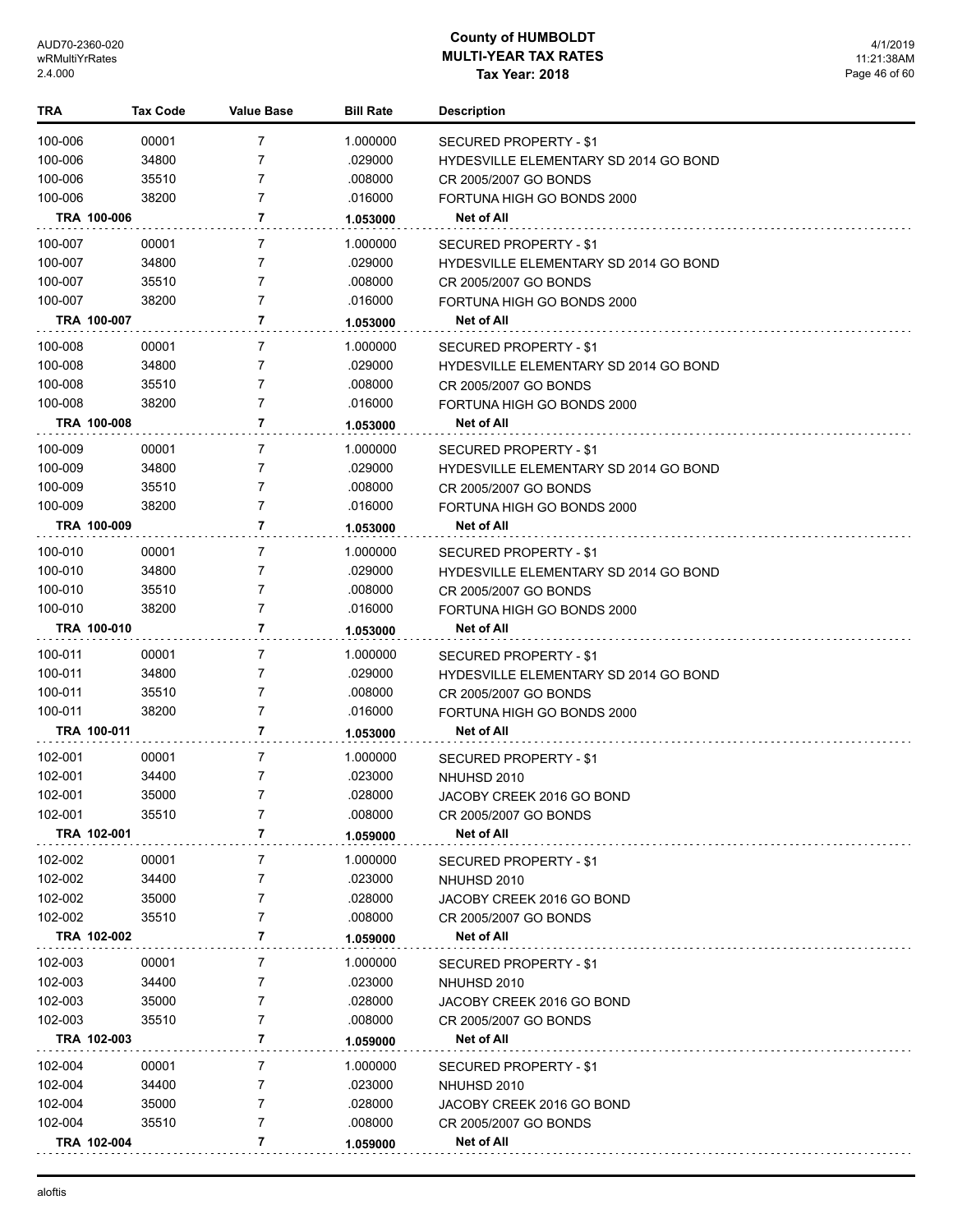# County of HUMBOLDT
## MULTI-YEAR TAX RATES
### Tax Year: 2018

| TRA | Tax Code | Value Base | Bill Rate | Description |
|---|---|---|---|---|
| 100-006 | 00001 | 7 | 1.000000 | SECURED PROPERTY - $1 |
| 100-006 | 34800 | 7 | .029000 | HYDESVILLE ELEMENTARY SD 2014 GO BOND |
| 100-006 | 35510 | 7 | .008000 | CR 2005/2007 GO BONDS |
| 100-006 | 38200 | 7 | .016000 | FORTUNA HIGH GO BONDS 2000 |
| **TRA 100-006** | | **7** | **1.053000** | **Net of All** |
| 100-007 | 00001 | 7 | 1.000000 | SECURED PROPERTY - $1 |
| 100-007 | 34800 | 7 | .029000 | HYDESVILLE ELEMENTARY SD 2014 GO BOND |
| 100-007 | 35510 | 7 | .008000 | CR 2005/2007 GO BONDS |
| 100-007 | 38200 | 7 | .016000 | FORTUNA HIGH GO BONDS 2000 |
| **TRA 100-007** | | **7** | **1.053000** | **Net of All** |
| 100-008 | 00001 | 7 | 1.000000 | SECURED PROPERTY - $1 |
| 100-008 | 34800 | 7 | .029000 | HYDESVILLE ELEMENTARY SD 2014 GO BOND |
| 100-008 | 35510 | 7 | .008000 | CR 2005/2007 GO BONDS |
| 100-008 | 38200 | 7 | .016000 | FORTUNA HIGH GO BONDS 2000 |
| **TRA 100-008** | | **7** | **1.053000** | **Net of All** |
| 100-009 | 00001 | 7 | 1.000000 | SECURED PROPERTY - $1 |
| 100-009 | 34800 | 7 | .029000 | HYDESVILLE ELEMENTARY SD 2014 GO BOND |
| 100-009 | 35510 | 7 | .008000 | CR 2005/2007 GO BONDS |
| 100-009 | 38200 | 7 | .016000 | FORTUNA HIGH GO BONDS 2000 |
| **TRA 100-009** | | **7** | **1.053000** | **Net of All** |
| 100-010 | 00001 | 7 | 1.000000 | SECURED PROPERTY - $1 |
| 100-010 | 34800 | 7 | .029000 | HYDESVILLE ELEMENTARY SD 2014 GO BOND |
| 100-010 | 35510 | 7 | .008000 | CR 2005/2007 GO BONDS |
| 100-010 | 38200 | 7 | .016000 | FORTUNA HIGH GO BONDS 2000 |
| **TRA 100-010** | | **7** | **1.053000** | **Net of All** |
| 100-011 | 00001 | 7 | 1.000000 | SECURED PROPERTY - $1 |
| 100-011 | 34800 | 7 | .029000 | HYDESVILLE ELEMENTARY SD 2014 GO BOND |
| 100-011 | 35510 | 7 | .008000 | CR 2005/2007 GO BONDS |
| 100-011 | 38200 | 7 | .016000 | FORTUNA HIGH GO BONDS 2000 |
| **TRA 100-011** | | **7** | **1.053000** | **Net of All** |
| 102-001 | 00001 | 7 | 1.000000 | SECURED PROPERTY - $1 |
| 102-001 | 34400 | 7 | .023000 | NHUHSD 2010 |
| 102-001 | 35000 | 7 | .028000 | JACOBY CREEK 2016 GO BOND |
| 102-001 | 35510 | 7 | .008000 | CR 2005/2007 GO BONDS |
| **TRA 102-001** | | **7** | **1.059000** | **Net of All** |
| 102-002 | 00001 | 7 | 1.000000 | SECURED PROPERTY - $1 |
| 102-002 | 34400 | 7 | .023000 | NHUHSD 2010 |
| 102-002 | 35000 | 7 | .028000 | JACOBY CREEK 2016 GO BOND |
| 102-002 | 35510 | 7 | .008000 | CR 2005/2007 GO BONDS |
| **TRA 102-002** | | **7** | **1.059000** | **Net of All** |
| 102-003 | 00001 | 7 | 1.000000 | SECURED PROPERTY - $1 |
| 102-003 | 34400 | 7 | .023000 | NHUHSD 2010 |
| 102-003 | 35000 | 7 | .028000 | JACOBY CREEK 2016 GO BOND |
| 102-003 | 35510 | 7 | .008000 | CR 2005/2007 GO BONDS |
| **TRA 102-003** | | **7** | **1.059000** | **Net of All** |
| 102-004 | 00001 | 7 | 1.000000 | SECURED PROPERTY - $1 |
| 102-004 | 34400 | 7 | .023000 | NHUHSD 2010 |
| 102-004 | 35000 | 7 | .028000 | JACOBY CREEK 2016 GO BOND |
| 102-004 | 35510 | 7 | .008000 | CR 2005/2007 GO BONDS |
| **TRA 102-004** | | **7** | **1.059000** | **Net of All** |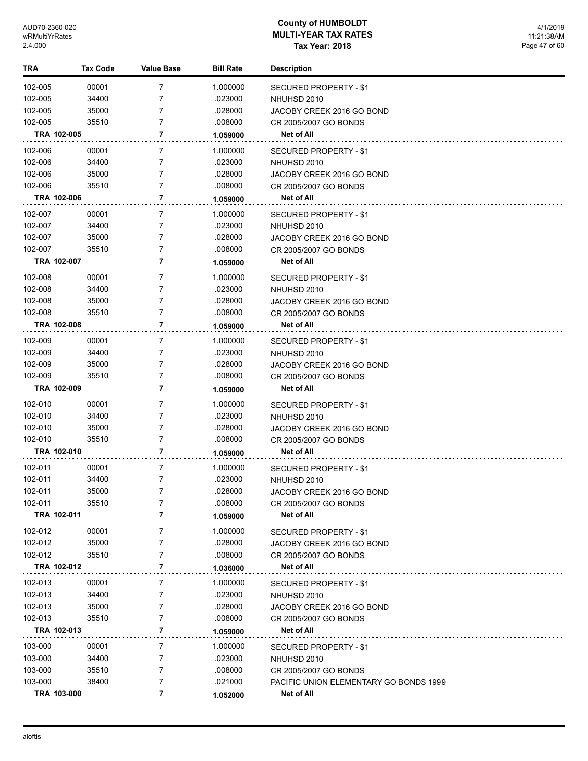# County of HUMBOLDT
## MULTI-YEAR TAX RATES
### Tax Year: 2018

| TRA | Tax Code | Value Base | Bill Rate | Description |
|---|---|---|---|---|
| 102-005 | 00001 | 7 | 1.000000 | SECURED PROPERTY - $1 |
| 102-005 | 34400 | 7 | .023000 | NHUHSD 2010 |
| 102-005 | 35000 | 7 | .028000 | JACOBY CREEK 2016 GO BOND |
| 102-005 | 35510 | 7 | .008000 | CR 2005/2007 GO BONDS |
| **TRA 102-005** | | **7** | **1.059000** | **Net of All** |
| 102-006 | 00001 | 7 | 1.000000 | SECURED PROPERTY - $1 |
| 102-006 | 34400 | 7 | .023000 | NHUHSD 2010 |
| 102-006 | 35000 | 7 | .028000 | JACOBY CREEK 2016 GO BOND |
| 102-006 | 35510 | 7 | .008000 | CR 2005/2007 GO BONDS |
| **TRA 102-006** | | **7** | **1.059000** | **Net of All** |
| 102-007 | 00001 | 7 | 1.000000 | SECURED PROPERTY - $1 |
| 102-007 | 34400 | 7 | .023000 | NHUHSD 2010 |
| 102-007 | 35000 | 7 | .028000 | JACOBY CREEK 2016 GO BOND |
| 102-007 | 35510 | 7 | .008000 | CR 2005/2007 GO BONDS |
| **TRA 102-007** | | **7** | **1.059000** | **Net of All** |
| 102-008 | 00001 | 7 | 1.000000 | SECURED PROPERTY - $1 |
| 102-008 | 34400 | 7 | .023000 | NHUHSD 2010 |
| 102-008 | 35000 | 7 | .028000 | JACOBY CREEK 2016 GO BOND |
| 102-008 | 35510 | 7 | .008000 | CR 2005/2007 GO BONDS |
| **TRA 102-008** | | **7** | **1.059000** | **Net of All** |
| 102-009 | 00001 | 7 | 1.000000 | SECURED PROPERTY - $1 |
| 102-009 | 34400 | 7 | .023000 | NHUHSD 2010 |
| 102-009 | 35000 | 7 | .028000 | JACOBY CREEK 2016 GO BOND |
| 102-009 | 35510 | 7 | .008000 | CR 2005/2007 GO BONDS |
| **TRA 102-009** | | **7** | **1.059000** | **Net of All** |
| 102-010 | 00001 | 7 | 1.000000 | SECURED PROPERTY - $1 |
| 102-010 | 34400 | 7 | .023000 | NHUHSD 2010 |
| 102-010 | 35000 | 7 | .028000 | JACOBY CREEK 2016 GO BOND |
| 102-010 | 35510 | 7 | .008000 | CR 2005/2007 GO BONDS |
| **TRA 102-010** | | **7** | **1.059000** | **Net of All** |
| 102-011 | 00001 | 7 | 1.000000 | SECURED PROPERTY - $1 |
| 102-011 | 34400 | 7 | .023000 | NHUHSD 2010 |
| 102-011 | 35000 | 7 | .028000 | JACOBY CREEK 2016 GO BOND |
| 102-011 | 35510 | 7 | .008000 | CR 2005/2007 GO BONDS |
| **TRA 102-011** | | **7** | **1.059000** | **Net of All** |
| 102-012 | 00001 | 7 | 1.000000 | SECURED PROPERTY - $1 |
| 102-012 | 35000 | 7 | .028000 | JACOBY CREEK 2016 GO BOND |
| 102-012 | 35510 | 7 | .008000 | CR 2005/2007 GO BONDS |
| **TRA 102-012** | | **7** | **1.036000** | **Net of All** |
| 102-013 | 00001 | 7 | 1.000000 | SECURED PROPERTY - $1 |
| 102-013 | 34400 | 7 | .023000 | NHUHSD 2010 |
| 102-013 | 35000 | 7 | .028000 | JACOBY CREEK 2016 GO BOND |
| 102-013 | 35510 | 7 | .008000 | CR 2005/2007 GO BONDS |
| **TRA 102-013** | | **7** | **1.059000** | **Net of All** |
| 103-000 | 00001 | 7 | 1.000000 | SECURED PROPERTY - $1 |
| 103-000 | 34400 | 7 | .023000 | NHUHSD 2010 |
| 103-000 | 35510 | 7 | .008000 | CR 2005/2007 GO BONDS |
| 103-000 | 38400 | 7 | .021000 | PACIFIC UNION ELEMENTARY GO BONDS 1999 |
| **TRA 103-000** | | **7** | **1.052000** | **Net of All** |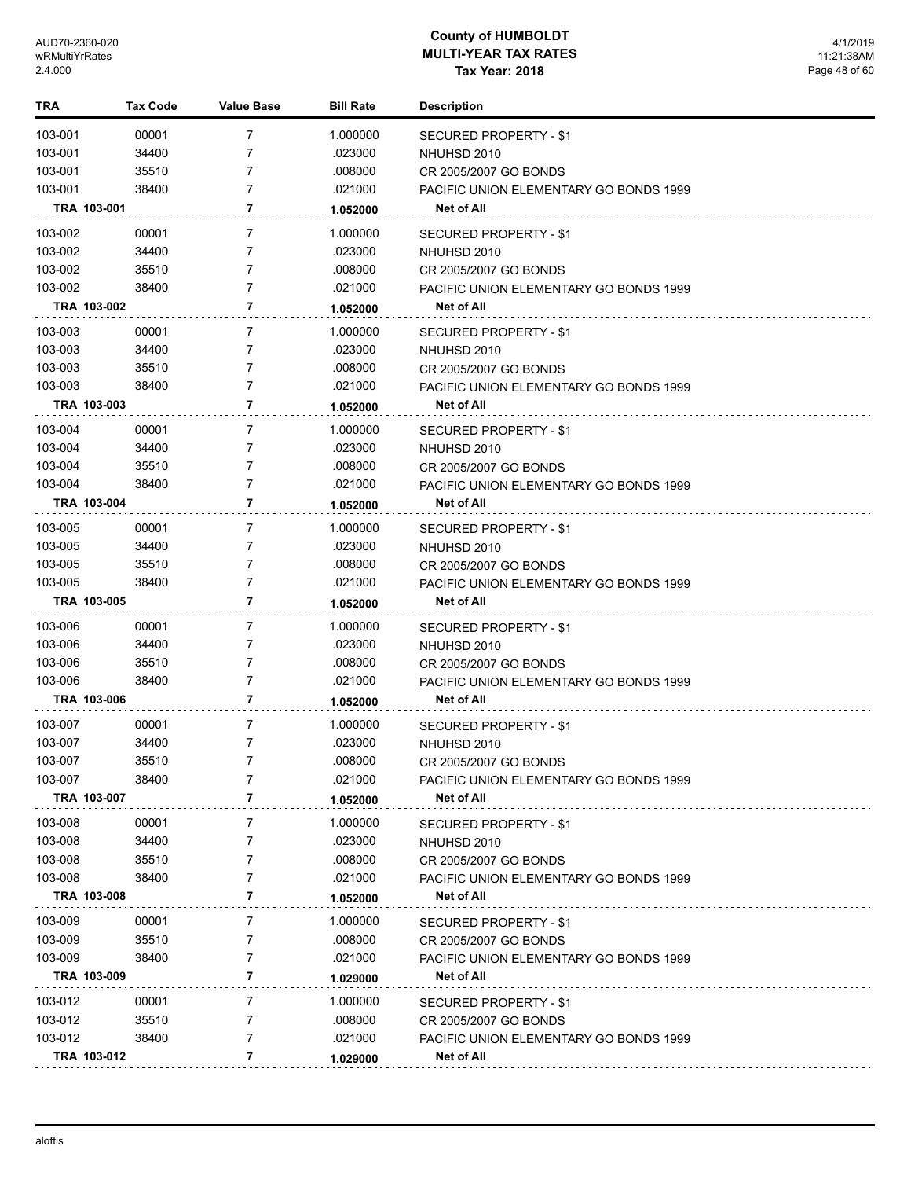# County of HUMBOLDT
## MULTI-YEAR TAX RATES
### Tax Year: 2018

| TRA | Tax Code | Value Base | Bill Rate | Description |
|---|---|---|---|---|
| 103-001 | 00001 | 7 | 1.000000 | SECURED PROPERTY - $1 |
| 103-001 | 34400 | 7 | .023000 | NHUHSD 2010 |
| 103-001 | 35510 | 7 | .008000 | CR 2005/2007 GO BONDS |
| 103-001 | 38400 | 7 | .021000 | PACIFIC UNION ELEMENTARY GO BONDS 1999 |
| **TRA 103-001** | | **7** | **1.052000** | **Net of All** |
| 103-002 | 00001 | 7 | 1.000000 | SECURED PROPERTY - $1 |
| 103-002 | 34400 | 7 | .023000 | NHUHSD 2010 |
| 103-002 | 35510 | 7 | .008000 | CR 2005/2007 GO BONDS |
| 103-002 | 38400 | 7 | .021000 | PACIFIC UNION ELEMENTARY GO BONDS 1999 |
| **TRA 103-002** | | **7** | **1.052000** | **Net of All** |
| 103-003 | 00001 | 7 | 1.000000 | SECURED PROPERTY - $1 |
| 103-003 | 34400 | 7 | .023000 | NHUHSD 2010 |
| 103-003 | 35510 | 7 | .008000 | CR 2005/2007 GO BONDS |
| 103-003 | 38400 | 7 | .021000 | PACIFIC UNION ELEMENTARY GO BONDS 1999 |
| **TRA 103-003** | | **7** | **1.052000** | **Net of All** |
| 103-004 | 00001 | 7 | 1.000000 | SECURED PROPERTY - $1 |
| 103-004 | 34400 | 7 | .023000 | NHUHSD 2010 |
| 103-004 | 35510 | 7 | .008000 | CR 2005/2007 GO BONDS |
| 103-004 | 38400 | 7 | .021000 | PACIFIC UNION ELEMENTARY GO BONDS 1999 |
| **TRA 103-004** | | **7** | **1.052000** | **Net of All** |
| 103-005 | 00001 | 7 | 1.000000 | SECURED PROPERTY - $1 |
| 103-005 | 34400 | 7 | .023000 | NHUHSD 2010 |
| 103-005 | 35510 | 7 | .008000 | CR 2005/2007 GO BONDS |
| 103-005 | 38400 | 7 | .021000 | PACIFIC UNION ELEMENTARY GO BONDS 1999 |
| **TRA 103-005** | | **7** | **1.052000** | **Net of All** |
| 103-006 | 00001 | 7 | 1.000000 | SECURED PROPERTY - $1 |
| 103-006 | 34400 | 7 | .023000 | NHUHSD 2010 |
| 103-006 | 35510 | 7 | .008000 | CR 2005/2007 GO BONDS |
| 103-006 | 38400 | 7 | .021000 | PACIFIC UNION ELEMENTARY GO BONDS 1999 |
| **TRA 103-006** | | **7** | **1.052000** | **Net of All** |
| 103-007 | 00001 | 7 | 1.000000 | SECURED PROPERTY - $1 |
| 103-007 | 34400 | 7 | .023000 | NHUHSD 2010 |
| 103-007 | 35510 | 7 | .008000 | CR 2005/2007 GO BONDS |
| 103-007 | 38400 | 7 | .021000 | PACIFIC UNION ELEMENTARY GO BONDS 1999 |
| **TRA 103-007** | | **7** | **1.052000** | **Net of All** |
| 103-008 | 00001 | 7 | 1.000000 | SECURED PROPERTY - $1 |
| 103-008 | 34400 | 7 | .023000 | NHUHSD 2010 |
| 103-008 | 35510 | 7 | .008000 | CR 2005/2007 GO BONDS |
| 103-008 | 38400 | 7 | .021000 | PACIFIC UNION ELEMENTARY GO BONDS 1999 |
| **TRA 103-008** | | **7** | **1.052000** | **Net of All** |
| 103-009 | 00001 | 7 | 1.000000 | SECURED PROPERTY - $1 |
| 103-009 | 35510 | 7 | .008000 | CR 2005/2007 GO BONDS |
| 103-009 | 38400 | 7 | .021000 | PACIFIC UNION ELEMENTARY GO BONDS 1999 |
| **TRA 103-009** | | **7** | **1.029000** | **Net of All** |
| 103-012 | 00001 | 7 | 1.000000 | SECURED PROPERTY - $1 |
| 103-012 | 35510 | 7 | .008000 | CR 2005/2007 GO BONDS |
| 103-012 | 38400 | 7 | .021000 | PACIFIC UNION ELEMENTARY GO BONDS 1999 |
| **TRA 103-012** | | **7** | **1.029000** | **Net of All** |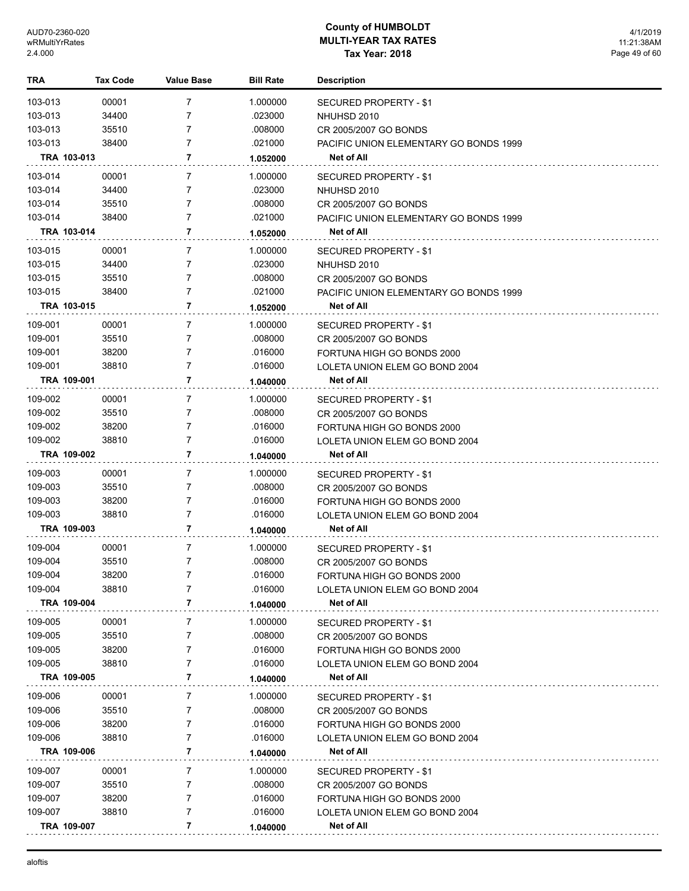# County of HUMBOLDT
## MULTI-YEAR TAX RATES
### Tax Year: 2018

| TRA | Tax Code | Value Base | Bill Rate | Description |
|---|---|---|---|---|
| 103-013 | 00001 | 7 | 1.000000 | SECURED PROPERTY - $1 |
| 103-013 | 34400 | 7 | .023000 | NHUHSD 2010 |
| 103-013 | 35510 | 7 | .008000 | CR 2005/2007 GO BONDS |
| 103-013 | 38400 | 7 | .021000 | PACIFIC UNION ELEMENTARY GO BONDS 1999 |
| **TRA 103-013** | | **7** | **1.052000** | **Net of All** |
| 103-014 | 00001 | 7 | 1.000000 | SECURED PROPERTY - $1 |
| 103-014 | 34400 | 7 | .023000 | NHUHSD 2010 |
| 103-014 | 35510 | 7 | .008000 | CR 2005/2007 GO BONDS |
| 103-014 | 38400 | 7 | .021000 | PACIFIC UNION ELEMENTARY GO BONDS 1999 |
| **TRA 103-014** | | **7** | **1.052000** | **Net of All** |
| 103-015 | 00001 | 7 | 1.000000 | SECURED PROPERTY - $1 |
| 103-015 | 34400 | 7 | .023000 | NHUHSD 2010 |
| 103-015 | 35510 | 7 | .008000 | CR 2005/2007 GO BONDS |
| 103-015 | 38400 | 7 | .021000 | PACIFIC UNION ELEMENTARY GO BONDS 1999 |
| **TRA 103-015** | | **7** | **1.052000** | **Net of All** |
| 109-001 | 00001 | 7 | 1.000000 | SECURED PROPERTY - $1 |
| 109-001 | 35510 | 7 | .008000 | CR 2005/2007 GO BONDS |
| 109-001 | 38200 | 7 | .016000 | FORTUNA HIGH GO BONDS 2000 |
| 109-001 | 38810 | 7 | .016000 | LOLETA UNION ELEM GO BOND 2004 |
| **TRA 109-001** | | **7** | **1.040000** | **Net of All** |
| 109-002 | 00001 | 7 | 1.000000 | SECURED PROPERTY - $1 |
| 109-002 | 35510 | 7 | .008000 | CR 2005/2007 GO BONDS |
| 109-002 | 38200 | 7 | .016000 | FORTUNA HIGH GO BONDS 2000 |
| 109-002 | 38810 | 7 | .016000 | LOLETA UNION ELEM GO BOND 2004 |
| **TRA 109-002** | | **7** | **1.040000** | **Net of All** |
| 109-003 | 00001 | 7 | 1.000000 | SECURED PROPERTY - $1 |
| 109-003 | 35510 | 7 | .008000 | CR 2005/2007 GO BONDS |
| 109-003 | 38200 | 7 | .016000 | FORTUNA HIGH GO BONDS 2000 |
| 109-003 | 38810 | 7 | .016000 | LOLETA UNION ELEM GO BOND 2004 |
| **TRA 109-003** | | **7** | **1.040000** | **Net of All** |
| 109-004 | 00001 | 7 | 1.000000 | SECURED PROPERTY - $1 |
| 109-004 | 35510 | 7 | .008000 | CR 2005/2007 GO BONDS |
| 109-004 | 38200 | 7 | .016000 | FORTUNA HIGH GO BONDS 2000 |
| 109-004 | 38810 | 7 | .016000 | LOLETA UNION ELEM GO BOND 2004 |
| **TRA 109-004** | | **7** | **1.040000** | **Net of All** |
| 109-005 | 00001 | 7 | 1.000000 | SECURED PROPERTY - $1 |
| 109-005 | 35510 | 7 | .008000 | CR 2005/2007 GO BONDS |
| 109-005 | 38200 | 7 | .016000 | FORTUNA HIGH GO BONDS 2000 |
| 109-005 | 38810 | 7 | .016000 | LOLETA UNION ELEM GO BOND 2004 |
| **TRA 109-005** | | **7** | **1.040000** | **Net of All** |
| 109-006 | 00001 | 7 | 1.000000 | SECURED PROPERTY - $1 |
| 109-006 | 35510 | 7 | .008000 | CR 2005/2007 GO BONDS |
| 109-006 | 38200 | 7 | .016000 | FORTUNA HIGH GO BONDS 2000 |
| 109-006 | 38810 | 7 | .016000 | LOLETA UNION ELEM GO BOND 2004 |
| **TRA 109-006** | | **7** | **1.040000** | **Net of All** |
| 109-007 | 00001 | 7 | 1.000000 | SECURED PROPERTY - $1 |
| 109-007 | 35510 | 7 | .008000 | CR 2005/2007 GO BONDS |
| 109-007 | 38200 | 7 | .016000 | FORTUNA HIGH GO BONDS 2000 |
| 109-007 | 38810 | 7 | .016000 | LOLETA UNION ELEM GO BOND 2004 |
| **TRA 109-007** | | **7** | **1.040000** | **Net of All** |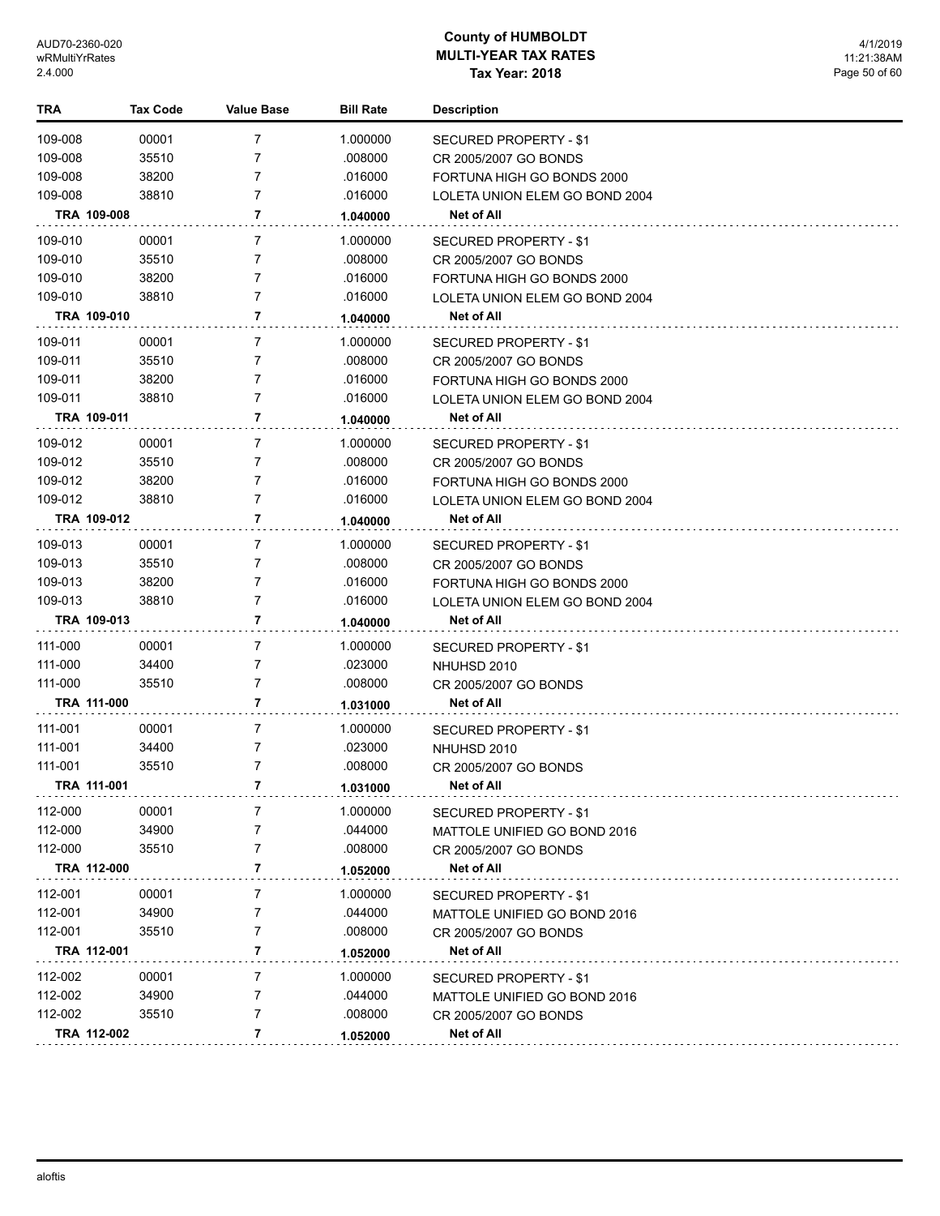# County of HUMBOLDT
## MULTI-YEAR TAX RATES
### Tax Year: 2018

| TRA | Tax Code | Value Base | Bill Rate | Description |
|---|---|---|---|---|
| 109-008 | 00001 | 7 | 1.000000 | SECURED PROPERTY - $1 |
| 109-008 | 35510 | 7 | .008000 | CR 2005/2007 GO BONDS |
| 109-008 | 38200 | 7 | .016000 | FORTUNA HIGH GO BONDS 2000 |
| 109-008 | 38810 | 7 | .016000 | LOLETA UNION ELEM GO BOND 2004 |
| **TRA 109-008** | | **7** | **1.040000** | **Net of All** |
| 109-010 | 00001 | 7 | 1.000000 | SECURED PROPERTY - $1 |
| 109-010 | 35510 | 7 | .008000 | CR 2005/2007 GO BONDS |
| 109-010 | 38200 | 7 | .016000 | FORTUNA HIGH GO BONDS 2000 |
| 109-010 | 38810 | 7 | .016000 | LOLETA UNION ELEM GO BOND 2004 |
| **TRA 109-010** | | **7** | **1.040000** | **Net of All** |
| 109-011 | 00001 | 7 | 1.000000 | SECURED PROPERTY - $1 |
| 109-011 | 35510 | 7 | .008000 | CR 2005/2007 GO BONDS |
| 109-011 | 38200 | 7 | .016000 | FORTUNA HIGH GO BONDS 2000 |
| 109-011 | 38810 | 7 | .016000 | LOLETA UNION ELEM GO BOND 2004 |
| **TRA 109-011** | | **7** | **1.040000** | **Net of All** |
| 109-012 | 00001 | 7 | 1.000000 | SECURED PROPERTY - $1 |
| 109-012 | 35510 | 7 | .008000 | CR 2005/2007 GO BONDS |
| 109-012 | 38200 | 7 | .016000 | FORTUNA HIGH GO BONDS 2000 |
| 109-012 | 38810 | 7 | .016000 | LOLETA UNION ELEM GO BOND 2004 |
| **TRA 109-012** | | **7** | **1.040000** | **Net of All** |
| 109-013 | 00001 | 7 | 1.000000 | SECURED PROPERTY - $1 |
| 109-013 | 35510 | 7 | .008000 | CR 2005/2007 GO BONDS |
| 109-013 | 38200 | 7 | .016000 | FORTUNA HIGH GO BONDS 2000 |
| 109-013 | 38810 | 7 | .016000 | LOLETA UNION ELEM GO BOND 2004 |
| **TRA 109-013** | | **7** | **1.040000** | **Net of All** |
| 111-000 | 00001 | 7 | 1.000000 | SECURED PROPERTY - $1 |
| 111-000 | 34400 | 7 | .023000 | NHUHSD 2010 |
| 111-000 | 35510 | 7 | .008000 | CR 2005/2007 GO BONDS |
| **TRA 111-000** | | **7** | **1.031000** | **Net of All** |
| 111-001 | 00001 | 7 | 1.000000 | SECURED PROPERTY - $1 |
| 111-001 | 34400 | 7 | .023000 | NHUHSD 2010 |
| 111-001 | 35510 | 7 | .008000 | CR 2005/2007 GO BONDS |
| **TRA 111-001** | | **7** | **1.031000** | **Net of All** |
| 112-000 | 00001 | 7 | 1.000000 | SECURED PROPERTY - $1 |
| 112-000 | 34900 | 7 | .044000 | MATTOLE UNIFIED GO BOND 2016 |
| 112-000 | 35510 | 7 | .008000 | CR 2005/2007 GO BONDS |
| **TRA 112-000** | | **7** | **1.052000** | **Net of All** |
| 112-001 | 00001 | 7 | 1.000000 | SECURED PROPERTY - $1 |
| 112-001 | 34900 | 7 | .044000 | MATTOLE UNIFIED GO BOND 2016 |
| 112-001 | 35510 | 7 | .008000 | CR 2005/2007 GO BONDS |
| **TRA 112-001** | | **7** | **1.052000** | **Net of All** |
| 112-002 | 00001 | 7 | 1.000000 | SECURED PROPERTY - $1 |
| 112-002 | 34900 | 7 | .044000 | MATTOLE UNIFIED GO BOND 2016 |
| 112-002 | 35510 | 7 | .008000 | CR 2005/2007 GO BONDS |
| **TRA 112-002** | | **7** | **1.052000** | **Net of All** |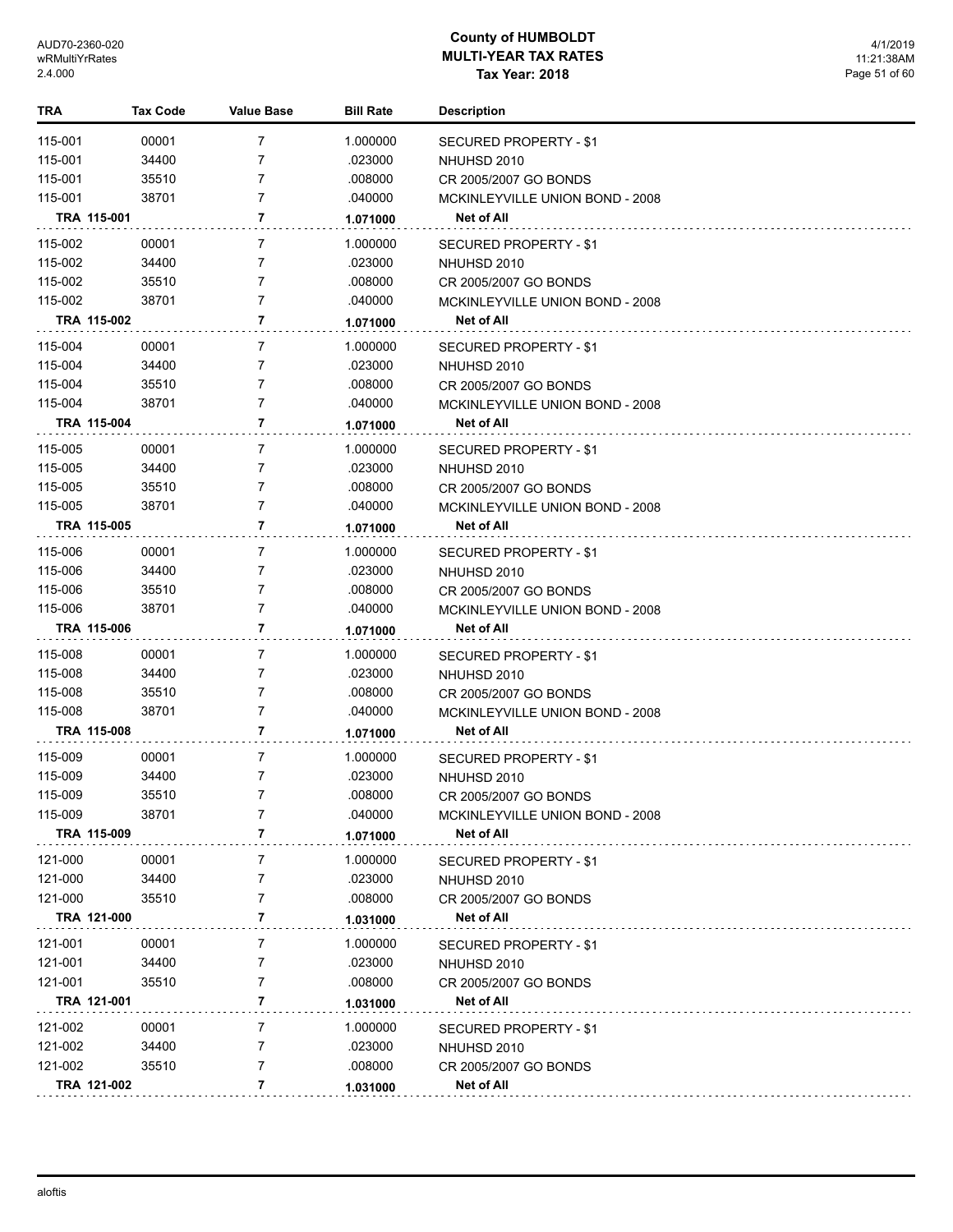# County of HUMBOLDT
## MULTI-YEAR TAX RATES
### Tax Year: 2018

| TRA | Tax Code | Value Base | Bill Rate | Description |
|---|---|---|---|---|
| 115-001 | 00001 | 7 | 1.000000 | SECURED PROPERTY - $1 |
| 115-001 | 34400 | 7 | .023000 | NHUHSD 2010 |
| 115-001 | 35510 | 7 | .008000 | CR 2005/2007 GO BONDS |
| 115-001 | 38701 | 7 | .040000 | MCKINLEYVILLE UNION BOND - 2008 |
| **TRA 115-001** | | **7** | **1.071000** | **Net of All** |
| 115-002 | 00001 | 7 | 1.000000 | SECURED PROPERTY - $1 |
| 115-002 | 34400 | 7 | .023000 | NHUHSD 2010 |
| 115-002 | 35510 | 7 | .008000 | CR 2005/2007 GO BONDS |
| 115-002 | 38701 | 7 | .040000 | MCKINLEYVILLE UNION BOND - 2008 |
| **TRA 115-002** | | **7** | **1.071000** | **Net of All** |
| 115-004 | 00001 | 7 | 1.000000 | SECURED PROPERTY - $1 |
| 115-004 | 34400 | 7 | .023000 | NHUHSD 2010 |
| 115-004 | 35510 | 7 | .008000 | CR 2005/2007 GO BONDS |
| 115-004 | 38701 | 7 | .040000 | MCKINLEYVILLE UNION BOND - 2008 |
| **TRA 115-004** | | **7** | **1.071000** | **Net of All** |
| 115-005 | 00001 | 7 | 1.000000 | SECURED PROPERTY - $1 |
| 115-005 | 34400 | 7 | .023000 | NHUHSD 2010 |
| 115-005 | 35510 | 7 | .008000 | CR 2005/2007 GO BONDS |
| 115-005 | 38701 | 7 | .040000 | MCKINLEYVILLE UNION BOND - 2008 |
| **TRA 115-005** | | **7** | **1.071000** | **Net of All** |
| 115-006 | 00001 | 7 | 1.000000 | SECURED PROPERTY - $1 |
| 115-006 | 34400 | 7 | .023000 | NHUHSD 2010 |
| 115-006 | 35510 | 7 | .008000 | CR 2005/2007 GO BONDS |
| 115-006 | 38701 | 7 | .040000 | MCKINLEYVILLE UNION BOND - 2008 |
| **TRA 115-006** | | **7** | **1.071000** | **Net of All** |
| 115-008 | 00001 | 7 | 1.000000 | SECURED PROPERTY - $1 |
| 115-008 | 34400 | 7 | .023000 | NHUHSD 2010 |
| 115-008 | 35510 | 7 | .008000 | CR 2005/2007 GO BONDS |
| 115-008 | 38701 | 7 | .040000 | MCKINLEYVILLE UNION BOND - 2008 |
| **TRA 115-008** | | **7** | **1.071000** | **Net of All** |
| 115-009 | 00001 | 7 | 1.000000 | SECURED PROPERTY - $1 |
| 115-009 | 34400 | 7 | .023000 | NHUHSD 2010 |
| 115-009 | 35510 | 7 | .008000 | CR 2005/2007 GO BONDS |
| 115-009 | 38701 | 7 | .040000 | MCKINLEYVILLE UNION BOND - 2008 |
| **TRA 115-009** | | **7** | **1.071000** | **Net of All** |
| 121-000 | 00001 | 7 | 1.000000 | SECURED PROPERTY - $1 |
| 121-000 | 34400 | 7 | .023000 | NHUHSD 2010 |
| 121-000 | 35510 | 7 | .008000 | CR 2005/2007 GO BONDS |
| **TRA 121-000** | | **7** | **1.031000** | **Net of All** |
| 121-001 | 00001 | 7 | 1.000000 | SECURED PROPERTY - $1 |
| 121-001 | 34400 | 7 | .023000 | NHUHSD 2010 |
| 121-001 | 35510 | 7 | .008000 | CR 2005/2007 GO BONDS |
| **TRA 121-001** | | **7** | **1.031000** | **Net of All** |
| 121-002 | 00001 | 7 | 1.000000 | SECURED PROPERTY - $1 |
| 121-002 | 34400 | 7 | .023000 | NHUHSD 2010 |
| 121-002 | 35510 | 7 | .008000 | CR 2005/2007 GO BONDS |
| **TRA 121-002** | | **7** | **1.031000** | **Net of All** |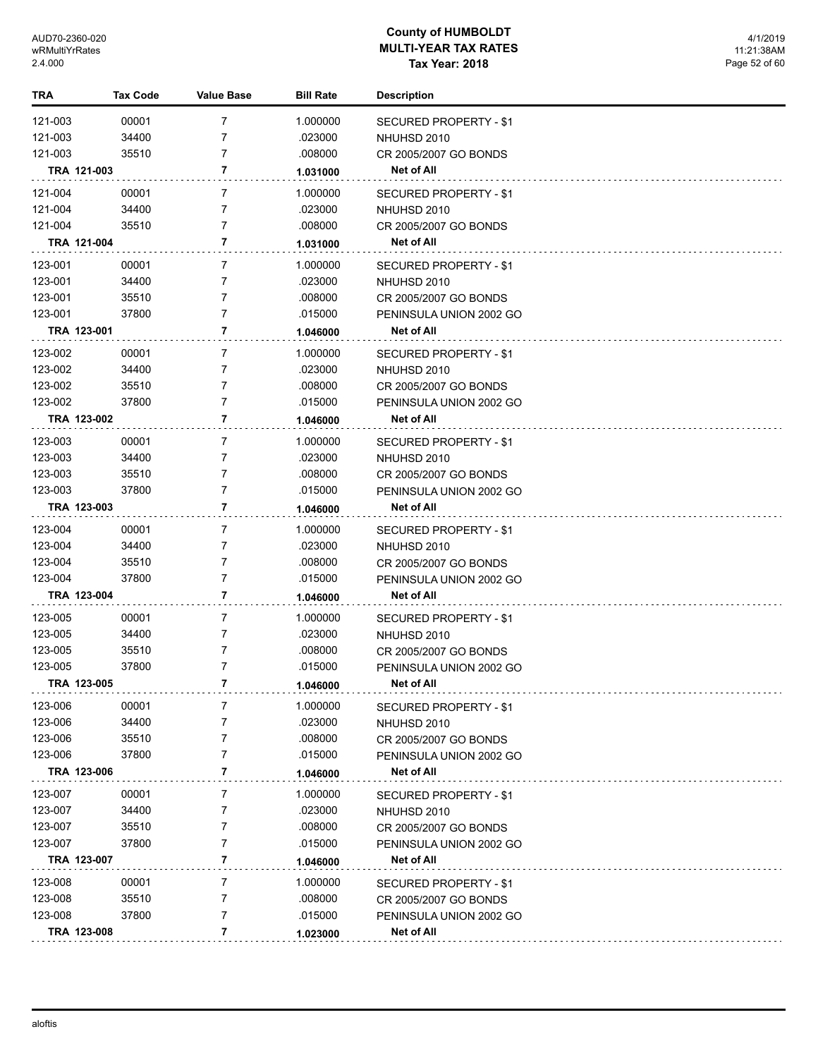# County of HUMBOLDT
## MULTI-YEAR TAX RATES
### Tax Year: 2018

| TRA | Tax Code | Value Base | Bill Rate | Description |
|---|---|---|---|---|
| 121-003 | 00001 | 7 | 1.000000 | SECURED PROPERTY - $1 |
| 121-003 | 34400 | 7 | .023000 | NHUHSD 2010 |
| 121-003 | 35510 | 7 | .008000 | CR 2005/2007 GO BONDS |
| **TRA 121-003** | | **7** | **1.031000** | **Net of All** |
| 121-004 | 00001 | 7 | 1.000000 | SECURED PROPERTY - $1 |
| 121-004 | 34400 | 7 | .023000 | NHUHSD 2010 |
| 121-004 | 35510 | 7 | .008000 | CR 2005/2007 GO BONDS |
| **TRA 121-004** | | **7** | **1.031000** | **Net of All** |
| 123-001 | 00001 | 7 | 1.000000 | SECURED PROPERTY - $1 |
| 123-001 | 34400 | 7 | .023000 | NHUHSD 2010 |
| 123-001 | 35510 | 7 | .008000 | CR 2005/2007 GO BONDS |
| 123-001 | 37800 | 7 | .015000 | PENINSULA UNION 2002 GO |
| **TRA 123-001** | | **7** | **1.046000** | **Net of All** |
| 123-002 | 00001 | 7 | 1.000000 | SECURED PROPERTY - $1 |
| 123-002 | 34400 | 7 | .023000 | NHUHSD 2010 |
| 123-002 | 35510 | 7 | .008000 | CR 2005/2007 GO BONDS |
| 123-002 | 37800 | 7 | .015000 | PENINSULA UNION 2002 GO |
| **TRA 123-002** | | **7** | **1.046000** | **Net of All** |
| 123-003 | 00001 | 7 | 1.000000 | SECURED PROPERTY - $1 |
| 123-003 | 34400 | 7 | .023000 | NHUHSD 2010 |
| 123-003 | 35510 | 7 | .008000 | CR 2005/2007 GO BONDS |
| 123-003 | 37800 | 7 | .015000 | PENINSULA UNION 2002 GO |
| **TRA 123-003** | | **7** | **1.046000** | **Net of All** |
| 123-004 | 00001 | 7 | 1.000000 | SECURED PROPERTY - $1 |
| 123-004 | 34400 | 7 | .023000 | NHUHSD 2010 |
| 123-004 | 35510 | 7 | .008000 | CR 2005/2007 GO BONDS |
| 123-004 | 37800 | 7 | .015000 | PENINSULA UNION 2002 GO |
| **TRA 123-004** | | **7** | **1.046000** | **Net of All** |
| 123-005 | 00001 | 7 | 1.000000 | SECURED PROPERTY - $1 |
| 123-005 | 34400 | 7 | .023000 | NHUHSD 2010 |
| 123-005 | 35510 | 7 | .008000 | CR 2005/2007 GO BONDS |
| 123-005 | 37800 | 7 | .015000 | PENINSULA UNION 2002 GO |
| **TRA 123-005** | | **7** | **1.046000** | **Net of All** |
| 123-006 | 00001 | 7 | 1.000000 | SECURED PROPERTY - $1 |
| 123-006 | 34400 | 7 | .023000 | NHUHSD 2010 |
| 123-006 | 35510 | 7 | .008000 | CR 2005/2007 GO BONDS |
| 123-006 | 37800 | 7 | .015000 | PENINSULA UNION 2002 GO |
| **TRA 123-006** | | **7** | **1.046000** | **Net of All** |
| 123-007 | 00001 | 7 | 1.000000 | SECURED PROPERTY - $1 |
| 123-007 | 34400 | 7 | .023000 | NHUHSD 2010 |
| 123-007 | 35510 | 7 | .008000 | CR 2005/2007 GO BONDS |
| 123-007 | 37800 | 7 | .015000 | PENINSULA UNION 2002 GO |
| **TRA 123-007** | | **7** | **1.046000** | **Net of All** |
| 123-008 | 00001 | 7 | 1.000000 | SECURED PROPERTY - $1 |
| 123-008 | 35510 | 7 | .008000 | CR 2005/2007 GO BONDS |
| 123-008 | 37800 | 7 | .015000 | PENINSULA UNION 2002 GO |
| **TRA 123-008** | | **7** | **1.023000** | **Net of All** |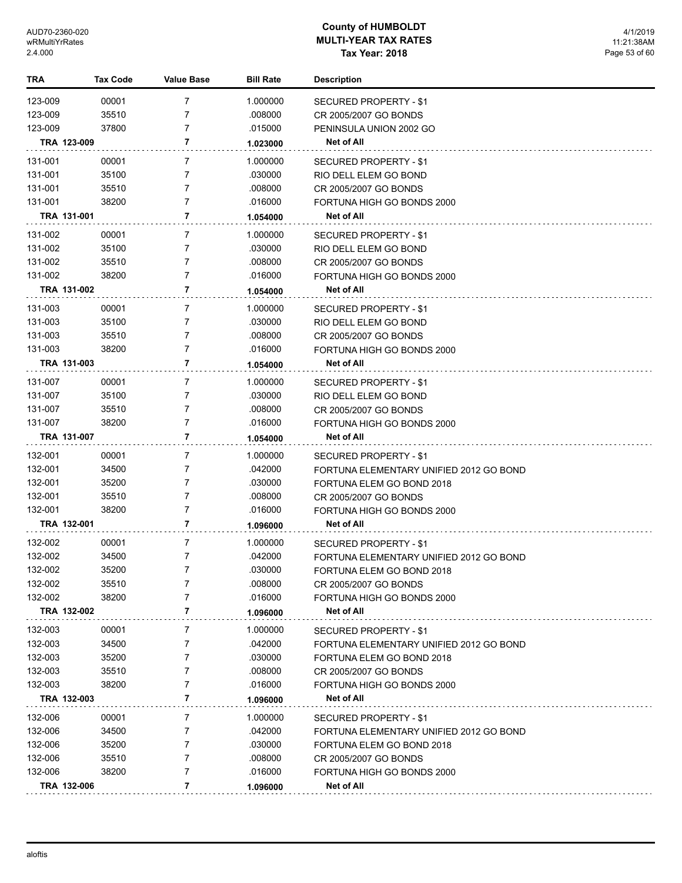# County of HUMBOLDT
## MULTI-YEAR TAX RATES
### Tax Year: 2018

| TRA | Tax Code | Value Base | Bill Rate | Description |
|---|---|---|---|---|
| 123-009 | 00001 | 7 | 1.000000 | SECURED PROPERTY - $1 |
| 123-009 | 35510 | 7 | .008000 | CR 2005/2007 GO BONDS |
| 123-009 | 37800 | 7 | .015000 | PENINSULA UNION 2002 GO |
| **TRA 123-009** | | **7** | **1.023000** | **Net of All** |
| 131-001 | 00001 | 7 | 1.000000 | SECURED PROPERTY - $1 |
| 131-001 | 35100 | 7 | .030000 | RIO DELL ELEM GO BOND |
| 131-001 | 35510 | 7 | .008000 | CR 2005/2007 GO BONDS |
| 131-001 | 38200 | 7 | .016000 | FORTUNA HIGH GO BONDS 2000 |
| **TRA 131-001** | | **7** | **1.054000** | **Net of All** |
| 131-002 | 00001 | 7 | 1.000000 | SECURED PROPERTY - $1 |
| 131-002 | 35100 | 7 | .030000 | RIO DELL ELEM GO BOND |
| 131-002 | 35510 | 7 | .008000 | CR 2005/2007 GO BONDS |
| 131-002 | 38200 | 7 | .016000 | FORTUNA HIGH GO BONDS 2000 |
| **TRA 131-002** | | **7** | **1.054000** | **Net of All** |
| 131-003 | 00001 | 7 | 1.000000 | SECURED PROPERTY - $1 |
| 131-003 | 35100 | 7 | .030000 | RIO DELL ELEM GO BOND |
| 131-003 | 35510 | 7 | .008000 | CR 2005/2007 GO BONDS |
| 131-003 | 38200 | 7 | .016000 | FORTUNA HIGH GO BONDS 2000 |
| **TRA 131-003** | | **7** | **1.054000** | **Net of All** |
| 131-007 | 00001 | 7 | 1.000000 | SECURED PROPERTY - $1 |
| 131-007 | 35100 | 7 | .030000 | RIO DELL ELEM GO BOND |
| 131-007 | 35510 | 7 | .008000 | CR 2005/2007 GO BONDS |
| 131-007 | 38200 | 7 | .016000 | FORTUNA HIGH GO BONDS 2000 |
| **TRA 131-007** | | **7** | **1.054000** | **Net of All** |
| 132-001 | 00001 | 7 | 1.000000 | SECURED PROPERTY - $1 |
| 132-001 | 34500 | 7 | .042000 | FORTUNA ELEMENTARY UNIFIED 2012 GO BOND |
| 132-001 | 35200 | 7 | .030000 | FORTUNA ELEM GO BOND 2018 |
| 132-001 | 35510 | 7 | .008000 | CR 2005/2007 GO BONDS |
| 132-001 | 38200 | 7 | .016000 | FORTUNA HIGH GO BONDS 2000 |
| **TRA 132-001** | | **7** | **1.096000** | **Net of All** |
| 132-002 | 00001 | 7 | 1.000000 | SECURED PROPERTY - $1 |
| 132-002 | 34500 | 7 | .042000 | FORTUNA ELEMENTARY UNIFIED 2012 GO BOND |
| 132-002 | 35200 | 7 | .030000 | FORTUNA ELEM GO BOND 2018 |
| 132-002 | 35510 | 7 | .008000 | CR 2005/2007 GO BONDS |
| 132-002 | 38200 | 7 | .016000 | FORTUNA HIGH GO BONDS 2000 |
| **TRA 132-002** | | **7** | **1.096000** | **Net of All** |
| 132-003 | 00001 | 7 | 1.000000 | SECURED PROPERTY - $1 |
| 132-003 | 34500 | 7 | .042000 | FORTUNA ELEMENTARY UNIFIED 2012 GO BOND |
| 132-003 | 35200 | 7 | .030000 | FORTUNA ELEM GO BOND 2018 |
| 132-003 | 35510 | 7 | .008000 | CR 2005/2007 GO BONDS |
| 132-003 | 38200 | 7 | .016000 | FORTUNA HIGH GO BONDS 2000 |
| **TRA 132-003** | | **7** | **1.096000** | **Net of All** |
| 132-006 | 00001 | 7 | 1.000000 | SECURED PROPERTY - $1 |
| 132-006 | 34500 | 7 | .042000 | FORTUNA ELEMENTARY UNIFIED 2012 GO BOND |
| 132-006 | 35200 | 7 | .030000 | FORTUNA ELEM GO BOND 2018 |
| 132-006 | 35510 | 7 | .008000 | CR 2005/2007 GO BONDS |
| 132-006 | 38200 | 7 | .016000 | FORTUNA HIGH GO BONDS 2000 |
| **TRA 132-006** | | **7** | **1.096000** | **Net of All** |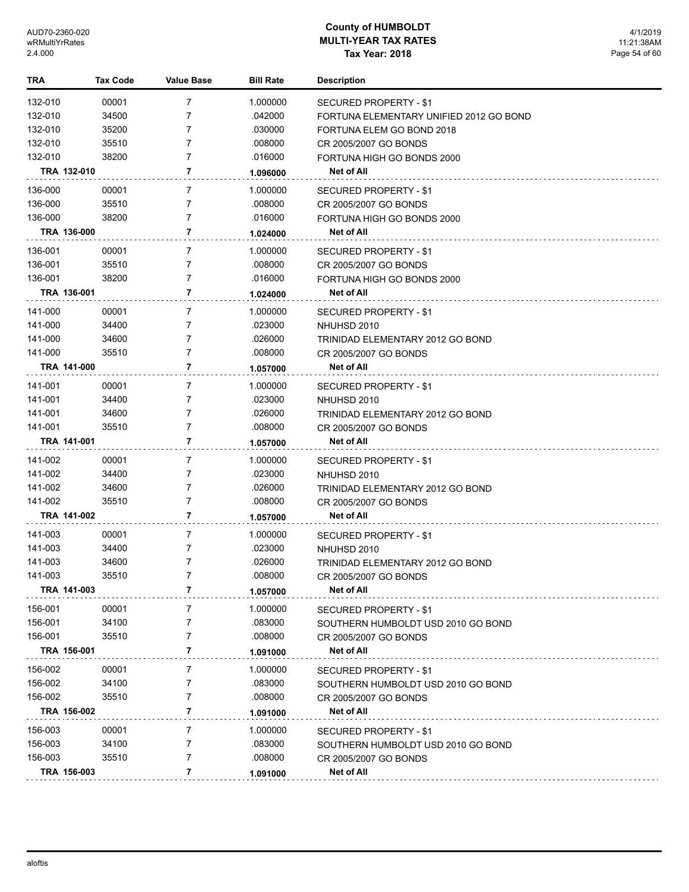# County of HUMBOLDT
## MULTI-YEAR TAX RATES
### Tax Year: 2018

| TRA | Tax Code | Value Base | Bill Rate | Description |
|---|---|---|---|---|
| 132-010 | 00001 | 7 | 1.000000 | SECURED PROPERTY - $1 |
| 132-010 | 34500 | 7 | .042000 | FORTUNA ELEMENTARY UNIFIED 2012 GO BOND |
| 132-010 | 35200 | 7 | .030000 | FORTUNA ELEM GO BOND 2018 |
| 132-010 | 35510 | 7 | .008000 | CR 2005/2007 GO BONDS |
| 132-010 | 38200 | 7 | .016000 | FORTUNA HIGH GO BONDS 2000 |
| **TRA 132-010** | | **7** | **1.096000** | **Net of All** |
| 136-000 | 00001 | 7 | 1.000000 | SECURED PROPERTY - $1 |
| 136-000 | 35510 | 7 | .008000 | CR 2005/2007 GO BONDS |
| 136-000 | 38200 | 7 | .016000 | FORTUNA HIGH GO BONDS 2000 |
| **TRA 136-000** | | **7** | **1.024000** | **Net of All** |
| 136-001 | 00001 | 7 | 1.000000 | SECURED PROPERTY - $1 |
| 136-001 | 35510 | 7 | .008000 | CR 2005/2007 GO BONDS |
| 136-001 | 38200 | 7 | .016000 | FORTUNA HIGH GO BONDS 2000 |
| **TRA 136-001** | | **7** | **1.024000** | **Net of All** |
| 141-000 | 00001 | 7 | 1.000000 | SECURED PROPERTY - $1 |
| 141-000 | 34400 | 7 | .023000 | NHUHSD 2010 |
| 141-000 | 34600 | 7 | .026000 | TRINIDAD ELEMENTARY 2012 GO BOND |
| 141-000 | 35510 | 7 | .008000 | CR 2005/2007 GO BONDS |
| **TRA 141-000** | | **7** | **1.057000** | **Net of All** |
| 141-001 | 00001 | 7 | 1.000000 | SECURED PROPERTY - $1 |
| 141-001 | 34400 | 7 | .023000 | NHUHSD 2010 |
| 141-001 | 34600 | 7 | .026000 | TRINIDAD ELEMENTARY 2012 GO BOND |
| 141-001 | 35510 | 7 | .008000 | CR 2005/2007 GO BONDS |
| **TRA 141-001** | | **7** | **1.057000** | **Net of All** |
| 141-002 | 00001 | 7 | 1.000000 | SECURED PROPERTY - $1 |
| 141-002 | 34400 | 7 | .023000 | NHUHSD 2010 |
| 141-002 | 34600 | 7 | .026000 | TRINIDAD ELEMENTARY 2012 GO BOND |
| 141-002 | 35510 | 7 | .008000 | CR 2005/2007 GO BONDS |
| **TRA 141-002** | | **7** | **1.057000** | **Net of All** |
| 141-003 | 00001 | 7 | 1.000000 | SECURED PROPERTY - $1 |
| 141-003 | 34400 | 7 | .023000 | NHUHSD 2010 |
| 141-003 | 34600 | 7 | .026000 | TRINIDAD ELEMENTARY 2012 GO BOND |
| 141-003 | 35510 | 7 | .008000 | CR 2005/2007 GO BONDS |
| **TRA 141-003** | | **7** | **1.057000** | **Net of All** |
| 156-001 | 00001 | 7 | 1.000000 | SECURED PROPERTY - $1 |
| 156-001 | 34100 | 7 | .083000 | SOUTHERN HUMBOLDT USD 2010 GO BOND |
| 156-001 | 35510 | 7 | .008000 | CR 2005/2007 GO BONDS |
| **TRA 156-001** | | **7** | **1.091000** | **Net of All** |
| 156-002 | 00001 | 7 | 1.000000 | SECURED PROPERTY - $1 |
| 156-002 | 34100 | 7 | .083000 | SOUTHERN HUMBOLDT USD 2010 GO BOND |
| 156-002 | 35510 | 7 | .008000 | CR 2005/2007 GO BONDS |
| **TRA 156-002** | | **7** | **1.091000** | **Net of All** |
| 156-003 | 00001 | 7 | 1.000000 | SECURED PROPERTY - $1 |
| 156-003 | 34100 | 7 | .083000 | SOUTHERN HUMBOLDT USD 2010 GO BOND |
| 156-003 | 35510 | 7 | .008000 | CR 2005/2007 GO BONDS |
| **TRA 156-003** | | **7** | **1.091000** | **Net of All** |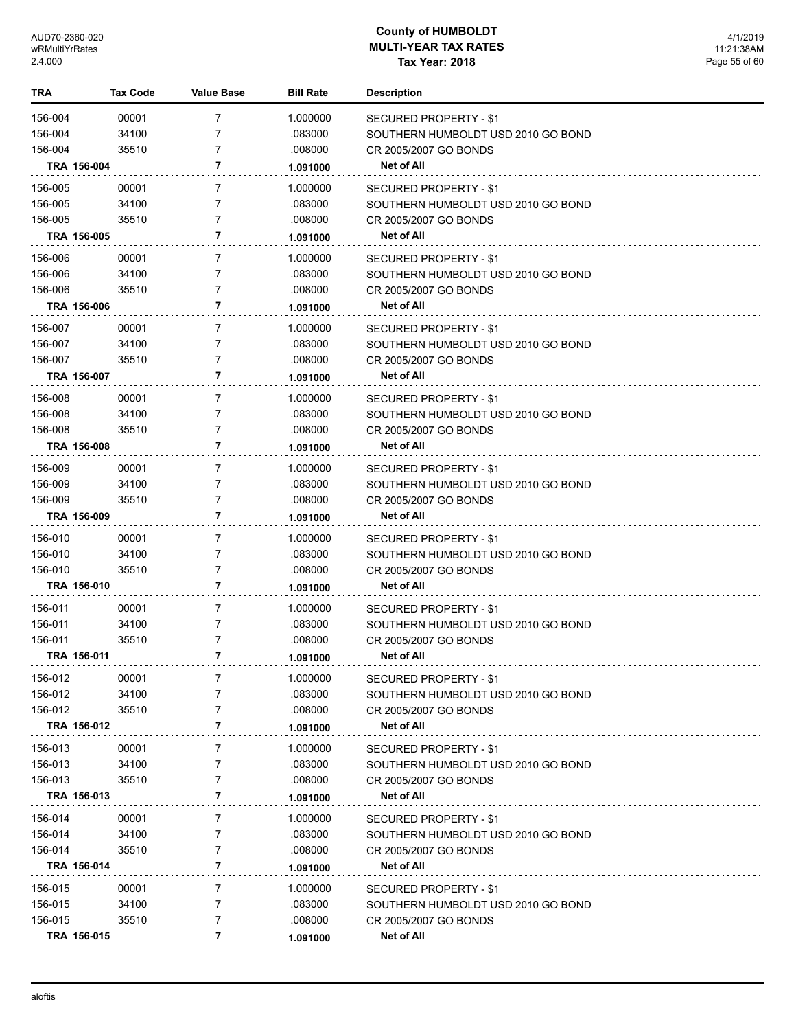# County of HUMBOLDT
## MULTI-YEAR TAX RATES
### Tax Year: 2018

| TRA | Tax Code | Value Base | Bill Rate | Description |
|---|---|---|---|---|
| 156-004 | 00001 | 7 | 1.000000 | SECURED PROPERTY - $1 |
| 156-004 | 34100 | 7 | .083000 | SOUTHERN HUMBOLDT USD 2010 GO BOND |
| 156-004 | 35510 | 7 | .008000 | CR 2005/2007 GO BONDS |
| **TRA 156-004** | | **7** | **1.091000** | **Net of All** |
| 156-005 | 00001 | 7 | 1.000000 | SECURED PROPERTY - $1 |
| 156-005 | 34100 | 7 | .083000 | SOUTHERN HUMBOLDT USD 2010 GO BOND |
| 156-005 | 35510 | 7 | .008000 | CR 2005/2007 GO BONDS |
| **TRA 156-005** | | **7** | **1.091000** | **Net of All** |
| 156-006 | 00001 | 7 | 1.000000 | SECURED PROPERTY - $1 |
| 156-006 | 34100 | 7 | .083000 | SOUTHERN HUMBOLDT USD 2010 GO BOND |
| 156-006 | 35510 | 7 | .008000 | CR 2005/2007 GO BONDS |
| **TRA 156-006** | | **7** | **1.091000** | **Net of All** |
| 156-007 | 00001 | 7 | 1.000000 | SECURED PROPERTY - $1 |
| 156-007 | 34100 | 7 | .083000 | SOUTHERN HUMBOLDT USD 2010 GO BOND |
| 156-007 | 35510 | 7 | .008000 | CR 2005/2007 GO BONDS |
| **TRA 156-007** | | **7** | **1.091000** | **Net of All** |
| 156-008 | 00001 | 7 | 1.000000 | SECURED PROPERTY - $1 |
| 156-008 | 34100 | 7 | .083000 | SOUTHERN HUMBOLDT USD 2010 GO BOND |
| 156-008 | 35510 | 7 | .008000 | CR 2005/2007 GO BONDS |
| **TRA 156-008** | | **7** | **1.091000** | **Net of All** |
| 156-009 | 00001 | 7 | 1.000000 | SECURED PROPERTY - $1 |
| 156-009 | 34100 | 7 | .083000 | SOUTHERN HUMBOLDT USD 2010 GO BOND |
| 156-009 | 35510 | 7 | .008000 | CR 2005/2007 GO BONDS |
| **TRA 156-009** | | **7** | **1.091000** | **Net of All** |
| 156-010 | 00001 | 7 | 1.000000 | SECURED PROPERTY - $1 |
| 156-010 | 34100 | 7 | .083000 | SOUTHERN HUMBOLDT USD 2010 GO BOND |
| 156-010 | 35510 | 7 | .008000 | CR 2005/2007 GO BONDS |
| **TRA 156-010** | | **7** | **1.091000** | **Net of All** |
| 156-011 | 00001 | 7 | 1.000000 | SECURED PROPERTY - $1 |
| 156-011 | 34100 | 7 | .083000 | SOUTHERN HUMBOLDT USD 2010 GO BOND |
| 156-011 | 35510 | 7 | .008000 | CR 2005/2007 GO BONDS |
| **TRA 156-011** | | **7** | **1.091000** | **Net of All** |
| 156-012 | 00001 | 7 | 1.000000 | SECURED PROPERTY - $1 |
| 156-012 | 34100 | 7 | .083000 | SOUTHERN HUMBOLDT USD 2010 GO BOND |
| 156-012 | 35510 | 7 | .008000 | CR 2005/2007 GO BONDS |
| **TRA 156-012** | | **7** | **1.091000** | **Net of All** |
| 156-013 | 00001 | 7 | 1.000000 | SECURED PROPERTY - $1 |
| 156-013 | 34100 | 7 | .083000 | SOUTHERN HUMBOLDT USD 2010 GO BOND |
| 156-013 | 35510 | 7 | .008000 | CR 2005/2007 GO BONDS |
| **TRA 156-013** | | **7** | **1.091000** | **Net of All** |
| 156-014 | 00001 | 7 | 1.000000 | SECURED PROPERTY - $1 |
| 156-014 | 34100 | 7 | .083000 | SOUTHERN HUMBOLDT USD 2010 GO BOND |
| 156-014 | 35510 | 7 | .008000 | CR 2005/2007 GO BONDS |
| **TRA 156-014** | | **7** | **1.091000** | **Net of All** |
| 156-015 | 00001 | 7 | 1.000000 | SECURED PROPERTY - $1 |
| 156-015 | 34100 | 7 | .083000 | SOUTHERN HUMBOLDT USD 2010 GO BOND |
| 156-015 | 35510 | 7 | .008000 | CR 2005/2007 GO BONDS |
| **TRA 156-015** | | **7** | **1.091000** | **Net of All** |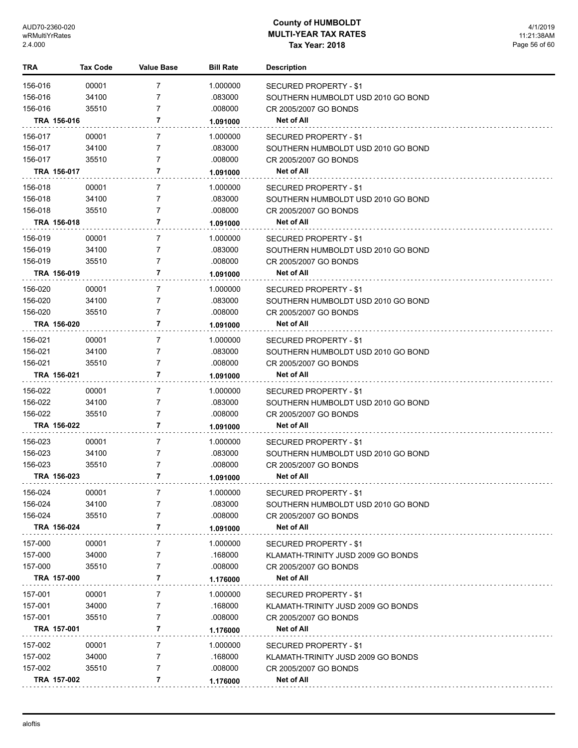# County of HUMBOLDT
## MULTI-YEAR TAX RATES
### Tax Year: 2018

| TRA | Tax Code | Value Base | Bill Rate | Description |
|---|---|---|---|---|
| 156-016 | 00001 | 7 | 1.000000 | SECURED PROPERTY - $1 |
| 156-016 | 34100 | 7 | .083000 | SOUTHERN HUMBOLDT USD 2010 GO BOND |
| 156-016 | 35510 | 7 | .008000 | CR 2005/2007 GO BONDS |
| **TRA 156-016** | | **7** | **1.091000** | **Net of All** |
| 156-017 | 00001 | 7 | 1.000000 | SECURED PROPERTY - $1 |
| 156-017 | 34100 | 7 | .083000 | SOUTHERN HUMBOLDT USD 2010 GO BOND |
| 156-017 | 35510 | 7 | .008000 | CR 2005/2007 GO BONDS |
| **TRA 156-017** | | **7** | **1.091000** | **Net of All** |
| 156-018 | 00001 | 7 | 1.000000 | SECURED PROPERTY - $1 |
| 156-018 | 34100 | 7 | .083000 | SOUTHERN HUMBOLDT USD 2010 GO BOND |
| 156-018 | 35510 | 7 | .008000 | CR 2005/2007 GO BONDS |
| **TRA 156-018** | | **7** | **1.091000** | **Net of All** |
| 156-019 | 00001 | 7 | 1.000000 | SECURED PROPERTY - $1 |
| 156-019 | 34100 | 7 | .083000 | SOUTHERN HUMBOLDT USD 2010 GO BOND |
| 156-019 | 35510 | 7 | .008000 | CR 2005/2007 GO BONDS |
| **TRA 156-019** | | **7** | **1.091000** | **Net of All** |
| 156-020 | 00001 | 7 | 1.000000 | SECURED PROPERTY - $1 |
| 156-020 | 34100 | 7 | .083000 | SOUTHERN HUMBOLDT USD 2010 GO BOND |
| 156-020 | 35510 | 7 | .008000 | CR 2005/2007 GO BONDS |
| **TRA 156-020** | | **7** | **1.091000** | **Net of All** |
| 156-021 | 00001 | 7 | 1.000000 | SECURED PROPERTY - $1 |
| 156-021 | 34100 | 7 | .083000 | SOUTHERN HUMBOLDT USD 2010 GO BOND |
| 156-021 | 35510 | 7 | .008000 | CR 2005/2007 GO BONDS |
| **TRA 156-021** | | **7** | **1.091000** | **Net of All** |
| 156-022 | 00001 | 7 | 1.000000 | SECURED PROPERTY - $1 |
| 156-022 | 34100 | 7 | .083000 | SOUTHERN HUMBOLDT USD 2010 GO BOND |
| 156-022 | 35510 | 7 | .008000 | CR 2005/2007 GO BONDS |
| **TRA 156-022** | | **7** | **1.091000** | **Net of All** |
| 156-023 | 00001 | 7 | 1.000000 | SECURED PROPERTY - $1 |
| 156-023 | 34100 | 7 | .083000 | SOUTHERN HUMBOLDT USD 2010 GO BOND |
| 156-023 | 35510 | 7 | .008000 | CR 2005/2007 GO BONDS |
| **TRA 156-023** | | **7** | **1.091000** | **Net of All** |
| 156-024 | 00001 | 7 | 1.000000 | SECURED PROPERTY - $1 |
| 156-024 | 34100 | 7 | .083000 | SOUTHERN HUMBOLDT USD 2010 GO BOND |
| 156-024 | 35510 | 7 | .008000 | CR 2005/2007 GO BONDS |
| **TRA 156-024** | | **7** | **1.091000** | **Net of All** |
| 157-000 | 00001 | 7 | 1.000000 | SECURED PROPERTY - $1 |
| 157-000 | 34000 | 7 | .168000 | KLAMATH-TRINITY JUSD 2009 GO BONDS |
| 157-000 | 35510 | 7 | .008000 | CR 2005/2007 GO BONDS |
| **TRA 157-000** | | **7** | **1.176000** | **Net of All** |
| 157-001 | 00001 | 7 | 1.000000 | SECURED PROPERTY - $1 |
| 157-001 | 34000 | 7 | .168000 | KLAMATH-TRINITY JUSD 2009 GO BONDS |
| 157-001 | 35510 | 7 | .008000 | CR 2005/2007 GO BONDS |
| **TRA 157-001** | | **7** | **1.176000** | **Net of All** |
| 157-002 | 00001 | 7 | 1.000000 | SECURED PROPERTY - $1 |
| 157-002 | 34000 | 7 | .168000 | KLAMATH-TRINITY JUSD 2009 GO BONDS |
| 157-002 | 35510 | 7 | .008000 | CR 2005/2007 GO BONDS |
| **TRA 157-002** | | **7** | **1.176000** | **Net of All** |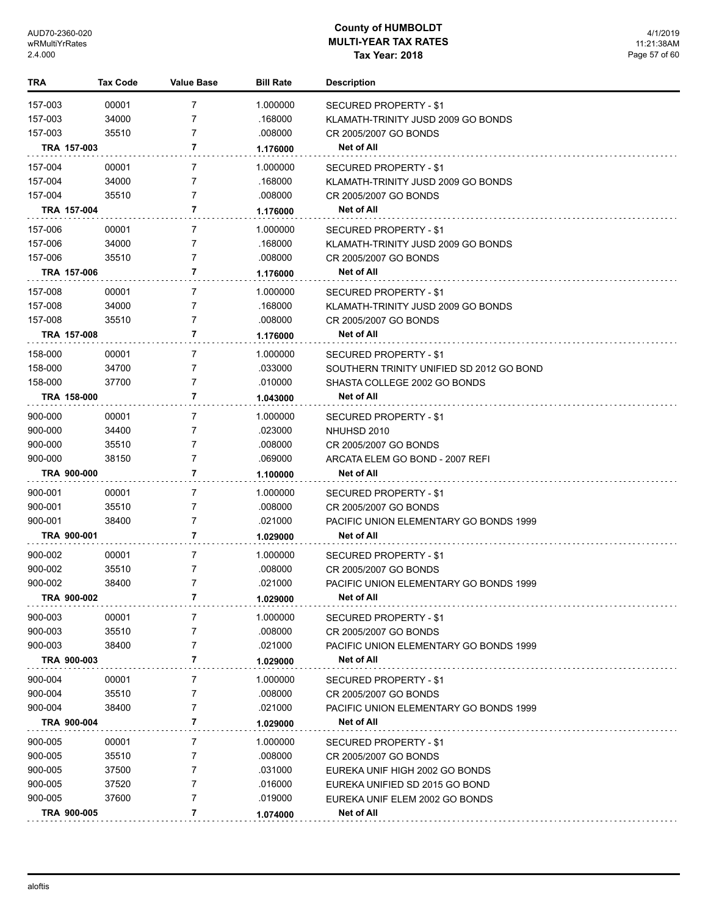| TRA | Tax Code | Value Base | Bill Rate | Description |
|---|---|---|---|---|
| 157-003 | 00001 | 7 | 1.000000 | SECURED PROPERTY - $1 |
| 157-003 | 34000 | 7 | .168000 | KLAMATH-TRINITY JUSD 2009 GO BONDS |
| 157-003 | 35510 | 7 | .008000 | CR 2005/2007 GO BONDS |
| **TRA 157-003** | | **7** | **1.176000** | **Net of All** |
| 157-004 | 00001 | 7 | 1.000000 | SECURED PROPERTY - $1 |
| 157-004 | 34000 | 7 | .168000 | KLAMATH-TRINITY JUSD 2009 GO BONDS |
| 157-004 | 35510 | 7 | .008000 | CR 2005/2007 GO BONDS |
| **TRA 157-004** | | **7** | **1.176000** | **Net of All** |
| 157-006 | 00001 | 7 | 1.000000 | SECURED PROPERTY - $1 |
| 157-006 | 34000 | 7 | .168000 | KLAMATH-TRINITY JUSD 2009 GO BONDS |
| 157-006 | 35510 | 7 | .008000 | CR 2005/2007 GO BONDS |
| **TRA 157-006** | | **7** | **1.176000** | **Net of All** |
| 157-008 | 00001 | 7 | 1.000000 | SECURED PROPERTY - $1 |
| 157-008 | 34000 | 7 | .168000 | KLAMATH-TRINITY JUSD 2009 GO BONDS |
| 157-008 | 35510 | 7 | .008000 | CR 2005/2007 GO BONDS |
| **TRA 157-008** | | **7** | **1.176000** | **Net of All** |
| 158-000 | 00001 | 7 | 1.000000 | SECURED PROPERTY - $1 |
| 158-000 | 34700 | 7 | .033000 | SOUTHERN TRINITY UNIFIED SD 2012 GO BOND |
| 158-000 | 37700 | 7 | .010000 | SHASTA COLLEGE 2002 GO BONDS |
| **TRA 158-000** | | **7** | **1.043000** | **Net of All** |
| 900-000 | 00001 | 7 | 1.000000 | SECURED PROPERTY - $1 |
| 900-000 | 34400 | 7 | .023000 | NHUHSD 2010 |
| 900-000 | 35510 | 7 | .008000 | CR 2005/2007 GO BONDS |
| 900-000 | 38150 | 7 | .069000 | ARCATA ELEM GO BOND - 2007 REFI |
| **TRA 900-000** | | **7** | **1.100000** | **Net of All** |
| 900-001 | 00001 | 7 | 1.000000 | SECURED PROPERTY - $1 |
| 900-001 | 35510 | 7 | .008000 | CR 2005/2007 GO BONDS |
| 900-001 | 38400 | 7 | .021000 | PACIFIC UNION ELEMENTARY GO BONDS 1999 |
| **TRA 900-001** | | **7** | **1.029000** | **Net of All** |
| 900-002 | 00001 | 7 | 1.000000 | SECURED PROPERTY - $1 |
| 900-002 | 35510 | 7 | .008000 | CR 2005/2007 GO BONDS |
| 900-002 | 38400 | 7 | .021000 | PACIFIC UNION ELEMENTARY GO BONDS 1999 |
| **TRA 900-002** | | **7** | **1.029000** | **Net of All** |
| 900-003 | 00001 | 7 | 1.000000 | SECURED PROPERTY - $1 |
| 900-003 | 35510 | 7 | .008000 | CR 2005/2007 GO BONDS |
| 900-003 | 38400 | 7 | .021000 | PACIFIC UNION ELEMENTARY GO BONDS 1999 |
| **TRA 900-003** | | **7** | **1.029000** | **Net of All** |
| 900-004 | 00001 | 7 | 1.000000 | SECURED PROPERTY - $1 |
| 900-004 | 35510 | 7 | .008000 | CR 2005/2007 GO BONDS |
| 900-004 | 38400 | 7 | .021000 | PACIFIC UNION ELEMENTARY GO BONDS 1999 |
| **TRA 900-004** | | **7** | **1.029000** | **Net of All** |
| 900-005 | 00001 | 7 | 1.000000 | SECURED PROPERTY - $1 |
| 900-005 | 35510 | 7 | .008000 | CR 2005/2007 GO BONDS |
| 900-005 | 37500 | 7 | .031000 | EUREKA UNIF HIGH 2002 GO BONDS |
| 900-005 | 37520 | 7 | .016000 | EUREKA UNIFIED SD 2015 GO BOND |
| 900-005 | 37600 | 7 | .019000 | EUREKA UNIF ELEM 2002 GO BONDS |
| **TRA 900-005** | | **7** | **1.074000** | **Net of All** |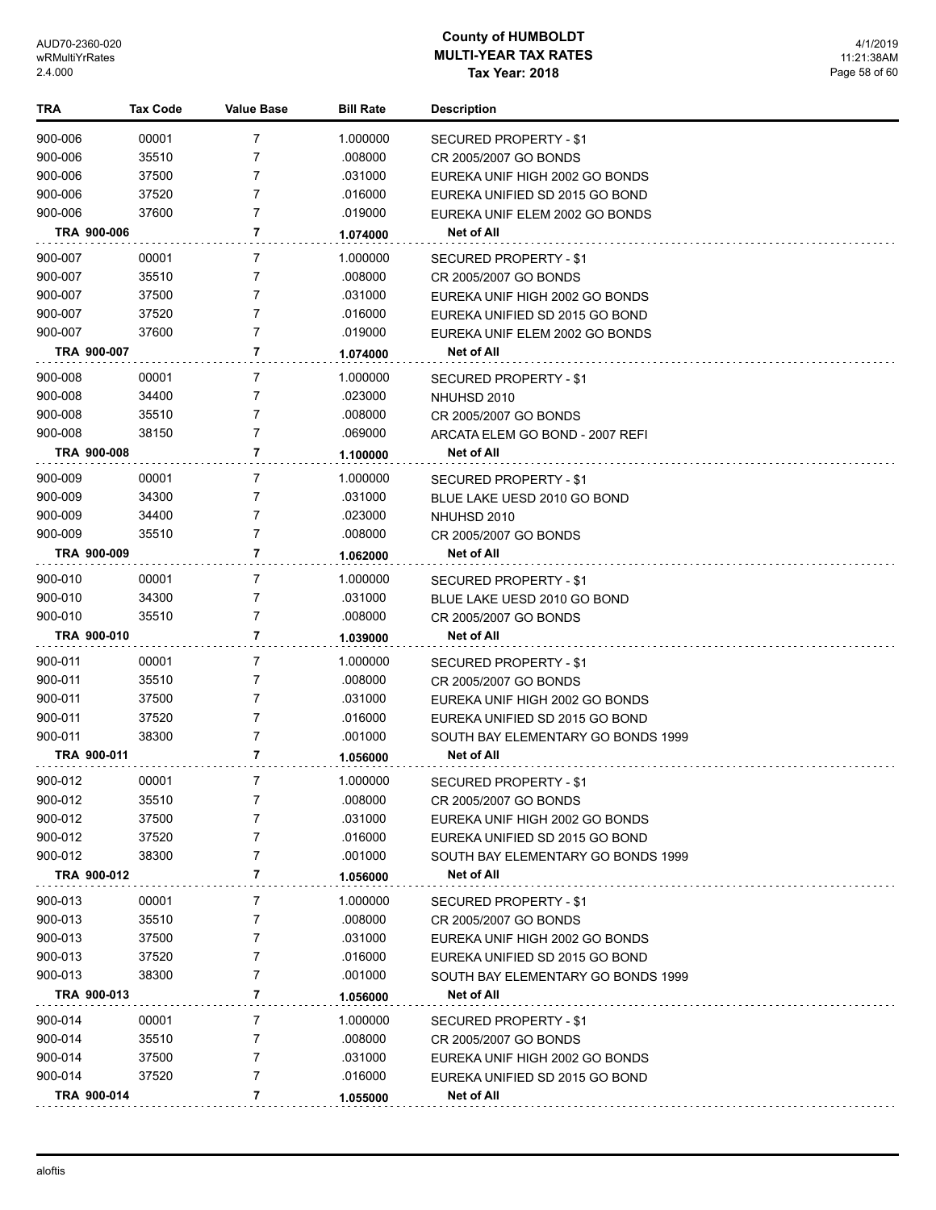# County of HUMBOLDT
## MULTI-YEAR TAX RATES
### Tax Year: 2018

| TRA | Tax Code | Value Base | Bill Rate | Description |
|---|---|---|---|---|
| 900-006 | 00001 | 7 | 1.000000 | SECURED PROPERTY - $1 |
| 900-006 | 35510 | 7 | .008000 | CR 2005/2007 GO BONDS |
| 900-006 | 37500 | 7 | .031000 | EUREKA UNIF HIGH 2002 GO BONDS |
| 900-006 | 37520 | 7 | .016000 | EUREKA UNIFIED SD 2015 GO BOND |
| 900-006 | 37600 | 7 | .019000 | EUREKA UNIF ELEM 2002 GO BONDS |
| **TRA 900-006** | | **7** | **1.074000** | **Net of All** |
| 900-007 | 00001 | 7 | 1.000000 | SECURED PROPERTY - $1 |
| 900-007 | 35510 | 7 | .008000 | CR 2005/2007 GO BONDS |
| 900-007 | 37500 | 7 | .031000 | EUREKA UNIF HIGH 2002 GO BONDS |
| 900-007 | 37520 | 7 | .016000 | EUREKA UNIFIED SD 2015 GO BOND |
| 900-007 | 37600 | 7 | .019000 | EUREKA UNIF ELEM 2002 GO BONDS |
| **TRA 900-007** | | **7** | **1.074000** | **Net of All** |
| 900-008 | 00001 | 7 | 1.000000 | SECURED PROPERTY - $1 |
| 900-008 | 34400 | 7 | .023000 | NHUHSD 2010 |
| 900-008 | 35510 | 7 | .008000 | CR 2005/2007 GO BONDS |
| 900-008 | 38150 | 7 | .069000 | ARCATA ELEM GO BOND - 2007 REFI |
| **TRA 900-008** | | **7** | **1.100000** | **Net of All** |
| 900-009 | 00001 | 7 | 1.000000 | SECURED PROPERTY - $1 |
| 900-009 | 34300 | 7 | .031000 | BLUE LAKE UESD 2010 GO BOND |
| 900-009 | 34400 | 7 | .023000 | NHUHSD 2010 |
| 900-009 | 35510 | 7 | .008000 | CR 2005/2007 GO BONDS |
| **TRA 900-009** | | **7** | **1.062000** | **Net of All** |
| 900-010 | 00001 | 7 | 1.000000 | SECURED PROPERTY - $1 |
| 900-010 | 34300 | 7 | .031000 | BLUE LAKE UESD 2010 GO BOND |
| 900-010 | 35510 | 7 | .008000 | CR 2005/2007 GO BONDS |
| **TRA 900-010** | | **7** | **1.039000** | **Net of All** |
| 900-011 | 00001 | 7 | 1.000000 | SECURED PROPERTY - $1 |
| 900-011 | 35510 | 7 | .008000 | CR 2005/2007 GO BONDS |
| 900-011 | 37500 | 7 | .031000 | EUREKA UNIF HIGH 2002 GO BONDS |
| 900-011 | 37520 | 7 | .016000 | EUREKA UNIFIED SD 2015 GO BOND |
| 900-011 | 38300 | 7 | .001000 | SOUTH BAY ELEMENTARY GO BONDS 1999 |
| **TRA 900-011** | | **7** | **1.056000** | **Net of All** |
| 900-012 | 00001 | 7 | 1.000000 | SECURED PROPERTY - $1 |
| 900-012 | 35510 | 7 | .008000 | CR 2005/2007 GO BONDS |
| 900-012 | 37500 | 7 | .031000 | EUREKA UNIF HIGH 2002 GO BONDS |
| 900-012 | 37520 | 7 | .016000 | EUREKA UNIFIED SD 2015 GO BOND |
| 900-012 | 38300 | 7 | .001000 | SOUTH BAY ELEMENTARY GO BONDS 1999 |
| **TRA 900-012** | | **7** | **1.056000** | **Net of All** |
| 900-013 | 00001 | 7 | 1.000000 | SECURED PROPERTY - $1 |
| 900-013 | 35510 | 7 | .008000 | CR 2005/2007 GO BONDS |
| 900-013 | 37500 | 7 | .031000 | EUREKA UNIF HIGH 2002 GO BONDS |
| 900-013 | 37520 | 7 | .016000 | EUREKA UNIFIED SD 2015 GO BOND |
| 900-013 | 38300 | 7 | .001000 | SOUTH BAY ELEMENTARY GO BONDS 1999 |
| **TRA 900-013** | | **7** | **1.056000** | **Net of All** |
| 900-014 | 00001 | 7 | 1.000000 | SECURED PROPERTY - $1 |
| 900-014 | 35510 | 7 | .008000 | CR 2005/2007 GO BONDS |
| 900-014 | 37500 | 7 | .031000 | EUREKA UNIF HIGH 2002 GO BONDS |
| 900-014 | 37520 | 7 | .016000 | EUREKA UNIFIED SD 2015 GO BOND |
| **TRA 900-014** | | **7** | **1.055000** | **Net of All** |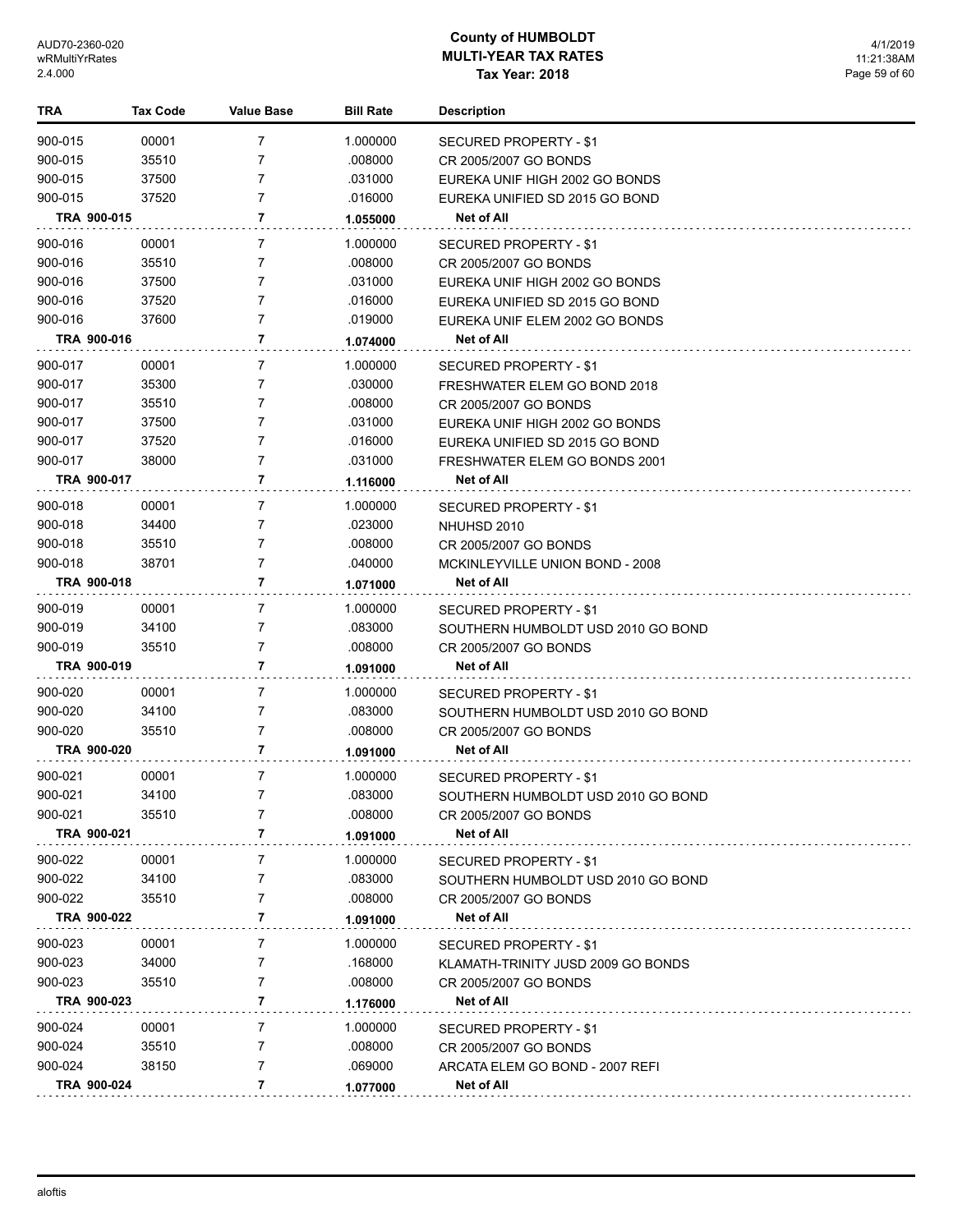# County of HUMBOLDT
## MULTI-YEAR TAX RATES
### Tax Year: 2018

| TRA | Tax Code | Value Base | Bill Rate | Description |
|---|---|---|---|---|
| 900-015 | 00001 | 7 | 1.000000 | SECURED PROPERTY - $1 |
| 900-015 | 35510 | 7 | .008000 | CR 2005/2007 GO BONDS |
| 900-015 | 37500 | 7 | .031000 | EUREKA UNIF HIGH 2002 GO BONDS |
| 900-015 | 37520 | 7 | .016000 | EUREKA UNIFIED SD 2015 GO BOND |
| **TRA 900-015** | | **7** | **1.055000** | **Net of All** |
| 900-016 | 00001 | 7 | 1.000000 | SECURED PROPERTY - $1 |
| 900-016 | 35510 | 7 | .008000 | CR 2005/2007 GO BONDS |
| 900-016 | 37500 | 7 | .031000 | EUREKA UNIF HIGH 2002 GO BONDS |
| 900-016 | 37520 | 7 | .016000 | EUREKA UNIFIED SD 2015 GO BOND |
| 900-016 | 37600 | 7 | .019000 | EUREKA UNIF ELEM 2002 GO BONDS |
| **TRA 900-016** | | **7** | **1.074000** | **Net of All** |
| 900-017 | 00001 | 7 | 1.000000 | SECURED PROPERTY - $1 |
| 900-017 | 35300 | 7 | .030000 | FRESHWATER ELEM GO BOND 2018 |
| 900-017 | 35510 | 7 | .008000 | CR 2005/2007 GO BONDS |
| 900-017 | 37500 | 7 | .031000 | EUREKA UNIF HIGH 2002 GO BONDS |
| 900-017 | 37520 | 7 | .016000 | EUREKA UNIFIED SD 2015 GO BOND |
| 900-017 | 38000 | 7 | .031000 | FRESHWATER ELEM GO BONDS 2001 |
| **TRA 900-017** | | **7** | **1.116000** | **Net of All** |
| 900-018 | 00001 | 7 | 1.000000 | SECURED PROPERTY - $1 |
| 900-018 | 34400 | 7 | .023000 | NHUHSD 2010 |
| 900-018 | 35510 | 7 | .008000 | CR 2005/2007 GO BONDS |
| 900-018 | 38701 | 7 | .040000 | MCKINLEYVILLE UNION BOND - 2008 |
| **TRA 900-018** | | **7** | **1.071000** | **Net of All** |
| 900-019 | 00001 | 7 | 1.000000 | SECURED PROPERTY - $1 |
| 900-019 | 34100 | 7 | .083000 | SOUTHERN HUMBOLDT USD 2010 GO BOND |
| 900-019 | 35510 | 7 | .008000 | CR 2005/2007 GO BONDS |
| **TRA 900-019** | | **7** | **1.091000** | **Net of All** |
| 900-020 | 00001 | 7 | 1.000000 | SECURED PROPERTY - $1 |
| 900-020 | 34100 | 7 | .083000 | SOUTHERN HUMBOLDT USD 2010 GO BOND |
| 900-020 | 35510 | 7 | .008000 | CR 2005/2007 GO BONDS |
| **TRA 900-020** | | **7** | **1.091000** | **Net of All** |
| 900-021 | 00001 | 7 | 1.000000 | SECURED PROPERTY - $1 |
| 900-021 | 34100 | 7 | .083000 | SOUTHERN HUMBOLDT USD 2010 GO BOND |
| 900-021 | 35510 | 7 | .008000 | CR 2005/2007 GO BONDS |
| **TRA 900-021** | | **7** | **1.091000** | **Net of All** |
| 900-022 | 00001 | 7 | 1.000000 | SECURED PROPERTY - $1 |
| 900-022 | 34100 | 7 | .083000 | SOUTHERN HUMBOLDT USD 2010 GO BOND |
| 900-022 | 35510 | 7 | .008000 | CR 2005/2007 GO BONDS |
| **TRA 900-022** | | **7** | **1.091000** | **Net of All** |
| 900-023 | 00001 | 7 | 1.000000 | SECURED PROPERTY - $1 |
| 900-023 | 34000 | 7 | .168000 | KLAMATH-TRINITY JUSD 2009 GO BONDS |
| 900-023 | 35510 | 7 | .008000 | CR 2005/2007 GO BONDS |
| **TRA 900-023** | | **7** | **1.176000** | **Net of All** |
| 900-024 | 00001 | 7 | 1.000000 | SECURED PROPERTY - $1 |
| 900-024 | 35510 | 7 | .008000 | CR 2005/2007 GO BONDS |
| 900-024 | 38150 | 7 | .069000 | ARCATA ELEM GO BOND - 2007 REFI |
| **TRA 900-024** | | **7** | **1.077000** | **Net of All** |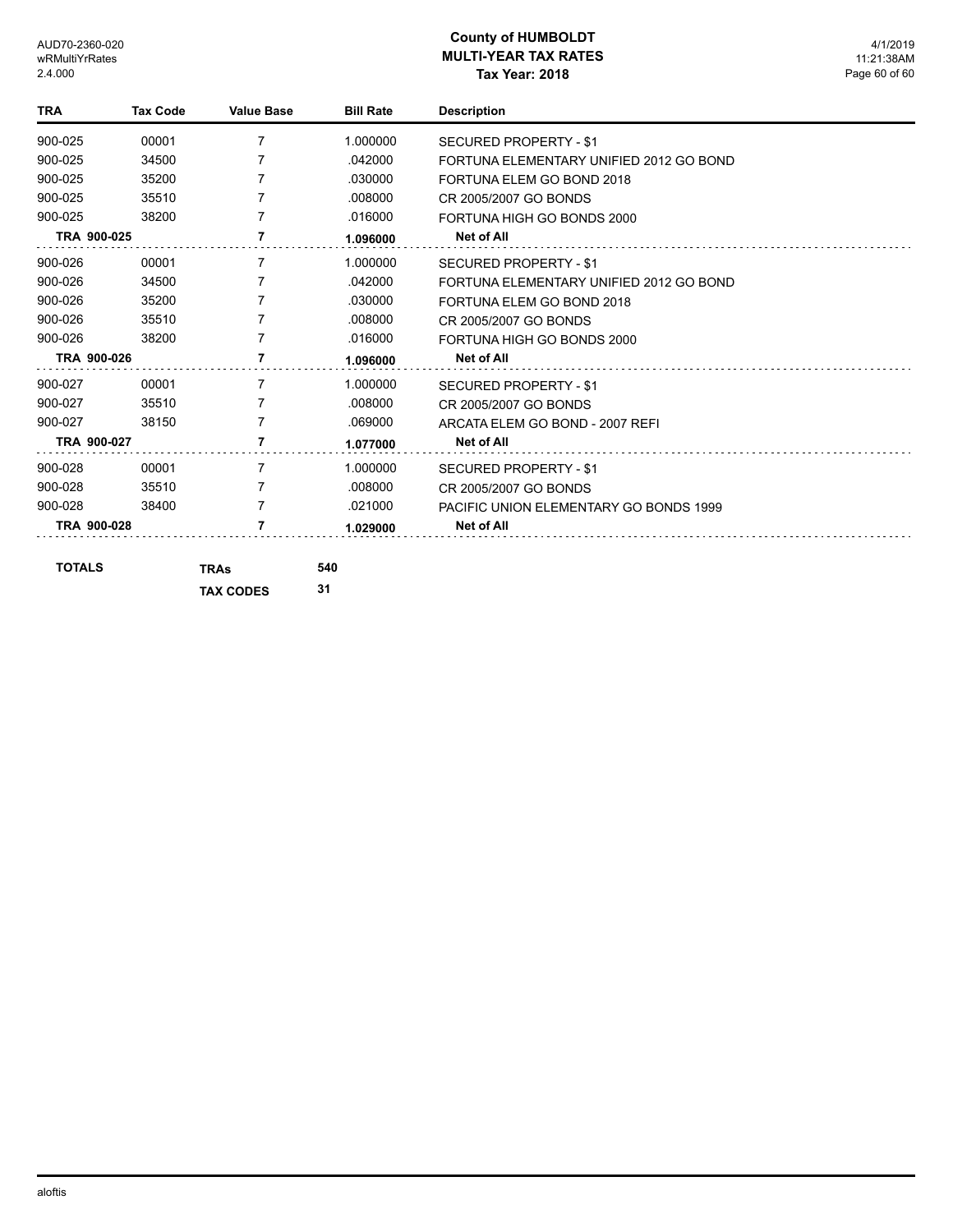| TRA | Tax Code | Value Base | Bill Rate | Description |
|---|---|---|---|---|
| 900-025 | 00001 | 7 | 1.000000 | SECURED PROPERTY - $1 |
| 900-025 | 34500 | 7 | .042000 | FORTUNA ELEMENTARY UNIFIED 2012 GO BOND |
| 900-025 | 35200 | 7 | .030000 | FORTUNA ELEM GO BOND 2018 |
| 900-025 | 35510 | 7 | .008000 | CR 2005/2007 GO BONDS |
| 900-025 | 38200 | 7 | .016000 | FORTUNA HIGH GO BONDS 2000 |
| **TRA 900-025** | | **7** | **1.096000** | **Net of All** |
| 900-026 | 00001 | 7 | 1.000000 | SECURED PROPERTY - $1 |
| 900-026 | 34500 | 7 | .042000 | FORTUNA ELEMENTARY UNIFIED 2012 GO BOND |
| 900-026 | 35200 | 7 | .030000 | FORTUNA ELEM GO BOND 2018 |
| 900-026 | 35510 | 7 | .008000 | CR 2005/2007 GO BONDS |
| 900-026 | 38200 | 7 | .016000 | FORTUNA HIGH GO BONDS 2000 |
| **TRA 900-026** | | **7** | **1.096000** | **Net of All** |
| 900-027 | 00001 | 7 | 1.000000 | SECURED PROPERTY - $1 |
| 900-027 | 35510 | 7 | .008000 | CR 2005/2007 GO BONDS |
| 900-027 | 38150 | 7 | .069000 | ARCATA ELEM GO BOND - 2007 REFI |
| **TRA 900-027** | | **7** | **1.077000** | **Net of All** |
| 900-028 | 00001 | 7 | 1.000000 | SECURED PROPERTY - $1 |
| 900-028 | 35510 | 7 | .008000 | CR 2005/2007 GO BONDS |
| 900-028 | 38400 | 7 | .021000 | PACIFIC UNION ELEMENTARY GO BONDS 1999 |
| **TRA 900-028** | | **7** | **1.029000** | **Net of All** |

**TOTALS** **TRAs** **540**

**TAX CODES** **31**